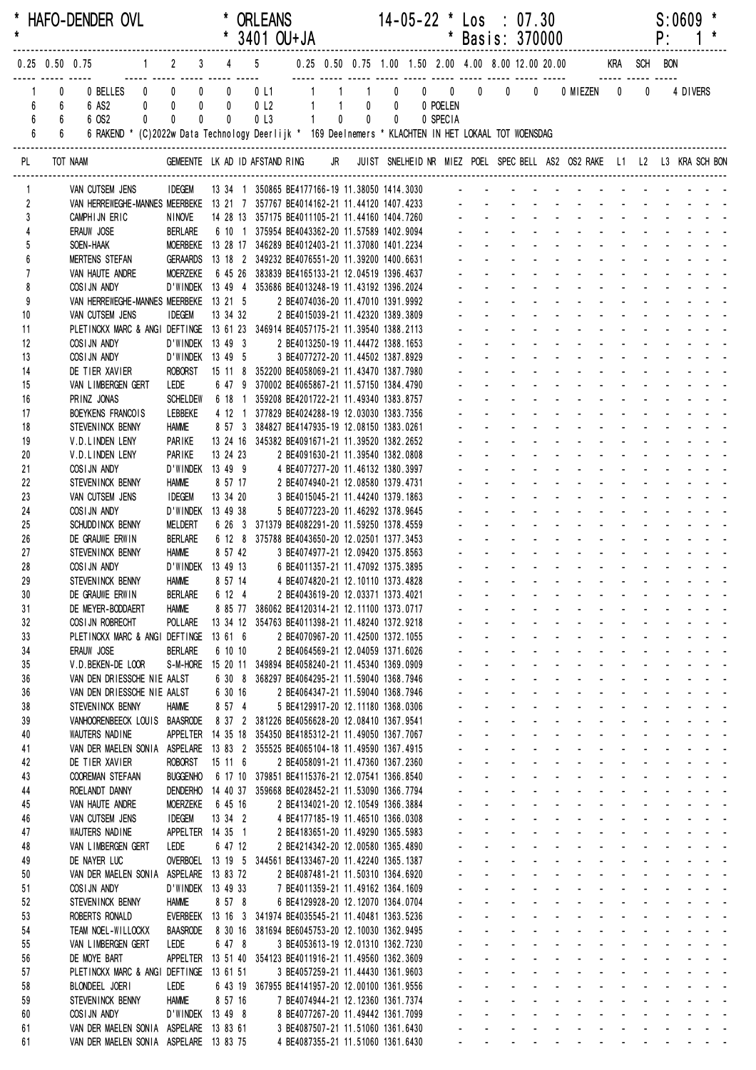```
* HAFO-DENDER OVL              * ORLEANS                    14-05-22 * Los  : 07.30                         S:0609 *
*                              * 3401 OU+JA                          * Basis: 370000                        P:   1 *
------------------------------------------------------------------------------------------------------------------------
0.25 0.50 0.75      1    2    3    4    5      0.25 0.50 0.75 1.00 1.50 2.00 4.00 8.00 12.00 20.00       KRA  SCH  BON
----- ----- -----   ----- ----- ----- ----- -----   ----- ----- ----- ----- ----- ----- ----- ----- -----   ----- ----- -----
  1    0    0 BELLES  0    0    0    0    0 L1     1    1    1    0    0    0    0    0    0 MIEZEN   0    0    4 DIVERS
  6    6    6 AS2     0    0    0    0    0 L2     1    1    0    0    0 POELEN
  6    6    6 OS2     0    0    0    0    0 L3     1    0    0    0    0 SPECIA
  6    6    6 RAKEND * (C)2022w Data Technology Deerlijk *  169 Deelnemers * KLACHTEN IN HET LOKAAL TOT WOENSDAG
```

| PL | TOT NAAM | GEMEENTE | LK | AD | ID | AFSTAND | RING | JR | JUIST | SNELHEID | NR | MIEZ | POEL | SPEC | BELL | AS2 | OS2 | RAKE | L1 | L2 | L3 | KRA | SCH | BON |
|---|---|---|---|---|---|---|---|---|---|---|---|---|---|---|---|---|---|---|---|---|---|---|---|---|
| 1 | VAN CUTSEM JENS | IDEGEM | 13 | 34 | 1 | 350865 | BE4177166-19 | | 11.38050 | 1414.3030 | | - | - | - | - | - | - | - | - | - | - | - | - | - |
| 2 | VAN HERREWEGHE-MANNES | MEERBEKE | 13 | 21 | 7 | 357767 | BE4014162-21 | | 11.44120 | 1407.4233 | | - | - | - | - | - | - | - | - | - | - | - | - | - |
| 3 | CAMPHIJN ERIC | NINOVE | 14 | 28 | 13 | 357175 | BE4011105-21 | | 11.44160 | 1404.7260 | | - | - | - | - | - | - | - | - | - | - | - | - | - |
| 4 | ERAUW JOSE | BERLARE | 6 | 10 | 1 | 375954 | BE4043362-20 | | 11.57589 | 1402.9094 | | - | - | - | - | - | - | - | - | - | - | - | - | - |
| 5 | SOEN-HAAK | MOERBEKE | 13 | 28 | 17 | 346289 | BE4012403-21 | | 11.37080 | 1401.2234 | | - | - | - | - | - | - | - | - | - | - | - | - | - |
| 6 | MERTENS STEFAN | GERAARDS | 13 | 18 | 2 | 349232 | BE4076551-20 | | 11.39200 | 1400.6631 | | - | - | - | - | - | - | - | - | - | - | - | - | - |
| 7 | VAN HAUTE ANDRE | MOERZEKE | 6 | 45 | 26 | 383839 | BE4165133-21 | | 12.04519 | 1396.4637 | | - | - | - | - | - | - | - | - | - | - | - | - | - |
| 8 | COSIJN ANDY | D'WINDEK | 13 | 49 | 4 | 353686 | BE4013248-19 | | 11.43192 | 1396.2024 | | - | - | - | - | - | - | - | - | - | - | - | - | - |
| 9 | VAN HERREWEGHE-MANNES | MEERBEKE | 13 | 21 | 5 | | 2 BE4074036-20 | | 11.47010 | 1391.9992 | | - | - | - | - | - | - | - | - | - | - | - | - | - |
| 10 | VAN CUTSEM JENS | IDEGEM | 13 | 34 | 32 | | 2 BE4015039-21 | | 11.42320 | 1389.3809 | | - | - | - | - | - | - | - | - | - | - | - | - | - |
| 11 | PLETINCKX MARC & ANGI | DEFTINGE | 13 | 61 | 23 | 346914 | BE4057175-21 | | 11.39540 | 1388.2113 | | - | - | - | - | - | - | - | - | - | - | - | - | - |
| 12 | COSIJN ANDY | D'WINDEK | 13 | 49 | 3 | | 2 BE4013250-19 | | 11.44472 | 1388.1653 | | - | - | - | - | - | - | - | - | - | - | - | - | - |
| 13 | COSIJN ANDY | D'WINDEK | 13 | 49 | 5 | | 3 BE4077272-20 | | 11.44502 | 1387.8929 | | - | - | - | - | - | - | - | - | - | - | - | - | - |
| 14 | DE TIER XAVIER | ROBORST | 15 | 11 | 8 | 352200 | BE4058069-21 | | 11.43470 | 1387.7980 | | - | - | - | - | - | - | - | - | - | - | - | - | - |
| 15 | VAN LIMBERGEN GERT | LEDE | 6 | 47 | 9 | 370002 | BE4065867-21 | | 11.57150 | 1384.4790 | | - | - | - | - | - | - | - | - | - | - | - | - | - |
| 16 | PRINZ JONAS | SCHELDEW | 6 | 18 | 1 | 359208 | BE4201722-21 | | 11.49340 | 1383.8757 | | - | - | - | - | - | - | - | - | - | - | - | - | - |
| 17 | BOEYKENS FRANCOIS | LEBBEKE | 4 | 12 | 1 | 377829 | BE4024288-19 | | 12.03030 | 1383.7356 | | - | - | - | - | - | - | - | - | - | - | - | - | - |
| 18 | STEVENINCK BENNY | HAMME | 8 | 57 | 3 | 384827 | BE4147935-19 | | 12.08150 | 1383.0261 | | - | - | - | - | - | - | - | - | - | - | - | - | - |
| 19 | V.D.LINDEN LENY | PARIKE | 13 | 24 | 16 | 345382 | BE4091671-21 | | 11.39520 | 1382.2652 | | - | - | - | - | - | - | - | - | - | - | - | - | - |
| 20 | V.D.LINDEN LENY | PARIKE | 13 | 24 | 23 | | 2 BE4091630-21 | | 11.39540 | 1382.0808 | | - | - | - | - | - | - | - | - | - | - | - | - | - |
| 21 | COSIJN ANDY | D'WINDEK | 13 | 49 | 9 | | 4 BE4077277-20 | | 11.46132 | 1380.3997 | | - | - | - | - | - | - | - | - | - | - | - | - | - |
| 22 | STEVENINCK BENNY | HAMME | 8 | 57 | 17 | | 2 BE4074940-21 | | 12.08580 | 1379.4731 | | - | - | - | - | - | - | - | - | - | - | - | - | - |
| 23 | VAN CUTSEM JENS | IDEGEM | 13 | 34 | 20 | | 3 BE4015045-21 | | 11.44240 | 1379.1863 | | - | - | - | - | - | - | - | - | - | - | - | - | - |
| 24 | COSIJN ANDY | D'WINDEK | 13 | 49 | 38 | | 5 BE4077223-20 | | 11.46292 | 1378.9645 | | - | - | - | - | - | - | - | - | - | - | - | - | - |
| 25 | SCHUDDINCK BENNY | MELDERT | 6 | 26 | 3 | 371379 | BE4082291-20 | | 11.59250 | 1378.4559 | | - | - | - | - | - | - | - | - | - | - | - | - | - |
| 26 | DE GRAUWE ERWIN | BERLARE | 6 | 12 | 8 | 375788 | BE4043650-20 | | 12.02501 | 1377.3453 | | - | - | - | - | - | - | - | - | - | - | - | - | - |
| 27 | STEVENINCK BENNY | HAMME | 8 | 57 | 42 | | 3 BE4074977-21 | | 12.09420 | 1375.8563 | | - | - | - | - | - | - | - | - | - | - | - | - | - |
| 28 | COSIJN ANDY | D'WINDEK | 13 | 49 | 13 | | 6 BE4011357-21 | | 11.47092 | 1375.3895 | | - | - | - | - | - | - | - | - | - | - | - | - | - |
| 29 | STEVENINCK BENNY | HAMME | 8 | 57 | 14 | | 4 BE4074820-21 | | 12.10110 | 1373.4828 | | - | - | - | - | - | - | - | - | - | - | - | - | - |
| 30 | DE GRAUWE ERWIN | BERLARE | 6 | 12 | 4 | | 2 BE4043619-20 | | 12.03371 | 1373.4021 | | - | - | - | - | - | - | - | - | - | - | - | - | - |
| 31 | DE MEYER-BODDAERT | HAMME | 8 | 85 | 77 | 386062 | BE4120314-21 | | 12.11100 | 1373.0717 | | - | - | - | - | - | - | - | - | - | - | - | - | - |
| 32 | COSIJN ROBRECHT | POLLARE | 13 | 34 | 12 | 354763 | BE4011398-21 | | 11.48240 | 1372.9218 | | - | - | - | - | - | - | - | - | - | - | - | - | - |
| 33 | PLETINCKX MARC & ANGI | DEFTINGE | 13 | 61 | 6 | | 2 BE4070967-20 | | 11.42500 | 1372.1055 | | - | - | - | - | - | - | - | - | - | - | - | - | - |
| 34 | ERAUW JOSE | BERLARE | 6 | 10 | 10 | | 2 BE4064569-21 | | 12.04059 | 1371.6026 | | - | - | - | - | - | - | - | - | - | - | - | - | - |
| 35 | V.D.BEKEN-DE LOOR | S-M-HORE | 15 | 20 | 11 | 349894 | BE4058240-21 | | 11.45340 | 1369.0909 | | - | - | - | - | - | - | - | - | - | - | - | - | - |
| 36 | VAN DEN DRIESSCHE NIE | AALST | 6 | 30 | 8 | 368297 | BE4064295-21 | | 11.59040 | 1368.7946 | | - | - | - | - | - | - | - | - | - | - | - | - | - |
| 36 | VAN DEN DRIESSCHE NIE | AALST | 6 | 30 | 16 | | 2 BE4064347-21 | | 11.59040 | 1368.7946 | | - | - | - | - | - | - | - | - | - | - | - | - | - |
| 38 | STEVENINCK BENNY | HAMME | 8 | 57 | 4 | | 5 BE4129917-20 | | 12.11180 | 1368.0306 | | - | - | - | - | - | - | - | - | - | - | - | - | - |
| 39 | VANHOORENBEECK LOUIS | BAASRODE | 8 | 37 | 2 | 381226 | BE4056628-20 | | 12.08410 | 1367.9541 | | - | - | - | - | - | - | - | - | - | - | - | - | - |
| 40 | WAUTERS NADINE | APPELTER | 14 | 35 | 18 | 354350 | BE4185312-21 | | 11.49050 | 1367.7067 | | - | - | - | - | - | - | - | - | - | - | - | - | - |
| 41 | VAN DER MAELEN SONIA | ASPELARE | 13 | 83 | 2 | 355525 | BE4065104-18 | | 11.49590 | 1367.4915 | | - | - | - | - | - | - | - | - | - | - | - | - | - |
| 42 | DE TIER XAVIER | ROBORST | 15 | 11 | 6 | | 2 BE4058091-21 | | 11.47360 | 1367.2360 | | - | - | - | - | - | - | - | - | - | - | - | - | - |
| 43 | COOREMAN STEFAAN | BUGGENHO | 6 | 17 | 10 | 379851 | BE4115376-21 | | 12.07541 | 1366.8540 | | - | - | - | - | - | - | - | - | - | - | - | - | - |
| 44 | ROELANDT DANNY | DENDERHO | 14 | 40 | 37 | 359668 | BE4028452-21 | | 11.53090 | 1366.7794 | | - | - | - | - | - | - | - | - | - | - | - | - | - |
| 45 | VAN HAUTE ANDRE | MOERZEKE | 6 | 45 | 16 | | 2 BE4134021-20 | | 12.10549 | 1366.3884 | | - | - | - | - | - | - | - | - | - | - | - | - | - |
| 46 | VAN CUTSEM JENS | IDEGEM | 13 | 34 | 2 | | 4 BE4177185-19 | | 11.46510 | 1366.0308 | | - | - | - | - | - | - | - | - | - | - | - | - | - |
| 47 | WAUTERS NADINE | APPELTER | 14 | 35 | 1 | | 2 BE4183651-20 | | 11.49290 | 1365.5983 | | - | - | - | - | - | - | - | - | - | - | - | - | - |
| 48 | VAN LIMBERGEN GERT | LEDE | 6 | 47 | 12 | | 2 BE4214342-20 | | 12.00580 | 1365.4890 | | - | - | - | - | - | - | - | - | - | - | - | - | - |
| 49 | DE NAYER LUC | OVERBOEL | 13 | 19 | 5 | 344561 | BE4133467-20 | | 11.42240 | 1365.1387 | | - | - | - | - | - | - | - | - | - | - | - | - | - |
| 50 | VAN DER MAELEN SONIA | ASPELARE | 13 | 83 | 72 | | 2 BE4087481-21 | | 11.50310 | 1364.6920 | | - | - | - | - | - | - | - | - | - | - | - | - | - |
| 51 | COSIJN ANDY | D'WINDEK | 13 | 49 | 33 | | 7 BE4011359-21 | | 11.49162 | 1364.1609 | | - | - | - | - | - | - | - | - | - | - | - | - | - |
| 52 | STEVENINCK BENNY | HAMME | 8 | 57 | 8 | | 6 BE4129928-20 | | 12.12070 | 1364.0704 | | - | - | - | - | - | - | - | - | - | - | - | - | - |
| 53 | ROBERTS RONALD | EVERBEEK | 13 | 16 | 3 | 341974 | BE4035545-21 | | 11.40481 | 1363.5236 | | - | - | - | - | - | - | - | - | - | - | - | - | - |
| 54 | TEAM NOEL-WILLOCKX | BAASRODE | 8 | 30 | 16 | 381694 | BE6045753-20 | | 12.10030 | 1362.9495 | | - | - | - | - | - | - | - | - | - | - | - | - | - |
| 55 | VAN LIMBERGEN GERT | LEDE | 6 | 47 | 8 | | 3 BE4053613-19 | | 12.01310 | 1362.7230 | | - | - | - | - | - | - | - | - | - | - | - | - | - |
| 56 | DE MOYE BART | APPELTER | 13 | 51 | 40 | 354123 | BE4011916-21 | | 11.49560 | 1362.3609 | | - | - | - | - | - | - | - | - | - | - | - | - | - |
| 57 | PLETINCKX MARC & ANGI | DEFTINGE | 13 | 61 | 51 | | 3 BE4057259-21 | | 11.44430 | 1361.9603 | | - | - | - | - | - | - | - | - | - | - | - | - | - |
| 58 | BLONDEEL JOERI | LEDE | 6 | 43 | 19 | 367955 | BE4141957-20 | | 12.00100 | 1361.9556 | | - | - | - | - | - | - | - | - | - | - | - | - | - |
| 59 | STEVENINCK BENNY | HAMME | 8 | 57 | 16 | | 7 BE4074944-21 | | 12.12360 | 1361.7374 | | - | - | - | - | - | - | - | - | - | - | - | - | - |
| 60 | COSIJN ANDY | D'WINDEK | 13 | 49 | 8 | | 8 BE4077267-20 | | 11.49442 | 1361.7099 | | - | - | - | - | - | - | - | - | - | - | - | - | - |
| 61 | VAN DER MAELEN SONIA | ASPELARE | 13 | 83 | 61 | | 3 BE4087507-21 | | 11.51060 | 1361.6430 | | - | - | - | - | - | - | - | - | - | - | - | - | - |
| 61 | VAN DER MAELEN SONIA | ASPELARE | 13 | 83 | 75 | | 4 BE4087355-21 | | 11.51060 | 1361.6430 | | - | - | - | - | - | - | - | - | - | - | - | - | - |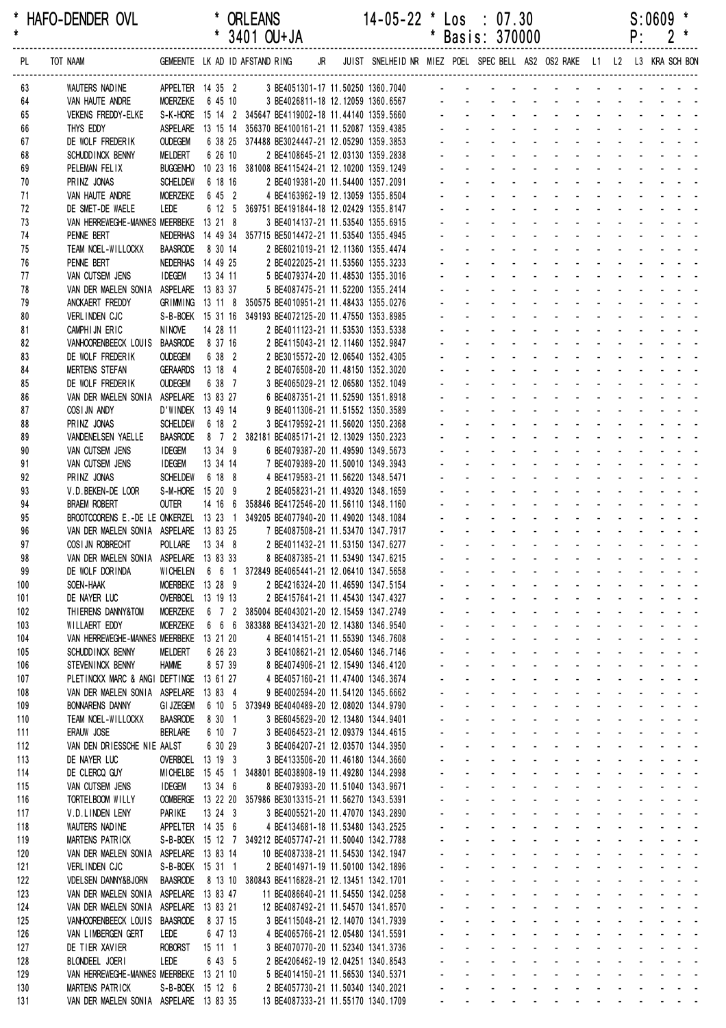* HAFO-DENDER OVL * ORLEANS 14-05-22 * Los : 07.30 S:0609 *
* * 3401 OU+JA * Basis: 370000 P: 2 *

| PL | TOT NAAM | GEMEENTE | LK | AD | ID | AFSTAND | RING | JR | JUIST | SNELHEID | NR | MIEZ | POEL | SPEC | BELL | AS2 | OS2 | RAKE | L1 | L2 | L3 | KRA | SCH | BON |
|---|---|---|---|---|---|---|---|---|---|---|---|---|---|---|---|---|---|---|---|---|---|---|---|---|
| 63 | WAUTERS NADINE | APPELTER | 14 | 35 | 2 | | 3 BE4051301-17 | | 11.50250 | 1360.7040 | | - | - | - | - | - | - | - | - | - | - | - | - | - |
| 64 | VAN HAUTE ANDRE | MOERZEKE | 6 | 45 | 10 | | 3 BE4026811-18 | | 12.12059 | 1360.6567 | | - | - | - | - | - | - | - | - | - | - | - | - | - |
| 65 | VEKENS FREDDY-ELKE | S-K-HORE | 15 | 14 | 2 | 345647 | BE4119002-18 | | 11.44140 | 1359.5660 | | - | - | - | - | - | - | - | - | - | - | - | - | - |
| 66 | THYS EDDY | ASPELARE | 13 | 15 | 14 | 356370 | BE4100161-21 | | 11.52087 | 1359.4385 | | - | - | - | - | - | - | - | - | - | - | - | - | - |
| 67 | DE WOLF FREDERIK | OUDEGEM | 6 | 38 | 25 | 374488 | BE3024447-21 | | 12.05290 | 1359.3853 | | - | - | - | - | - | - | - | - | - | - | - | - | - |
| 68 | SCHUDDINCK BENNY | MELDERT | 6 | 26 | 10 | | 2 BE4108645-21 | | 12.03130 | 1359.2838 | | - | - | - | - | - | - | - | - | - | - | - | - | - |
| 69 | PELEMAN FELIX | BUGGENHO | 10 | 23 | 16 | 381008 | BE4115424-21 | | 12.10200 | 1359.1249 | | - | - | - | - | - | - | - | - | - | - | - | - | - |
| 70 | PRINZ JONAS | SCHELDEW | 6 | 18 | 16 | | 2 BE4019381-20 | | 11.54400 | 1357.2091 | | - | - | - | - | - | - | - | - | - | - | - | - | - |
| 71 | VAN HAUTE ANDRE | MOERZEKE | 6 | 45 | 2 | | 4 BE4163962-19 | | 12.13059 | 1355.8504 | | - | - | - | - | - | - | - | - | - | - | - | - | - |
| 72 | DE SMET-DE WAELE | LEDE | 6 | 12 | 5 | 369751 | BE4191844-18 | | 12.02429 | 1355.8147 | | - | - | - | - | - | - | - | - | - | - | - | - | - |
| 73 | VAN HERREWEGHE-MANNES | MEERBEKE | 13 | 21 | 8 | | 3 BE4014137-21 | | 11.53540 | 1355.6915 | | - | - | - | - | - | - | - | - | - | - | - | - | - |
| 74 | PENNE BERT | NEDERHAS | 14 | 49 | 34 | 357715 | BE5014472-21 | | 11.53540 | 1355.4945 | | - | - | - | - | - | - | - | - | - | - | - | - | - |
| 75 | TEAM NOEL-WILLOCKX | BAASRODE | 8 | 30 | 14 | | 2 BE6021019-21 | | 12.11360 | 1355.4474 | | - | - | - | - | - | - | - | - | - | - | - | - | - |
| 76 | PENNE BERT | NEDERHAS | 14 | 49 | 25 | | 2 BE4022025-21 | | 11.53560 | 1355.3233 | | - | - | - | - | - | - | - | - | - | - | - | - | - |
| 77 | VAN CUTSEM JENS | IDEGEM | 13 | 34 | 11 | | 5 BE4079374-20 | | 11.48530 | 1355.3016 | | - | - | - | - | - | - | - | - | - | - | - | - | - |
| 78 | VAN DER MAELEN SONIA | ASPELARE | 13 | 83 | 37 | | 5 BE4087475-21 | | 11.52200 | 1355.2414 | | - | - | - | - | - | - | - | - | - | - | - | - | - |
| 79 | ANCKAERT FREDDY | GRIMMING | 13 | 11 | 8 | 350575 | BE4010951-21 | | 11.48433 | 1355.0276 | | - | - | - | - | - | - | - | - | - | - | - | - | - |
| 80 | VERLINDEN CJC | S-B-BOEK | 15 | 31 | 16 | 349193 | BE4072125-20 | | 11.47550 | 1353.8985 | | - | - | - | - | - | - | - | - | - | - | - | - | - |
| 81 | CAMPHIJN ERIC | NINOVE | 14 | 28 | 11 | | 2 BE4011123-21 | | 11.53530 | 1353.5338 | | - | - | - | - | - | - | - | - | - | - | - | - | - |
| 82 | VANHOORENBEECK LOUIS | BAASRODE | 8 | 37 | 16 | | 2 BE4115043-21 | | 12.11460 | 1352.9847 | | - | - | - | - | - | - | - | - | - | - | - | - | - |
| 83 | DE WOLF FREDERIK | OUDEGEM | 6 | 38 | 2 | | 2 BE3015572-20 | | 12.06540 | 1352.4305 | | - | - | - | - | - | - | - | - | - | - | - | - | - |
| 84 | MERTENS STEFAN | GERAARDS | 13 | 18 | 4 | | 2 BE4076508-20 | | 11.48150 | 1352.3020 | | - | - | - | - | - | - | - | - | - | - | - | - | - |
| 85 | DE WOLF FREDERIK | OUDEGEM | 6 | 38 | 7 | | 3 BE4065029-21 | | 12.06580 | 1352.1049 | | - | - | - | - | - | - | - | - | - | - | - | - | - |
| 86 | VAN DER MAELEN SONIA | ASPELARE | 13 | 83 | 27 | | 6 BE4087351-21 | | 11.52590 | 1351.8918 | | - | - | - | - | - | - | - | - | - | - | - | - | - |
| 87 | COSIJN ANDY | D'WINDEK | 13 | 49 | 14 | | 9 BE4011306-21 | | 11.51552 | 1350.3589 | | - | - | - | - | - | - | - | - | - | - | - | - | - |
| 88 | PRINZ JONAS | SCHELDEW | 6 | 18 | 2 | | 3 BE4179592-21 | | 11.56020 | 1350.2368 | | - | - | - | - | - | - | - | - | - | - | - | - | - |
| 89 | VANDENELSEN YAELLE | BAASRODE | 8 | 7 | 2 | 382181 | BE4085171-21 | | 12.13029 | 1350.2323 | | - | - | - | - | - | - | - | - | - | - | - | - | - |
| 90 | VAN CUTSEM JENS | IDEGEM | 13 | 34 | 9 | | 6 BE4079387-20 | | 11.49590 | 1349.5673 | | - | - | - | - | - | - | - | - | - | - | - | - | - |
| 91 | VAN CUTSEM JENS | IDEGEM | 13 | 34 | 14 | | 7 BE4079389-20 | | 11.50010 | 1349.3943 | | - | - | - | - | - | - | - | - | - | - | - | - | - |
| 92 | PRINZ JONAS | SCHELDEW | 6 | 18 | 8 | | 4 BE4179583-21 | | 11.56220 | 1348.5471 | | - | - | - | - | - | - | - | - | - | - | - | - | - |
| 93 | V.D.BEKEN-DE LOOR | S-M-HORE | 15 | 20 | 9 | | 2 BE4058231-21 | | 11.49320 | 1348.1659 | | - | - | - | - | - | - | - | - | - | - | - | - | - |
| 94 | BRAEM ROBERT | OUTER | 14 | 16 | 6 | 358846 | BE4172546-20 | | 11.56110 | 1348.1160 | | - | - | - | - | - | - | - | - | - | - | - | - | - |
| 95 | BROOTCOORENS E.-DE LE | ONKERZEL | 13 | 23 | 1 | 349205 | BE4077940-20 | | 11.49020 | 1348.1084 | | - | - | - | - | - | - | - | - | - | - | - | - | - |
| 96 | VAN DER MAELEN SONIA | ASPELARE | 13 | 83 | 25 | | 7 BE4087508-21 | | 11.53470 | 1347.7917 | | - | - | - | - | - | - | - | - | - | - | - | - | - |
| 97 | COSIJN ROBRECHT | POLLARE | 13 | 34 | 8 | | 2 BE4011432-21 | | 11.53150 | 1347.6277 | | - | - | - | - | - | - | - | - | - | - | - | - | - |
| 98 | VAN DER MAELEN SONIA | ASPELARE | 13 | 83 | 33 | | 8 BE4087385-21 | | 11.53490 | 1347.6215 | | - | - | - | - | - | - | - | - | - | - | - | - | - |
| 99 | DE WOLF DORINDA | WICHELEN | 6 | 6 | 1 | 372849 | BE4065441-21 | | 12.06410 | 1347.5658 | | - | - | - | - | - | - | - | - | - | - | - | - | - |
| 100 | SOEN-HAAK | MOERBEKE | 13 | 28 | 9 | | 2 BE4216324-20 | | 11.46590 | 1347.5154 | | - | - | - | - | - | - | - | - | - | - | - | - | - |
| 101 | DE NAYER LUC | OVERBOEL | 13 | 19 | 13 | | 2 BE4157641-21 | | 11.45430 | 1347.4327 | | - | - | - | - | - | - | - | - | - | - | - | - | - |
| 102 | THIERENS DANNY&TOM | MOERZEKE | 6 | 7 | 2 | 385004 | BE4043021-20 | | 12.15459 | 1347.2749 | | - | - | - | - | - | - | - | - | - | - | - | - | - |
| 103 | WILLAERT EDDY | MOERZEKE | 6 | 6 | 6 | 383388 | BE4134321-20 | | 12.14380 | 1346.9540 | | - | - | - | - | - | - | - | - | - | - | - | - | - |
| 104 | VAN HERREWEGHE-MANNES | MEERBEKE | 13 | 21 | 20 | | 4 BE4014151-21 | | 11.55390 | 1346.7608 | | - | - | - | - | - | - | - | - | - | - | - | - | - |
| 105 | SCHUDDINCK BENNY | MELDERT | 6 | 26 | 23 | | 3 BE4108621-21 | | 12.05460 | 1346.7146 | | - | - | - | - | - | - | - | - | - | - | - | - | - |
| 106 | STEVENINCK BENNY | HAMME | 8 | 57 | 39 | | 8 BE4074906-21 | | 12.15490 | 1346.4120 | | - | - | - | - | - | - | - | - | - | - | - | - | - |
| 107 | PLETINCKX MARC & ANGI | DEFTINGE | 13 | 61 | 27 | | 4 BE4057160-21 | | 11.47400 | 1346.3674 | | - | - | - | - | - | - | - | - | - | - | - | - | - |
| 108 | VAN DER MAELEN SONIA | ASPELARE | 13 | 83 | 4 | | 9 BE4002594-20 | | 11.54120 | 1345.6662 | | - | - | - | - | - | - | - | - | - | - | - | - | - |
| 109 | BONNARENS DANNY | GIJZEGEM | 6 | 10 | 5 | 373949 | BE4040489-20 | | 12.08020 | 1344.9790 | | - | - | - | - | - | - | - | - | - | - | - | - | - |
| 110 | TEAM NOEL-WILLOCKX | BAASRODE | 8 | 30 | 1 | | 3 BE6045629-20 | | 12.13480 | 1344.9401 | | - | - | - | - | - | - | - | - | - | - | - | - | - |
| 111 | ERAUW JOSE | BERLARE | 6 | 10 | 7 | | 3 BE4064523-21 | | 12.09379 | 1344.4615 | | - | - | - | - | - | - | - | - | - | - | - | - | - |
| 112 | VAN DEN DRIESSCHE NIE | AALST | 6 | 30 | 29 | | 3 BE4064207-21 | | 12.03570 | 1344.3950 | | - | - | - | - | - | - | - | - | - | - | - | - | - |
| 113 | DE NAYER LUC | OVERBOEL | 13 | 19 | 3 | | 3 BE4133506-20 | | 11.46180 | 1344.3660 | | - | - | - | - | - | - | - | - | - | - | - | - | - |
| 114 | DE CLERCQ GUY | MICHELBE | 15 | 45 | 1 | 348801 | BE4038908-19 | | 11.49280 | 1344.2998 | | - | - | - | - | - | - | - | - | - | - | - | - | - |
| 115 | VAN CUTSEM JENS | IDEGEM | 13 | 34 | 6 | | 8 BE4079393-20 | | 11.51040 | 1343.9671 | | - | - | - | - | - | - | - | - | - | - | - | - | - |
| 116 | TORTELBOOM WILLY | OOMBERGE | 13 | 22 | 20 | 357986 | BE3013315-21 | | 11.56270 | 1343.5391 | | - | - | - | - | - | - | - | - | - | - | - | - | - |
| 117 | V.D.LINDEN LENY | PARIKE | 13 | 24 | 3 | | 3 BE4005521-20 | | 11.47070 | 1343.2890 | | - | - | - | - | - | - | - | - | - | - | - | - | - |
| 118 | WAUTERS NADINE | APPELTER | 14 | 35 | 6 | | 4 BE4134681-18 | | 11.53480 | 1343.2525 | | - | - | - | - | - | - | - | - | - | - | - | - | - |
| 119 | MARTENS PATRICK | S-B-BOEK | 15 | 12 | 7 | 349212 | BE4057747-21 | | 11.50040 | 1342.7788 | | - | - | - | - | - | - | - | - | - | - | - | - | - |
| 120 | VAN DER MAELEN SONIA | ASPELARE | 13 | 83 | 14 | | 10 BE4087338-21 | | 11.54530 | 1342.1947 | | - | - | - | - | - | - | - | - | - | - | - | - | - |
| 121 | VERLINDEN CJC | S-B-BOEK | 15 | 31 | 1 | | 2 BE4014971-19 | | 11.50100 | 1342.1896 | | - | - | - | - | - | - | - | - | - | - | - | - | - |
| 122 | VDELSEN DANNY&BJORN | BAASRODE | 8 | 13 | 10 | 380843 | BE4116828-21 | | 12.13451 | 1342.1701 | | - | - | - | - | - | - | - | - | - | - | - | - | - |
| 123 | VAN DER MAELEN SONIA | ASPELARE | 13 | 83 | 47 | | 11 BE4086640-21 | | 11.54550 | 1342.0258 | | - | - | - | - | - | - | - | - | - | - | - | - | - |
| 124 | VAN DER MAELEN SONIA | ASPELARE | 13 | 83 | 21 | | 12 BE4087492-21 | | 11.54570 | 1341.8570 | | - | - | - | - | - | - | - | - | - | - | - | - | - |
| 125 | VANHOORENBEECK LOUIS | BAASRODE | 8 | 37 | 15 | | 3 BE4115048-21 | | 12.14070 | 1341.7939 | | - | - | - | - | - | - | - | - | - | - | - | - | - |
| 126 | VAN LIMBERGEN GERT | LEDE | 6 | 47 | 13 | | 4 BE4065766-21 | | 12.05480 | 1341.5591 | | - | - | - | - | - | - | - | - | - | - | - | - | - |
| 127 | DE TIER XAVIER | ROBORST | 15 | 11 | 1 | | 3 BE4070770-20 | | 11.52340 | 1341.3736 | | - | - | - | - | - | - | - | - | - | - | - | - | - |
| 128 | BLONDEEL JOERI | LEDE | 6 | 43 | 5 | | 2 BE4206462-19 | | 12.04251 | 1340.8543 | | - | - | - | - | - | - | - | - | - | - | - | - | - |
| 129 | VAN HERREWEGHE-MANNES | MEERBEKE | 13 | 21 | 10 | | 5 BE4014150-21 | | 11.56530 | 1340.5371 | | - | - | - | - | - | - | - | - | - | - | - | - | - |
| 130 | MARTENS PATRICK | S-B-BOEK | 15 | 12 | 6 | | 2 BE4057730-21 | | 11.50340 | 1340.2021 | | - | - | - | - | - | - | - | - | - | - | - | - | - |
| 131 | VAN DER MAELEN SONIA | ASPELARE | 13 | 83 | 35 | | 13 BE4087333-21 | | 11.55170 | 1340.1709 | | - | - | - | - | - | - | - | - | - | - | - | - | - |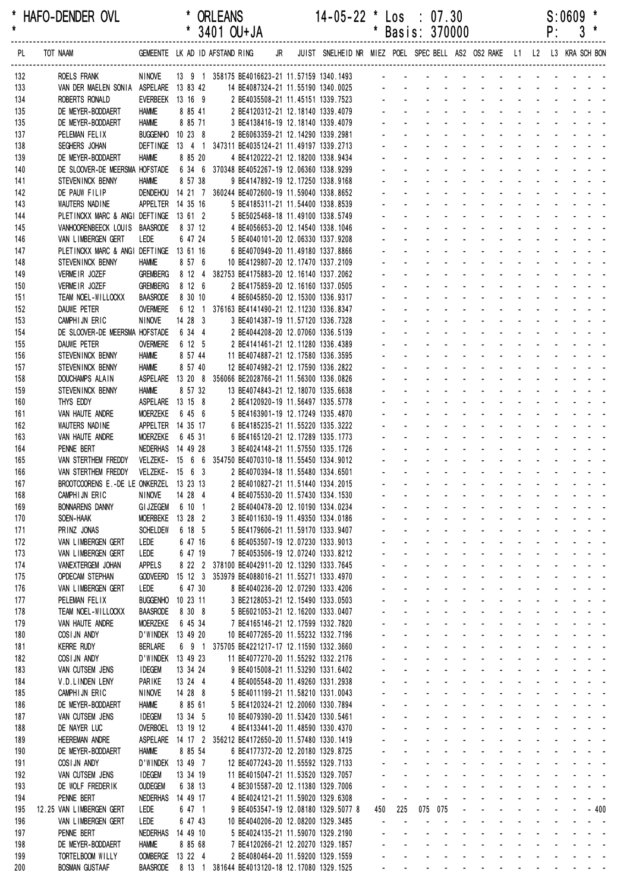| * HAFO-DENDER OVL | * ORLEANS * 3401 OU+JA | 14-05-22 * Los : 07.30 * Basis: 370000 | S:0609 * P: 3 * |
|---|---|---|---|

| PL | TOT | NAAM | GEMEENTE | LK | AD | ID | AFSTAND | RING | JR | JUIST | SNELHEID | NR | MIEZ | POEL | SPEC | BELL | AS2 | OS2 | RAKE | L1 | L2 | L3 | KRA | SCH | BON |
|---|---|---|---|---|---|---|---|---|---|---|---|---|---|---|---|---|---|---|---|---|---|---|---|---|---|
| 132 | | ROELS FRANK | NINOVE | 13 | 9 | 1 | 358175 | BE4016623-21 | | 11.57159 | 1340.1493 | | - | - | - | - | - | - | - | - | - | - | - | - | - |
| 133 | | VAN DER MAELEN SONIA | ASPELARE | 13 | 83 | 42 | | 14 BE4087324-21 | | 11.55190 | 1340.0025 | | - | - | - | - | - | - | - | - | - | - | - | - | - |
| 134 | | ROBERTS RONALD | EVERBEEK | 13 | 16 | 9 | | 2 BE4035508-21 | | 11.45151 | 1339.7523 | | - | - | - | - | - | - | - | - | - | - | - | - | - |
| 135 | | DE MEYER-BODDAERT | HAMME | 8 | 85 | 41 | | 2 BE4120312-21 | | 12.18140 | 1339.4079 | | - | - | - | - | - | - | - | - | - | - | - | - | - |
| 135 | | DE MEYER-BODDAERT | HAMME | 8 | 85 | 71 | | 3 BE4138416-19 | | 12.18140 | 1339.4079 | | - | - | - | - | - | - | - | - | - | - | - | - | - |
| 137 | | PELEMAN FELIX | BUGGENHO | 10 | 23 | 8 | | 2 BE6063359-21 | | 12.14290 | 1339.2981 | | - | - | - | - | - | - | - | - | - | - | - | - | - |
| 138 | | SEGHERS JOHAN | DEFTINGE | 13 | 4 | 1 | 347311 | BE4035124-21 | | 11.49197 | 1339.2713 | | - | - | - | - | - | - | - | - | - | - | - | - | - |
| 139 | | DE MEYER-BODDAERT | HAMME | 8 | 85 | 20 | | 4 BE4120222-21 | | 12.18200 | 1338.9434 | | - | - | - | - | - | - | - | - | - | - | - | - | - |
| 140 | | DE SLOOVER-DE MEERSMA | HOFSTADE | 6 | 34 | 6 | 370348 | BE4052267-19 | | 12.06360 | 1338.9299 | | - | - | - | - | - | - | - | - | - | - | - | - | - |
| 141 | | STEVENINCK BENNY | HAMME | 8 | 57 | 38 | | 9 BE4147892-19 | | 12.17250 | 1338.9168 | | - | - | - | - | - | - | - | - | - | - | - | - | - |
| 142 | | DE PAUW FILIP | DENDEHOU | 14 | 21 | 7 | 360244 | BE4072600-19 | | 11.59040 | 1338.8652 | | - | - | - | - | - | - | - | - | - | - | - | - | - |
| 143 | | WAUTERS NADINE | APPELTER | 14 | 35 | 16 | | 5 BE4185311-21 | | 11.54400 | 1338.8539 | | - | - | - | - | - | - | - | - | - | - | - | - | - |
| 144 | | PLETINCKX MARC & ANGI | DEFTINGE | 13 | 61 | 2 | | 5 BE5025468-18 | | 11.49100 | 1338.5749 | | - | - | - | - | - | - | - | - | - | - | - | - | - |
| 145 | | VANHOORENBEECK LOUIS | BAASRODE | 8 | 37 | 12 | | 4 BE4056653-20 | | 12.14540 | 1338.1046 | | - | - | - | - | - | - | - | - | - | - | - | - | - |
| 146 | | VAN LIMBERGEN GERT | LEDE | 6 | 47 | 24 | | 5 BE4040101-20 | | 12.06330 | 1337.9208 | | - | - | - | - | - | - | - | - | - | - | - | - | - |
| 147 | | PLETINCKX MARC & ANGI | DEFTINGE | 13 | 61 | 16 | | 6 BE4070949-20 | | 11.49180 | 1337.8866 | | - | - | - | - | - | - | - | - | - | - | - | - | - |
| 148 | | STEVENINCK BENNY | HAMME | 8 | 57 | 6 | | 10 BE4129807-20 | | 12.17470 | 1337.2109 | | - | - | - | - | - | - | - | - | - | - | - | - | - |
| 149 | | VERMEIR JOZEF | GREMBERG | 8 | 12 | 4 | 382753 | BE4175883-20 | | 12.16140 | 1337.2062 | | - | - | - | - | - | - | - | - | - | - | - | - | - |
| 150 | | VERMEIR JOZEF | GREMBERG | 8 | 12 | 6 | | 2 BE4175859-20 | | 12.16160 | 1337.0505 | | - | - | - | - | - | - | - | - | - | - | - | - | - |
| 151 | | TEAM NOEL-WILLOCKX | BAASRODE | 8 | 30 | 10 | | 4 BE6045850-20 | | 12.15300 | 1336.9317 | | - | - | - | - | - | - | - | - | - | - | - | - | - |
| 152 | | DAUWE PETER | OVERMERE | 6 | 12 | 1 | 376163 | BE4141490-21 | | 12.11230 | 1336.8347 | | - | - | - | - | - | - | - | - | - | - | - | - | - |
| 153 | | CAMPHIJN ERIC | NINOVE | 14 | 28 | 3 | | 3 BE4014387-19 | | 11.57120 | 1336.7328 | | - | - | - | - | - | - | - | - | - | - | - | - | - |
| 154 | | DE SLOOVER-DE MEERSMA | HOFSTADE | 6 | 34 | 4 | | 2 BE4044208-20 | | 12.07060 | 1336.5139 | | - | - | - | - | - | - | - | - | - | - | - | - | - |
| 155 | | DAUWE PETER | OVERMERE | 6 | 12 | 5 | | 2 BE4141461-21 | | 12.11280 | 1336.4389 | | - | - | - | - | - | - | - | - | - | - | - | - | - |
| 156 | | STEVENINCK BENNY | HAMME | 8 | 57 | 44 | | 11 BE4074887-21 | | 12.17580 | 1336.3595 | | - | - | - | - | - | - | - | - | - | - | - | - | - |
| 157 | | STEVENINCK BENNY | HAMME | 8 | 57 | 40 | | 12 BE4074982-21 | | 12.17590 | 1336.2822 | | - | - | - | - | - | - | - | - | - | - | - | - | - |
| 158 | | DOUCHAMPS ALAIN | ASPELARE | 13 | 20 | 8 | 356066 | BE2028766-21 | | 11.56300 | 1336.0826 | | - | - | - | - | - | - | - | - | - | - | - | - | - |
| 159 | | STEVENINCK BENNY | HAMME | 8 | 57 | 32 | | 13 BE4074843-21 | | 12.18070 | 1335.6638 | | - | - | - | - | - | - | - | - | - | - | - | - | - |
| 160 | | THYS EDDY | ASPELARE | 13 | 15 | 8 | | 2 BE4120920-19 | | 11.56497 | 1335.5778 | | - | - | - | - | - | - | - | - | - | - | - | - | - |
| 161 | | VAN HAUTE ANDRE | MOERZEKE | 6 | 45 | 6 | | 5 BE4163901-19 | | 12.17249 | 1335.4870 | | - | - | - | - | - | - | - | - | - | - | - | - | - |
| 162 | | WAUTERS NADINE | APPELTER | 14 | 35 | 17 | | 6 BE4185235-21 | | 11.55220 | 1335.3222 | | - | - | - | - | - | - | - | - | - | - | - | - | - |
| 163 | | VAN HAUTE ANDRE | MOERZEKE | 6 | 45 | 31 | | 6 BE4165120-21 | | 12.17289 | 1335.1773 | | - | - | - | - | - | - | - | - | - | - | - | - | - |
| 164 | | PENNE BERT | NEDERHAS | 14 | 49 | 28 | | 3 BE4024148-21 | | 11.57550 | 1335.1726 | | - | - | - | - | - | - | - | - | - | - | - | - | - |
| 165 | | VAN STERTHEM FREDDY | VELZEKE- | 15 | 6 | 6 | 354750 | BE4070310-18 | | 11.55450 | 1334.9012 | | - | - | - | - | - | - | - | - | - | - | - | - | - |
| 166 | | VAN STERTHEM FREDDY | VELZEKE- | 15 | 6 | 3 | | 2 BE4070394-18 | | 11.55480 | 1334.6501 | | - | - | - | - | - | - | - | - | - | - | - | - | - |
| 167 | | BROOTCOORENS E.-DE LE | ONKERZEL | 13 | 23 | 13 | | 2 BE4010827-21 | | 11.51440 | 1334.2015 | | - | - | - | - | - | - | - | - | - | - | - | - | - |
| 168 | | CAMPHIJN ERIC | NINOVE | 14 | 28 | 4 | | 4 BE4075530-20 | | 11.57430 | 1334.1530 | | - | - | - | - | - | - | - | - | - | - | - | - | - |
| 169 | | BONNARENS DANNY | GIJZEGEM | 6 | 10 | 1 | | 2 BE4040478-20 | | 12.10190 | 1334.0234 | | - | - | - | - | - | - | - | - | - | - | - | - | - |
| 170 | | SOEN-HAAK | MOERBEKE | 13 | 28 | 2 | | 3 BE4011630-19 | | 11.49350 | 1334.0186 | | - | - | - | - | - | - | - | - | - | - | - | - | - |
| 171 | | PRINZ JONAS | SCHELDEW | 6 | 18 | 5 | | 5 BE4179606-21 | | 11.59170 | 1333.9407 | | - | - | - | - | - | - | - | - | - | - | - | - | - |
| 172 | | VAN LIMBERGEN GERT | LEDE | 6 | 47 | 16 | | 6 BE4053507-19 | | 12.07230 | 1333.9013 | | - | - | - | - | - | - | - | - | - | - | - | - | - |
| 173 | | VAN LIMBERGEN GERT | LEDE | 6 | 47 | 19 | | 7 BE4053506-19 | | 12.07240 | 1333.8212 | | - | - | - | - | - | - | - | - | - | - | - | - | - |
| 174 | | VANEXTERGEM JOHAN | APPELS | 8 | 22 | 2 | 378100 | BE4042911-20 | | 12.13290 | 1333.7645 | | - | - | - | - | - | - | - | - | - | - | - | - | - |
| 175 | | OPDECAM STEPHAN | GODVEERD | 15 | 12 | 3 | 353979 | BE4088016-21 | | 11.55271 | 1333.4970 | | - | - | - | - | - | - | - | - | - | - | - | - | - |
| 176 | | VAN LIMBERGEN GERT | LEDE | 6 | 47 | 30 | | 8 BE4040236-20 | | 12.07290 | 1333.4206 | | - | - | - | - | - | - | - | - | - | - | - | - | - |
| 177 | | PELEMAN FELIX | BUGGENHO | 10 | 23 | 11 | | 3 BE2128053-21 | | 12.15490 | 1333.0503 | | - | - | - | - | - | - | - | - | - | - | - | - | - |
| 178 | | TEAM NOEL-WILLOCKX | BAASRODE | 8 | 30 | 8 | | 5 BE6021053-21 | | 12.16200 | 1333.0407 | | - | - | - | - | - | - | - | - | - | - | - | - | - |
| 179 | | VAN HAUTE ANDRE | MOERZEKE | 6 | 45 | 34 | | 7 BE4165146-21 | | 12.17599 | 1332.7820 | | - | - | - | - | - | - | - | - | - | - | - | - | - |
| 180 | | COSIJN ANDY | D'WINDEK | 13 | 49 | 20 | | 10 BE4077265-20 | | 11.55232 | 1332.7196 | | - | - | - | - | - | - | - | - | - | - | - | - | - |
| 181 | | KERRE RUDY | BERLARE | 6 | 9 | 1 | 375705 | BE4221217-17 | | 12.11590 | 1332.3660 | | - | - | - | - | - | - | - | - | - | - | - | - | - |
| 182 | | COSIJN ANDY | D'WINDEK | 13 | 49 | 23 | | 11 BE4077270-20 | | 11.55292 | 1332.2176 | | - | - | - | - | - | - | - | - | - | - | - | - | - |
| 183 | | VAN CUTSEM JENS | IDEGEM | 13 | 34 | 24 | | 9 BE4015008-21 | | 11.53290 | 1331.6402 | | - | - | - | - | - | - | - | - | - | - | - | - | - |
| 184 | | V.D.LINDEN LENY | PARIKE | 13 | 24 | 4 | | 4 BE4005548-20 | | 11.49260 | 1331.2938 | | - | - | - | - | - | - | - | - | - | - | - | - | - |
| 185 | | CAMPHIJN ERIC | NINOVE | 14 | 28 | 8 | | 5 BE4011199-21 | | 11.58210 | 1331.0043 | | - | - | - | - | - | - | - | - | - | - | - | - | - |
| 186 | | DE MEYER-BODDAERT | HAMME | 8 | 85 | 61 | | 5 BE4120324-21 | | 12.20060 | 1330.7894 | | - | - | - | - | - | - | - | - | - | - | - | - | - |
| 187 | | VAN CUTSEM JENS | IDEGEM | 13 | 34 | 5 | | 10 BE4079390-21 | | 11.53420 | 1330.5461 | | - | - | - | - | - | - | - | - | - | - | - | - | - |
| 188 | | DE NAYER LUC | OVERBOEL | 13 | 19 | 12 | | 4 BE4133441-20 | | 11.48590 | 1330.4370 | | - | - | - | - | - | - | - | - | - | - | - | - | - |
| 189 | | HEEREMAN ANDRE | ASPELARE | 14 | 17 | 2 | 356212 | BE4172650-21 | | 11.57480 | 1330.1419 | | - | - | - | - | - | - | - | - | - | - | - | - | - |
| 190 | | DE MEYER-BODDAERT | HAMME | 8 | 85 | 54 | | 6 BE4177372-20 | | 12.20180 | 1329.8725 | | - | - | - | - | - | - | - | - | - | - | - | - | - |
| 191 | | COSIJN ANDY | D'WINDEK | 13 | 49 | 7 | | 12 BE4077243-20 | | 11.55592 | 1329.7133 | | - | - | - | - | - | - | - | - | - | - | - | - | - |
| 192 | | VAN CUTSEM JENS | IDEGEM | 13 | 34 | 19 | | 11 BE4015047-21 | | 11.53520 | 1329.7057 | | - | - | - | - | - | - | - | - | - | - | - | - | - |
| 193 | | DE WOLF FREDERIK | OUDEGEM | 6 | 38 | 13 | | 4 BE3015587-20 | | 12.11380 | 1329.7006 | | - | - | - | - | - | - | - | - | - | - | - | - | - |
| 194 | | PENNE BERT | NEDERHAS | 14 | 49 | 17 | | 4 BE4024121-21 | | 11.59020 | 1329.6308 | | - | - | - | - | - | - | - | - | - | - | - | - | - |
| 195 | 12.25 | VAN LIMBERGEN GERT | LEDE | 6 | 47 | 1 | | 9 BE4053547-19 | | 12.08180 | 1329.5077 | 8 | 450 | 225 | 075 | 075 | - | - | - | - | - | - | - | - | 400 |
| 196 | | VAN LIMBERGEN GERT | LEDE | 6 | 47 | 43 | | 10 BE4040206-20 | | 12.08200 | 1329.3485 | | - | - | - | - | - | - | - | - | - | - | - | - | - |
| 197 | | PENNE BERT | NEDERHAS | 14 | 49 | 10 | | 5 BE4024135-21 | | 11.59070 | 1329.2190 | | - | - | - | - | - | - | - | - | - | - | - | - | - |
| 198 | | DE MEYER-BODDAERT | HAMME | 8 | 85 | 68 | | 7 BE4120266-21 | | 12.20270 | 1329.1857 | | - | - | - | - | - | - | - | - | - | - | - | - | - |
| 199 | | TORTELBOOM WILLY | OOMBERGE | 13 | 22 | 4 | | 2 BE4080464-20 | | 11.59200 | 1329.1559 | | - | - | - | - | - | - | - | - | - | - | - | - | - |
| 200 | | BOSMAN GUSTAAF | BAASRODE | 8 | 13 | 1 | 381644 | BE4013120-18 | | 12.17080 | 1329.1525 | | - | - | - | - | - | - | - | - | - | - | - | - | - |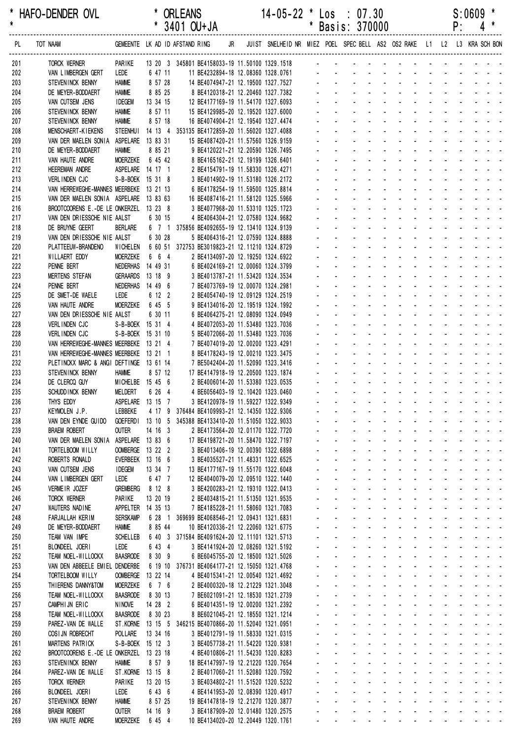| * HAFO-DENDER OVL | | * ORLEANS | | 14-05-22 * Los : 07.30 | | S:0609 * |
|---|---|---|---|---|---|---|
| * | | * 3401 OU+JA | | * Basis: 370000 | | P: 4 * |

| PL | TOT NAAM | GEMEENTE | LK AD ID | AFSTAND | RING | JR | JUIST | SNELHEID | NR | MIEZ | POEL | SPEC | BELL | AS2 | OS2 | RAKE | L1 | L2 | L3 | KRA | SCH | BON |
|---|---|---|---|---|---|---|---|---|---|---|---|---|---|---|---|---|---|---|---|---|---|---|
| 201 | TORCK WERNER | PARIKE | 13 20 3 | 345801 | BE4158033-19 | | 11.50100 | 1329.1518 | | - | - | - | - | - | - | - | - | - | - | - | - | - |
| 202 | VAN LIMBERGEN GERT | LEDE | 6 47 11 | | 11 BE4232894-18 | | 12.08360 | 1328.0761 | | - | - | - | - | - | - | - | - | - | - | - | - | - |
| 203 | STEVENINCK BENNY | HAMME | 8 57 28 | | 14 BE4074947-21 | | 12.19500 | 1327.7527 | | - | - | - | - | - | - | - | - | - | - | - | - | - |
| 204 | DE MEYER-BODDAERT | HAMME | 8 85 25 | | 8 BE4120318-21 | | 12.20460 | 1327.7382 | | - | - | - | - | - | - | - | - | - | - | - | - | - |
| 205 | VAN CUTSEM JENS | IDEGEM | 13 34 15 | | 12 BE4177169-19 | | 11.54170 | 1327.6093 | | - | - | - | - | - | - | - | - | - | - | - | - | - |
| 206 | STEVENINCK BENNY | HAMME | 8 57 11 | | 15 BE4129985-20 | | 12.19520 | 1327.6000 | | - | - | - | - | - | - | - | - | - | - | - | - | - |
| 207 | STEVENINCK BENNY | HAMME | 8 57 18 | | 16 BE4074904-21 | | 12.19540 | 1327.4474 | | - | - | - | - | - | - | - | - | - | - | - | - | - |
| 208 | MENSCHAERT-KIEKENS | STEENHUI | 14 13 4 | 353135 | BE4172859-20 | | 11.56020 | 1327.4088 | | - | - | - | - | - | - | - | - | - | - | - | - | - |
| 209 | VAN DER MAELEN SONIA | ASPELARE | 13 83 31 | | 15 BE4087420-21 | | 11.57560 | 1326.9159 | | - | - | - | - | - | - | - | - | - | - | - | - | - |
| 210 | DE MEYER-BODDAERT | HAMME | 8 85 21 | | 9 BE4120221-21 | | 12.20590 | 1326.7495 | | - | - | - | - | - | - | - | - | - | - | - | - | - |
| 211 | VAN HAUTE ANDRE | MOERZEKE | 6 45 42 | | 8 BE4165162-21 | | 12.19199 | 1326.6401 | | - | - | - | - | - | - | - | - | - | - | - | - | - |
| 212 | HEEREMAN ANDRE | ASPELARE | 14 17 1 | | 2 BE4154791-19 | | 11.58330 | 1326.4271 | | - | - | - | - | - | - | - | - | - | - | - | - | - |
| 213 | VERLINDEN CJC | S-B-BOEK | 15 31 8 | | 3 BE4014902-19 | | 11.53180 | 1326.2172 | | - | - | - | - | - | - | - | - | - | - | - | - | - |
| 214 | VAN HERREWEGHE-MANNES | MEERBEKE | 13 21 13 | | 6 BE4178254-19 | | 11.59500 | 1325.8814 | | - | - | - | - | - | - | - | - | - | - | - | - | - |
| 215 | VAN DER MAELEN SONIA | ASPELARE | 13 83 63 | | 16 BE4087416-21 | | 11.58120 | 1325.5966 | | - | - | - | - | - | - | - | - | - | - | - | - | - |
| 216 | BROOTCOORENS E.-DE LE | ONKERZEL | 13 23 8 | | 3 BE4077968-20 | | 11.53310 | 1325.1723 | | - | - | - | - | - | - | - | - | - | - | - | - | - |
| 217 | VAN DEN DRIESSCHE NIE | AALST | 6 30 15 | | 4 BE4064304-21 | | 12.07580 | 1324.9682 | | - | - | - | - | - | - | - | - | - | - | - | - | - |
| 218 | DE BRUYNE GEERT | BERLARE | 6 7 1 | 375856 | BE4092655-19 | | 12.13410 | 1324.9139 | | - | - | - | - | - | - | - | - | - | - | - | - | - |
| 219 | VAN DEN DRIESSCHE NIE | AALST | 6 30 28 | | 5 BE4064316-21 | | 12.07590 | 1324.8888 | | - | - | - | - | - | - | - | - | - | - | - | - | - |
| 220 | PLATTEEUW-BRANDENO | WICHELEN | 6 60 51 | 372753 | BE3019823-21 | | 12.11210 | 1324.8729 | | - | - | - | - | - | - | - | - | - | - | - | - | - |
| 221 | WILLAERT EDDY | MOERZEKE | 6 6 4 | | 2 BE4134097-21 | | 12.19250 | 1324.6922 | | - | - | - | - | - | - | - | - | - | - | - | - | - |
| 222 | PENNE BERT | NEDERHAS | 14 49 31 | | 6 BE4024169-21 | | 12.00060 | 1324.3799 | | - | - | - | - | - | - | - | - | - | - | - | - | - |
| 223 | MERTENS STEFAN | GERAARDS | 13 18 9 | | 3 BE4013787-21 | | 11.53420 | 1324.3534 | | - | - | - | - | - | - | - | - | - | - | - | - | - |
| 224 | PENNE BERT | NEDERHAS | 14 49 6 | | 7 BE4073769-19 | | 12.00070 | 1324.2981 | | - | - | - | - | - | - | - | - | - | - | - | - | - |
| 225 | DE SMET-DE WAELE | LEDE | 6 12 2 | | 2 BE4054740-19 | | 12.09129 | 1324.2519 | | - | - | - | - | - | - | - | - | - | - | - | - | - |
| 226 | VAN HAUTE ANDRE | MOERZEKE | 6 45 5 | | 9 BE4134016-20 | | 12.19519 | 1324.1992 | | - | - | - | - | - | - | - | - | - | - | - | - | - |
| 227 | VAN DEN DRIESSCHE NIE | AALST | 6 30 11 | | 6 BE4064275-21 | | 12.08090 | 1324.0949 | | - | - | - | - | - | - | - | - | - | - | - | - | - |
| 228 | VERLINDEN CJC | S-B-BOEK | 15 31 4 | | 4 BE4072053-20 | | 11.53480 | 1323.7036 | | - | - | - | - | - | - | - | - | - | - | - | - | - |
| 228 | VERLINDEN CJC | S-B-BOEK | 15 31 10 | | 5 BE4072066-20 | | 11.53480 | 1323.7036 | | - | - | - | - | - | - | - | - | - | - | - | - | - |
| 230 | VAN HERREWEGHE-MANNES | MEERBEKE | 13 21 4 | | 7 BE4074019-20 | | 12.00200 | 1323.4291 | | - | - | - | - | - | - | - | - | - | - | - | - | - |
| 231 | VAN HERREWEGHE-MANNES | MEERBEKE | 13 21 1 | | 8 BE4178243-19 | | 12.00210 | 1323.3475 | | - | - | - | - | - | - | - | - | - | - | - | - | - |
| 232 | PLETINCKX MARC & ANGI | DEFTINGE | 13 61 14 | | 7 BE5042404-20 | | 11.52090 | 1323.3416 | | - | - | - | - | - | - | - | - | - | - | - | - | - |
| 233 | STEVENINCK BENNY | HAMME | 8 57 12 | | 17 BE4147918-19 | | 12.20500 | 1323.1874 | | - | - | - | - | - | - | - | - | - | - | - | - | - |
| 234 | DE CLERCQ GUY | MICHELBE | 15 45 6 | | 2 BE4006014-20 | | 11.53380 | 1323.0535 | | - | - | - | - | - | - | - | - | - | - | - | - | - |
| 235 | SCHUDDINCK BENNY | MELDERT | 6 26 4 | | 4 BE6056403-19 | | 12.10420 | 1323.0460 | | - | - | - | - | - | - | - | - | - | - | - | - | - |
| 236 | THYS EDDY | ASPELARE | 13 15 7 | | 3 BE4120978-19 | | 11.59227 | 1322.9349 | | - | - | - | - | - | - | - | - | - | - | - | - | - |
| 237 | KEYMOLEN J.P. | LEBBEKE | 4 17 9 | 376484 | BE4109993-21 | | 12.14350 | 1322.9306 | | - | - | - | - | - | - | - | - | - | - | - | - | - |
| 238 | VAN DEN EYNDE GUIDO | GOEFERDI | 13 10 5 | 345388 | BE4133410-20 | | 11.51050 | 1322.9033 | | - | - | - | - | - | - | - | - | - | - | - | - | - |
| 239 | BRAEM ROBERT | OUTER | 14 16 3 | | 2 BE4173564-20 | | 12.01170 | 1322.7720 | | - | - | - | - | - | - | - | - | - | - | - | - | - |
| 240 | VAN DER MAELEN SONIA | ASPELARE | 13 83 6 | | 17 BE4198721-20 | | 11.58470 | 1322.7197 | | - | - | - | - | - | - | - | - | - | - | - | - | - |
| 241 | TORTELBOOM WILLY | OOMBERGE | 13 22 2 | | 3 BE4013406-19 | | 12.00390 | 1322.6898 | | - | - | - | - | - | - | - | - | - | - | - | - | - |
| 242 | ROBERTS RONALD | EVERBEEK | 13 16 6 | | 3 BE4035527-21 | | 11.48331 | 1322.6525 | | - | - | - | - | - | - | - | - | - | - | - | - | - |
| 243 | VAN CUTSEM JENS | IDEGEM | 13 34 7 | | 13 BE4177167-19 | | 11.55170 | 1322.6048 | | - | - | - | - | - | - | - | - | - | - | - | - | - |
| 244 | VAN LIMBERGEN GERT | LEDE | 6 47 7 | | 12 BE4040079-20 | | 12.09510 | 1322.1440 | | - | - | - | - | - | - | - | - | - | - | - | - | - |
| 245 | VERMEIR JOZEF | GREMBERG | 8 12 8 | | 3 BE4200283-21 | | 12.19310 | 1322.0413 | | - | - | - | - | - | - | - | - | - | - | - | - | - |
| 246 | TORCK WERNER | PARIKE | 13 20 19 | | 2 BE4034815-21 | | 11.51350 | 1321.9535 | | - | - | - | - | - | - | - | - | - | - | - | - | - |
| 247 | WAUTERS NADINE | APPELTER | 14 35 13 | | 7 BE4185228-21 | | 11.58060 | 1321.7083 | | - | - | - | - | - | - | - | - | - | - | - | - | - |
| 248 | FARJALLAH KERIM | SERSKAMP | 6 28 1 | 369699 | BE4068546-21 | | 12.09431 | 1321.6831 | | - | - | - | - | - | - | - | - | - | - | - | - | - |
| 249 | DE MEYER-BODDAERT | HAMME | 8 85 44 | | 10 BE4120336-21 | | 12.22060 | 1321.6775 | | - | - | - | - | - | - | - | - | - | - | - | - | - |
| 250 | TEAM VAN IMPE | SCHELLEB | 6 40 3 | 371584 | BE4091624-20 | | 12.11101 | 1321.5713 | | - | - | - | - | - | - | - | - | - | - | - | - | - |
| 251 | BLONDEEL JOERI | LEDE | 6 43 4 | | 3 BE4141924-20 | | 12.08260 | 1321.5192 | | - | - | - | - | - | - | - | - | - | - | - | - | - |
| 252 | TEAM NOEL-WILLOCKX | BAASRODE | 8 30 9 | | 6 BE6045755-20 | | 12.18500 | 1321.5026 | | - | - | - | - | - | - | - | - | - | - | - | - | - |
| 253 | VAN DEN ABBEELE EMIEL | DENDERBE | 6 19 10 | 376731 | BE4064177-21 | | 12.15050 | 1321.4768 | | - | - | - | - | - | - | - | - | - | - | - | - | - |
| 254 | TORTELBOOM WILLY | OOMBERGE | 13 22 14 | | 4 BE4015341-21 | | 12.00540 | 1321.4692 | | - | - | - | - | - | - | - | - | - | - | - | - | - |
| 255 | THIERENS DANNY&TOM | MOERZEKE | 6 7 6 | | 2 BE4000320-18 | | 12.21229 | 1321.3048 | | - | - | - | - | - | - | - | - | - | - | - | - | - |
| 256 | TEAM NOEL-WILLOCKX | BAASRODE | 8 30 13 | | 7 BE6021091-21 | | 12.18530 | 1321.2739 | | - | - | - | - | - | - | - | - | - | - | - | - | - |
| 257 | CAMPHIJN ERIC | NINOVE | 14 28 2 | | 6 BE4014351-19 | | 12.00200 | 1321.2392 | | - | - | - | - | - | - | - | - | - | - | - | - | - |
| 258 | TEAM NOEL-WILLOCKX | BAASRODE | 8 30 23 | | 8 BE6021045-21 | | 12.18550 | 1321.1214 | | - | - | - | - | - | - | - | - | - | - | - | - | - |
| 259 | PAREZ-VAN DE WALLE | ST.KORNE | 13 15 5 | 346215 | BE4070866-20 | | 11.52040 | 1321.0951 | | - | - | - | - | - | - | - | - | - | - | - | - | - |
| 260 | COSIJN ROBRECHT | POLLARE | 13 34 16 | | 3 BE4012791-19 | | 11.58330 | 1321.0315 | | - | - | - | - | - | - | - | - | - | - | - | - | - |
| 261 | MARTENS PATRICK | S-B-BOEK | 15 12 3 | | 3 BE4057738-21 | | 11.54220 | 1320.9381 | | - | - | - | - | - | - | - | - | - | - | - | - | - |
| 262 | BROOTCOORENS E.-DE LE | ONKERZEL | 13 23 18 | | 4 BE4010806-21 | | 11.54230 | 1320.8283 | | - | - | - | - | - | - | - | - | - | - | - | - | - |
| 263 | STEVENINCK BENNY | HAMME | 8 57 9 | | 18 BE4147997-19 | | 12.21220 | 1320.7654 | | - | - | - | - | - | - | - | - | - | - | - | - | - |
| 264 | PAREZ-VAN DE WALLE | ST.KORNE | 13 15 8 | | 2 BE4017060-21 | | 11.52080 | 1320.7592 | | - | - | - | - | - | - | - | - | - | - | - | - | - |
| 265 | TORCK WERNER | PARIKE | 13 20 15 | | 3 BE4034802-21 | | 11.51520 | 1320.5232 | | - | - | - | - | - | - | - | - | - | - | - | - | - |
| 266 | BLONDEEL JOERI | LEDE | 6 43 6 | | 4 BE4141953-20 | | 12.08390 | 1320.4917 | | - | - | - | - | - | - | - | - | - | - | - | - | - |
| 267 | STEVENINCK BENNY | HAMME | 8 57 25 | | 19 BE4147818-19 | | 12.21270 | 1320.3877 | | - | - | - | - | - | - | - | - | - | - | - | - | - |
| 268 | BRAEM ROBERT | OUTER | 14 16 9 | | 3 BE4187909-20 | | 12.01480 | 1320.2575 | | - | - | - | - | - | - | - | - | - | - | - | - | - |
| 269 | VAN HAUTE ANDRE | MOERZEKE | 6 45 4 | | 10 BE4134020-20 | | 12.20449 | 1320.1761 | | - | - | - | - | - | - | - | - | - | - | - | - | - |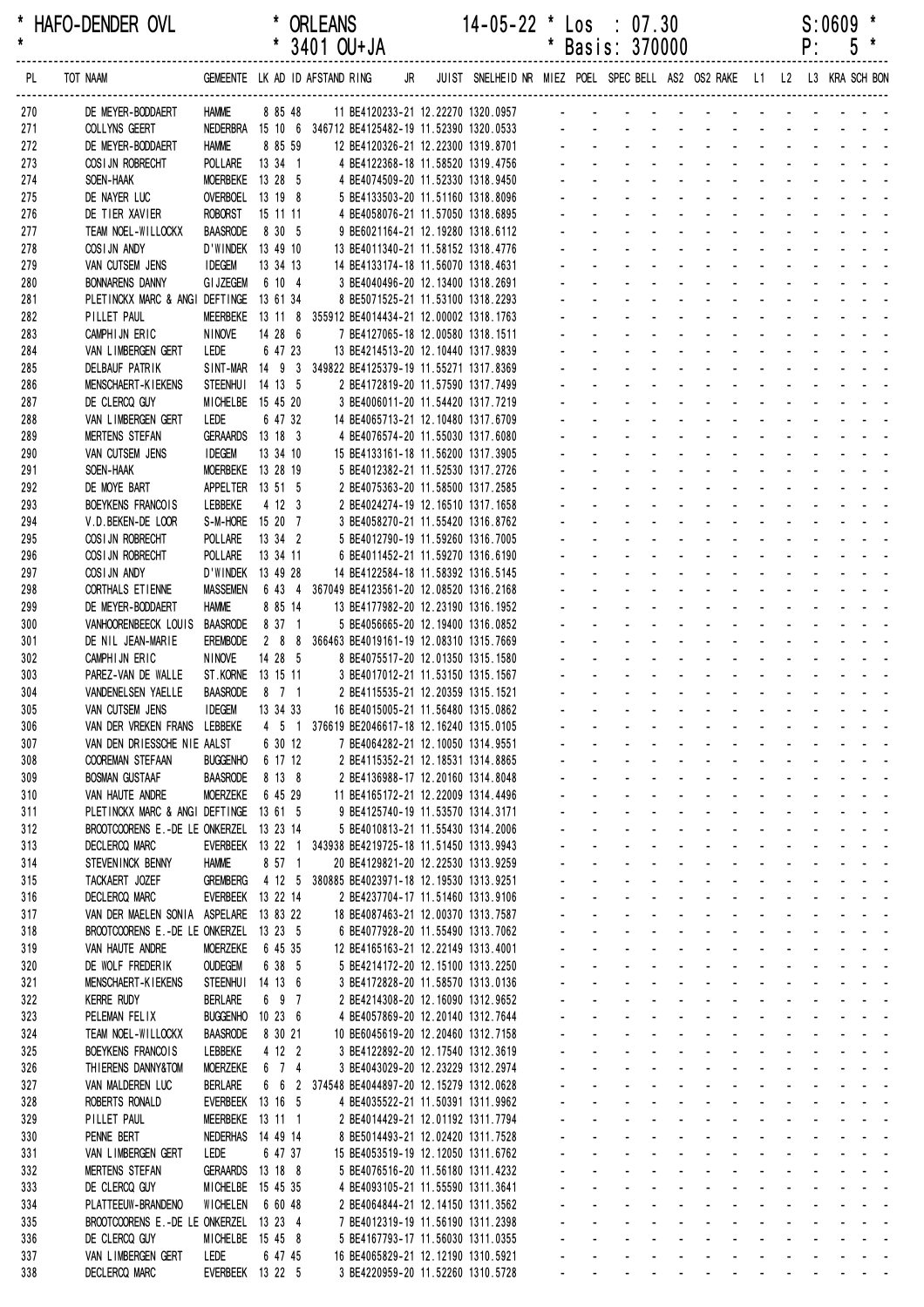\* HAFO-DENDER OVL \* ORLEANS 14-05-22 \* Los : 07.30 S:0609 \*
\* \* 3401 OU+JA \* Basis: 370000 P: 5 \*

| PL | TOT NAAM | GEMEENTE | LK | AD | ID | AFSTAND | RING | JR | JUIST | SNELHEID | NR | MIEZ | POEL | SPEC | BELL | AS2 | OS2 | RAKE | L1 | L2 | L3 | KRA | SCH | BON |
|---|---|---|---|---|---|---|---|---|---|---|---|---|---|---|---|---|---|---|---|---|---|---|---|---|
| 270 | DE MEYER-BODDAERT | HAMME | 8 | 85 | 48 | | 11 BE4120233-21 | | 12.22270 | 1320.0957 | | - | - | - | - | - | - | - | - | - | - | - | - | - |
| 271 | COLLYNS GEERT | NEDERBRA | 15 | 10 | 6 | 346712 | BE4125482-19 | | 11.52390 | 1320.0533 | | - | - | - | - | - | - | - | - | - | - | - | - | - |
| 272 | DE MEYER-BODDAERT | HAMME | 8 | 85 | 59 | | 12 BE4120326-21 | | 12.22300 | 1319.8701 | | - | - | - | - | - | - | - | - | - | - | - | - | - |
| 273 | COSIJN ROBRECHT | POLLARE | 13 | 34 | 1 | | 4 BE4122368-18 | | 11.58520 | 1319.4756 | | - | - | - | - | - | - | - | - | - | - | - | - | - |
| 274 | SOEN-HAAK | MOERBEKE | 13 | 28 | 5 | | 4 BE4074509-20 | | 11.52330 | 1318.9450 | | - | - | - | - | - | - | - | - | - | - | - | - | - |
| 275 | DE NAYER LUC | OVERBOEL | 13 | 19 | 8 | | 5 BE4133503-20 | | 11.51160 | 1318.8096 | | - | - | - | - | - | - | - | - | - | - | - | - | - |
| 276 | DE TIER XAVIER | ROBORST | 15 | 11 | 11 | | 4 BE4058076-21 | | 11.57050 | 1318.6895 | | - | - | - | - | - | - | - | - | - | - | - | - | - |
| 277 | TEAM NOEL-WILLOCKX | BAASRODE | 8 | 30 | 5 | | 9 BE6021164-21 | | 12.19280 | 1318.6112 | | - | - | - | - | - | - | - | - | - | - | - | - | - |
| 278 | COSIJN ANDY | D'WINDEK | 13 | 49 | 10 | | 13 BE4011340-21 | | 11.58152 | 1318.4776 | | - | - | - | - | - | - | - | - | - | - | - | - | - |
| 279 | VAN CUTSEM JENS | IDEGEM | 13 | 34 | 13 | | 14 BE4133174-18 | | 11.56070 | 1318.4631 | | - | - | - | - | - | - | - | - | - | - | - | - | - |
| 280 | BONNARENS DANNY | GIJZEGEM | 6 | 10 | 4 | | 3 BE4040496-20 | | 12.13400 | 1318.2691 | | - | - | - | - | - | - | - | - | - | - | - | - | - |
| 281 | PLETINCKX MARC & ANGI | DEFTINGE | 13 | 61 | 34 | | 8 BE5071525-21 | | 11.53100 | 1318.2293 | | - | - | - | - | - | - | - | - | - | - | - | - | - |
| 282 | PILLET PAUL | MEERBEKE | 13 | 11 | 8 | 355912 | BE4014434-21 | | 12.00002 | 1318.1763 | | - | - | - | - | - | - | - | - | - | - | - | - | - |
| 283 | CAMPHIJN ERIC | NINOVE | 14 | 28 | 6 | | 7 BE4127065-18 | | 12.00580 | 1318.1511 | | - | - | - | - | - | - | - | - | - | - | - | - | - |
| 284 | VAN LIMBERGEN GERT | LEDE | 6 | 47 | 23 | | 13 BE4214513-20 | | 12.10440 | 1317.9839 | | - | - | - | - | - | - | - | - | - | - | - | - | - |
| 285 | DELBAUF PATRIK | SINT-MAR | 14 | 9 | 3 | 349822 | BE4125379-19 | | 11.55271 | 1317.8369 | | - | - | - | - | - | - | - | - | - | - | - | - | - |
| 286 | MENSCHAERT-KIEKENS | STEENHUI | 14 | 13 | 5 | | 2 BE4172819-20 | | 11.57590 | 1317.7499 | | - | - | - | - | - | - | - | - | - | - | - | - | - |
| 287 | DE CLERCQ GUY | MICHELBE | 15 | 45 | 20 | | 3 BE4006011-20 | | 11.54420 | 1317.7219 | | - | - | - | - | - | - | - | - | - | - | - | - | - |
| 288 | VAN LIMBERGEN GERT | LEDE | 6 | 47 | 32 | | 14 BE4065713-21 | | 12.10480 | 1317.6709 | | - | - | - | - | - | - | - | - | - | - | - | - | - |
| 289 | MERTENS STEFAN | GERAARDS | 13 | 18 | 3 | | 4 BE4076574-20 | | 11.55030 | 1317.6080 | | - | - | - | - | - | - | - | - | - | - | - | - | - |
| 290 | VAN CUTSEM JENS | IDEGEM | 13 | 34 | 10 | | 15 BE4133161-18 | | 11.56200 | 1317.3905 | | - | - | - | - | - | - | - | - | - | - | - | - | - |
| 291 | SOEN-HAAK | MOERBEKE | 13 | 28 | 19 | | 5 BE4012382-21 | | 11.52530 | 1317.2726 | | - | - | - | - | - | - | - | - | - | - | - | - | - |
| 292 | DE MOYE BART | APPELTER | 13 | 51 | 5 | | 2 BE4075363-20 | | 11.58500 | 1317.2585 | | - | - | - | - | - | - | - | - | - | - | - | - | - |
| 293 | BOEYKENS FRANCOIS | LEBBEKE | 4 | 12 | 3 | | 2 BE4024274-19 | | 12.16510 | 1317.1658 | | - | - | - | - | - | - | - | - | - | - | - | - | - |
| 294 | V.D.BEKEN-DE LOOR | S-M-HORE | 15 | 20 | 7 | | 3 BE4058270-21 | | 11.55420 | 1316.8762 | | - | - | - | - | - | - | - | - | - | - | - | - | - |
| 295 | COSIJN ROBRECHT | POLLARE | 13 | 34 | 2 | | 5 BE4012790-19 | | 11.59260 | 1316.7005 | | - | - | - | - | - | - | - | - | - | - | - | - | - |
| 296 | COSIJN ROBRECHT | POLLARE | 13 | 34 | 11 | | 6 BE4011452-21 | | 11.59270 | 1316.6190 | | - | - | - | - | - | - | - | - | - | - | - | - | - |
| 297 | COSIJN ANDY | D'WINDEK | 13 | 49 | 28 | | 14 BE4122584-18 | | 11.58392 | 1316.5145 | | - | - | - | - | - | - | - | - | - | - | - | - | - |
| 298 | CORTHALS ETIENNE | MASSEMEN | 6 | 43 | 4 | 367049 | BE4123561-20 | | 12.08520 | 1316.2168 | | - | - | - | - | - | - | - | - | - | - | - | - | - |
| 299 | DE MEYER-BODDAERT | HAMME | 8 | 85 | 14 | | 13 BE4177982-20 | | 12.23190 | 1316.1952 | | - | - | - | - | - | - | - | - | - | - | - | - | - |
| 300 | VANHOORENBEECK LOUIS | BAASRODE | 8 | 37 | 1 | | 5 BE4056665-20 | | 12.19400 | 1316.0852 | | - | - | - | - | - | - | - | - | - | - | - | - | - |
| 301 | DE NIL JEAN-MARIE | EREMBODE | 2 | 8 | 8 | 366463 | BE4019161-19 | | 12.08310 | 1315.7669 | | - | - | - | - | - | - | - | - | - | - | - | - | - |
| 302 | CAMPHIJN ERIC | NINOVE | 14 | 28 | 5 | | 8 BE4075517-20 | | 12.01350 | 1315.1580 | | - | - | - | - | - | - | - | - | - | - | - | - | - |
| 303 | PAREZ-VAN DE WALLE | ST.KORNE | 13 | 15 | 11 | | 3 BE4017012-21 | | 11.53150 | 1315.1567 | | - | - | - | - | - | - | - | - | - | - | - | - | - |
| 304 | VANDENELSEN YAELLE | BAASRODE | 8 | 7 | 1 | | 2 BE4115535-21 | | 12.20359 | 1315.1521 | | - | - | - | - | - | - | - | - | - | - | - | - | - |
| 305 | VAN CUTSEM JENS | IDEGEM | 13 | 34 | 33 | | 16 BE4015005-21 | | 11.56480 | 1315.0862 | | - | - | - | - | - | - | - | - | - | - | - | - | - |
| 306 | VAN DER VREKEN FRANS | LEBBEKE | 4 | 5 | 1 | 376619 | BE2046617-18 | | 12.16240 | 1315.0105 | | - | - | - | - | - | - | - | - | - | - | - | - | - |
| 307 | VAN DEN DRIESSCHE NIE | AALST | 6 | 30 | 12 | | 7 BE4064282-21 | | 12.10050 | 1314.9551 | | - | - | - | - | - | - | - | - | - | - | - | - | - |
| 308 | COOREMAN STEFAAN | BUGGENHO | 6 | 17 | 12 | | 2 BE4115352-21 | | 12.18531 | 1314.8865 | | - | - | - | - | - | - | - | - | - | - | - | - | - |
| 309 | BOSMAN GUSTAAF | BAASRODE | 8 | 13 | 8 | | 2 BE4136988-17 | | 12.20160 | 1314.8048 | | - | - | - | - | - | - | - | - | - | - | - | - | - |
| 310 | VAN HAUTE ANDRE | MOERZEKE | 6 | 45 | 29 | | 11 BE4165172-21 | | 12.22009 | 1314.4496 | | - | - | - | - | - | - | - | - | - | - | - | - | - |
| 311 | PLETINCKX MARC & ANGI | DEFTINGE | 13 | 61 | 5 | | 9 BE4125740-19 | | 11.53570 | 1314.3171 | | - | - | - | - | - | - | - | - | - | - | - | - | - |
| 312 | BROOTCOORENS E.-DE LE | ONKERZEL | 13 | 23 | 14 | | 5 BE4010813-21 | | 11.55430 | 1314.2006 | | - | - | - | - | - | - | - | - | - | - | - | - | - |
| 313 | DECLERCQ MARC | EVERBEEK | 13 | 22 | 1 | 343938 | BE4219725-18 | | 11.51450 | 1313.9943 | | - | - | - | - | - | - | - | - | - | - | - | - | - |
| 314 | STEVENINCK BENNY | HAMME | 8 | 57 | 1 | | 20 BE4129821-20 | | 12.22530 | 1313.9259 | | - | - | - | - | - | - | - | - | - | - | - | - | - |
| 315 | TACKAERT JOZEF | GREMBERG | 4 | 12 | 5 | 380885 | BE4023971-18 | | 12.19530 | 1313.9251 | | - | - | - | - | - | - | - | - | - | - | - | - | - |
| 316 | DECLERCQ MARC | EVERBEEK | 13 | 22 | 14 | | 2 BE4237704-17 | | 11.51460 | 1313.9106 | | - | - | - | - | - | - | - | - | - | - | - | - | - |
| 317 | VAN DER MAELEN SONIA | ASPELARE | 13 | 83 | 22 | | 18 BE4087463-21 | | 12.00370 | 1313.7587 | | - | - | - | - | - | - | - | - | - | - | - | - | - |
| 318 | BROOTCOORENS E.-DE LE | ONKERZEL | 13 | 23 | 5 | | 6 BE4077928-20 | | 11.55490 | 1313.7062 | | - | - | - | - | - | - | - | - | - | - | - | - | - |
| 319 | VAN HAUTE ANDRE | MOERZEKE | 6 | 45 | 35 | | 12 BE4165163-21 | | 12.22149 | 1313.4001 | | - | - | - | - | - | - | - | - | - | - | - | - | - |
| 320 | DE WOLF FREDERIK | OUDEGEM | 6 | 38 | 5 | | 5 BE4214172-20 | | 12.15100 | 1313.2250 | | - | - | - | - | - | - | - | - | - | - | - | - | - |
| 321 | MENSCHAERT-KIEKENS | STEENHUI | 14 | 13 | 6 | | 3 BE4172828-20 | | 11.58570 | 1313.0136 | | - | - | - | - | - | - | - | - | - | - | - | - | - |
| 322 | KERRE RUDY | BERLARE | 6 | 9 | 7 | | 2 BE4214308-20 | | 12.16090 | 1312.9652 | | - | - | - | - | - | - | - | - | - | - | - | - | - |
| 323 | PELEMAN FELIX | BUGGENHO | 10 | 23 | 6 | | 4 BE4057869-20 | | 12.20140 | 1312.7644 | | - | - | - | - | - | - | - | - | - | - | - | - | - |
| 324 | TEAM NOEL-WILLOCKX | BAASRODE | 8 | 30 | 21 | | 10 BE6045619-20 | | 12.20460 | 1312.7158 | | - | - | - | - | - | - | - | - | - | - | - | - | - |
| 325 | BOEYKENS FRANCOIS | LEBBEKE | 4 | 12 | 2 | | 3 BE4122892-20 | | 12.17540 | 1312.3619 | | - | - | - | - | - | - | - | - | - | - | - | - | - |
| 326 | THIERENS DANNY&TOM | MOERZEKE | 6 | 7 | 4 | | 3 BE4043029-20 | | 12.23229 | 1312.2974 | | - | - | - | - | - | - | - | - | - | - | - | - | - |
| 327 | VAN MALDEREN LUC | BERLARE | 6 | 6 | 2 | 374548 | BE4044897-20 | | 12.15279 | 1312.0628 | | - | - | - | - | - | - | - | - | - | - | - | - | - |
| 328 | ROBERTS RONALD | EVERBEEK | 13 | 16 | 5 | | 4 BE4035522-21 | | 11.50391 | 1311.9962 | | - | - | - | - | - | - | - | - | - | - | - | - | - |
| 329 | PILLET PAUL | MEERBEKE | 13 | 11 | 1 | | 2 BE4014429-21 | | 12.01192 | 1311.7794 | | - | - | - | - | - | - | - | - | - | - | - | - | - |
| 330 | PENNE BERT | NEDERHAS | 14 | 49 | 14 | | 8 BE5014493-21 | | 12.02420 | 1311.7528 | | - | - | - | - | - | - | - | - | - | - | - | - | - |
| 331 | VAN LIMBERGEN GERT | LEDE | 6 | 47 | 37 | | 15 BE4053519-19 | | 12.12050 | 1311.6762 | | - | - | - | - | - | - | - | - | - | - | - | - | - |
| 332 | MERTENS STEFAN | GERAARDS | 13 | 18 | 8 | | 5 BE4076516-20 | | 11.56180 | 1311.4232 | | - | - | - | - | - | - | - | - | - | - | - | - | - |
| 333 | DE CLERCQ GUY | MICHELBE | 15 | 45 | 35 | | 4 BE4093105-21 | | 11.55590 | 1311.3641 | | - | - | - | - | - | - | - | - | - | - | - | - | - |
| 334 | PLATTEEUW-BRANDENO | WICHELEN | 6 | 60 | 48 | | 2 BE4064844-21 | | 12.14150 | 1311.3562 | | - | - | - | - | - | - | - | - | - | - | - | - | - |
| 335 | BROOTCOORENS E.-DE LE | ONKERZEL | 13 | 23 | 4 | | 7 BE4012319-19 | | 11.56190 | 1311.2398 | | - | - | - | - | - | - | - | - | - | - | - | - | - |
| 336 | DE CLERCQ GUY | MICHELBE | 15 | 45 | 8 | | 5 BE4167793-17 | | 11.56030 | 1311.0355 | | - | - | - | - | - | - | - | - | - | - | - | - | - |
| 337 | VAN LIMBERGEN GERT | LEDE | 6 | 47 | 45 | | 16 BE4065829-21 | | 12.12190 | 1310.5921 | | - | - | - | - | - | - | - | - | - | - | - | - | - |
| 338 | DECLERCQ MARC | EVERBEEK | 13 | 22 | 5 | | 3 BE4220959-20 | | 11.52260 | 1310.5728 | | - | - | - | - | - | - | - | - | - | - | - | - | - |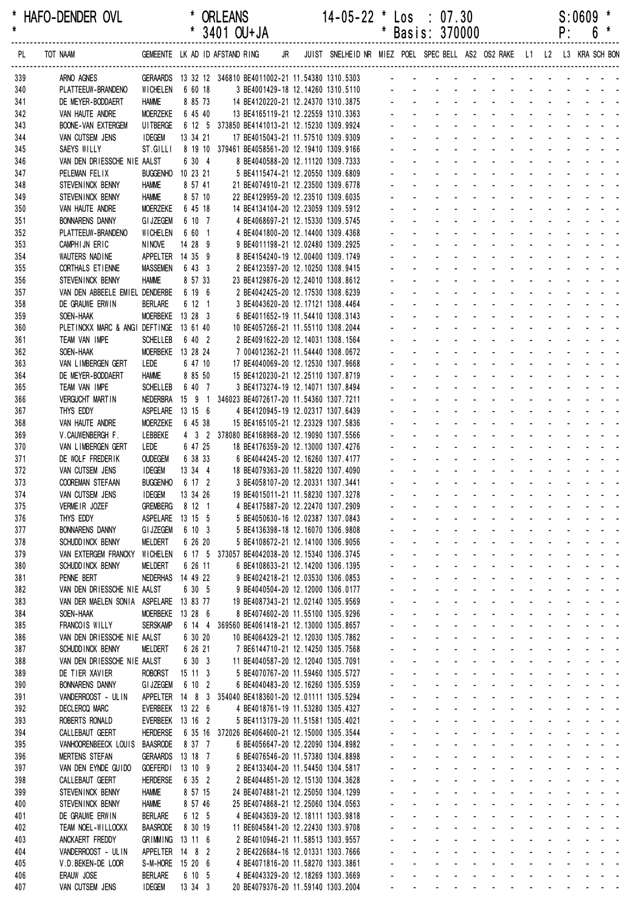| * HAFO-DENDER OVL | * ORLEANS | 14-05-22 * Los : 07.30 | S:0609 * |
|---|---|---|---|
| * | * 3401 OU+JA | * Basis: 370000 | P: 6 * |

| PL | TOT NAAM | GEMEENTE | LK | AD | ID | AFSTAND | RING | JR | JUIST | SNELHEID | NR | MIEZ | POEL | SPEC | BELL | AS2 | OS2 | RAKE | L1 | L2 | L3 | KRA | SCH | BON |
|---|---|---|---|---|---|---|---|---|---|---|---|---|---|---|---|---|---|---|---|---|---|---|---|---|
| 339 | ARNO AGNES | GERAARDS | 13 | 32 | 12 | 346810 | BE4011002-21 | | 11.54380 | 1310.5303 | | - | - | - | - | - | - | - | - | - | - | - | - | - |
| 340 | PLATTEEUW-BRANDENO | WICHELEN | 6 | 60 | 18 | | 3 BE4001429-18 | | 12.14260 | 1310.5110 | | - | - | - | - | - | - | - | - | - | - | - | - | - |
| 341 | DE MEYER-BODDAERT | HAMME | 8 | 85 | 73 | | 14 BE4120220-21 | | 12.24370 | 1310.3875 | | - | - | - | - | - | - | - | - | - | - | - | - | - |
| 342 | VAN HAUTE ANDRE | MOERZEKE | 6 | 45 | 40 | | 13 BE4165119-21 | | 12.22559 | 1310.3363 | | - | - | - | - | - | - | - | - | - | - | - | - | - |
| 343 | BOONE-VAN EXTERGEM | UITBERGE | 6 | 12 | 5 | 373850 | BE4141013-21 | | 12.15230 | 1309.9924 | | - | - | - | - | - | - | - | - | - | - | - | - | - |
| 344 | VAN CUTSEM JENS | IDEGEM | 13 | 34 | 21 | | 17 BE4015043-21 | | 11.57510 | 1309.9309 | | - | - | - | - | - | - | - | - | - | - | - | - | - |
| 345 | SAEYS WILLY | ST.GILLI | 8 | 19 | 10 | 379461 | BE4058561-20 | | 12.19410 | 1309.9166 | | - | - | - | - | - | - | - | - | - | - | - | - | - |
| 346 | VAN DEN DRIESSCHE NIE | AALST | 6 | 30 | 4 | | 8 BE4040588-20 | | 12.11120 | 1309.7333 | | - | - | - | - | - | - | - | - | - | - | - | - | - |
| 347 | PELEMAN FELIX | BUGGENHO | 10 | 23 | 21 | | 5 BE4115474-21 | | 12.20550 | 1309.6809 | | - | - | - | - | - | - | - | - | - | - | - | - | - |
| 348 | STEVENINCK BENNY | HAMME | 8 | 57 | 41 | | 21 BE4074910-21 | | 12.23500 | 1309.6778 | | - | - | - | - | - | - | - | - | - | - | - | - | - |
| 349 | STEVENINCK BENNY | HAMME | 8 | 57 | 10 | | 22 BE4129959-20 | | 12.23510 | 1309.6035 | | - | - | - | - | - | - | - | - | - | - | - | - | - |
| 350 | VAN HAUTE ANDRE | MOERZEKE | 6 | 45 | 18 | | 14 BE4134104-20 | | 12.23059 | 1309.5912 | | - | - | - | - | - | - | - | - | - | - | - | - | - |
| 351 | BONNARENS DANNY | GIJZEGEM | 6 | 10 | 7 | | 4 BE4068697-21 | | 12.15330 | 1309.5745 | | - | - | - | - | - | - | - | - | - | - | - | - | - |
| 352 | PLATTEEUW-BRANDENO | WICHELEN | 6 | 60 | 1 | | 4 BE4041800-20 | | 12.14400 | 1309.4368 | | - | - | - | - | - | - | - | - | - | - | - | - | - |
| 353 | CAMPHIJN ERIC | NINOVE | 14 | 28 | 9 | | 9 BE4011198-21 | | 12.02480 | 1309.2925 | | - | - | - | - | - | - | - | - | - | - | - | - | - |
| 354 | WAUTERS NADINE | APPELTER | 14 | 35 | 9 | | 8 BE4154240-19 | | 12.00400 | 1309.1749 | | - | - | - | - | - | - | - | - | - | - | - | - | - |
| 355 | CORTHALS ETIENNE | MASSEMEN | 6 | 43 | 3 | | 2 BE4123597-20 | | 12.10250 | 1308.9415 | | - | - | - | - | - | - | - | - | - | - | - | - | - |
| 356 | STEVENINCK BENNY | HAMME | 8 | 57 | 33 | | 23 BE4129876-20 | | 12.24010 | 1308.8612 | | - | - | - | - | - | - | - | - | - | - | - | - | - |
| 357 | VAN DEN ABBEELE EMIEL | DENDERBE | 6 | 19 | 6 | | 2 BE4042425-20 | | 12.17530 | 1308.6239 | | - | - | - | - | - | - | - | - | - | - | - | - | - |
| 358 | DE GRAUWE ERWIN | BERLARE | 6 | 12 | 1 | | 3 BE4043620-20 | | 12.17121 | 1308.4464 | | - | - | - | - | - | - | - | - | - | - | - | - | - |
| 359 | SOEN-HAAK | MOERBEKE | 13 | 28 | 3 | | 6 BE4011652-19 | | 11.54410 | 1308.3143 | | - | - | - | - | - | - | - | - | - | - | - | - | - |
| 360 | PLETINCKX MARC & ANGI | DEFTINGE | 13 | 61 | 40 | | 10 BE4057266-21 | | 11.55110 | 1308.2044 | | - | - | - | - | - | - | - | - | - | - | - | - | - |
| 361 | TEAM VAN IMPE | SCHELLEB | 6 | 40 | 2 | | 2 BE4091622-20 | | 12.14031 | 1308.1564 | | - | - | - | - | - | - | - | - | - | - | - | - | - |
| 362 | SOEN-HAAK | MOERBEKE | 13 | 28 | 24 | | 7 004012362-21 | | 11.54440 | 1308.0672 | | - | - | - | - | - | - | - | - | - | - | - | - | - |
| 363 | VAN LIMBERGEN GERT | LEDE | 6 | 47 | 10 | | 17 BE4040069-20 | | 12.12530 | 1307.9668 | | - | - | - | - | - | - | - | - | - | - | - | - | - |
| 364 | DE MEYER-BODDAERT | HAMME | 8 | 85 | 50 | | 15 BE4120230-21 | | 12.25110 | 1307.8719 | | - | - | - | - | - | - | - | - | - | - | - | - | - |
| 365 | TEAM VAN IMPE | SCHELLEB | 6 | 40 | 7 | | 3 BE4173274-19 | | 12.14071 | 1307.8494 | | - | - | - | - | - | - | - | - | - | - | - | - | - |
| 366 | VERGUCHT MARTIN | NEDERBRA | 15 | 9 | 1 | 346023 | BE4072617-20 | | 11.54360 | 1307.7211 | | - | - | - | - | - | - | - | - | - | - | - | - | - |
| 367 | THYS EDDY | ASPELARE | 13 | 15 | 6 | | 4 BE4120945-19 | | 12.02317 | 1307.6439 | | - | - | - | - | - | - | - | - | - | - | - | - | - |
| 368 | VAN HAUTE ANDRE | MOERZEKE | 6 | 45 | 38 | | 15 BE4165105-21 | | 12.23329 | 1307.5836 | | - | - | - | - | - | - | - | - | - | - | - | - | - |
| 369 | V.CAUWENBERGH F. | LEBBEKE | 4 | 3 | 2 | 378080 | BE4168968-20 | | 12.19090 | 1307.5566 | | - | - | - | - | - | - | - | - | - | - | - | - | - |
| 370 | VAN LIMBERGEN GERT | LEDE | 6 | 47 | 25 | | 18 BE4176359-20 | | 12.13000 | 1307.4276 | | - | - | - | - | - | - | - | - | - | - | - | - | - |
| 371 | DE WOLF FREDERIK | OUDEGEM | 6 | 38 | 33 | | 6 BE4044245-20 | | 12.16260 | 1307.4177 | | - | - | - | - | - | - | - | - | - | - | - | - | - |
| 372 | VAN CUTSEM JENS | IDEGEM | 13 | 34 | 4 | | 18 BE4079363-20 | | 11.58220 | 1307.4090 | | - | - | - | - | - | - | - | - | - | - | - | - | - |
| 373 | COOREMAN STEFAAN | BUGGENHO | 6 | 17 | 2 | | 3 BE4058107-20 | | 12.20331 | 1307.3441 | | - | - | - | - | - | - | - | - | - | - | - | - | - |
| 374 | VAN CUTSEM JENS | IDEGEM | 13 | 34 | 26 | | 19 BE4015011-21 | | 11.58230 | 1307.3278 | | - | - | - | - | - | - | - | - | - | - | - | - | - |
| 375 | VERMEIR JOZEF | GREMBERG | 8 | 12 | 1 | | 4 BE4175887-20 | | 12.22470 | 1307.2909 | | - | - | - | - | - | - | - | - | - | - | - | - | - |
| 376 | THYS EDDY | ASPELARE | 13 | 15 | 5 | | 5 BE4050630-16 | | 12.02387 | 1307.0843 | | - | - | - | - | - | - | - | - | - | - | - | - | - |
| 377 | BONNARENS DANNY | GIJZEGEM | 6 | 10 | 3 | | 5 BE4136398-18 | | 12.16070 | 1306.9808 | | - | - | - | - | - | - | - | - | - | - | - | - | - |
| 378 | SCHUDDINCK BENNY | MELDERT | 6 | 26 | 20 | | 5 BE4108672-21 | | 12.14100 | 1306.9056 | | - | - | - | - | - | - | - | - | - | - | - | - | - |
| 379 | VAN EXTERGEM FRANCKY | WICHELEN | 6 | 17 | 5 | 373057 | BE4042038-20 | | 12.15340 | 1306.3745 | | - | - | - | - | - | - | - | - | - | - | - | - | - |
| 380 | SCHUDDINCK BENNY | MELDERT | 6 | 26 | 11 | | 6 BE4108633-21 | | 12.14200 | 1306.1395 | | - | - | - | - | - | - | - | - | - | - | - | - | - |
| 381 | PENNE BERT | NEDERHAS | 14 | 49 | 22 | | 9 BE4024218-21 | | 12.03530 | 1306.0853 | | - | - | - | - | - | - | - | - | - | - | - | - | - |
| 382 | VAN DEN DRIESSCHE NIE | AALST | 6 | 30 | 5 | | 9 BE4040504-20 | | 12.12000 | 1306.0177 | | - | - | - | - | - | - | - | - | - | - | - | - | - |
| 383 | VAN DER MAELEN SONIA | ASPELARE | 13 | 83 | 77 | | 19 BE4087343-21 | | 12.02140 | 1305.9569 | | - | - | - | - | - | - | - | - | - | - | - | - | - |
| 384 | SOEN-HAAK | MOERBEKE | 13 | 28 | 6 | | 8 BE4074602-20 | | 11.55100 | 1305.9296 | | - | - | - | - | - | - | - | - | - | - | - | - | - |
| 385 | FRANCOIS WILLY | SERSKAMP | 6 | 14 | 4 | 369560 | BE4061418-21 | | 12.13000 | 1305.8657 | | - | - | - | - | - | - | - | - | - | - | - | - | - |
| 386 | VAN DEN DRIESSCHE NIE | AALST | 6 | 30 | 20 | | 10 BE4064329-21 | | 12.12030 | 1305.7862 | | - | - | - | - | - | - | - | - | - | - | - | - | - |
| 387 | SCHUDDINCK BENNY | MELDERT | 6 | 26 | 21 | | 7 BE6144710-21 | | 12.14250 | 1305.7568 | | - | - | - | - | - | - | - | - | - | - | - | - | - |
| 388 | VAN DEN DRIESSCHE NIE | AALST | 6 | 30 | 3 | | 11 BE4040587-20 | | 12.12040 | 1305.7091 | | - | - | - | - | - | - | - | - | - | - | - | - | - |
| 389 | DE TIER XAVIER | ROBORST | 15 | 11 | 3 | | 5 BE4070767-20 | | 11.59460 | 1305.5727 | | - | - | - | - | - | - | - | - | - | - | - | - | - |
| 390 | BONNARENS DANNY | GIJZEGEM | 6 | 10 | 2 | | 6 BE4040483-20 | | 12.16260 | 1305.5359 | | - | - | - | - | - | - | - | - | - | - | - | - | - |
| 391 | VANDERROOST - ULIN | APPELTER | 14 | 8 | 3 | 354040 | BE4183601-20 | | 12.01111 | 1305.5294 | | - | - | - | - | - | - | - | - | - | - | - | - | - |
| 392 | DECLERCQ MARC | EVERBEEK | 13 | 22 | 6 | | 4 BE4018761-19 | | 11.53280 | 1305.4327 | | - | - | - | - | - | - | - | - | - | - | - | - | - |
| 393 | ROBERTS RONALD | EVERBEEK | 13 | 16 | 2 | | 5 BE4113179-20 | | 11.51581 | 1305.4021 | | - | - | - | - | - | - | - | - | - | - | - | - | - |
| 394 | CALLEBAUT GEERT | HERDERSE | 6 | 35 | 16 | 372026 | BE4064600-21 | | 12.15000 | 1305.3544 | | - | - | - | - | - | - | - | - | - | - | - | - | - |
| 395 | VANHOORENBEECK LOUIS | BAASRODE | 6 | 37 | 7 | | 6 BE4056647-20 | | 12.22090 | 1304.8982 | | - | - | - | - | - | - | - | - | - | - | - | - | - |
| 396 | MERTENS STEFAN | GERAARDS | 13 | 18 | 7 | | 6 BE4076546-20 | | 11.57380 | 1304.8898 | | - | - | - | - | - | - | - | - | - | - | - | - | - |
| 397 | VAN DEN EYNDE GUIDO | GOEFERDI | 13 | 10 | 9 | | 2 BE4133404-20 | | 11.54450 | 1304.5817 | | - | - | - | - | - | - | - | - | - | - | - | - | - |
| 398 | CALLEBAUT GEERT | HERDERSE | 6 | 35 | 2 | | 2 BE4044851-20 | | 12.15130 | 1304.3628 | | - | - | - | - | - | - | - | - | - | - | - | - | - |
| 399 | STEVENINCK BENNY | HAMME | 8 | 57 | 15 | | 24 BE4074881-21 | | 12.25050 | 1304.1299 | | - | - | - | - | - | - | - | - | - | - | - | - | - |
| 400 | STEVENINCK BENNY | HAMME | 8 | 57 | 46 | | 25 BE4074868-21 | | 12.25060 | 1304.0563 | | - | - | - | - | - | - | - | - | - | - | - | - | - |
| 401 | DE GRAUWE ERWIN | BERLARE | 6 | 12 | 5 | | 4 BE4043639-20 | | 12.18111 | 1303.9818 | | - | - | - | - | - | - | - | - | - | - | - | - | - |
| 402 | TEAM NOEL-WILLOCKX | BAASRODE | 8 | 30 | 19 | | 11 BE6045841-20 | | 12.22430 | 1303.9708 | | - | - | - | - | - | - | - | - | - | - | - | - | - |
| 403 | ANCKAERT FREDDY | GRIMMING | 13 | 11 | 6 | | 2 BE4010946-21 | | 11.58513 | 1303.9557 | | - | - | - | - | - | - | - | - | - | - | - | - | - |
| 404 | VANDERROOST - ULIN | APPELTER | 14 | 8 | 2 | | 2 BE4226684-16 | | 12.01331 | 1303.7666 | | - | - | - | - | - | - | - | - | - | - | - | - | - |
| 405 | V.D.BEKEN-DE LOOR | S-M-HORE | 15 | 20 | 6 | | 4 BE4071816-20 | | 11.58270 | 1303.3861 | | - | - | - | - | - | - | - | - | - | - | - | - | - |
| 406 | ERAUW JOSE | BERLARE | 6 | 10 | 5 | | 4 BE4043329-20 | | 12.18269 | 1303.3669 | | - | - | - | - | - | - | - | - | - | - | - | - | - |
| 407 | VAN CUTSEM JENS | IDEGEM | 13 | 34 | 3 | | 20 BE4079376-20 | | 11.59140 | 1303.2004 | | - | - | - | - | - | - | - | - | - | - | - | - | - |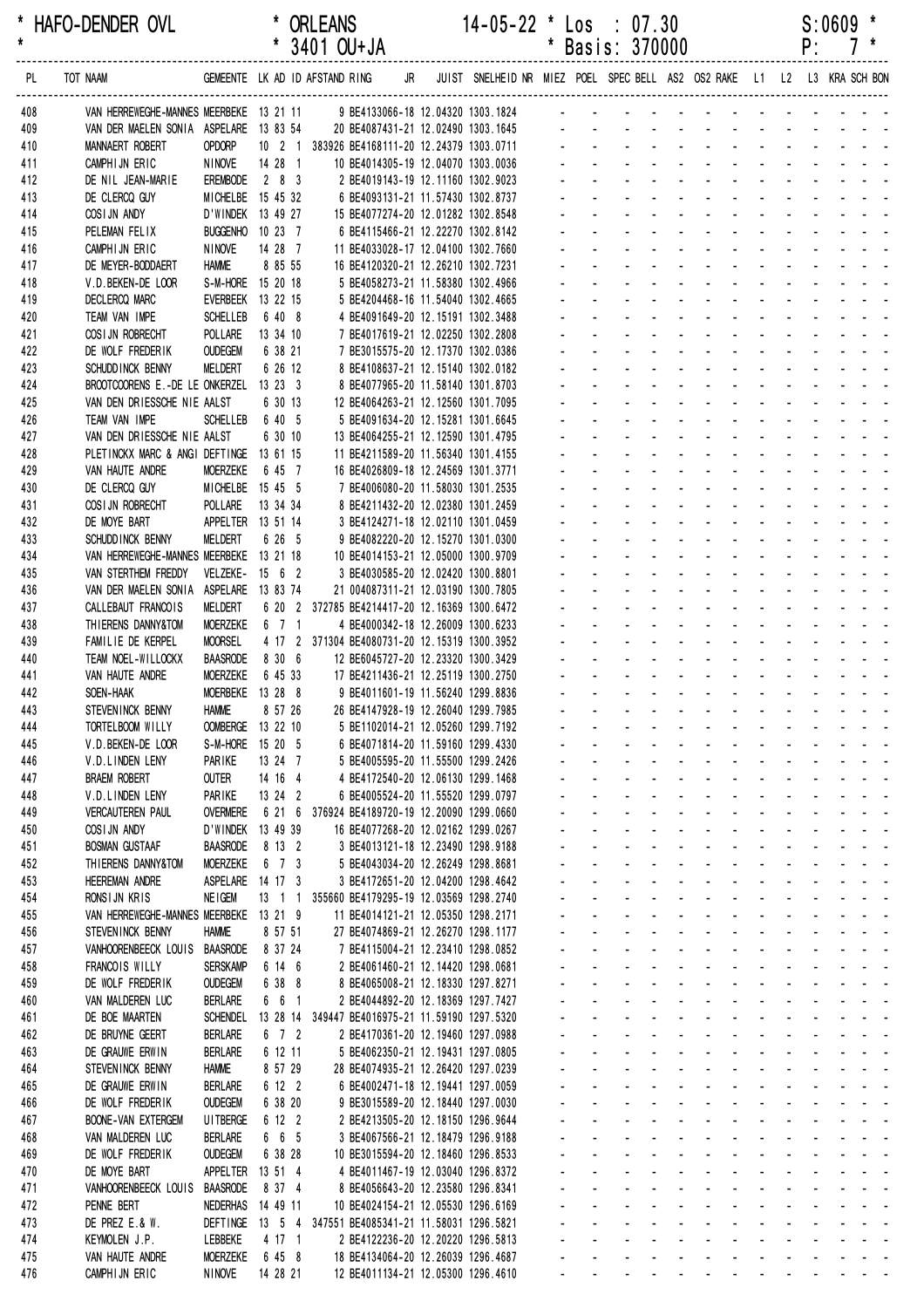| HAFO-DENDER OVL | | * ORLEANS | | | | 14-05-22 | * Los : 07.30 | | S:0609 * |
|---|---|---|---|---|---|---|---|---|---|
| * | | * 3401 OU+JA | | | | | * Basis: 370000 | | P: 7 * |

| PL | TOT NAAM | GEMEENTE | LK | AD | ID | AFSTAND | RING | JR | JUIST | SNELHEID | NR | MIEZ | POEL | SPEC | BELL | AS2 | OS2 | RAKE | L1 | L2 | L3 | KRA | SCH | BON |
|---|---|---|---|---|---|---|---|---|---|---|---|---|---|---|---|---|---|---|---|---|---|---|---|---|
| 408 | VAN HERREWEGHE-MANNES | MEERBEKE | 13 | 21 | 11 | | 9 BE4133066-18 | | 12.04320 | 1303.1824 | | - | - | - | - | - | - | - | - | - | - | - | - | - |
| 409 | VAN DER MAELEN SONIA | ASPELARE | 13 | 83 | 54 | | 20 BE4087431-21 | | 12.02490 | 1303.1645 | | - | - | - | - | - | - | - | - | - | - | - | - | - |
| 410 | MANNAERT ROBERT | OPDORP | 10 | 2 | 1 | 383926 | BE4168111-20 | | 12.24379 | 1303.0711 | | - | - | - | - | - | - | - | - | - | - | - | - | - |
| 411 | CAMPHIJN ERIC | NINOVE | 14 | 28 | 1 | | 10 BE4014305-19 | | 12.04070 | 1303.0036 | | - | - | - | - | - | - | - | - | - | - | - | - | - |
| 412 | DE NIL JEAN-MARIE | EREMBODE | 2 | 8 | 3 | | 2 BE4019143-19 | | 12.11160 | 1302.9023 | | - | - | - | - | - | - | - | - | - | - | - | - | - |
| 413 | DE CLERCQ GUY | MICHELBE | 15 | 45 | 32 | | 6 BE4093131-21 | | 11.57430 | 1302.8737 | | - | - | - | - | - | - | - | - | - | - | - | - | - |
| 414 | COSIJN ANDY | D'WINDEK | 13 | 49 | 27 | | 15 BE4077274-20 | | 12.01282 | 1302.8548 | | - | - | - | - | - | - | - | - | - | - | - | - | - |
| 415 | PELEMAN FELIX | BUGGENHO | 10 | 23 | 7 | | 6 BE4115466-21 | | 12.22270 | 1302.8142 | | - | - | - | - | - | - | - | - | - | - | - | - | - |
| 416 | CAMPHIJN ERIC | NINOVE | 14 | 28 | 7 | | 11 BE4033028-17 | | 12.04100 | 1302.7660 | | - | - | - | - | - | - | - | - | - | - | - | - | - |
| 417 | DE MEYER-BODDAERT | HAMME | 8 | 85 | 55 | | 16 BE4120320-21 | | 12.26210 | 1302.7231 | | - | - | - | - | - | - | - | - | - | - | - | - | - |
| 418 | V.D.BEKEN-DE LOOR | S-M-HORE | 15 | 20 | 18 | | 5 BE4058273-21 | | 11.58380 | 1302.4966 | | - | - | - | - | - | - | - | - | - | - | - | - | - |
| 419 | DECLERCQ MARC | EVERBEEK | 13 | 22 | 15 | | 5 BE4204468-16 | | 11.54040 | 1302.4665 | | - | - | - | - | - | - | - | - | - | - | - | - | - |
| 420 | TEAM VAN IMPE | SCHELLEB | 6 | 40 | 8 | | 4 BE4091649-20 | | 12.15191 | 1302.3488 | | - | - | - | - | - | - | - | - | - | - | - | - | - |
| 421 | COSIJN ROBRECHT | POLLARE | 13 | 34 | 10 | | 7 BE4017619-21 | | 12.02250 | 1302.2808 | | - | - | - | - | - | - | - | - | - | - | - | - | - |
| 422 | DE WOLF FREDERIK | OUDEGEM | 6 | 38 | 21 | | 7 BE3015575-20 | | 12.17370 | 1302.0386 | | - | - | - | - | - | - | - | - | - | - | - | - | - |
| 423 | SCHUDDINCK BENNY | MELDERT | 6 | 26 | 12 | | 8 BE4108637-21 | | 12.15140 | 1302.0182 | | - | - | - | - | - | - | - | - | - | - | - | - | - |
| 424 | BROOTCOORENS E.-DE LE | ONKERZEL | 13 | 23 | 3 | | 8 BE4077965-20 | | 11.58140 | 1301.8703 | | - | - | - | - | - | - | - | - | - | - | - | - | - |
| 425 | VAN DEN DRIESSCHE NIE | AALST | 6 | 30 | 13 | | 12 BE4064263-21 | | 12.12560 | 1301.7095 | | - | - | - | - | - | - | - | - | - | - | - | - | - |
| 426 | TEAM VAN IMPE | SCHELLEB | 6 | 40 | 5 | | 5 BE4091634-20 | | 12.15281 | 1301.6645 | | - | - | - | - | - | - | - | - | - | - | - | - | - |
| 427 | VAN DEN DRIESSCHE NIE | AALST | 6 | 30 | 10 | | 13 BE4064255-21 | | 12.12590 | 1301.4795 | | - | - | - | - | - | - | - | - | - | - | - | - | - |
| 428 | PLETINCKX MARC & ANGI | DEFTINGE | 13 | 61 | 15 | | 11 BE4211589-20 | | 11.56340 | 1301.4155 | | - | - | - | - | - | - | - | - | - | - | - | - | - |
| 429 | VAN HAUTE ANDRE | MOERZEKE | 6 | 45 | 7 | | 16 BE4026809-18 | | 12.24569 | 1301.3771 | | - | - | - | - | - | - | - | - | - | - | - | - | - |
| 430 | DE CLERCQ GUY | MICHELBE | 15 | 45 | 5 | | 7 BE4006080-20 | | 11.58030 | 1301.2535 | | - | - | - | - | - | - | - | - | - | - | - | - | - |
| 431 | COSIJN ROBRECHT | POLLARE | 13 | 34 | 34 | | 8 BE4211432-20 | | 12.02380 | 1301.2459 | | - | - | - | - | - | - | - | - | - | - | - | - | - |
| 432 | DE MOYE BART | APPELTER | 13 | 51 | 14 | | 3 BE4124271-18 | | 12.02110 | 1301.0459 | | - | - | - | - | - | - | - | - | - | - | - | - | - |
| 433 | SCHUDDINCK BENNY | MELDERT | 6 | 26 | 5 | | 9 BE4082220-20 | | 12.15270 | 1301.0300 | | - | - | - | - | - | - | - | - | - | - | - | - | - |
| 434 | VAN HERREWEGHE-MANNES | MEERBEKE | 13 | 21 | 18 | | 10 BE4014153-21 | | 12.05000 | 1300.9709 | | - | - | - | - | - | - | - | - | - | - | - | - | - |
| 435 | VAN STERTHEM FREDDY | VELZEKE- | 15 | 6 | 2 | | 3 BE4030585-20 | | 12.02420 | 1300.8801 | | - | - | - | - | - | - | - | - | - | - | - | - | - |
| 436 | VAN DER MAELEN SONIA | ASPELARE | 13 | 83 | 74 | | 21 004087311-21 | | 12.03190 | 1300.7805 | | - | - | - | - | - | - | - | - | - | - | - | - | - |
| 437 | CALLEBAUT FRANCOIS | MELDERT | 6 | 20 | 2 | 372785 | BE4214417-20 | | 12.16369 | 1300.6472 | | - | - | - | - | - | - | - | - | - | - | - | - | - |
| 438 | THIERENS DANNY&TOM | MOERZEKE | 6 | 7 | 1 | | 4 BE4000342-18 | | 12.26009 | 1300.6233 | | - | - | - | - | - | - | - | - | - | - | - | - | - |
| 439 | FAMILIE DE KERPEL | MOORSEL | 4 | 17 | 2 | 371304 | BE4080731-20 | | 12.15319 | 1300.3952 | | - | - | - | - | - | - | - | - | - | - | - | - | - |
| 440 | TEAM NOEL-WILLOCKX | BAASRODE | 8 | 30 | 6 | | 12 BE6045727-20 | | 12.23320 | 1300.3429 | | - | - | - | - | - | - | - | - | - | - | - | - | - |
| 441 | VAN HAUTE ANDRE | MOERZEKE | 6 | 45 | 33 | | 17 BE4211436-21 | | 12.25119 | 1300.2750 | | - | - | - | - | - | - | - | - | - | - | - | - | - |
| 442 | SOEN-HAAK | MOERBEKE | 13 | 28 | 8 | | 9 BE4011601-19 | | 11.56240 | 1299.8836 | | - | - | - | - | - | - | - | - | - | - | - | - | - |
| 443 | STEVENINCK BENNY | HAMME | 8 | 57 | 26 | | 26 BE4147928-19 | | 12.26040 | 1299.7985 | | - | - | - | - | - | - | - | - | - | - | - | - | - |
| 444 | TORTELBOOM WILLY | OOMBERGE | 13 | 22 | 10 | | 5 BE1102014-21 | | 12.05260 | 1299.7192 | | - | - | - | - | - | - | - | - | - | - | - | - | - |
| 445 | V.D.BEKEN-DE LOOR | S-M-HORE | 15 | 20 | 5 | | 6 BE4071814-20 | | 11.59160 | 1299.4330 | | - | - | - | - | - | - | - | - | - | - | - | - | - |
| 446 | V.D.LINDEN LENY | PARIKE | 13 | 24 | 7 | | 5 BE4005595-20 | | 11.55500 | 1299.2426 | | - | - | - | - | - | - | - | - | - | - | - | - | - |
| 447 | BRAEM ROBERT | OUTER | 14 | 16 | 4 | | 4 BE4172540-20 | | 12.06130 | 1299.1468 | | - | - | - | - | - | - | - | - | - | - | - | - | - |
| 448 | V.D.LINDEN LENY | PARIKE | 13 | 24 | 2 | | 6 BE4005524-20 | | 11.55520 | 1299.0797 | | - | - | - | - | - | - | - | - | - | - | - | - | - |
| 449 | VERCAUTEREN PAUL | OVERMERE | 6 | 21 | 6 | 376924 | BE4189720-19 | | 12.20090 | 1299.0660 | | - | - | - | - | - | - | - | - | - | - | - | - | - |
| 450 | COSIJN ANDY | D'WINDEK | 13 | 49 | 39 | | 16 BE4077268-20 | | 12.02162 | 1299.0267 | | - | - | - | - | - | - | - | - | - | - | - | - | - |
| 451 | BOSMAN GUSTAAF | BAASRODE | 8 | 13 | 2 | | 3 BE4013121-18 | | 12.23490 | 1298.9188 | | - | - | - | - | - | - | - | - | - | - | - | - | - |
| 452 | THIERENS DANNY&TOM | MOERZEKE | 6 | 7 | 3 | | 5 BE4043034-20 | | 12.26249 | 1298.8681 | | - | - | - | - | - | - | - | - | - | - | - | - | - |
| 453 | HEEREMAN ANDRE | ASPELARE | 14 | 17 | 3 | | 3 BE4172651-20 | | 12.04200 | 1298.4642 | | - | - | - | - | - | - | - | - | - | - | - | - | - |
| 454 | RONSIJN KRIS | NEIGEM | 13 | 1 | 1 | 355660 | BE4179295-19 | | 12.03569 | 1298.2740 | | - | - | - | - | - | - | - | - | - | - | - | - | - |
| 455 | VAN HERREWEGHE-MANNES | MEERBEKE | 13 | 21 | 9 | | 11 BE4014121-21 | | 12.05350 | 1298.2171 | | - | - | - | - | - | - | - | - | - | - | - | - | - |
| 456 | STEVENINCK BENNY | HAMME | 8 | 57 | 51 | | 27 BE4074869-21 | | 12.26270 | 1298.1177 | | - | - | - | - | - | - | - | - | - | - | - | - | - |
| 457 | VANHOORENBEECK LOUIS | BAASRODE | 8 | 37 | 24 | | 7 BE4115004-21 | | 12.23410 | 1298.0852 | | - | - | - | - | - | - | - | - | - | - | - | - | - |
| 458 | FRANCOIS WILLY | SERSKAMP | 6 | 14 | 6 | | 2 BE4061460-21 | | 12.14420 | 1298.0681 | | - | - | - | - | - | - | - | - | - | - | - | - | - |
| 459 | DE WOLF FREDERIK | OUDEGEM | 6 | 38 | 8 | | 8 BE4065008-21 | | 12.18330 | 1297.8271 | | - | - | - | - | - | - | - | - | - | - | - | - | - |
| 460 | VAN MALDEREN LUC | BERLARE | 6 | 6 | 1 | | 2 BE4044892-20 | | 12.18369 | 1297.7427 | | - | - | - | - | - | - | - | - | - | - | - | - | - |
| 461 | DE BOE MAARTEN | SCHENDEL | 13 | 28 | 14 | 349447 | BE4016975-21 | | 11.59190 | 1297.5320 | | - | - | - | - | - | - | - | - | - | - | - | - | - |
| 462 | DE BRUYNE GEERT | BERLARE | 6 | 7 | 2 | | 2 BE4170361-20 | | 12.19460 | 1297.0988 | | - | - | - | - | - | - | - | - | - | - | - | - | - |
| 463 | DE GRAUWE ERWIN | BERLARE | 6 | 12 | 11 | | 5 BE4062350-21 | | 12.19431 | 1297.0805 | | - | - | - | - | - | - | - | - | - | - | - | - | - |
| 464 | STEVENINCK BENNY | HAMME | 8 | 57 | 29 | | 28 BE4074935-21 | | 12.26420 | 1297.0239 | | - | - | - | - | - | - | - | - | - | - | - | - | - |
| 465 | DE GRAUWE ERWIN | BERLARE | 6 | 12 | 2 | | 6 BE4002471-18 | | 12.19441 | 1297.0059 | | - | - | - | - | - | - | - | - | - | - | - | - | - |
| 466 | DE WOLF FREDERIK | OUDEGEM | 6 | 38 | 20 | | 9 BE3015589-20 | | 12.18440 | 1297.0030 | | - | - | - | - | - | - | - | - | - | - | - | - | - |
| 467 | BOONE-VAN EXTERGEM | UITBERGE | 6 | 12 | 2 | | 2 BE4213505-20 | | 12.18150 | 1296.9644 | | - | - | - | - | - | - | - | - | - | - | - | - | - |
| 468 | VAN MALDEREN LUC | BERLARE | 6 | 6 | 5 | | 3 BE4067566-21 | | 12.18479 | 1296.9188 | | - | - | - | - | - | - | - | - | - | - | - | - | - |
| 469 | DE WOLF FREDERIK | OUDEGEM | 6 | 38 | 28 | | 10 BE3015594-20 | | 12.18460 | 1296.8533 | | - | - | - | - | - | - | - | - | - | - | - | - | - |
| 470 | DE MOYE BART | APPELTER | 13 | 51 | 4 | | 4 BE4011467-19 | | 12.03040 | 1296.8372 | | - | - | - | - | - | - | - | - | - | - | - | - | - |
| 471 | VANHOORENBEECK LOUIS | BAASRODE | 8 | 37 | 4 | | 8 BE4056643-20 | | 12.23580 | 1296.8341 | | - | - | - | - | - | - | - | - | - | - | - | - | - |
| 472 | PENNE BERT | NEDERHAS | 14 | 49 | 11 | | 10 BE4024154-21 | | 12.05530 | 1296.6169 | | - | - | - | - | - | - | - | - | - | - | - | - | - |
| 473 | DE PREZ E.& W. | DEFTINGE | 13 | 5 | 4 | 347551 | BE4085341-21 | | 11.58031 | 1296.5821 | | - | - | - | - | - | - | - | - | - | - | - | - | - |
| 474 | KEYMOLEN J.P. | LEBBEKE | 4 | 17 | 1 | | 2 BE4122236-20 | | 12.20220 | 1296.5813 | | - | - | - | - | - | - | - | - | - | - | - | - | - |
| 475 | VAN HAUTE ANDRE | MOERZEKE | 6 | 45 | 8 | | 18 BE4134064-20 | | 12.26039 | 1296.4687 | | - | - | - | - | - | - | - | - | - | - | - | - | - |
| 476 | CAMPHIJN ERIC | NINOVE | 14 | 28 | 21 | | 12 BE4011134-21 | | 12.05300 | 1296.4610 | | - | - | - | - | - | - | - | - | - | - | - | - | - |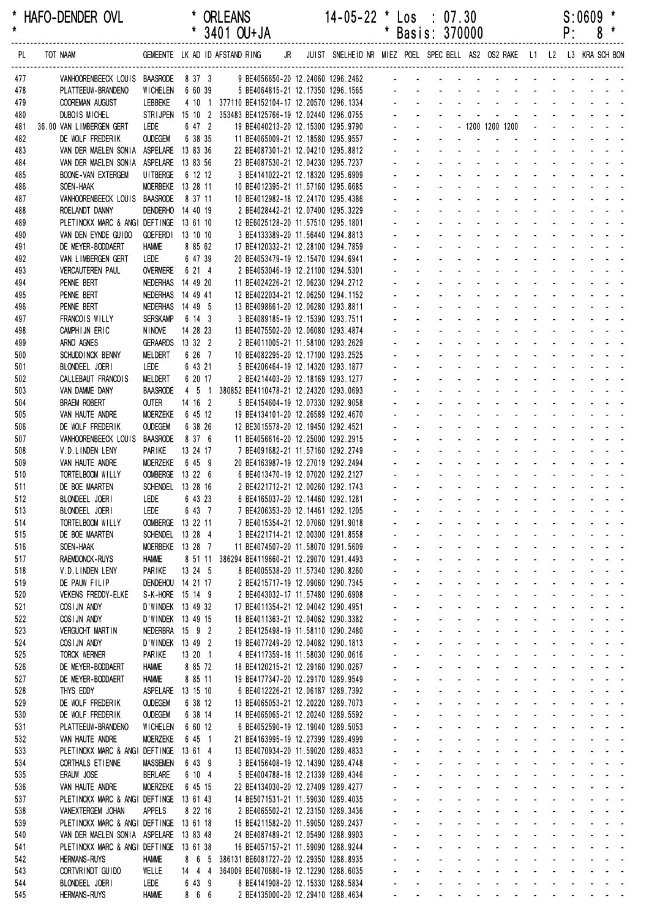\* HAFO-DENDER OVL \* ORLEANS 14-05-22 \* Los : 07.30 S:0609 \*
\* \* 3401 OU+JA \* Basis: 370000 P: 8 \*

| PL | TOT NAAM | GEMEENTE | LK | AD | ID | AFSTAND | RING | JR | JUIST | SNELHEID | NR | MIEZ | POEL | SPEC | BELL | AS2 | OS2 | RAKE | L1 | L2 | L3 | KRA | SCH | BON |
|---|---|---|---|---|---|---|---|---|---|---|---|---|---|---|---|---|---|---|---|---|---|---|---|---|
| 477 | VANHOORENBEECK LOUIS | BAASRODE | 8 | 37 | 3 | | 9 BE4056650-20 | | 12.24060 | 1296.2462 | | - | - | - | - | - | - | - | - | - | - | - | - | - |
| 478 | PLATTEEUW-BRANDENO | WICHELEN | 6 | 60 | 39 | | 5 BE4064815-21 | | 12.17350 | 1296.1565 | | - | - | - | - | - | - | - | - | - | - | - | - | - |
| 479 | COOREMAN AUGUST | LEBBEKE | 4 | 10 | 1 | 377110 | BE4152104-17 | | 12.20570 | 1296.1334 | | - | - | - | - | - | - | - | - | - | - | - | - | - |
| 480 | DUBOIS MICHEL | STRIJPEN | 15 | 10 | 2 | 353483 | BE4125766-19 | | 12.02440 | 1296.0755 | | - | - | - | - | - | - | - | - | - | - | - | - | - |
| 481 | 36.00 VAN LIMBERGEN GERT | LEDE | 6 | 47 | 2 | | 19 BE4040213-20 | | 12.15300 | 1295.9790 | | - | - | - | - | 1200 | 1200 | 1200 | - | - | - | - | - | - |
| 482 | DE WOLF FREDERIK | OUDEGEM | 6 | 38 | 35 | | 11 BE4065009-21 | | 12.18580 | 1295.9557 | | - | - | - | - | - | - | - | - | - | - | - | - | - |
| 483 | VAN DER MAELEN SONIA | ASPELARE | 13 | 83 | 36 | | 22 BE4087301-21 | | 12.04210 | 1295.8812 | | - | - | - | - | - | - | - | - | - | - | - | - | - |
| 484 | VAN DER MAELEN SONIA | ASPELARE | 13 | 83 | 56 | | 23 BE4087530-21 | | 12.04230 | 1295.7237 | | - | - | - | - | - | - | - | - | - | - | - | - | - |
| 485 | BOONE-VAN EXTERGEM | UITBERGE | 6 | 12 | 12 | | 3 BE4141022-21 | | 12.18320 | 1295.6909 | | - | - | - | - | - | - | - | - | - | - | - | - | - |
| 486 | SOEN-HAAK | MOERBEKE | 13 | 28 | 11 | | 10 BE4012395-21 | | 11.57160 | 1295.6685 | | - | - | - | - | - | - | - | - | - | - | - | - | - |
| 487 | VANHOORENBEECK LOUIS | BAASRODE | 8 | 37 | 11 | | 10 BE4012982-18 | | 12.24170 | 1295.4386 | | - | - | - | - | - | - | - | - | - | - | - | - | - |
| 488 | ROELANDT DANNY | DENDERHO | 14 | 40 | 19 | | 2 BE4028442-21 | | 12.07400 | 1295.3229 | | - | - | - | - | - | - | - | - | - | - | - | - | - |
| 489 | PLETINCKX MARC & ANGI | DEFTINGE | 13 | 61 | 10 | | 12 BE6025128-20 | | 11.57510 | 1295.1801 | | - | - | - | - | - | - | - | - | - | - | - | - | - |
| 490 | VAN DEN EYNDE GUIDO | GOEFERDI | 13 | 10 | 10 | | 3 BE4133389-20 | | 11.56440 | 1294.8813 | | - | - | - | - | - | - | - | - | - | - | - | - | - |
| 491 | DE MEYER-BODDAERT | HAMME | 8 | 85 | 62 | | 17 BE4120332-21 | | 12.28100 | 1294.7859 | | - | - | - | - | - | - | - | - | - | - | - | - | - |
| 492 | VAN LIMBERGEN GERT | LEDE | 6 | 47 | 39 | | 20 BE4053479-19 | | 12.15470 | 1294.6941 | | - | - | - | - | - | - | - | - | - | - | - | - | - |
| 493 | VERCAUTEREN PAUL | OVERMERE | 6 | 21 | 4 | | 2 BE4053046-19 | | 12.21100 | 1294.5301 | | - | - | - | - | - | - | - | - | - | - | - | - | - |
| 494 | PENNE BERT | NEDERHAS | 14 | 49 | 20 | | 11 BE4024226-21 | | 12.06230 | 1294.2712 | | - | - | - | - | - | - | - | - | - | - | - | - | - |
| 495 | PENNE BERT | NEDERHAS | 14 | 49 | 41 | | 12 BE4022034-21 | | 12.06250 | 1294.1152 | | - | - | - | - | - | - | - | - | - | - | - | - | - |
| 496 | PENNE BERT | NEDERHAS | 14 | 49 | 5 | | 13 BE4098661-20 | | 12.06280 | 1293.8811 | | - | - | - | - | - | - | - | - | - | - | - | - | - |
| 497 | FRANCOIS WILLY | SERSKAMP | 6 | 14 | 3 | | 3 BE4089185-19 | | 12.15390 | 1293.7511 | | - | - | - | - | - | - | - | - | - | - | - | - | - |
| 498 | CAMPHIJN ERIC | NINOVE | 14 | 28 | 23 | | 13 BE4075502-20 | | 12.06080 | 1293.4874 | | - | - | - | - | - | - | - | - | - | - | - | - | - |
| 499 | ARNO AGNES | GERAARDS | 13 | 32 | 2 | | 2 BE4011005-21 | | 11.58100 | 1293.2629 | | - | - | - | - | - | - | - | - | - | - | - | - | - |
| 500 | SCHUDDINCK BENNY | MELDERT | 6 | 26 | 7 | | 10 BE4082295-20 | | 12.17100 | 1293.2525 | | - | - | - | - | - | - | - | - | - | - | - | - | - |
| 501 | BLONDEEL JOERI | LEDE | 6 | 43 | 21 | | 5 BE4206464-19 | | 12.14320 | 1293.1877 | | - | - | - | - | - | - | - | - | - | - | - | - | - |
| 502 | CALLEBAUT FRANCOIS | MELDERT | 6 | 20 | 17 | | 2 BE4214403-20 | | 12.18169 | 1293.1277 | | - | - | - | - | - | - | - | - | - | - | - | - | - |
| 503 | VAN DAMME DANY | BAASRODE | 4 | 5 | 1 | 380852 | BE4110478-21 | | 12.24320 | 1293.0693 | | - | - | - | - | - | - | - | - | - | - | - | - | - |
| 504 | BRAEM ROBERT | OUTER | 14 | 16 | 2 | | 5 BE4154604-19 | | 12.07330 | 1292.9058 | | - | - | - | - | - | - | - | - | - | - | - | - | - |
| 505 | VAN HAUTE ANDRE | MOERZEKE | 6 | 45 | 12 | | 19 BE4134101-20 | | 12.26589 | 1292.4670 | | - | - | - | - | - | - | - | - | - | - | - | - | - |
| 506 | DE WOLF FREDERIK | OUDEGEM | 6 | 38 | 26 | | 12 BE3015578-20 | | 12.19450 | 1292.4521 | | - | - | - | - | - | - | - | - | - | - | - | - | - |
| 507 | VANHOORENBEECK LOUIS | BAASRODE | 8 | 37 | 6 | | 11 BE4056616-20 | | 12.25000 | 1292.2915 | | - | - | - | - | - | - | - | - | - | - | - | - | - |
| 508 | V.D.LINDEN LENY | PARIKE | 13 | 24 | 17 | | 7 BE4091682-21 | | 11.57160 | 1292.2749 | | - | - | - | - | - | - | - | - | - | - | - | - | - |
| 509 | VAN HAUTE ANDRE | MOERZEKE | 6 | 45 | 9 | | 20 BE4163987-19 | | 12.27019 | 1292.2494 | | - | - | - | - | - | - | - | - | - | - | - | - | - |
| 510 | TORTELBOOM WILLY | OOMBERGE | 13 | 22 | 6 | | 6 BE4013470-19 | | 12.07020 | 1292.2127 | | - | - | - | - | - | - | - | - | - | - | - | - | - |
| 511 | DE BOE MAARTEN | SCHENDEL | 13 | 28 | 16 | | 2 BE4221712-21 | | 12.00260 | 1292.1743 | | - | - | - | - | - | - | - | - | - | - | - | - | - |
| 512 | BLONDEEL JOERI | LEDE | 6 | 43 | 23 | | 6 BE4165037-20 | | 12.14460 | 1292.1281 | | - | - | - | - | - | - | - | - | - | - | - | - | - |
| 513 | BLONDEEL JOERI | LEDE | 6 | 43 | 7 | | 7 BE4206353-20 | | 12.14461 | 1292.1205 | | - | - | - | - | - | - | - | - | - | - | - | - | - |
| 514 | TORTELBOOM WILLY | OOMBERGE | 13 | 22 | 11 | | 7 BE4015354-21 | | 12.07060 | 1291.9018 | | - | - | - | - | - | - | - | - | - | - | - | - | - |
| 515 | DE BOE MAARTEN | SCHENDEL | 13 | 28 | 4 | | 3 BE4221714-21 | | 12.00300 | 1291.8558 | | - | - | - | - | - | - | - | - | - | - | - | - | - |
| 516 | SOEN-HAAK | MOERBEKE | 13 | 28 | 7 | | 11 BE4074507-20 | | 11.58070 | 1291.5609 | | - | - | - | - | - | - | - | - | - | - | - | - | - |
| 517 | RAEMDONCK-RUYS | HAMME | 8 | 51 | 11 | 386294 | BE4119660-21 | | 12.29070 | 1291.4493 | | - | - | - | - | - | - | - | - | - | - | - | - | - |
| 518 | V.D.LINDEN LENY | PARIKE | 13 | 24 | 5 | | 8 BE4005538-20 | | 11.57340 | 1290.8260 | | - | - | - | - | - | - | - | - | - | - | - | - | - |
| 519 | DE PAUW FILIP | DENDEHOU | 14 | 21 | 17 | | 2 BE4215717-19 | | 12.09160 | 1290.7345 | | - | - | - | - | - | - | - | - | - | - | - | - | - |
| 520 | VEKENS FREDDY-ELKE | S-K-HORE | 15 | 14 | 9 | | 2 BE4043032-17 | | 11.57480 | 1290.6908 | | - | - | - | - | - | - | - | - | - | - | - | - | - |
| 521 | COSIJN ANDY | D'WINDEK | 13 | 49 | 32 | | 17 BE4011354-21 | | 12.04042 | 1290.4951 | | - | - | - | - | - | - | - | - | - | - | - | - | - |
| 522 | COSIJN ANDY | D'WINDEK | 13 | 49 | 15 | | 18 BE4011363-21 | | 12.04062 | 1290.3382 | | - | - | - | - | - | - | - | - | - | - | - | - | - |
| 523 | VERGUCHT MARTIN | NEDERBRA | 15 | 9 | 2 | | 2 BE4125498-19 | | 11.58110 | 1290.2480 | | - | - | - | - | - | - | - | - | - | - | - | - | - |
| 524 | COSIJN ANDY | D'WINDEK | 13 | 49 | 2 | | 19 BE4077249-20 | | 12.04082 | 1290.1813 | | - | - | - | - | - | - | - | - | - | - | - | - | - |
| 525 | TORCK WERNER | PARIKE | 13 | 20 | 1 | | 4 BE4117359-18 | | 11.58030 | 1290.0616 | | - | - | - | - | - | - | - | - | - | - | - | - | - |
| 526 | DE MEYER-BODDAERT | HAMME | 8 | 85 | 72 | | 18 BE4120215-21 | | 12.29160 | 1290.0267 | | - | - | - | - | - | - | - | - | - | - | - | - | - |
| 527 | DE MEYER-BODDAERT | HAMME | 8 | 85 | 11 | | 19 BE4177347-20 | | 12.29170 | 1289.9549 | | - | - | - | - | - | - | - | - | - | - | - | - | - |
| 528 | THYS EDDY | ASPELARE | 13 | 15 | 10 | | 6 BE4012226-21 | | 12.06187 | 1289.7392 | | - | - | - | - | - | - | - | - | - | - | - | - | - |
| 529 | DE WOLF FREDERIK | OUDEGEM | 6 | 38 | 12 | | 13 BE4065053-21 | | 12.20220 | 1289.7073 | | - | - | - | - | - | - | - | - | - | - | - | - | - |
| 530 | DE WOLF FREDERIK | OUDEGEM | 6 | 38 | 14 | | 14 BE4065065-21 | | 12.20240 | 1289.5592 | | - | - | - | - | - | - | - | - | - | - | - | - | - |
| 531 | PLATTEEUW-BRANDENO | WICHELEN | 6 | 60 | 12 | | 6 BE4052590-19 | | 12.19040 | 1289.5053 | | - | - | - | - | - | - | - | - | - | - | - | - | - |
| 532 | VAN HAUTE ANDRE | MOERZEKE | 6 | 45 | 1 | | 21 BE4163995-19 | | 12.27399 | 1289.4999 | | - | - | - | - | - | - | - | - | - | - | - | - | - |
| 533 | PLETINCKX MARC & ANGI | DEFTINGE | 13 | 61 | 4 | | 13 BE4070934-20 | | 11.59020 | 1289.4833 | | - | - | - | - | - | - | - | - | - | - | - | - | - |
| 534 | CORTHALS ETIENNE | MASSEMEN | 6 | 43 | 9 | | 3 BE4156408-19 | | 12.14390 | 1289.4748 | | - | - | - | - | - | - | - | - | - | - | - | - | - |
| 535 | ERAUW JOSE | BERLARE | 6 | 10 | 4 | | 5 BE4004788-18 | | 12.21339 | 1289.4346 | | - | - | - | - | - | - | - | - | - | - | - | - | - |
| 536 | VAN HAUTE ANDRE | MOERZEKE | 6 | 45 | 15 | | 22 BE4134030-20 | | 12.27409 | 1289.4277 | | - | - | - | - | - | - | - | - | - | - | - | - | - |
| 537 | PLETINCKX MARC & ANGI | DEFTINGE | 13 | 61 | 43 | | 14 BE5071531-21 | | 11.59030 | 1289.4035 | | - | - | - | - | - | - | - | - | - | - | - | - | - |
| 538 | VANEXTERGEM JOHAN | APPELS | 8 | 22 | 16 | | 2 BE4065502-21 | | 12.23150 | 1289.3436 | | - | - | - | - | - | - | - | - | - | - | - | - | - |
| 539 | PLETINCKX MARC & ANGI | DEFTINGE | 13 | 61 | 18 | | 15 BE4211582-20 | | 11.59050 | 1289.2437 | | - | - | - | - | - | - | - | - | - | - | - | - | - |
| 540 | VAN DER MAELEN SONIA | ASPELARE | 13 | 83 | 48 | | 24 BE4087489-21 | | 12.05490 | 1288.9903 | | - | - | - | - | - | - | - | - | - | - | - | - | - |
| 541 | PLETINCKX MARC & ANGI | DEFTINGE | 13 | 61 | 38 | | 16 BE4057157-21 | | 11.59090 | 1288.9244 | | - | - | - | - | - | - | - | - | - | - | - | - | - |
| 542 | HERMANS-RUYS | HAMME | 8 | 6 | 5 | 386131 | BE6081727-20 | | 12.29350 | 1288.8935 | | - | - | - | - | - | - | - | - | - | - | - | - | - |
| 543 | CORTVRINDT GUIDO | WELLE | 14 | 4 | 4 | 364009 | BE4070680-19 | | 12.12290 | 1288.6035 | | - | - | - | - | - | - | - | - | - | - | - | - | - |
| 544 | BLONDEEL JOERI | LEDE | 6 | 43 | 9 | | 8 BE4141908-20 | | 12.15330 | 1288.5834 | | - | - | - | - | - | - | - | - | - | - | - | - | - |
| 545 | HERMANS-RUYS | HAMME | 8 | 6 | 6 | | 2 BE4135000-20 | | 12.29410 | 1288.4634 | | - | - | - | - | - | - | - | - | - | - | - | - | - |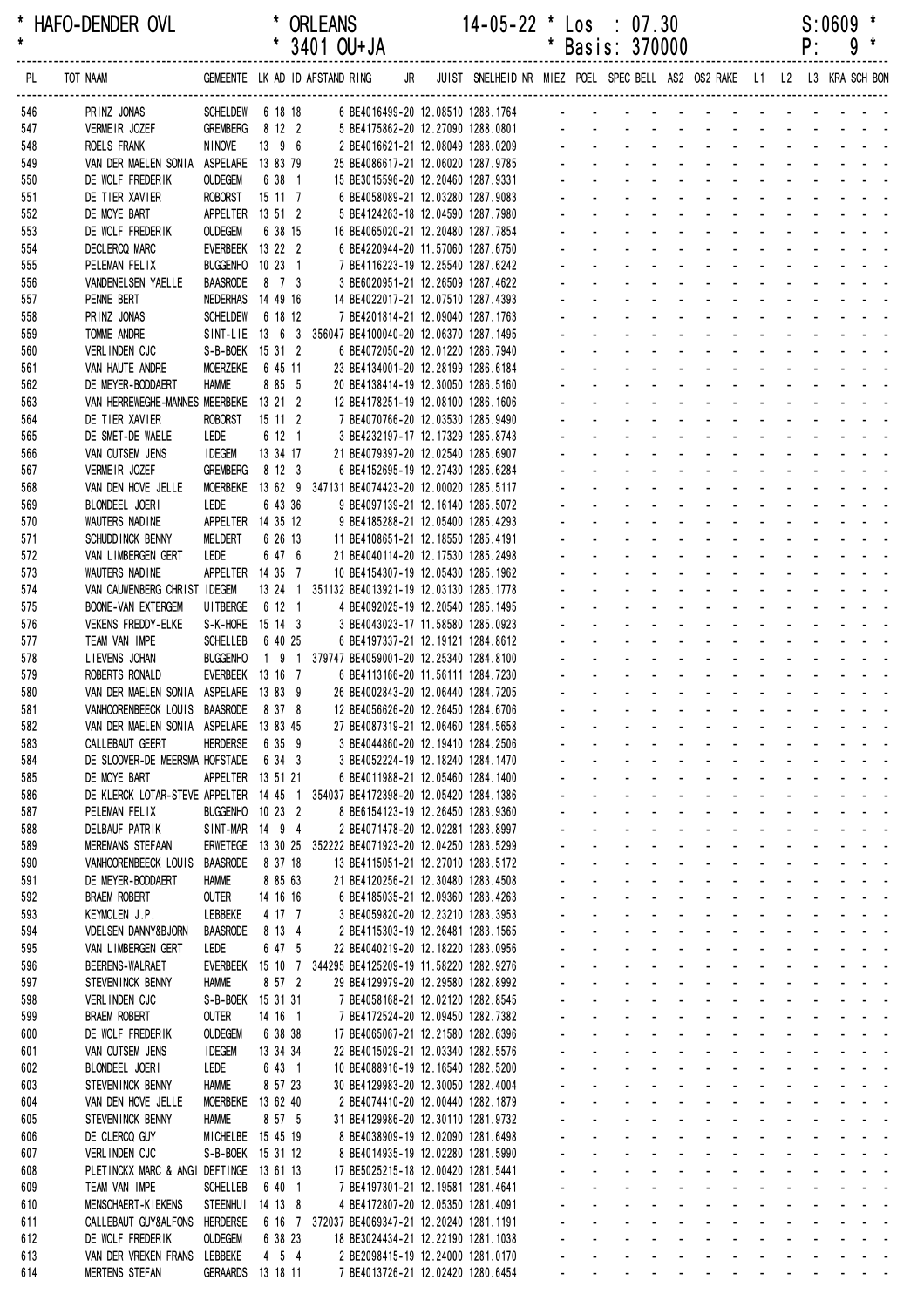\* HAFO-DENDER OVL \* ORLEANS 14-05-22 \* Los : 07.30 S:0609 \*
\* \* 3401 OU+JA \* Basis: 370000 P: 9 \*

| PL | TOT NAAM | GEMEENTE | LK | AD | ID | AFSTAND | RING | JR | JUIST | SNELHEID | NR | MIEZ | POEL | SPEC | BELL | AS2 | OS2 | RAKE | L1 | L2 | L3 | KRA | SCH | BON |
|---|---|---|---|---|---|---|---|---|---|---|---|---|---|---|---|---|---|---|---|---|---|---|---|---|
| 546 | PRINZ JONAS | SCHELDEW | 6 | 18 | 18 | | 6 BE4016499-21 | | 12.08510 | 1288.1764 | | - | - | - | - | - | - | - | - | - | - | - | - | - |
| 547 | VERMEIR JOZEF | GREMBERG | 8 | 12 | 2 | | 5 BE4175862-20 | | 12.27090 | 1288.0801 | | - | - | - | - | - | - | - | - | - | - | - | - | - |
| 548 | ROELS FRANK | NINOVE | 13 | 9 | 6 | | 2 BE4016621-21 | | 12.08049 | 1288.0209 | | - | - | - | - | - | - | - | - | - | - | - | - | - |
| 549 | VAN DER MAELEN SONIA | ASPELARE | 13 | 83 | 79 | | 25 BE4086617-21 | | 12.06020 | 1287.9785 | | - | - | - | - | - | - | - | - | - | - | - | - | - |
| 550 | DE WOLF FREDERIK | OUDEGEM | 6 | 38 | 1 | | 15 BE3015596-20 | | 12.20460 | 1287.9331 | | - | - | - | - | - | - | - | - | - | - | - | - | - |
| 551 | DE TIER XAVIER | ROBORST | 15 | 11 | 7 | | 6 BE4058089-21 | | 12.03280 | 1287.9083 | | - | - | - | - | - | - | - | - | - | - | - | - | - |
| 552 | DE MOYE BART | APPELTER | 13 | 51 | 2 | | 5 BE4124263-18 | | 12.04590 | 1287.7980 | | - | - | - | - | - | - | - | - | - | - | - | - | - |
| 553 | DE WOLF FREDERIK | OUDEGEM | 6 | 38 | 15 | | 16 BE4065020-21 | | 12.20480 | 1287.7854 | | - | - | - | - | - | - | - | - | - | - | - | - | - |
| 554 | DECLERCQ MARC | EVERBEEK | 13 | 22 | 2 | | 6 BE4220944-20 | | 11.57060 | 1287.6750 | | - | - | - | - | - | - | - | - | - | - | - | - | - |
| 555 | PELEMAN FELIX | BUGGENHO | 10 | 23 | 1 | | 7 BE4116223-19 | | 12.25540 | 1287.6242 | | - | - | - | - | - | - | - | - | - | - | - | - | - |
| 556 | VANDENELSEN YAELLE | BAASRODE | 8 | 7 | 3 | | 3 BE6020951-21 | | 12.26509 | 1287.4622 | | - | - | - | - | - | - | - | - | - | - | - | - | - |
| 557 | PENNE BERT | NEDERHAS | 14 | 49 | 16 | | 14 BE4022017-21 | | 12.07510 | 1287.4393 | | - | - | - | - | - | - | - | - | - | - | - | - | - |
| 558 | PRINZ JONAS | SCHELDEW | 6 | 18 | 12 | | 7 BE4201814-21 | | 12.09040 | 1287.1763 | | - | - | - | - | - | - | - | - | - | - | - | - | - |
| 559 | TOMME ANDRE | SINT-LIE | 13 | 6 | 3 | 356047 | BE4100040-20 | | 12.06370 | 1287.1495 | | - | - | - | - | - | - | - | - | - | - | - | - | - |
| 560 | VERLINDEN CJC | S-B-BOEK | 15 | 31 | 2 | | 6 BE4072050-20 | | 12.01220 | 1286.7940 | | - | - | - | - | - | - | - | - | - | - | - | - | - |
| 561 | VAN HAUTE ANDRE | MOERZEKE | 6 | 45 | 11 | | 23 BE4134001-20 | | 12.28199 | 1286.6184 | | - | - | - | - | - | - | - | - | - | - | - | - | - |
| 562 | DE MEYER-BODDAERT | HAMME | 8 | 85 | 5 | | 20 BE4138414-19 | | 12.30050 | 1286.5160 | | - | - | - | - | - | - | - | - | - | - | - | - | - |
| 563 | VAN HERREWEGHE-MANNES | MEERBEKE | 13 | 21 | 2 | | 12 BE4178251-19 | | 12.08100 | 1286.1606 | | - | - | - | - | - | - | - | - | - | - | - | - | - |
| 564 | DE TIER XAVIER | ROBORST | 15 | 11 | 2 | | 7 BE4070766-20 | | 12.03530 | 1285.9490 | | - | - | - | - | - | - | - | - | - | - | - | - | - |
| 565 | DE SMET-DE WAELE | LEDE | 6 | 12 | 1 | | 3 BE4232197-17 | | 12.17329 | 1285.8743 | | - | - | - | - | - | - | - | - | - | - | - | - | - |
| 566 | VAN CUTSEM JENS | IDEGEM | 13 | 34 | 17 | | 21 BE4079397-20 | | 12.02540 | 1285.6907 | | - | - | - | - | - | - | - | - | - | - | - | - | - |
| 567 | VERMEIR JOZEF | GREMBERG | 8 | 12 | 3 | | 6 BE4152695-19 | | 12.27430 | 1285.6284 | | - | - | - | - | - | - | - | - | - | - | - | - | - |
| 568 | VAN DEN HOVE JELLE | MOERBEKE | 13 | 62 | 9 | 347131 | BE4074423-20 | | 12.00020 | 1285.5117 | | - | - | - | - | - | - | - | - | - | - | - | - | - |
| 569 | BLONDEEL JOERI | LEDE | 6 | 43 | 36 | | 9 BE4097139-21 | | 12.16140 | 1285.5072 | | - | - | - | - | - | - | - | - | - | - | - | - | - |
| 570 | WAUTERS NADINE | APPELTER | 14 | 35 | 12 | | 9 BE4185288-21 | | 12.05400 | 1285.4293 | | - | - | - | - | - | - | - | - | - | - | - | - | - |
| 571 | SCHUDDINCK BENNY | MELDERT | 6 | 26 | 13 | | 11 BE4108651-21 | | 12.18550 | 1285.4191 | | - | - | - | - | - | - | - | - | - | - | - | - | - |
| 572 | VAN LIMBERGEN GERT | LEDE | 6 | 47 | 6 | | 21 BE4040114-20 | | 12.17530 | 1285.2498 | | - | - | - | - | - | - | - | - | - | - | - | - | - |
| 573 | WAUTERS NADINE | APPELTER | 14 | 35 | 7 | | 10 BE4154307-19 | | 12.05430 | 1285.1962 | | - | - | - | - | - | - | - | - | - | - | - | - | - |
| 574 | VAN CAUWENBERG CHRIST | IDEGEM | 13 | 24 | 1 | 351132 | BE4013921-19 | | 12.03130 | 1285.1778 | | - | - | - | - | - | - | - | - | - | - | - | - | - |
| 575 | BOONE-VAN EXTERGEM | UITBERGE | 6 | 12 | 1 | | 4 BE4092025-19 | | 12.20540 | 1285.1495 | | - | - | - | - | - | - | - | - | - | - | - | - | - |
| 576 | VEKENS FREDDY-ELKE | S-K-HORE | 15 | 14 | 3 | | 3 BE4043023-17 | | 11.58580 | 1285.0923 | | - | - | - | - | - | - | - | - | - | - | - | - | - |
| 577 | TEAM VAN IMPE | SCHELLEB | 6 | 40 | 25 | | 6 BE4197337-21 | | 12.19121 | 1284.8612 | | - | - | - | - | - | - | - | - | - | - | - | - | - |
| 578 | LIEVENS JOHAN | BUGGENHO | 1 | 9 | 1 | 379747 | BE4059001-20 | | 12.25340 | 1284.8100 | | - | - | - | - | - | - | - | - | - | - | - | - | - |
| 579 | ROBERTS RONALD | EVERBEEK | 13 | 16 | 7 | | 6 BE4113166-20 | | 11.56111 | 1284.7230 | | - | - | - | - | - | - | - | - | - | - | - | - | - |
| 580 | VAN DER MAELEN SONIA | ASPELARE | 13 | 83 | 9 | | 26 BE4002843-20 | | 12.06440 | 1284.7205 | | - | - | - | - | - | - | - | - | - | - | - | - | - |
| 581 | VANHOORENBEECK LOUIS | BAASRODE | 8 | 37 | 8 | | 12 BE4056626-20 | | 12.26450 | 1284.6706 | | - | - | - | - | - | - | - | - | - | - | - | - | - |
| 582 | VAN DER MAELEN SONIA | ASPELARE | 13 | 83 | 45 | | 27 BE4087319-21 | | 12.06460 | 1284.5658 | | - | - | - | - | - | - | - | - | - | - | - | - | - |
| 583 | CALLEBAUT GEERT | HERDERSE | 6 | 35 | 9 | | 3 BE4044860-20 | | 12.19410 | 1284.2506 | | - | - | - | - | - | - | - | - | - | - | - | - | - |
| 584 | DE SLOOVER-DE MEERSMA | HOFSTADE | 6 | 34 | 3 | | 3 BE4052224-19 | | 12.18240 | 1284.1470 | | - | - | - | - | - | - | - | - | - | - | - | - | - |
| 585 | DE MOYE BART | APPELTER | 13 | 51 | 21 | | 6 BE4011988-21 | | 12.05460 | 1284.1400 | | - | - | - | - | - | - | - | - | - | - | - | - | - |
| 586 | DE KLERCK LOTAR-STEVE | APPELTER | 14 | 45 | 1 | 354037 | BE4172398-20 | | 12.05420 | 1284.1386 | | - | - | - | - | - | - | - | - | - | - | - | - | - |
| 587 | PELEMAN FELIX | BUGGENHO | 10 | 23 | 2 | | 8 BE6154123-19 | | 12.26450 | 1283.9360 | | - | - | - | - | - | - | - | - | - | - | - | - | - |
| 588 | DELBAUF PATRIK | SINT-MAR | 14 | 9 | 4 | | 2 BE4071478-20 | | 12.02281 | 1283.8997 | | - | - | - | - | - | - | - | - | - | - | - | - | - |
| 589 | MEREMANS STEFAAN | ERWETEGE | 13 | 30 | 25 | 352222 | BE4071923-20 | | 12.04250 | 1283.5299 | | - | - | - | - | - | - | - | - | - | - | - | - | - |
| 590 | VANHOORENBEECK LOUIS | BAASRODE | 8 | 37 | 18 | | 13 BE4115051-21 | | 12.27010 | 1283.5172 | | - | - | - | - | - | - | - | - | - | - | - | - | - |
| 591 | DE MEYER-BODDAERT | HAMME | 8 | 85 | 63 | | 21 BE4120256-21 | | 12.30480 | 1283.4508 | | - | - | - | - | - | - | - | - | - | - | - | - | - |
| 592 | BRAEM ROBERT | OUTER | 14 | 16 | 16 | | 6 BE4185035-21 | | 12.09360 | 1283.4263 | | - | - | - | - | - | - | - | - | - | - | - | - | - |
| 593 | KEYMOLEN J.P. | LEBBEKE | 4 | 17 | 7 | | 3 BE4059820-20 | | 12.23210 | 1283.3953 | | - | - | - | - | - | - | - | - | - | - | - | - | - |
| 594 | VDELSEN DANNY&BJORN | BAASRODE | 8 | 13 | 4 | | 2 BE4115303-19 | | 12.26481 | 1283.1565 | | - | - | - | - | - | - | - | - | - | - | - | - | - |
| 595 | VAN LIMBERGEN GERT | LEDE | 6 | 47 | 5 | | 22 BE4040219-20 | | 12.18220 | 1283.0956 | | - | - | - | - | - | - | - | - | - | - | - | - | - |
| 596 | BEERENS-WALRAET | EVERBEEK | 15 | 10 | 7 | 344295 | BE4125209-19 | | 11.58220 | 1282.9276 | | - | - | - | - | - | - | - | - | - | - | - | - | - |
| 597 | STEVENINCK BENNY | HAMME | 8 | 57 | 2 | | 29 BE4129979-20 | | 12.29580 | 1282.8992 | | - | - | - | - | - | - | - | - | - | - | - | - | - |
| 598 | VERLINDEN CJC | S-B-BOEK | 15 | 31 | 31 | | 7 BE4058168-21 | | 12.02120 | 1282.8545 | | - | - | - | - | - | - | - | - | - | - | - | - | - |
| 599 | BRAEM ROBERT | OUTER | 14 | 16 | 1 | | 7 BE4172524-20 | | 12.09450 | 1282.7382 | | - | - | - | - | - | - | - | - | - | - | - | - | - |
| 600 | DE WOLF FREDERIK | OUDEGEM | 6 | 38 | 38 | | 17 BE4065067-21 | | 12.21580 | 1282.6396 | | - | - | - | - | - | - | - | - | - | - | - | - | - |
| 601 | VAN CUTSEM JENS | IDEGEM | 13 | 34 | 34 | | 22 BE4015029-21 | | 12.03340 | 1282.5576 | | - | - | - | - | - | - | - | - | - | - | - | - | - |
| 602 | BLONDEEL JOERI | LEDE | 6 | 43 | 1 | | 10 BE4088916-19 | | 12.16540 | 1282.5200 | | - | - | - | - | - | - | - | - | - | - | - | - | - |
| 603 | STEVENINCK BENNY | HAMME | 8 | 57 | 23 | | 30 BE4129983-20 | | 12.30050 | 1282.4004 | | - | - | - | - | - | - | - | - | - | - | - | - | - |
| 604 | VAN DEN HOVE JELLE | MOERBEKE | 13 | 62 | 40 | | 2 BE4074410-20 | | 12.00440 | 1282.1879 | | - | - | - | - | - | - | - | - | - | - | - | - | - |
| 605 | STEVENINCK BENNY | HAMME | 8 | 57 | 5 | | 31 BE4129986-20 | | 12.30110 | 1281.9732 | | - | - | - | - | - | - | - | - | - | - | - | - | - |
| 606 | DE CLERCQ GUY | MICHELBE | 15 | 45 | 19 | | 8 BE4038909-19 | | 12.02090 | 1281.6498 | | - | - | - | - | - | - | - | - | - | - | - | - | - |
| 607 | VERLINDEN CJC | S-B-BOEK | 15 | 31 | 12 | | 8 BE4014935-19 | | 12.02280 | 1281.5990 | | - | - | - | - | - | - | - | - | - | - | - | - | - |
| 608 | PLETINCKX MARC & ANGI | DEFTINGE | 13 | 61 | 13 | | 17 BE5025215-18 | | 12.00420 | 1281.5441 | | - | - | - | - | - | - | - | - | - | - | - | - | - |
| 609 | TEAM VAN IMPE | SCHELLEB | 6 | 40 | 1 | | 7 BE4197301-21 | | 12.19581 | 1281.4641 | | - | - | - | - | - | - | - | - | - | - | - | - | - |
| 610 | MENSCHAERT-KIEKENS | STEENHUI | 14 | 13 | 8 | | 4 BE4172807-20 | | 12.05350 | 1281.4091 | | - | - | - | - | - | - | - | - | - | - | - | - | - |
| 611 | CALLEBAUT GUY&ALFONS | HERDERSE | 6 | 16 | 7 | 372037 | BE4069347-21 | | 12.20240 | 1281.1191 | | - | - | - | - | - | - | - | - | - | - | - | - | - |
| 612 | DE WOLF FREDERIK | OUDEGEM | 6 | 38 | 23 | | 18 BE3024434-21 | | 12.22190 | 1281.1038 | | - | - | - | - | - | - | - | - | - | - | - | - | - |
| 613 | VAN DER VREKEN FRANS | LEBBEKE | 4 | 5 | 4 | | 2 BE2098415-19 | | 12.24000 | 1281.0170 | | - | - | - | - | - | - | - | - | - | - | - | - | - |
| 614 | MERTENS STEFAN | GERAARDS | 13 | 18 | 11 | | 7 BE4013726-21 | | 12.02420 | 1280.6454 | | - | - | - | - | - | - | - | - | - | - | - | - | - |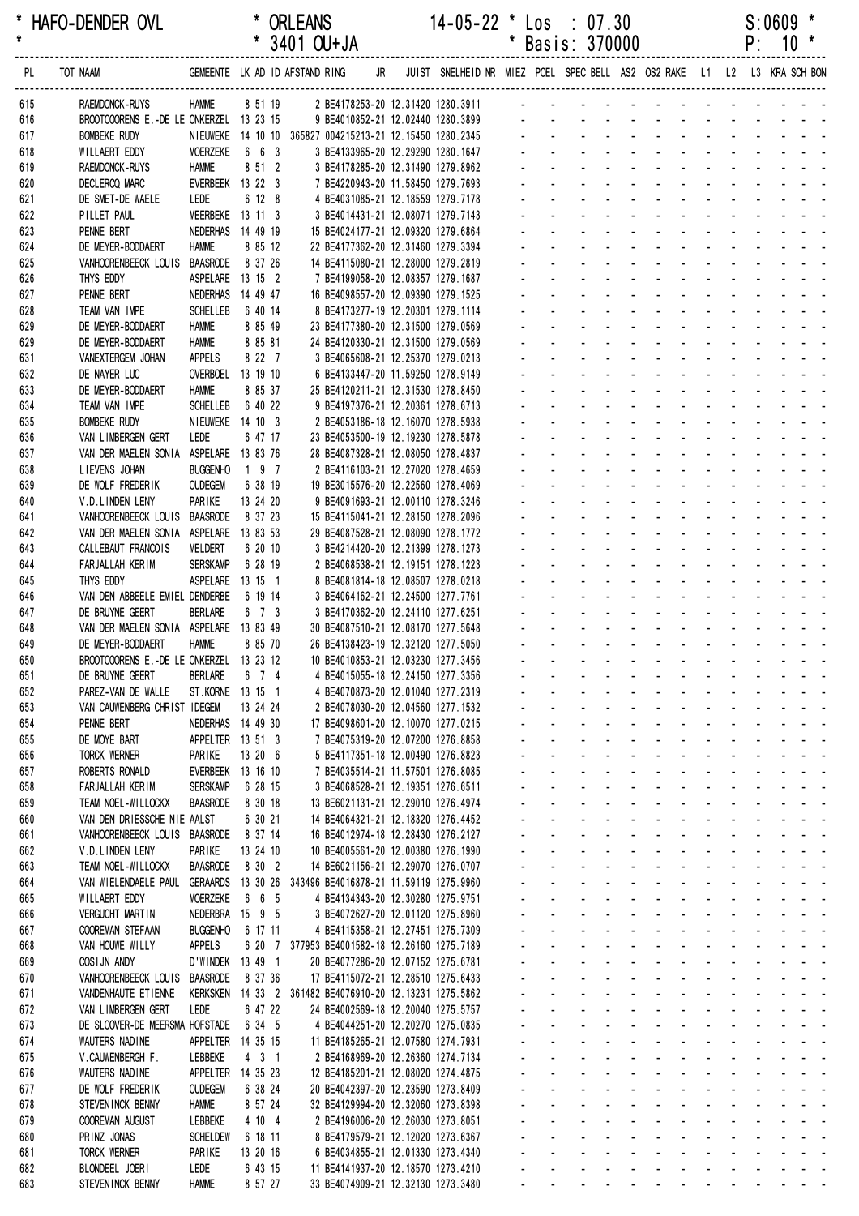\* HAFO-DENDER OVL \* ORLEANS 14-05-22 \* Los : 07.30 S:0609 \*
\* \* 3401 OU+JA \* Basis: 370000 P: 10 \*

| PL | TOT NAAM | GEMEENTE | LK | AD | ID | AFSTAND | RING | JR | JUIST | SNELHEID | NR | MIEZ | POEL | SPEC | BELL | AS2 | OS2 | RAKE | L1 | L2 | L3 | KRA | SCH | BON |
|---|---|---|---|---|---|---|---|---|---|---|---|---|---|---|---|---|---|---|---|---|---|---|---|---|
| 615 | RAEMDONCK-RUYS | HAMME | 8 | 51 | 19 | | 2 BE4178253-20 | | 12.31420 | 1280.3911 | | - | - | - | - | - | - | - | - | - | - | - | - | - |
| 616 | BROOTCOORENS E.-DE LE | ONKERZEL | 13 | 23 | 15 | | 9 BE4010852-21 | | 12.02440 | 1280.3899 | | - | - | - | - | - | - | - | - | - | - | - | - | - |
| 617 | BOMBEKE RUDY | NIEUWEKE | 14 | 10 | 10 | 365827 | 004215213-21 | | 12.15450 | 1280.2345 | | - | - | - | - | - | - | - | - | - | - | - | - | - |
| 618 | WILLAERT EDDY | MOERZEKE | 6 | 6 | 3 | | 3 BE4133965-20 | | 12.29290 | 1280.1647 | | - | - | - | - | - | - | - | - | - | - | - | - | - |
| 619 | RAEMDONCK-RUYS | HAMME | 8 | 51 | 2 | | 3 BE4178285-20 | | 12.31490 | 1279.8962 | | - | - | - | - | - | - | - | - | - | - | - | - | - |
| 620 | DECLERCQ MARC | EVERBEEK | 13 | 22 | 3 | | 7 BE4220943-20 | | 11.58450 | 1279.7693 | | - | - | - | - | - | - | - | - | - | - | - | - | - |
| 621 | DE SMET-DE WAELE | LEDE | 6 | 12 | 8 | | 4 BE4031085-21 | | 12.18559 | 1279.7178 | | - | - | - | - | - | - | - | - | - | - | - | - | - |
| 622 | PILLET PAUL | MEERBEKE | 13 | 11 | 3 | | 3 BE4014431-21 | | 12.08071 | 1279.7143 | | - | - | - | - | - | - | - | - | - | - | - | - | - |
| 623 | PENNE BERT | NEDERHAS | 14 | 49 | 19 | | 15 BE4024177-21 | | 12.09320 | 1279.6864 | | - | - | - | - | - | - | - | - | - | - | - | - | - |
| 624 | DE MEYER-BODDAERT | HAMME | 8 | 85 | 12 | | 22 BE4177362-20 | | 12.31460 | 1279.3394 | | - | - | - | - | - | - | - | - | - | - | - | - | - |
| 625 | VANHOORENBEECK LOUIS | BAASRODE | 8 | 37 | 26 | | 14 BE4115080-21 | | 12.28000 | 1279.2819 | | - | - | - | - | - | - | - | - | - | - | - | - | - |
| 626 | THYS EDDY | ASPELARE | 13 | 15 | 2 | | 7 BE4199058-20 | | 12.08357 | 1279.1687 | | - | - | - | - | - | - | - | - | - | - | - | - | - |
| 627 | PENNE BERT | NEDERHAS | 14 | 49 | 47 | | 16 BE4098557-20 | | 12.09390 | 1279.1525 | | - | - | - | - | - | - | - | - | - | - | - | - | - |
| 628 | TEAM VAN IMPE | SCHELLEB | 6 | 40 | 14 | | 8 BE4173277-19 | | 12.20301 | 1279.1114 | | - | - | - | - | - | - | - | - | - | - | - | - | - |
| 629 | DE MEYER-BODDAERT | HAMME | 8 | 85 | 49 | | 23 BE4177380-20 | | 12.31500 | 1279.0569 | | - | - | - | - | - | - | - | - | - | - | - | - | - |
| 629 | DE MEYER-BODDAERT | HAMME | 8 | 85 | 81 | | 24 BE4120330-21 | | 12.31500 | 1279.0569 | | - | - | - | - | - | - | - | - | - | - | - | - | - |
| 631 | VANEXTERGEM JOHAN | APPELS | 8 | 22 | 7 | | 3 BE4065608-21 | | 12.25370 | 1279.0213 | | - | - | - | - | - | - | - | - | - | - | - | - | - |
| 632 | DE NAYER LUC | OVERBOEL | 13 | 19 | 10 | | 6 BE4133447-20 | | 11.59250 | 1278.9149 | | - | - | - | - | - | - | - | - | - | - | - | - | - |
| 633 | DE MEYER-BODDAERT | HAMME | 8 | 85 | 37 | | 25 BE4120211-21 | | 12.31530 | 1278.8450 | | - | - | - | - | - | - | - | - | - | - | - | - | - |
| 634 | TEAM VAN IMPE | SCHELLEB | 6 | 40 | 22 | | 9 BE4197376-21 | | 12.20361 | 1278.6713 | | - | - | - | - | - | - | - | - | - | - | - | - | - |
| 635 | BOMBEKE RUDY | NIEUWEKE | 14 | 10 | 3 | | 2 BE4053186-18 | | 12.16070 | 1278.5938 | | - | - | - | - | - | - | - | - | - | - | - | - | - |
| 636 | VAN LIMBERGEN GERT | LEDE | 6 | 47 | 17 | | 23 BE4053500-19 | | 12.19230 | 1278.5878 | | - | - | - | - | - | - | - | - | - | - | - | - | - |
| 637 | VAN DER MAELEN SONIA | ASPELARE | 13 | 83 | 76 | | 28 BE4087328-21 | | 12.08050 | 1278.4837 | | - | - | - | - | - | - | - | - | - | - | - | - | - |
| 638 | LIEVENS JOHAN | BUGGENHO | 1 | 9 | 7 | | 2 BE4116103-21 | | 12.27020 | 1278.4659 | | - | - | - | - | - | - | - | - | - | - | - | - | - |
| 639 | DE WOLF FREDERIK | OUDEGEM | 6 | 38 | 19 | | 19 BE3015576-20 | | 12.22560 | 1278.4069 | | - | - | - | - | - | - | - | - | - | - | - | - | - |
| 640 | V.D.LINDEN LENY | PARIKE | 13 | 24 | 20 | | 9 BE4091693-21 | | 12.00110 | 1278.3246 | | - | - | - | - | - | - | - | - | - | - | - | - | - |
| 641 | VANHOORENBEECK LOUIS | BAASRODE | 8 | 37 | 23 | | 15 BE4115041-21 | | 12.28150 | 1278.2096 | | - | - | - | - | - | - | - | - | - | - | - | - | - |
| 642 | VAN DER MAELEN SONIA | ASPELARE | 13 | 83 | 53 | | 29 BE4087528-21 | | 12.08090 | 1278.1772 | | - | - | - | - | - | - | - | - | - | - | - | - | - |
| 643 | CALLEBAUT FRANCOIS | MELDERT | 6 | 20 | 10 | | 3 BE4214420-20 | | 12.21399 | 1278.1273 | | - | - | - | - | - | - | - | - | - | - | - | - | - |
| 644 | FARJALLAH KERIM | SERSKAMP | 6 | 28 | 19 | | 2 BE4068538-21 | | 12.19151 | 1278.1223 | | - | - | - | - | - | - | - | - | - | - | - | - | - |
| 645 | THYS EDDY | ASPELARE | 13 | 15 | 1 | | 8 BE4081814-18 | | 12.08507 | 1278.0218 | | - | - | - | - | - | - | - | - | - | - | - | - | - |
| 646 | VAN DEN ABBEELE EMIEL | DENDERBE | 6 | 19 | 14 | | 3 BE4064162-21 | | 12.24500 | 1277.7761 | | - | - | - | - | - | - | - | - | - | - | - | - | - |
| 647 | DE BRUYNE GEERT | BERLARE | 6 | 7 | 3 | | 3 BE4170362-20 | | 12.24110 | 1277.6251 | | - | - | - | - | - | - | - | - | - | - | - | - | - |
| 648 | VAN DER MAELEN SONIA | ASPELARE | 13 | 83 | 49 | | 30 BE4087510-21 | | 12.08170 | 1277.5648 | | - | - | - | - | - | - | - | - | - | - | - | - | - |
| 649 | DE MEYER-BODDAERT | HAMME | 8 | 85 | 70 | | 26 BE4138423-19 | | 12.32120 | 1277.5050 | | - | - | - | - | - | - | - | - | - | - | - | - | - |
| 650 | BROOTCOORENS E.-DE LE | ONKERZEL | 13 | 23 | 12 | | 10 BE4010853-21 | | 12.03230 | 1277.3456 | | - | - | - | - | - | - | - | - | - | - | - | - | - |
| 651 | DE BRUYNE GEERT | BERLARE | 6 | 7 | 4 | | 4 BE4015055-18 | | 12.24150 | 1277.3356 | | - | - | - | - | - | - | - | - | - | - | - | - | - |
| 652 | PAREZ-VAN DE WALLE | ST.KORNE | 13 | 15 | 1 | | 4 BE4070873-20 | | 12.01040 | 1277.2319 | | - | - | - | - | - | - | - | - | - | - | - | - | - |
| 653 | VAN CAUWENBERG CHRIST | IDEGEM | 13 | 24 | 24 | | 2 BE4078030-20 | | 12.04560 | 1277.1532 | | - | - | - | - | - | - | - | - | - | - | - | - | - |
| 654 | PENNE BERT | NEDERHAS | 14 | 49 | 30 | | 17 BE4098601-20 | | 12.10070 | 1277.0215 | | - | - | - | - | - | - | - | - | - | - | - | - | - |
| 655 | DE MOYE BART | APPELTER | 13 | 51 | 3 | | 7 BE4075319-20 | | 12.07200 | 1276.8858 | | - | - | - | - | - | - | - | - | - | - | - | - | - |
| 656 | TORCK WERNER | PARIKE | 13 | 20 | 6 | | 5 BE4117351-18 | | 12.00490 | 1276.8823 | | - | - | - | - | - | - | - | - | - | - | - | - | - |
| 657 | ROBERTS RONALD | EVERBEEK | 13 | 16 | 10 | | 7 BE4035514-21 | | 11.57501 | 1276.8085 | | - | - | - | - | - | - | - | - | - | - | - | - | - |
| 658 | FARJALLAH KERIM | SERSKAMP | 6 | 28 | 15 | | 3 BE4068528-21 | | 12.19351 | 1276.6511 | | - | - | - | - | - | - | - | - | - | - | - | - | - |
| 659 | TEAM NOEL-WILLOCKX | BAASRODE | 8 | 30 | 18 | | 13 BE6021131-21 | | 12.29010 | 1276.4974 | | - | - | - | - | - | - | - | - | - | - | - | - | - |
| 660 | VAN DEN DRIESSCHE NIE | AALST | 6 | 30 | 21 | | 14 BE4064321-21 | | 12.18320 | 1276.4452 | | - | - | - | - | - | - | - | - | - | - | - | - | - |
| 661 | VANHOORENBEECK LOUIS | BAASRODE | 8 | 37 | 14 | | 16 BE4012974-18 | | 12.28430 | 1276.2127 | | - | - | - | - | - | - | - | - | - | - | - | - | - |
| 662 | V.D.LINDEN LENY | PARIKE | 13 | 24 | 10 | | 10 BE4005561-20 | | 12.00380 | 1276.1990 | | - | - | - | - | - | - | - | - | - | - | - | - | - |
| 663 | TEAM NOEL-WILLOCKX | BAASRODE | 8 | 30 | 2 | | 14 BE6021156-21 | | 12.29070 | 1276.0707 | | - | - | - | - | - | - | - | - | - | - | - | - | - |
| 664 | VAN WIELENDAELE PAUL | GERAARDS | 13 | 30 | 26 | 343496 | BE4016878-21 | | 11.59119 | 1275.9960 | | - | - | - | - | - | - | - | - | - | - | - | - | - |
| 665 | WILLAERT EDDY | MOERZEKE | 6 | 6 | 5 | | 4 BE4134343-20 | | 12.30280 | 1275.9751 | | - | - | - | - | - | - | - | - | - | - | - | - | - |
| 666 | VERGUCHT MARTIN | NEDERBRA | 15 | 9 | 5 | | 3 BE4072627-20 | | 12.01120 | 1275.8960 | | - | - | - | - | - | - | - | - | - | - | - | - | - |
| 667 | COOREMAN STEFAAN | BUGGENHO | 6 | 17 | 11 | | 4 BE4115358-21 | | 12.27451 | 1275.7309 | | - | - | - | - | - | - | - | - | - | - | - | - | - |
| 668 | VAN HOUWE WILLY | APPELS | 6 | 20 | 7 | 377953 | BE4001582-18 | | 12.26160 | 1275.7189 | | - | - | - | - | - | - | - | - | - | - | - | - | - |
| 669 | COSIJN ANDY | D'WINDEK | 13 | 49 | 1 | | 20 BE4077286-20 | | 12.07152 | 1275.6781 | | - | - | - | - | - | - | - | - | - | - | - | - | - |
| 670 | VANHOORENBEECK LOUIS | BAASRODE | 8 | 37 | 36 | | 17 BE4115072-21 | | 12.28510 | 1275.6433 | | - | - | - | - | - | - | - | - | - | - | - | - | - |
| 671 | VANDENHAUTE ETIENNE | KERKSKEN | 14 | 33 | 2 | 361482 | BE4076910-20 | | 12.13231 | 1275.5862 | | - | - | - | - | - | - | - | - | - | - | - | - | - |
| 672 | VAN LIMBERGEN GERT | LEDE | 6 | 47 | 22 | | 24 BE4002569-18 | | 12.20040 | 1275.5757 | | - | - | - | - | - | - | - | - | - | - | - | - | - |
| 673 | DE SLOOVER-DE MEERSMA | HOFSTADE | 6 | 34 | 5 | | 4 BE4044251-20 | | 12.20270 | 1275.0835 | | - | - | - | - | - | - | - | - | - | - | - | - | - |
| 674 | WAUTERS NADINE | APPELTER | 14 | 35 | 15 | | 11 BE4185265-21 | | 12.07580 | 1274.7931 | | - | - | - | - | - | - | - | - | - | - | - | - | - |
| 675 | V.CAUWENBERGH F. | LEBBEKE | 4 | 3 | 1 | | 2 BE4168969-20 | | 12.26360 | 1274.7134 | | - | - | - | - | - | - | - | - | - | - | - | - | - |
| 676 | WAUTERS NADINE | APPELTER | 14 | 35 | 23 | | 12 BE4185201-21 | | 12.08020 | 1274.4875 | | - | - | - | - | - | - | - | - | - | - | - | - | - |
| 677 | DE WOLF FREDERIK | OUDEGEM | 6 | 38 | 24 | | 20 BE4042397-20 | | 12.23590 | 1273.8409 | | - | - | - | - | - | - | - | - | - | - | - | - | - |
| 678 | STEVENINCK BENNY | HAMME | 8 | 57 | 24 | | 32 BE4129994-20 | | 12.32060 | 1273.8398 | | - | - | - | - | - | - | - | - | - | - | - | - | - |
| 679 | COOREMAN AUGUST | LEBBEKE | 4 | 10 | 4 | | 2 BE4196006-20 | | 12.26030 | 1273.8051 | | - | - | - | - | - | - | - | - | - | - | - | - | - |
| 680 | PRINZ JONAS | SCHELDEW | 6 | 18 | 11 | | 8 BE4179579-21 | | 12.12020 | 1273.6367 | | - | - | - | - | - | - | - | - | - | - | - | - | - |
| 681 | TORCK WERNER | PARIKE | 13 | 20 | 16 | | 6 BE4034855-21 | | 12.01330 | 1273.4340 | | - | - | - | - | - | - | - | - | - | - | - | - | - |
| 682 | BLONDEEL JOERI | LEDE | 6 | 43 | 15 | | 11 BE4141937-20 | | 12.18570 | 1273.4210 | | - | - | - | - | - | - | - | - | - | - | - | - | - |
| 683 | STEVENINCK BENNY | HAMME | 8 | 57 | 27 | | 33 BE4074909-21 | | 12.32130 | 1273.3480 | | - | - | - | - | - | - | - | - | - | - | - | - | - |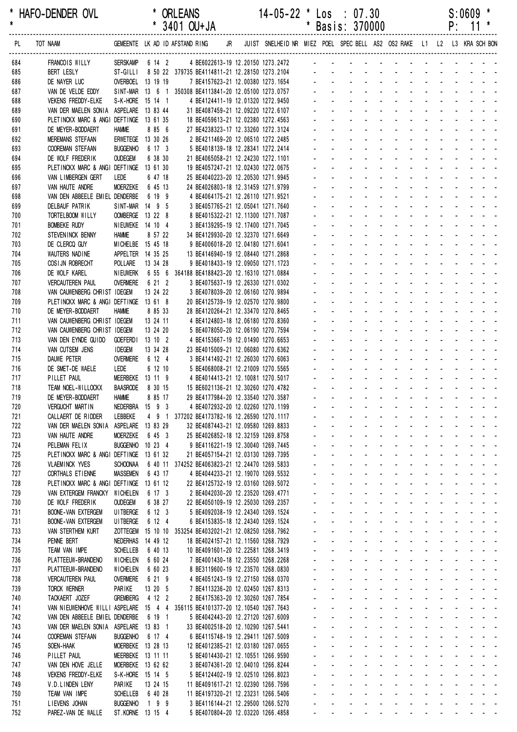\* HAFO-DENDER OVL \* ORLEANS 14-05-22 \* Los : 07.30 S:0609 \*
\* \* 3401 OU+JA \* Basis: 370000 P: 11 \*

| PL | TOT NAAM | GEMEENTE | LK | AD | ID | AFSTAND | RING | JR | JUIST | SNELHEID | NR | MIEZ | POEL | SPEC | BELL | AS2 | OS2 | RAKE | L1 | L2 | L3 | KRA | SCH | BON |
|---|---|---|---|---|---|---|---|---|---|---|---|---|---|---|---|---|---|---|---|---|---|---|---|---|
| 684 | FRANCOIS WILLY | SERSKAMP | 6 | 14 | 2 | | 4 BE6022613-19 | | 12.20150 | 1273.2472 | | - | - | - | - | - | - | - | - | - | - | - | - | - |
| 685 | BERT LESLY | ST-GILLI | 8 | 50 | 22 | 379735 | BE4114811-21 | | 12.28150 | 1273.2104 | | - | - | - | - | - | - | - | - | - | - | - | - | - |
| 686 | DE NAYER LUC | OVERBOEL | 13 | 19 | 19 | | 7 BE4157623-21 | | 12.00380 | 1273.1654 | | - | - | - | - | - | - | - | - | - | - | - | - | - |
| 687 | VAN DE VELDE EDDY | SINT-MAR | 13 | 6 | 1 | 350308 | BE4113841-20 | | 12.05100 | 1273.0757 | | - | - | - | - | - | - | - | - | - | - | - | - | - |
| 688 | VEKENS FREDDY-ELKE | S-K-HORE | 15 | 14 | 1 | | 4 BE4124411-19 | | 12.01320 | 1272.9450 | | - | - | - | - | - | - | - | - | - | - | - | - | - |
| 689 | VAN DER MAELEN SONIA | ASPELARE | 13 | 83 | 44 | | 31 BE4087459-21 | | 12.09220 | 1272.6107 | | - | - | - | - | - | - | - | - | - | - | - | - | - |
| 690 | PLETINCKX MARC & ANGI | DEFTINGE | 13 | 61 | 35 | | 18 BE4059613-21 | | 12.02380 | 1272.4563 | | - | - | - | - | - | - | - | - | - | - | - | - | - |
| 691 | DE MEYER-BODDAERT | HAMME | 8 | 85 | 6 | | 27 BE4238323-17 | | 12.33260 | 1272.3124 | | - | - | - | - | - | - | - | - | - | - | - | - | - |
| 692 | MEREMANS STEFAAN | ERWETEGE | 13 | 30 | 26 | | 2 BE4211469-20 | | 12.06510 | 1272.2485 | | - | - | - | - | - | - | - | - | - | - | - | - | - |
| 693 | COOREMAN STEFAAN | BUGGENHO | 6 | 17 | 3 | | 5 BE4018139-18 | | 12.28341 | 1272.2414 | | - | - | - | - | - | - | - | - | - | - | - | - | - |
| 694 | DE WOLF FREDERIK | OUDEGEM | 6 | 38 | 30 | | 21 BE4065058-21 | | 12.24230 | 1272.1101 | | - | - | - | - | - | - | - | - | - | - | - | - | - |
| 695 | PLETINCKX MARC & ANGI | DEFTINGE | 13 | 61 | 30 | | 19 BE4057247-21 | | 12.02430 | 1272.0675 | | - | - | - | - | - | - | - | - | - | - | - | - | - |
| 696 | VAN LIMBERGEN GERT | LEDE | 6 | 47 | 18 | | 25 BE4040223-20 | | 12.20530 | 1271.9945 | | - | - | - | - | - | - | - | - | - | - | - | - | - |
| 697 | VAN HAUTE ANDRE | MOERZEKE | 6 | 45 | 13 | | 24 BE4026803-18 | | 12.31459 | 1271.9799 | | - | - | - | - | - | - | - | - | - | - | - | - | - |
| 698 | VAN DEN ABBEELE EMIEL | DENDERBE | 6 | 19 | 9 | | 4 BE4064175-21 | | 12.26110 | 1271.9521 | | - | - | - | - | - | - | - | - | - | - | - | - | - |
| 699 | DELBAUF PATRIK | SINT-MAR | 14 | 9 | 5 | | 3 BE4057765-21 | | 12.05041 | 1271.7640 | | - | - | - | - | - | - | - | - | - | - | - | - | - |
| 700 | TORTELBOOM WILLY | OOMBERGE | 13 | 22 | 8 | | 8 BE4015322-21 | | 12.11300 | 1271.7087 | | - | - | - | - | - | - | - | - | - | - | - | - | - |
| 701 | BOMBEKE RUDY | NIEUWEKE | 14 | 10 | 4 | | 3 BE4139295-19 | | 12.17400 | 1271.7045 | | - | - | - | - | - | - | - | - | - | - | - | - | - |
| 702 | STEVENINCK BENNY | HAMME | 8 | 57 | 22 | | 34 BE4129930-20 | | 12.32370 | 1271.6649 | | - | - | - | - | - | - | - | - | - | - | - | - | - |
| 703 | DE CLERCQ GUY | MICHELBE | 15 | 45 | 18 | | 9 BE4006018-20 | | 12.04180 | 1271.6041 | | - | - | - | - | - | - | - | - | - | - | - | - | - |
| 704 | WAUTERS NADINE | APPELTER | 14 | 35 | 25 | | 13 BE4146940-19 | | 12.08440 | 1271.2868 | | - | - | - | - | - | - | - | - | - | - | - | - | - |
| 705 | COSIJN ROBRECHT | POLLARE | 13 | 34 | 28 | | 9 BE4018433-19 | | 12.09050 | 1271.1723 | | - | - | - | - | - | - | - | - | - | - | - | - | - |
| 706 | DE WOLF KAREL | NIEUWERK | 6 | 55 | 6 | 364188 | BE4188423-20 | | 12.16310 | 1271.0884 | | - | - | - | - | - | - | - | - | - | - | - | - | - |
| 707 | VERCAUTEREN PAUL | OVERMERE | 6 | 21 | 2 | | 3 BE4075637-19 | | 12.26330 | 1271.0302 | | - | - | - | - | - | - | - | - | - | - | - | - | - |
| 708 | VAN CAUWENBERG CHRIST | IDEGEM | 13 | 24 | 22 | | 3 BE4078039-20 | | 12.06160 | 1270.9894 | | - | - | - | - | - | - | - | - | - | - | - | - | - |
| 709 | PLETINCKX MARC & ANGI | DEFTINGE | 13 | 61 | 8 | | 20 BE4125739-19 | | 12.02570 | 1270.9800 | | - | - | - | - | - | - | - | - | - | - | - | - | - |
| 710 | DE MEYER-BODDAERT | HAMME | 8 | 85 | 33 | | 28 BE4120264-21 | | 12.33470 | 1270.8465 | | - | - | - | - | - | - | - | - | - | - | - | - | - |
| 711 | VAN CAUWENBERG CHRIST | IDEGEM | 13 | 24 | 11 | | 4 BE4124803-18 | | 12.06180 | 1270.8360 | | - | - | - | - | - | - | - | - | - | - | - | - | - |
| 712 | VAN CAUWENBERG CHRIST | IDEGEM | 13 | 24 | 20 | | 5 BE4078050-20 | | 12.06190 | 1270.7594 | | - | - | - | - | - | - | - | - | - | - | - | - | - |
| 713 | VAN DEN EYNDE GUIDO | GOEFERDI | 13 | 10 | 2 | | 4 BE4153667-19 | | 12.01490 | 1270.6653 | | - | - | - | - | - | - | - | - | - | - | - | - | - |
| 714 | VAN CUTSEM JENS | IDEGEM | 13 | 34 | 28 | | 23 BE4015009-21 | | 12.06080 | 1270.6362 | | - | - | - | - | - | - | - | - | - | - | - | - | - |
| 715 | DAUWE PETER | OVERMERE | 6 | 12 | 4 | | 3 BE4141492-21 | | 12.26030 | 1270.6063 | | - | - | - | - | - | - | - | - | - | - | - | - | - |
| 716 | DE SMET-DE WAELE | LEDE | 6 | 12 | 10 | | 5 BE4068008-21 | | 12.21009 | 1270.5565 | | - | - | - | - | - | - | - | - | - | - | - | - | - |
| 717 | PILLET PAUL | MEERBEKE | 13 | 11 | 9 | | 4 BE4014413-21 | | 12.10081 | 1270.5017 | | - | - | - | - | - | - | - | - | - | - | - | - | - |
| 718 | TEAM NOEL-WILLOCKX | BAASRODE | 8 | 30 | 15 | | 15 BE6021136-21 | | 12.30260 | 1270.4782 | | - | - | - | - | - | - | - | - | - | - | - | - | - |
| 719 | DE MEYER-BODDAERT | HAMME | 8 | 85 | 17 | | 29 BE4177984-20 | | 12.33540 | 1270.3587 | | - | - | - | - | - | - | - | - | - | - | - | - | - |
| 720 | VERGUCHT MARTIN | NEDERBRA | 15 | 9 | 3 | | 4 BE4072932-20 | | 12.02260 | 1270.1199 | | - | - | - | - | - | - | - | - | - | - | - | - | - |
| 721 | CALLAERT DE RIDDER | LEBBEKE | 4 | 9 | 1 | 377202 | BE4173782-16 | | 12.26590 | 1270.1117 | | - | - | - | - | - | - | - | - | - | - | - | - | - |
| 722 | VAN DER MAELEN SONIA | ASPELARE | 13 | 83 | 29 | | 32 BE4087443-21 | | 12.09580 | 1269.8833 | | - | - | - | - | - | - | - | - | - | - | - | - | - |
| 723 | VAN HAUTE ANDRE | MOERZEKE | 6 | 45 | 3 | | 25 BE4026852-18 | | 12.32159 | 1269.8758 | | - | - | - | - | - | - | - | - | - | - | - | - | - |
| 724 | PELEMAN FELIX | BUGGENHO | 10 | 23 | 4 | | 9 BE4116221-19 | | 12.30040 | 1269.7445 | | - | - | - | - | - | - | - | - | - | - | - | - | - |
| 725 | PLETINCKX MARC & ANGI | DEFTINGE | 13 | 61 | 32 | | 21 BE4057154-21 | | 12.03130 | 1269.7395 | | - | - | - | - | - | - | - | - | - | - | - | - | - |
| 726 | VLAEMINCK YVES | SCHOONAA | 6 | 40 | 11 | 374252 | BE4063823-21 | | 12.24470 | 1269.5833 | | - | - | - | - | - | - | - | - | - | - | - | - | - |
| 727 | CORTHALS ETIENNE | MASSEMEN | 6 | 43 | 17 | | 4 BE4044233-21 | | 12.19070 | 1269.5532 | | - | - | - | - | - | - | - | - | - | - | - | - | - |
| 728 | PLETINCKX MARC & ANGI | DEFTINGE | 13 | 61 | 12 | | 22 BE4125732-19 | | 12.03160 | 1269.5072 | | - | - | - | - | - | - | - | - | - | - | - | - | - |
| 729 | VAN EXTERGEM FRANCKY | WICHELEN | 6 | 17 | 3 | | 2 BE4042030-20 | | 12.23520 | 1269.4771 | | - | - | - | - | - | - | - | - | - | - | - | - | - |
| 730 | DE WOLF FREDERIK | OUDEGEM | 6 | 38 | 27 | | 22 BE4050109-19 | | 12.25030 | 1269.2357 | | - | - | - | - | - | - | - | - | - | - | - | - | - |
| 731 | BOONE-VAN EXTERGEM | UITBERGE | 6 | 12 | 3 | | 5 BE4092038-19 | | 12.24340 | 1269.1524 | | - | - | - | - | - | - | - | - | - | - | - | - | - |
| 731 | BOONE-VAN EXTERGEM | UITBERGE | 6 | 12 | 4 | | 6 BE4153835-18 | | 12.24340 | 1269.1524 | | - | - | - | - | - | - | - | - | - | - | - | - | - |
| 733 | VAN STERTHEM KURT | ZOTTEGEM | 15 | 10 | 10 | 353254 | BE4032021-21 | | 12.08250 | 1268.7962 | | - | - | - | - | - | - | - | - | - | - | - | - | - |
| 734 | PENNE BERT | NEDERHAS | 14 | 49 | 12 | | 18 BE4024157-21 | | 12.11560 | 1268.7929 | | - | - | - | - | - | - | - | - | - | - | - | - | - |
| 735 | TEAM VAN IMPE | SCHELLEB | 6 | 40 | 13 | | 10 BE4091601-20 | | 12.22581 | 1268.3419 | | - | - | - | - | - | - | - | - | - | - | - | - | - |
| 736 | PLATTEEUW-BRANDENO | WICHELEN | 6 | 60 | 24 | | 7 BE4001430-18 | | 12.23550 | 1268.2268 | | - | - | - | - | - | - | - | - | - | - | - | - | - |
| 737 | PLATTEEUW-BRANDENO | WICHELEN | 6 | 60 | 23 | | 8 BE3119600-19 | | 12.23570 | 1268.0830 | | - | - | - | - | - | - | - | - | - | - | - | - | - |
| 738 | VERCAUTEREN PAUL | OVERMERE | 6 | 21 | 9 | | 4 BE4051243-19 | | 12.27150 | 1268.0370 | | - | - | - | - | - | - | - | - | - | - | - | - | - |
| 739 | TORCK WERNER | PARIKE | 13 | 20 | 5 | | 7 BE4113236-20 | | 12.02450 | 1267.8313 | | - | - | - | - | - | - | - | - | - | - | - | - | - |
| 740 | TACKAERT JOZEF | GREMBERG | 4 | 12 | 2 | | 2 BE4175363-20 | | 12.30260 | 1267.7854 | | - | - | - | - | - | - | - | - | - | - | - | - | - |
| 741 | VAN NIEUWENHOVE WILLI | ASPELARE | 15 | 4 | 4 | 356115 | BE4101377-20 | | 12.10540 | 1267.7643 | | - | - | - | - | - | - | - | - | - | - | - | - | - |
| 742 | VAN DEN ABBEELE EMIEL | DENDERBE | 6 | 19 | 1 | | 5 BE4042443-20 | | 12.27120 | 1267.6009 | | - | - | - | - | - | - | - | - | - | - | - | - | - |
| 743 | VAN DER MAELEN SONIA | ASPELARE | 13 | 83 | 1 | | 33 BE4002518-20 | | 12.10290 | 1267.5441 | | - | - | - | - | - | - | - | - | - | - | - | - | - |
| 744 | COOREMAN STEFAAN | BUGGENHO | 6 | 17 | 4 | | 6 BE4115748-19 | | 12.29411 | 1267.5009 | | - | - | - | - | - | - | - | - | - | - | - | - | - |
| 745 | SOEN-HAAK | MOERBEKE | 13 | 28 | 13 | | 12 BE4012385-21 | | 12.03180 | 1267.0655 | | - | - | - | - | - | - | - | - | - | - | - | - | - |
| 746 | PILLET PAUL | MEERBEKE | 13 | 11 | 11 | | 5 BE4014430-21 | | 12.10551 | 1266.9590 | | - | - | - | - | - | - | - | - | - | - | - | - | - |
| 747 | VAN DEN HOVE JELLE | MOERBEKE | 13 | 62 | 62 | | 3 BE4074361-20 | | 12.04010 | 1266.8244 | | - | - | - | - | - | - | - | - | - | - | - | - | - |
| 748 | VEKENS FREDDY-ELKE | S-K-HORE | 15 | 14 | 5 | | 5 BE4124402-19 | | 12.02510 | 1266.8023 | | - | - | - | - | - | - | - | - | - | - | - | - | - |
| 749 | V.D.LINDEN LENY | PARIKE | 13 | 24 | 15 | | 11 BE4091617-21 | | 12.02390 | 1266.7596 | | - | - | - | - | - | - | - | - | - | - | - | - | - |
| 750 | TEAM VAN IMPE | SCHELLEB | 6 | 40 | 28 | | 11 BE4197320-21 | | 12.23231 | 1266.5406 | | - | - | - | - | - | - | - | - | - | - | - | - | - |
| 751 | LIEVENS JOHAN | BUGGENHO | 1 | 9 | 9 | | 3 BE4116144-21 | | 12.29500 | 1266.5270 | | - | - | - | - | - | - | - | - | - | - | - | - | - |
| 752 | PAREZ-VAN DE WALLE | ST.KORNE | 13 | 15 | 4 | | 5 BE4070804-20 | | 12.03220 | 1266.4858 | | - | - | - | - | - | - | - | - | - | - | - | - | - |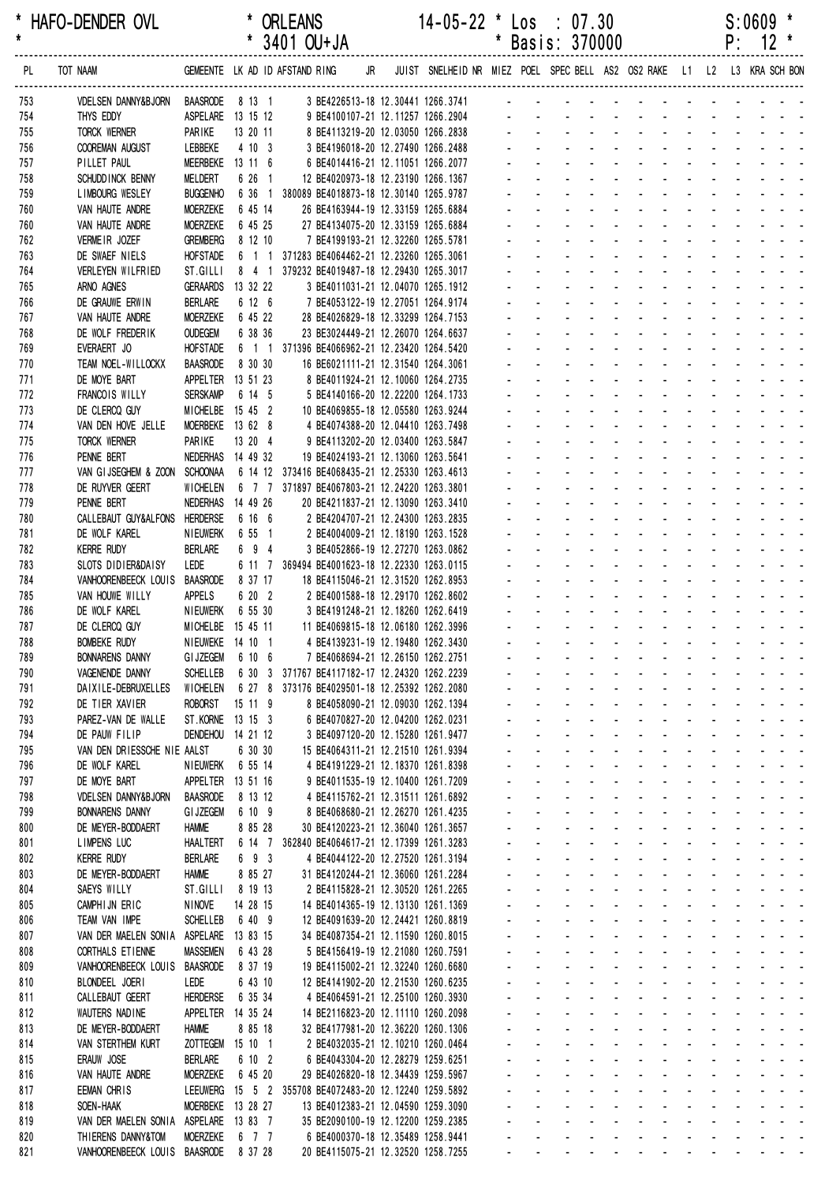\* HAFO-DENDER OVL \* ORLEANS 14-05-22 \* Los : 07.30 S:0609 \*
\* \* 3401 OU+JA \* Basis: 370000 P: 12 \*

| PL | TOT NAAM | GEMEENTE | LK | AD | ID | AFSTAND | RING | JR | JUIST | SNELHEID | NR | MIEZ | POEL | SPEC | BELL | AS2 | OS2 | RAKE | L1 | L2 | L3 | KRA | SCH | BON |
|---|---|---|---|---|---|---|---|---|---|---|---|---|---|---|---|---|---|---|---|---|---|---|---|---|
| 753 | VDELSEN DANNY&BJORN | BAASRODE | 8 | 13 | 1 | | 3 BE4226513-18 | | 12.30441 | 1266.3741 | | - | - | - | - | - | - | - | - | - | - | - | - | - |
| 754 | THYS EDDY | ASPELARE | 13 | 15 | 12 | | 9 BE4100107-21 | | 12.11257 | 1266.2904 | | - | - | - | - | - | - | - | - | - | - | - | - | - |
| 755 | TORCK WERNER | PARIKE | 13 | 20 | 11 | | 8 BE4113219-20 | | 12.03050 | 1266.2838 | | - | - | - | - | - | - | - | - | - | - | - | - | - |
| 756 | COOREMAN AUGUST | LEBBEKE | 4 | 10 | 3 | | 3 BE4196018-20 | | 12.27490 | 1266.2488 | | - | - | - | - | - | - | - | - | - | - | - | - | - |
| 757 | PILLET PAUL | MEERBEKE | 13 | 11 | 6 | | 6 BE4014416-21 | | 12.11051 | 1266.2077 | | - | - | - | - | - | - | - | - | - | - | - | - | - |
| 758 | SCHUDDINCK BENNY | MELDERT | 6 | 26 | 1 | | 12 BE4020973-18 | | 12.23190 | 1266.1367 | | - | - | - | - | - | - | - | - | - | - | - | - | - |
| 759 | LIMBOURG WESLEY | BUGGENHO | 6 | 36 | 1 | 380089 | BE4018873-18 | | 12.30140 | 1265.9787 | | - | - | - | - | - | - | - | - | - | - | - | - | - |
| 760 | VAN HAUTE ANDRE | MOERZEKE | 6 | 45 | 14 | | 26 BE4163944-19 | | 12.33159 | 1265.6884 | | - | - | - | - | - | - | - | - | - | - | - | - | - |
| 760 | VAN HAUTE ANDRE | MOERZEKE | 6 | 45 | 25 | | 27 BE4134075-20 | | 12.33159 | 1265.6884 | | - | - | - | - | - | - | - | - | - | - | - | - | - |
| 762 | VERMEIR JOZEF | GREMBERG | 8 | 12 | 10 | | 7 BE4199193-21 | | 12.32260 | 1265.5781 | | - | - | - | - | - | - | - | - | - | - | - | - | - |
| 763 | DE SWAEF NIELS | HOFSTADE | 6 | 1 | 1 | 371283 | BE4064462-21 | | 12.23260 | 1265.3061 | | - | - | - | - | - | - | - | - | - | - | - | - | - |
| 764 | VERLEYEN WILFRIED | ST.GILLI | 8 | 4 | 1 | 379232 | BE4019487-18 | | 12.29430 | 1265.3017 | | - | - | - | - | - | - | - | - | - | - | - | - | - |
| 765 | ARNO AGNES | GERAARDS | 13 | 32 | 22 | | 3 BE4011031-21 | | 12.04070 | 1265.1912 | | - | - | - | - | - | - | - | - | - | - | - | - | - |
| 766 | DE GRAUWE ERWIN | BERLARE | 6 | 12 | 6 | | 7 BE4053122-19 | | 12.27051 | 1264.9174 | | - | - | - | - | - | - | - | - | - | - | - | - | - |
| 767 | VAN HAUTE ANDRE | MOERZEKE | 6 | 45 | 22 | | 28 BE4026829-18 | | 12.33299 | 1264.7153 | | - | - | - | - | - | - | - | - | - | - | - | - | - |
| 768 | DE WOLF FREDERIK | OUDEGEM | 6 | 38 | 36 | | 23 BE3024449-21 | | 12.26070 | 1264.6637 | | - | - | - | - | - | - | - | - | - | - | - | - | - |
| 769 | EVERAERT JO | HOFSTADE | 6 | 1 | 1 | 371396 | BE4066962-21 | | 12.23420 | 1264.5420 | | - | - | - | - | - | - | - | - | - | - | - | - | - |
| 770 | TEAM NOEL-WILLOCKX | BAASRODE | 8 | 30 | 30 | | 16 BE6021111-21 | | 12.31540 | 1264.3061 | | - | - | - | - | - | - | - | - | - | - | - | - | - |
| 771 | DE MOYE BART | APPELTER | 13 | 51 | 23 | | 8 BE4011924-21 | | 12.10060 | 1264.2735 | | - | - | - | - | - | - | - | - | - | - | - | - | - |
| 772 | FRANCOIS WILLY | SERSKAMP | 6 | 14 | 5 | | 5 BE4140166-20 | | 12.22200 | 1264.1733 | | - | - | - | - | - | - | - | - | - | - | - | - | - |
| 773 | DE CLERCQ GUY | MICHELBE | 15 | 45 | 2 | | 10 BE4069855-18 | | 12.05580 | 1263.9244 | | - | - | - | - | - | - | - | - | - | - | - | - | - |
| 774 | VAN DEN HOVE JELLE | MOERBEKE | 13 | 62 | 8 | | 4 BE4074388-20 | | 12.04410 | 1263.7498 | | - | - | - | - | - | - | - | - | - | - | - | - | - |
| 775 | TORCK WERNER | PARIKE | 13 | 20 | 4 | | 9 BE4113202-20 | | 12.03400 | 1263.5847 | | - | - | - | - | - | - | - | - | - | - | - | - | - |
| 776 | PENNE BERT | NEDERHAS | 14 | 49 | 32 | | 19 BE4024193-21 | | 12.13060 | 1263.5641 | | - | - | - | - | - | - | - | - | - | - | - | - | - |
| 777 | VAN GIJSEGHEM & ZOON | SCHOONAA | 6 | 14 | 12 | 373416 | BE4068435-21 | | 12.25330 | 1263.4613 | | - | - | - | - | - | - | - | - | - | - | - | - | - |
| 778 | DE RUYVER GEERT | WICHELEN | 6 | 7 | 7 | 371897 | BE4067803-21 | | 12.24220 | 1263.3801 | | - | - | - | - | - | - | - | - | - | - | - | - | - |
| 779 | PENNE BERT | NEDERHAS | 14 | 49 | 26 | | 20 BE4211837-21 | | 12.13090 | 1263.3410 | | - | - | - | - | - | - | - | - | - | - | - | - | - |
| 780 | CALLEBAUT GUY&ALFONS | HERDERSE | 6 | 16 | 6 | | 2 BE4204707-21 | | 12.24300 | 1263.2835 | | - | - | - | - | - | - | - | - | - | - | - | - | - |
| 781 | DE WOLF KAREL | NIEUWERK | 6 | 55 | 1 | | 2 BE4004009-21 | | 12.18190 | 1263.1528 | | - | - | - | - | - | - | - | - | - | - | - | - | - |
| 782 | KERRE RUDY | BERLARE | 6 | 9 | 4 | | 3 BE4052866-19 | | 12.27270 | 1263.0862 | | - | - | - | - | - | - | - | - | - | - | - | - | - |
| 783 | SLOTS DIDIER&DAISY | LEDE | 6 | 11 | 7 | 369494 | BE4001623-18 | | 12.22330 | 1263.0115 | | - | - | - | - | - | - | - | - | - | - | - | - | - |
| 784 | VANHOORENBEECK LOUIS | BAASRODE | 8 | 37 | 17 | | 18 BE4115046-21 | | 12.31520 | 1262.8953 | | - | - | - | - | - | - | - | - | - | - | - | - | - |
| 785 | VAN HOUWE WILLY | APPELS | 6 | 20 | 2 | | 2 BE4001588-18 | | 12.29170 | 1262.8602 | | - | - | - | - | - | - | - | - | - | - | - | - | - |
| 786 | DE WOLF KAREL | NIEUWERK | 6 | 55 | 30 | | 3 BE4191248-21 | | 12.18260 | 1262.6419 | | - | - | - | - | - | - | - | - | - | - | - | - | - |
| 787 | DE CLERCQ GUY | MICHELBE | 15 | 45 | 11 | | 11 BE4069815-18 | | 12.06180 | 1262.3996 | | - | - | - | - | - | - | - | - | - | - | - | - | - |
| 788 | BOMBEKE RUDY | NIEUWEKE | 14 | 10 | 1 | | 4 BE4139231-19 | | 12.19480 | 1262.3430 | | - | - | - | - | - | - | - | - | - | - | - | - | - |
| 789 | BONNARENS DANNY | GIJZEGEM | 6 | 10 | 6 | | 7 BE4068694-21 | | 12.26150 | 1262.2751 | | - | - | - | - | - | - | - | - | - | - | - | - | - |
| 790 | VAGENENDE DANNY | SCHELLEB | 6 | 30 | 3 | 371767 | BE4117182-17 | | 12.24320 | 1262.2239 | | - | - | - | - | - | - | - | - | - | - | - | - | - |
| 791 | DAIXILE-DEBRUXELLES | WICHELEN | 6 | 27 | 8 | 373176 | BE4029501-18 | | 12.25392 | 1262.2080 | | - | - | - | - | - | - | - | - | - | - | - | - | - |
| 792 | DE TIER XAVIER | ROBORST | 15 | 11 | 9 | | 8 BE4058090-21 | | 12.09030 | 1262.1394 | | - | - | - | - | - | - | - | - | - | - | - | - | - |
| 793 | PAREZ-VAN DE WALLE | ST.KORNE | 13 | 15 | 3 | | 6 BE4070827-20 | | 12.04200 | 1262.0231 | | - | - | - | - | - | - | - | - | - | - | - | - | - |
| 794 | DE PAUW FILIP | DENDEHOU | 14 | 21 | 12 | | 3 BE4097120-20 | | 12.15280 | 1261.9477 | | - | - | - | - | - | - | - | - | - | - | - | - | - |
| 795 | VAN DEN DRIESSCHE NIE | AALST | 6 | 30 | 30 | | 15 BE4064311-21 | | 12.21510 | 1261.9394 | | - | - | - | - | - | - | - | - | - | - | - | - | - |
| 796 | DE WOLF KAREL | NIEUWERK | 6 | 55 | 14 | | 4 BE4191229-21 | | 12.18370 | 1261.8398 | | - | - | - | - | - | - | - | - | - | - | - | - | - |
| 797 | DE MOYE BART | APPELTER | 13 | 51 | 16 | | 9 BE4011535-19 | | 12.10400 | 1261.7209 | | - | - | - | - | - | - | - | - | - | - | - | - | - |
| 798 | VDELSEN DANNY&BJORN | BAASRODE | 8 | 13 | 12 | | 4 BE4115762-21 | | 12.31511 | 1261.6892 | | - | - | - | - | - | - | - | - | - | - | - | - | - |
| 799 | BONNARENS DANNY | GIJZEGEM | 6 | 10 | 9 | | 8 BE4068680-21 | | 12.26270 | 1261.4235 | | - | - | - | - | - | - | - | - | - | - | - | - | - |
| 800 | DE MEYER-BODDAERT | HAMME | 8 | 85 | 28 | | 30 BE4120223-21 | | 12.36040 | 1261.3657 | | - | - | - | - | - | - | - | - | - | - | - | - | - |
| 801 | LIMPENS LUC | HAALTERT | 6 | 14 | 7 | 362840 | BE4064617-21 | | 12.17399 | 1261.3283 | | - | - | - | - | - | - | - | - | - | - | - | - | - |
| 802 | KERRE RUDY | BERLARE | 6 | 9 | 3 | | 4 BE4044122-20 | | 12.27520 | 1261.3194 | | - | - | - | - | - | - | - | - | - | - | - | - | - |
| 803 | DE MEYER-BODDAERT | HAMME | 8 | 85 | 27 | | 31 BE4120244-21 | | 12.36060 | 1261.2284 | | - | - | - | - | - | - | - | - | - | - | - | - | - |
| 804 | SAEYS WILLY | ST.GILLI | 8 | 19 | 13 | | 2 BE4115828-21 | | 12.30520 | 1261.2265 | | - | - | - | - | - | - | - | - | - | - | - | - | - |
| 805 | CAMPHIJN ERIC | NINOVE | 14 | 28 | 15 | | 14 BE4014365-19 | | 12.13130 | 1261.1369 | | - | - | - | - | - | - | - | - | - | - | - | - | - |
| 806 | TEAM VAN IMPE | SCHELLEB | 6 | 40 | 9 | | 12 BE4091639-20 | | 12.24421 | 1260.8819 | | - | - | - | - | - | - | - | - | - | - | - | - | - |
| 807 | VAN DER MAELEN SONIA | ASPELARE | 13 | 83 | 15 | | 34 BE4087354-21 | | 12.11590 | 1260.8015 | | - | - | - | - | - | - | - | - | - | - | - | - | - |
| 808 | CORTHALS ETIENNE | MASSEMEN | 6 | 43 | 28 | | 5 BE4156419-19 | | 12.21080 | 1260.7591 | | - | - | - | - | - | - | - | - | - | - | - | - | - |
| 809 | VANHOORENBEECK LOUIS | BAASRODE | 8 | 37 | 19 | | 19 BE4115002-21 | | 12.32240 | 1260.6680 | | - | - | - | - | - | - | - | - | - | - | - | - | - |
| 810 | BLONDEEL JOERI | LEDE | 6 | 43 | 10 | | 12 BE4141902-20 | | 12.21530 | 1260.6235 | | - | - | - | - | - | - | - | - | - | - | - | - | - |
| 811 | CALLEBAUT GEERT | HERDERSE | 6 | 35 | 34 | | 4 BE4064591-21 | | 12.25100 | 1260.3930 | | - | - | - | - | - | - | - | - | - | - | - | - | - |
| 812 | WAUTERS NADINE | APPELTER | 14 | 35 | 24 | | 14 BE2116823-20 | | 12.11110 | 1260.2098 | | - | - | - | - | - | - | - | - | - | - | - | - | - |
| 813 | DE MEYER-BODDAERT | HAMME | 8 | 85 | 18 | | 32 BE4177981-20 | | 12.36220 | 1260.1306 | | - | - | - | - | - | - | - | - | - | - | - | - | - |
| 814 | VAN STERTHEM KURT | ZOTTEGEM | 15 | 10 | 1 | | 2 BE4032035-21 | | 12.10210 | 1260.0464 | | - | - | - | - | - | - | - | - | - | - | - | - | - |
| 815 | ERAUW JOSE | BERLARE | 6 | 10 | 2 | | 6 BE4043304-20 | | 12.28279 | 1259.6251 | | - | - | - | - | - | - | - | - | - | - | - | - | - |
| 816 | VAN HAUTE ANDRE | MOERZEKE | 6 | 45 | 20 | | 29 BE4026820-18 | | 12.34439 | 1259.5967 | | - | - | - | - | - | - | - | - | - | - | - | - | - |
| 817 | EEMAN CHRIS | LEEUWERG | 15 | 5 | 2 | 355708 | BE4072483-20 | | 12.12240 | 1259.5892 | | - | - | - | - | - | - | - | - | - | - | - | - | - |
| 818 | SOEN-HAAK | MOERBEKE | 13 | 28 | 27 | | 13 BE4012383-21 | | 12.04590 | 1259.3090 | | - | - | - | - | - | - | - | - | - | - | - | - | - |
| 819 | VAN DER MAELEN SONIA | ASPELARE | 13 | 83 | 7 | | 35 BE2090100-19 | | 12.12200 | 1259.2385 | | - | - | - | - | - | - | - | - | - | - | - | - | - |
| 820 | THIERENS DANNY&TOM | MOERZEKE | 6 | 7 | 7 | | 6 BE4000370-18 | | 12.35489 | 1258.9441 | | - | - | - | - | - | - | - | - | - | - | - | - | - |
| 821 | VANHOORENBEECK LOUIS | BAASRODE | 8 | 37 | 28 | | 20 BE4115075-21 | | 12.32520 | 1258.7255 | | - | - | - | - | - | - | - | - | - | - | - | - | - |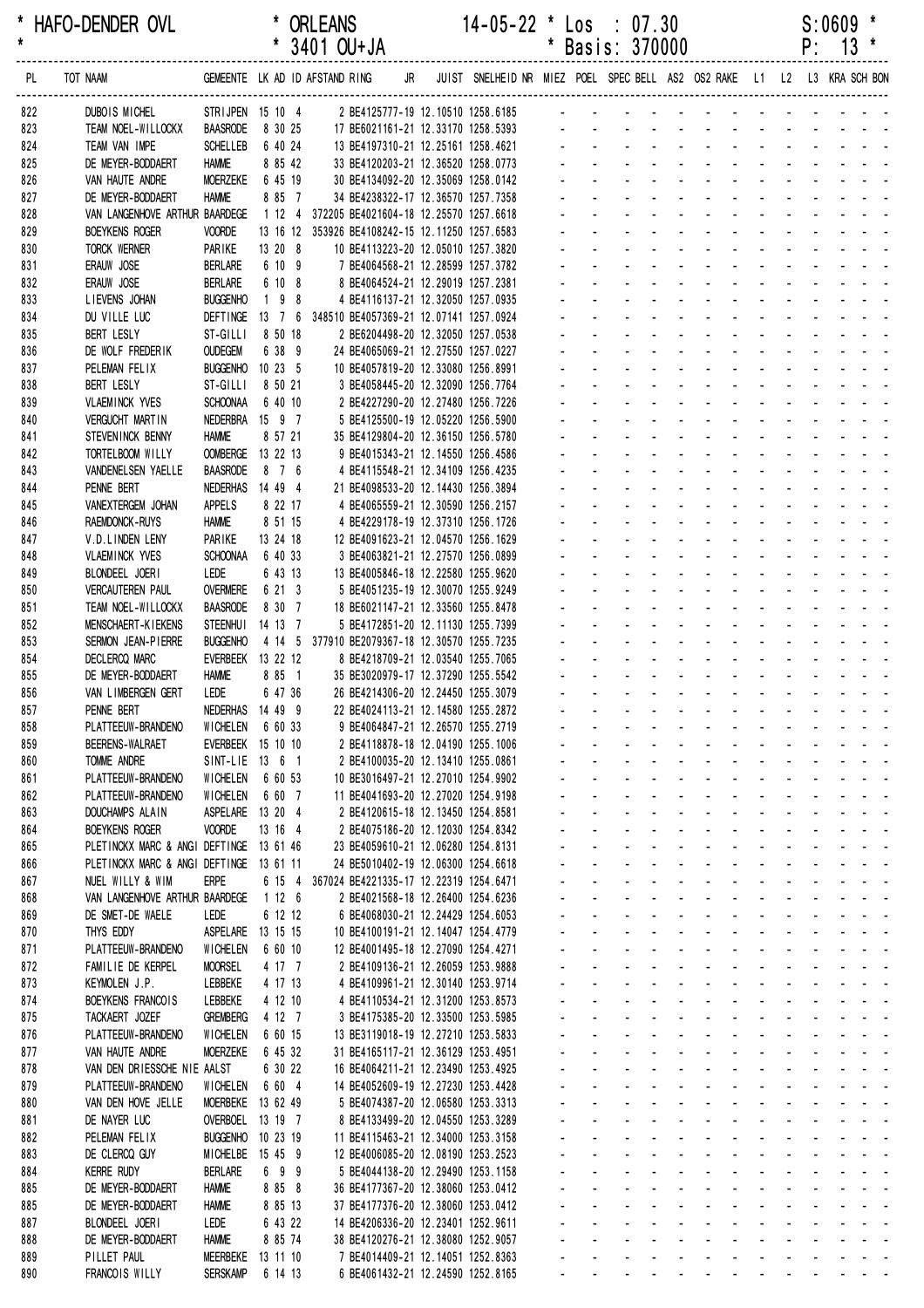\* HAFO-DENDER OVL \* ORLEANS 14-05-22 \* Los : 07.30 S:0609 \*
\* \* 3401 OU+JA \* Basis: 370000 P: 13 \*

| PL | TOT NAAM | GEMEENTE | LK | AD | ID | AFSTAND | RING | JR | JUIST | SNELHEID | NR | MIEZ | POEL | SPEC | BELL | AS2 | OS2 | RAKE | L1 | L2 | L3 | KRA | SCH | BON |
|---|---|---|---|---|---|---|---|---|---|---|---|---|---|---|---|---|---|---|---|---|---|---|---|---|
| 822 | DUBOIS MICHEL | STRIJPEN | 15 | 10 | 4 | | 2 BE4125777-19 | | 12.10510 | 1258.6185 | | - | - | - | - | - | - | - | - | - | - | - | - | - |
| 823 | TEAM NOEL-WILLOCKX | BAASRODE | 8 | 30 | 25 | | 17 BE6021161-21 | | 12.33170 | 1258.5393 | | - | - | - | - | - | - | - | - | - | - | - | - | - |
| 824 | TEAM VAN IMPE | SCHELLEB | 6 | 40 | 24 | | 13 BE4197310-21 | | 12.25161 | 1258.4621 | | - | - | - | - | - | - | - | - | - | - | - | - | - |
| 825 | DE MEYER-BODDAERT | HAMME | 8 | 85 | 42 | | 33 BE4120203-21 | | 12.36520 | 1258.0773 | | - | - | - | - | - | - | - | - | - | - | - | - | - |
| 826 | VAN HAUTE ANDRE | MOERZEKE | 6 | 45 | 19 | | 30 BE4134092-20 | | 12.35069 | 1258.0142 | | - | - | - | - | - | - | - | - | - | - | - | - | - |
| 827 | DE MEYER-BODDAERT | HAMME | 8 | 85 | 7 | | 34 BE4238322-17 | | 12.36570 | 1257.7358 | | - | - | - | - | - | - | - | - | - | - | - | - | - |
| 828 | VAN LANGENHOVE ARTHUR | BAARDEGE | 1 | 12 | 4 | 372205 | BE4021604-18 | | 12.25570 | 1257.6618 | | - | - | - | - | - | - | - | - | - | - | - | - | - |
| 829 | BOEYKENS ROGER | VOORDE | 13 | 16 | 12 | 353926 | BE4108242-15 | | 12.11250 | 1257.6583 | | - | - | - | - | - | - | - | - | - | - | - | - | - |
| 830 | TORCK WERNER | PARIKE | 13 | 20 | 8 | | 10 BE4113223-20 | | 12.05010 | 1257.3820 | | - | - | - | - | - | - | - | - | - | - | - | - | - |
| 831 | ERAUW JOSE | BERLARE | 6 | 10 | 9 | | 7 BE4064568-21 | | 12.28599 | 1257.3782 | | - | - | - | - | - | - | - | - | - | - | - | - | - |
| 832 | ERAUW JOSE | BERLARE | 6 | 10 | 8 | | 8 BE4064524-21 | | 12.29019 | 1257.2381 | | - | - | - | - | - | - | - | - | - | - | - | - | - |
| 833 | LIEVENS JOHAN | BUGGENHO | 1 | 9 | 8 | | 4 BE4116137-21 | | 12.32050 | 1257.0935 | | - | - | - | - | - | - | - | - | - | - | - | - | - |
| 834 | DU VILLE LUC | DEFTINGE | 13 | 7 | 6 | 348510 | BE4057369-21 | | 12.07141 | 1257.0924 | | - | - | - | - | - | - | - | - | - | - | - | - | - |
| 835 | BERT LESLY | ST-GILLI | 8 | 50 | 18 | | 2 BE6204498-20 | | 12.32050 | 1257.0538 | | - | - | - | - | - | - | - | - | - | - | - | - | - |
| 836 | DE WOLF FREDERIK | OUDEGEM | 6 | 38 | 9 | | 24 BE4065069-21 | | 12.27550 | 1257.0227 | | - | - | - | - | - | - | - | - | - | - | - | - | - |
| 837 | PELEMAN FELIX | BUGGENHO | 10 | 23 | 5 | | 10 BE4057819-20 | | 12.33080 | 1256.8991 | | - | - | - | - | - | - | - | - | - | - | - | - | - |
| 838 | BERT LESLY | ST-GILLI | 8 | 50 | 21 | | 3 BE4058445-20 | | 12.32090 | 1256.7764 | | - | - | - | - | - | - | - | - | - | - | - | - | - |
| 839 | VLAEMINCK YVES | SCHOONAA | 6 | 40 | 10 | | 2 BE4227290-20 | | 12.27480 | 1256.7226 | | - | - | - | - | - | - | - | - | - | - | - | - | - |
| 840 | VERGUCHT MARTIN | NEDERBRA | 15 | 9 | 7 | | 5 BE4125500-19 | | 12.05220 | 1256.5900 | | - | - | - | - | - | - | - | - | - | - | - | - | - |
| 841 | STEVENINCK BENNY | HAMME | 8 | 57 | 21 | | 35 BE4129804-20 | | 12.36150 | 1256.5780 | | - | - | - | - | - | - | - | - | - | - | - | - | - |
| 842 | TORTELBOOM WILLY | OOMBERGE | 13 | 22 | 13 | | 9 BE4015343-21 | | 12.14550 | 1256.4586 | | - | - | - | - | - | - | - | - | - | - | - | - | - |
| 843 | VANDENELSEN YAELLE | BAASRODE | 8 | 7 | 6 | | 4 BE4115548-21 | | 12.34109 | 1256.4235 | | - | - | - | - | - | - | - | - | - | - | - | - | - |
| 844 | PENNE BERT | NEDERHAS | 14 | 49 | 4 | | 21 BE4098533-20 | | 12.14430 | 1256.3894 | | - | - | - | - | - | - | - | - | - | - | - | - | - |
| 845 | VANEXTERGEM JOHAN | APPELS | 8 | 22 | 17 | | 4 BE4065559-21 | | 12.30590 | 1256.2157 | | - | - | - | - | - | - | - | - | - | - | - | - | - |
| 846 | RAEMDONCK-RUYS | HAMME | 8 | 51 | 15 | | 4 BE4229178-19 | | 12.37310 | 1256.1726 | | - | - | - | - | - | - | - | - | - | - | - | - | - |
| 847 | V.D.LINDEN LENY | PARIKE | 13 | 24 | 18 | | 12 BE4091623-21 | | 12.04570 | 1256.1629 | | - | - | - | - | - | - | - | - | - | - | - | - | - |
| 848 | VLAEMINCK YVES | SCHOONAA | 6 | 40 | 33 | | 3 BE4063821-21 | | 12.27570 | 1256.0899 | | - | - | - | - | - | - | - | - | - | - | - | - | - |
| 849 | BLONDEEL JOERI | LEDE | 6 | 43 | 13 | | 13 BE4005846-18 | | 12.22580 | 1255.9620 | | - | - | - | - | - | - | - | - | - | - | - | - | - |
| 850 | VERCAUTEREN PAUL | OVERMERE | 6 | 21 | 3 | | 5 BE4051235-19 | | 12.30070 | 1255.9249 | | - | - | - | - | - | - | - | - | - | - | - | - | - |
| 851 | TEAM NOEL-WILLOCKX | BAASRODE | 8 | 30 | 7 | | 18 BE6021147-21 | | 12.33560 | 1255.8478 | | - | - | - | - | - | - | - | - | - | - | - | - | - |
| 852 | MENSCHAERT-KIEKENS | STEENHUI | 14 | 13 | 7 | | 5 BE4172851-20 | | 12.11130 | 1255.7399 | | - | - | - | - | - | - | - | - | - | - | - | - | - |
| 853 | SERMON JEAN-PIERRE | BUGGENHO | 4 | 14 | 5 | 377910 | BE2079367-18 | | 12.30570 | 1255.7235 | | - | - | - | - | - | - | - | - | - | - | - | - | - |
| 854 | DECLERCQ MARC | EVERBEEK | 13 | 22 | 12 | | 8 BE4218709-21 | | 12.03540 | 1255.7065 | | - | - | - | - | - | - | - | - | - | - | - | - | - |
| 855 | DE MEYER-BODDAERT | HAMME | 8 | 85 | 1 | | 35 BE3020979-17 | | 12.37290 | 1255.5542 | | - | - | - | - | - | - | - | - | - | - | - | - | - |
| 856 | VAN LIMBERGEN GERT | LEDE | 6 | 47 | 36 | | 26 BE4214306-20 | | 12.24450 | 1255.3079 | | - | - | - | - | - | - | - | - | - | - | - | - | - |
| 857 | PENNE BERT | NEDERHAS | 14 | 49 | 9 | | 22 BE4024113-21 | | 12.14580 | 1255.2872 | | - | - | - | - | - | - | - | - | - | - | - | - | - |
| 858 | PLATTEEUW-BRANDENO | WICHELEN | 6 | 60 | 33 | | 9 BE4064847-21 | | 12.26570 | 1255.2719 | | - | - | - | - | - | - | - | - | - | - | - | - | - |
| 859 | BEERENS-WALRAET | EVERBEEK | 15 | 10 | 10 | | 2 BE4118878-18 | | 12.04190 | 1255.1006 | | - | - | - | - | - | - | - | - | - | - | - | - | - |
| 860 | TOMME ANDRE | SINT-LIE | 13 | 6 | 1 | | 2 BE4100035-20 | | 12.13410 | 1255.0861 | | - | - | - | - | - | - | - | - | - | - | - | - | - |
| 861 | PLATTEEUW-BRANDENO | WICHELEN | 6 | 60 | 53 | | 10 BE3016497-21 | | 12.27010 | 1254.9902 | | - | - | - | - | - | - | - | - | - | - | - | - | - |
| 862 | PLATTEEUW-BRANDENO | WICHELEN | 6 | 60 | 7 | | 11 BE4041693-20 | | 12.27020 | 1254.9198 | | - | - | - | - | - | - | - | - | - | - | - | - | - |
| 863 | DOUCHAMPS ALAIN | ASPELARE | 13 | 20 | 4 | | 2 BE4120615-18 | | 12.13450 | 1254.8581 | | - | - | - | - | - | - | - | - | - | - | - | - | - |
| 864 | BOEYKENS ROGER | VOORDE | 13 | 16 | 4 | | 2 BE4075186-20 | | 12.12030 | 1254.8342 | | - | - | - | - | - | - | - | - | - | - | - | - | - |
| 865 | PLETINCKX MARC & ANGI | DEFTINGE | 13 | 61 | 46 | | 23 BE4059610-21 | | 12.06280 | 1254.8131 | | - | - | - | - | - | - | - | - | - | - | - | - | - |
| 866 | PLETINCKX MARC & ANGI | DEFTINGE | 13 | 61 | 11 | | 24 BE5010402-19 | | 12.06300 | 1254.6618 | | - | - | - | - | - | - | - | - | - | - | - | - | - |
| 867 | NUEL WILLY & WIM | ERPE | 6 | 15 | 4 | 367024 | BE4221335-17 | | 12.22319 | 1254.6471 | | - | - | - | - | - | - | - | - | - | - | - | - | - |
| 868 | VAN LANGENHOVE ARTHUR | BAARDEGE | 1 | 12 | 6 | | 2 BE4021568-18 | | 12.26400 | 1254.6236 | | - | - | - | - | - | - | - | - | - | - | - | - | - |
| 869 | DE SMET-DE WAELE | LEDE | 6 | 12 | 12 | | 6 BE4068030-21 | | 12.24429 | 1254.6053 | | - | - | - | - | - | - | - | - | - | - | - | - | - |
| 870 | THYS EDDY | ASPELARE | 13 | 15 | 15 | | 10 BE4100191-21 | | 12.14047 | 1254.4779 | | - | - | - | - | - | - | - | - | - | - | - | - | - |
| 871 | PLATTEEUW-BRANDENO | WICHELEN | 6 | 60 | 10 | | 12 BE4001495-18 | | 12.27090 | 1254.4271 | | - | - | - | - | - | - | - | - | - | - | - | - | - |
| 872 | FAMILIE DE KERPEL | MOORSEL | 4 | 17 | 7 | | 2 BE4109136-21 | | 12.26059 | 1253.9888 | | - | - | - | - | - | - | - | - | - | - | - | - | - |
| 873 | KEYMOLEN J.P. | LEBBEKE | 4 | 17 | 13 | | 4 BE4109961-21 | | 12.30140 | 1253.9714 | | - | - | - | - | - | - | - | - | - | - | - | - | - |
| 874 | BOEYKENS FRANCOIS | LEBBEKE | 4 | 12 | 10 | | 4 BE4110534-21 | | 12.31200 | 1253.8573 | | - | - | - | - | - | - | - | - | - | - | - | - | - |
| 875 | TACKAERT JOZEF | GREMBERG | 4 | 12 | 7 | | 3 BE4175385-20 | | 12.33500 | 1253.5985 | | - | - | - | - | - | - | - | - | - | - | - | - | - |
| 876 | PLATTEEUW-BRANDENO | WICHELEN | 6 | 60 | 15 | | 13 BE3119018-19 | | 12.27210 | 1253.5833 | | - | - | - | - | - | - | - | - | - | - | - | - | - |
| 877 | VAN HAUTE ANDRE | MOERZEKE | 6 | 45 | 32 | | 31 BE4165117-21 | | 12.36129 | 1253.4951 | | - | - | - | - | - | - | - | - | - | - | - | - | - |
| 878 | VAN DEN DRIESSCHE NIE | AALST | 6 | 30 | 22 | | 16 BE4064211-21 | | 12.23490 | 1253.4925 | | - | - | - | - | - | - | - | - | - | - | - | - | - |
| 879 | PLATTEEUW-BRANDENO | WICHELEN | 6 | 60 | 4 | | 14 BE4052609-19 | | 12.27230 | 1253.4428 | | - | - | - | - | - | - | - | - | - | - | - | - | - |
| 880 | VAN DEN HOVE JELLE | MOERBEKE | 13 | 62 | 49 | | 5 BE4074387-20 | | 12.06580 | 1253.3313 | | - | - | - | - | - | - | - | - | - | - | - | - | - |
| 881 | DE NAYER LUC | OVERBOEL | 13 | 19 | 7 | | 8 BE4133499-20 | | 12.04550 | 1253.3289 | | - | - | - | - | - | - | - | - | - | - | - | - | - |
| 882 | PELEMAN FELIX | BUGGENHO | 10 | 23 | 19 | | 11 BE4115463-21 | | 12.34000 | 1253.3158 | | - | - | - | - | - | - | - | - | - | - | - | - | - |
| 883 | DE CLERCQ GUY | MICHELBE | 15 | 45 | 9 | | 12 BE4006085-20 | | 12.08190 | 1253.2523 | | - | - | - | - | - | - | - | - | - | - | - | - | - |
| 884 | KERRE RUDY | BERLARE | 6 | 9 | 9 | | 5 BE4044138-20 | | 12.29490 | 1253.1158 | | - | - | - | - | - | - | - | - | - | - | - | - | - |
| 885 | DE MEYER-BODDAERT | HAMME | 8 | 85 | 8 | | 36 BE4177367-20 | | 12.38060 | 1253.0412 | | - | - | - | - | - | - | - | - | - | - | - | - | - |
| 885 | DE MEYER-BODDAERT | HAMME | 8 | 85 | 13 | | 37 BE4177376-20 | | 12.38060 | 1253.0412 | | - | - | - | - | - | - | - | - | - | - | - | - | - |
| 887 | BLONDEEL JOERI | LEDE | 6 | 43 | 22 | | 14 BE4206336-20 | | 12.23401 | 1252.9611 | | - | - | - | - | - | - | - | - | - | - | - | - | - |
| 888 | DE MEYER-BODDAERT | HAMME | 8 | 85 | 74 | | 38 BE4120276-21 | | 12.38080 | 1252.9057 | | - | - | - | - | - | - | - | - | - | - | - | - | - |
| 889 | PILLET PAUL | MEERBEKE | 13 | 11 | 10 | | 7 BE4014409-21 | | 12.14051 | 1252.8363 | | - | - | - | - | - | - | - | - | - | - | - | - | - |
| 890 | FRANCOIS WILLY | SERSKAMP | 6 | 14 | 13 | | 6 BE4061432-21 | | 12.24590 | 1252.8165 | | - | - | - | - | - | - | - | - | - | - | - | - | - |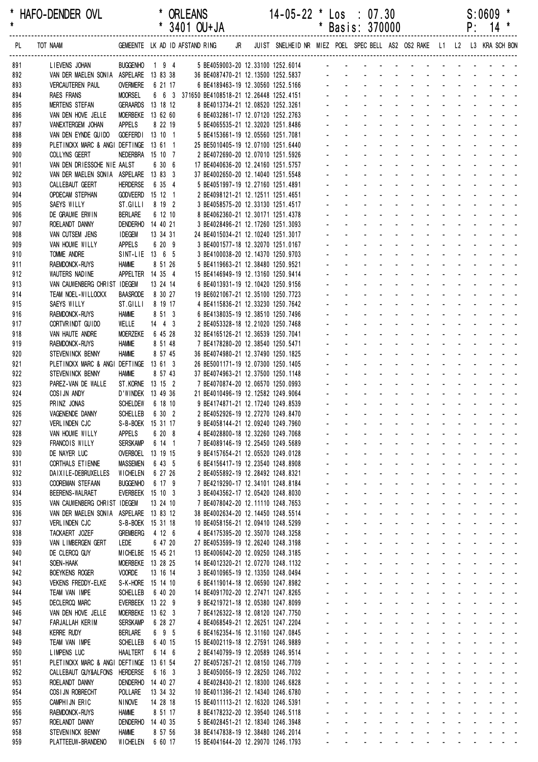HAFO-DENDER OVL * ORLEANS 14-05-22 * Los : 07.30 S:0609 *
* 3401 OU+JA * Basis: 370000 P: 14 *

| PL | TOT NAAM | GEMEENTE | LK | AD | ID | AFSTAND | RING | JR | JUIST | SNELHEID | NR | MIEZ | POEL | SPEC | BELL | AS2 | OS2 | RAKE | L1 | L2 | L3 | KRA | SCH | BON |
|---|---|---|---|---|---|---|---|---|---|---|---|---|---|---|---|---|---|---|---|---|---|---|---|---|
| 891 | LIEVENS JOHAN | BUGGENHO | 1 | 9 | 4 | 5 | BE4059003-20 | | 12.33100 | 1252.6014 | | - | - | - | - | - | - | - | - | - | - | - | - | - |
| 892 | VAN DER MAELEN SONIA | ASPELARE | 13 | 83 | 38 | 36 | BE4087470-21 | | 12.13500 | 1252.5837 | | - | - | - | - | - | - | - | - | - | - | - | - | - |
| 893 | VERCAUTEREN PAUL | OVERMERE | 6 | 21 | 17 | 6 | BE4189463-19 | | 12.30560 | 1252.5166 | | - | - | - | - | - | - | - | - | - | - | - | - | - |
| 894 | RAES FRANS | MOORSEL | 6 | 6 | 3 | 371650 | BE4108518-21 | | 12.26448 | 1252.4151 | | - | - | - | - | - | - | - | - | - | - | - | - | - |
| 895 | MERTENS STEFAN | GERAARDS | 13 | 18 | 12 | 8 | BE4013734-21 | | 12.08520 | 1252.3261 | | - | - | - | - | - | - | - | - | - | - | - | - | - |
| 896 | VAN DEN HOVE JELLE | MOERBEKE | 13 | 62 | 60 | 6 | BE4032861-17 | | 12.07120 | 1252.2763 | | - | - | - | - | - | - | - | - | - | - | - | - | - |
| 897 | VANEXTERGEM JOHAN | APPELS | 8 | 22 | 19 | 5 | BE4065535-21 | | 12.32020 | 1251.8486 | | - | - | - | - | - | - | - | - | - | - | - | - | - |
| 898 | VAN DEN EYNDE GUIDO | GOEFERDI | 13 | 10 | 1 | 5 | BE4153661-19 | | 12.05560 | 1251.7081 | | - | - | - | - | - | - | - | - | - | - | - | - | - |
| 899 | PLETINCKX MARC & ANGI | DEFTINGE | 13 | 61 | 1 | 25 | BE5010405-19 | | 12.07100 | 1251.6440 | | - | - | - | - | - | - | - | - | - | - | - | - | - |
| 900 | COLLYNS GEERT | NEDERBRA | 15 | 10 | 7 | 2 | BE4072690-20 | | 12.07010 | 1251.5926 | | - | - | - | - | - | - | - | - | - | - | - | - | - |
| 901 | VAN DEN DRIESSCHE NIE | AALST | 6 | 30 | 6 | 17 | BE4040636-20 | | 12.24160 | 1251.5757 | | - | - | - | - | - | - | - | - | - | - | - | - | - |
| 902 | VAN DER MAELEN SONIA | ASPELARE | 13 | 83 | 3 | 37 | BE4002650-20 | | 12.14040 | 1251.5548 | | - | - | - | - | - | - | - | - | - | - | - | - | - |
| 903 | CALLEBAUT GEERT | HERDERSE | 6 | 35 | 4 | 5 | BE4051997-19 | | 12.27160 | 1251.4891 | | - | - | - | - | - | - | - | - | - | - | - | - | - |
| 904 | OPDECAM STEPHAN | GODVEERD | 15 | 12 | 1 | 2 | BE4098121-21 | | 12.12511 | 1251.4651 | | - | - | - | - | - | - | - | - | - | - | - | - | - |
| 905 | SAEYS WILLY | ST.GILLI | 8 | 19 | 2 | 3 | BE4058575-20 | | 12.33130 | 1251.4517 | | - | - | - | - | - | - | - | - | - | - | - | - | - |
| 906 | DE GRAUWE ERWIN | BERLARE | 6 | 12 | 10 | 8 | BE4062360-21 | | 12.30171 | 1251.4378 | | - | - | - | - | - | - | - | - | - | - | - | - | - |
| 907 | ROELANDT DANNY | DENDERHO | 14 | 40 | 21 | 3 | BE4028496-21 | | 12.17260 | 1251.3093 | | - | - | - | - | - | - | - | - | - | - | - | - | - |
| 908 | VAN CUTSEM JENS | IDEGEM | 13 | 34 | 31 | 24 | BE4015034-21 | | 12.10240 | 1251.3017 | | - | - | - | - | - | - | - | - | - | - | - | - | - |
| 909 | VAN HOUWE WILLY | APPELS | 6 | 20 | 9 | 3 | BE4001577-18 | | 12.32070 | 1251.0167 | | - | - | - | - | - | - | - | - | - | - | - | - | - |
| 910 | TOMME ANDRE | SINT-LIE | 13 | 6 | 5 | 3 | BE4100038-20 | | 12.14370 | 1250.9703 | | - | - | - | - | - | - | - | - | - | - | - | - | - |
| 911 | RAEMDONCK-RUYS | HAMME | 8 | 51 | 26 | 5 | BE4119663-21 | | 12.38480 | 1250.9521 | | - | - | - | - | - | - | - | - | - | - | - | - | - |
| 912 | WAUTERS NADINE | APPELTER | 14 | 35 | 4 | 15 | BE4146949-19 | | 12.13160 | 1250.9414 | | - | - | - | - | - | - | - | - | - | - | - | - | - |
| 913 | VAN CAUWENBERG CHRIST | IDEGEM | 13 | 24 | 14 | 6 | BE4013931-19 | | 12.10420 | 1250.9156 | | - | - | - | - | - | - | - | - | - | - | - | - | - |
| 914 | TEAM NOEL-WILLOCKX | BAASRODE | 8 | 30 | 27 | 19 | BE6021067-21 | | 12.35100 | 1250.7723 | | - | - | - | - | - | - | - | - | - | - | - | - | - |
| 915 | SAEYS WILLY | ST.GILLI | 8 | 19 | 17 | 4 | BE4115836-21 | | 12.33230 | 1250.7642 | | - | - | - | - | - | - | - | - | - | - | - | - | - |
| 916 | RAEMDONCK-RUYS | HAMME | 8 | 51 | 3 | 6 | BE4138035-19 | | 12.38510 | 1250.7496 | | - | - | - | - | - | - | - | - | - | - | - | - | - |
| 917 | CORTVRINDT GUIDO | WELLE | 14 | 4 | 3 | 2 | BE4053328-18 | | 12.21020 | 1250.7468 | | - | - | - | - | - | - | - | - | - | - | - | - | - |
| 918 | VAN HAUTE ANDRE | MOERZEKE | 6 | 45 | 28 | 32 | BE4165126-21 | | 12.36539 | 1250.7041 | | - | - | - | - | - | - | - | - | - | - | - | - | - |
| 919 | RAEMDONCK-RUYS | HAMME | 8 | 51 | 48 | 7 | BE4178280-20 | | 12.38540 | 1250.5471 | | - | - | - | - | - | - | - | - | - | - | - | - | - |
| 920 | STEVENINCK BENNY | HAMME | 8 | 57 | 45 | 36 | BE4074980-21 | | 12.37490 | 1250.1825 | | - | - | - | - | - | - | - | - | - | - | - | - | - |
| 921 | PLETINCKX MARC & ANGI | DEFTINGE | 13 | 61 | 3 | 26 | BE5001171-19 | | 12.07300 | 1250.1405 | | - | - | - | - | - | - | - | - | - | - | - | - | - |
| 922 | STEVENINCK BENNY | HAMME | 8 | 57 | 43 | 37 | BE4074963-21 | | 12.37500 | 1250.1148 | | - | - | - | - | - | - | - | - | - | - | - | - | - |
| 923 | PAREZ-VAN DE WALLE | ST.KORNE | 13 | 15 | 2 | 7 | BE4070874-20 | | 12.06570 | 1250.0993 | | - | - | - | - | - | - | - | - | - | - | - | - | - |
| 924 | COSIJN ANDY | D'WINDEK | 13 | 49 | 36 | 21 | BE4010496-19 | | 12.12582 | 1249.9064 | | - | - | - | - | - | - | - | - | - | - | - | - | - |
| 925 | PRINZ JONAS | SCHELDEW | 6 | 18 | 10 | 9 | BE4174871-21 | | 12.17240 | 1249.8539 | | - | - | - | - | - | - | - | - | - | - | - | - | - |
| 926 | VAGENENDE DANNY | SCHELLEB | 6 | 30 | 2 | 2 | BE4052926-19 | | 12.27270 | 1249.8470 | | - | - | - | - | - | - | - | - | - | - | - | - | - |
| 927 | VERLINDEN CJC | S-B-BOEK | 15 | 31 | 17 | 9 | BE4058144-21 | | 12.09240 | 1249.7960 | | - | - | - | - | - | - | - | - | - | - | - | - | - |
| 928 | VAN HOUWE WILLY | APPELS | 6 | 20 | 8 | 4 | BE4028800-18 | | 12.32260 | 1249.7068 | | - | - | - | - | - | - | - | - | - | - | - | - | - |
| 929 | FRANCOIS WILLY | SERSKAMP | 6 | 14 | 1 | 7 | BE4089146-19 | | 12.25450 | 1249.5689 | | - | - | - | - | - | - | - | - | - | - | - | - | - |
| 930 | DE NAYER LUC | OVERBOEL | 13 | 19 | 15 | 9 | BE4157654-21 | | 12.05520 | 1249.0128 | | - | - | - | - | - | - | - | - | - | - | - | - | - |
| 931 | CORTHALS ETIENNE | MASSEMEN | 6 | 43 | 5 | 6 | BE4156417-19 | | 12.23540 | 1248.8908 | | - | - | - | - | - | - | - | - | - | - | - | - | - |
| 932 | DAIXILE-DEBRUXELLES | WICHELEN | 6 | 27 | 26 | 2 | BE4055892-19 | | 12.28492 | 1248.8321 | | - | - | - | - | - | - | - | - | - | - | - | - | - |
| 933 | COOREMAN STEFAAN | BUGGENHO | 6 | 17 | 9 | 7 | BE4219290-17 | | 12.34101 | 1248.8184 | | - | - | - | - | - | - | - | - | - | - | - | - | - |
| 934 | BEERENS-WALRAET | EVERBEEK | 15 | 10 | 3 | 3 | BE4043562-17 | | 12.05420 | 1248.8030 | | - | - | - | - | - | - | - | - | - | - | - | - | - |
| 935 | VAN CAUWENBERG CHRIST | IDEGEM | 13 | 24 | 10 | 7 | BE4078042-20 | | 12.11110 | 1248.7653 | | - | - | - | - | - | - | - | - | - | - | - | - | - |
| 936 | VAN DER MAELEN SONIA | ASPELARE | 13 | 83 | 12 | 38 | BE4002634-20 | | 12.14450 | 1248.5514 | | - | - | - | - | - | - | - | - | - | - | - | - | - |
| 937 | VERLINDEN CJC | S-B-BOEK | 15 | 31 | 18 | 10 | BE4058156-21 | | 12.09410 | 1248.5299 | | - | - | - | - | - | - | - | - | - | - | - | - | - |
| 938 | TACKAERT JOZEF | GREMBERG | 4 | 12 | 6 | 4 | BE4175395-20 | | 12.35070 | 1248.3258 | | - | - | - | - | - | - | - | - | - | - | - | - | - |
| 939 | VAN LIMBERGEN GERT | LEDE | 6 | 47 | 20 | 27 | BE4053599-19 | | 12.26240 | 1248.3198 | | - | - | - | - | - | - | - | - | - | - | - | - | - |
| 940 | DE CLERCQ GUY | MICHELBE | 15 | 45 | 21 | 13 | BE4006042-20 | | 12.09250 | 1248.3185 | | - | - | - | - | - | - | - | - | - | - | - | - | - |
| 941 | SOEN-HAAK | MOERBEKE | 13 | 28 | 25 | 14 | BE4012320-21 | | 12.07270 | 1248.1132 | | - | - | - | - | - | - | - | - | - | - | - | - | - |
| 942 | BOEYKENS ROGER | VOORDE | 13 | 16 | 14 | 3 | BE4010965-19 | | 12.13350 | 1248.0494 | | - | - | - | - | - | - | - | - | - | - | - | - | - |
| 943 | VEKENS FREDDY-ELKE | S-K-HORE | 15 | 14 | 10 | 6 | BE4119014-18 | | 12.06590 | 1247.8982 | | - | - | - | - | - | - | - | - | - | - | - | - | - |
| 944 | TEAM VAN IMPE | SCHELLEB | 6 | 40 | 20 | 14 | BE4091702-20 | | 12.27471 | 1247.8265 | | - | - | - | - | - | - | - | - | - | - | - | - | - |
| 945 | DECLERCQ MARC | EVERBEEK | 13 | 22 | 9 | 9 | BE4219721-18 | | 12.05380 | 1247.8099 | | - | - | - | - | - | - | - | - | - | - | - | - | - |
| 946 | VAN DEN HOVE JELLE | MOERBEKE | 13 | 62 | 3 | 7 | BE4126322-18 | | 12.08120 | 1247.7750 | | - | - | - | - | - | - | - | - | - | - | - | - | - |
| 947 | FARJALLAH KERIM | SERSKAMP | 6 | 28 | 27 | 4 | BE4068549-21 | | 12.26251 | 1247.2204 | | - | - | - | - | - | - | - | - | - | - | - | - | - |
| 948 | KERRE RUDY | BERLARE | 6 | 9 | 5 | 6 | BE4162354-16 | | 12.31160 | 1247.0845 | | - | - | - | - | - | - | - | - | - | - | - | - | - |
| 949 | TEAM VAN IMPE | SCHELLEB | 6 | 40 | 15 | 15 | BE4002119-18 | | 12.27591 | 1246.9889 | | - | - | - | - | - | - | - | - | - | - | - | - | - |
| 950 | LIMPENS LUC | HAALTERT | 6 | 14 | 6 | 2 | BE4140799-19 | | 12.20589 | 1246.9514 | | - | - | - | - | - | - | - | - | - | - | - | - | - |
| 951 | PLETINCKX MARC & ANGI | DEFTINGE | 13 | 61 | 54 | 27 | BE4057267-21 | | 12.08150 | 1246.7709 | | - | - | - | - | - | - | - | - | - | - | - | - | - |
| 952 | CALLEBAUT GUY&ALFONS | HERDERSE | 6 | 16 | 3 | 3 | BE4050056-19 | | 12.28250 | 1246.7032 | | - | - | - | - | - | - | - | - | - | - | - | - | - |
| 953 | ROELANDT DANNY | DENDERHO | 14 | 40 | 27 | 4 | BE4028430-21 | | 12.18300 | 1246.6828 | | - | - | - | - | - | - | - | - | - | - | - | - | - |
| 954 | COSIJN ROBRECHT | POLLARE | 13 | 34 | 32 | 10 | BE4011396-21 | | 12.14340 | 1246.6780 | | - | - | - | - | - | - | - | - | - | - | - | - | - |
| 955 | CAMPHIJN ERIC | NINOVE | 14 | 28 | 18 | 15 | BE4011113-21 | | 12.16320 | 1246.5391 | | - | - | - | - | - | - | - | - | - | - | - | - | - |
| 956 | RAEMDONCK-RUYS | HAMME | 8 | 51 | 17 | 8 | BE4178232-20 | | 12.39540 | 1246.5118 | | - | - | - | - | - | - | - | - | - | - | - | - | - |
| 957 | ROELANDT DANNY | DENDERHO | 14 | 40 | 35 | 5 | BE4028451-21 | | 12.18340 | 1246.3948 | | - | - | - | - | - | - | - | - | - | - | - | - | - |
| 958 | STEVENINCK BENNY | HAMME | 8 | 57 | 56 | 38 | BE4147838-19 | | 12.38480 | 1246.2014 | | - | - | - | - | - | - | - | - | - | - | - | - | - |
| 959 | PLATTEEUW-BRANDENO | WICHELEN | 6 | 60 | 17 | 15 | BE4041644-20 | | 12.29070 | 1246.1793 | | - | - | - | - | - | - | - | - | - | - | - | - | - |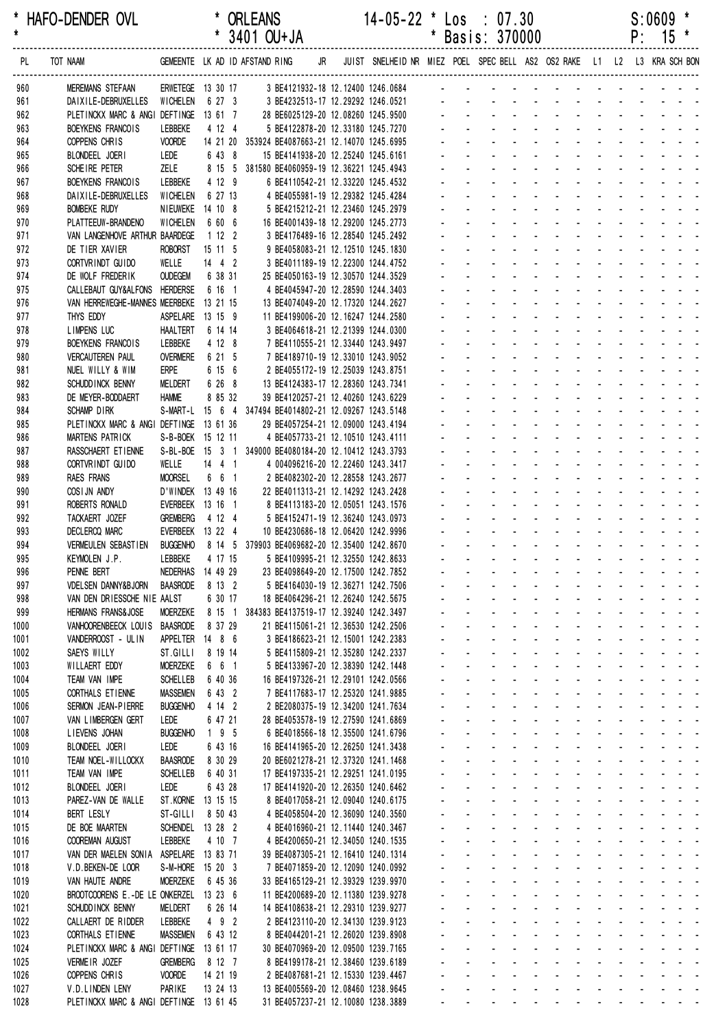\* HAFO-DENDER OVL \* ORLEANS 14-05-22 \* Los : 07.30 S:0609 \*
\* \* 3401 OU+JA \* Basis: 370000 P: 15 \*

| PL | TOT NAAM | GEMEENTE | LK | AD | ID | AFSTAND | RING | JR | JUIST | SNELHEID | NR | MIEZ | POEL | SPEC | BELL | AS2 | OS2 | RAKE | L1 | L2 | L3 | KRA | SCH | BON |
|---|---|---|---|---|---|---|---|---|---|---|---|---|---|---|---|---|---|---|---|---|---|---|---|---|
| 960 | MEREMANS STEFAAN | ERWETEGE | 13 | 30 | 17 | | 3 BE4121932-18 | | 12.12400 | 1246.0684 | | - | - | - | - | - | - | - | - | - | - | - | - | - |
| 961 | DAIXILE-DEBRUXELLES | WICHELEN | 6 | 27 | 3 | | 3 BE4232513-17 | | 12.29292 | 1246.0521 | | - | - | - | - | - | - | - | - | - | - | - | - | - |
| 962 | PLETINCKX MARC & ANGI | DEFTINGE | 13 | 61 | 7 | | 28 BE6025129-20 | | 12.08260 | 1245.9500 | | - | - | - | - | - | - | - | - | - | - | - | - | - |
| 963 | BOEYKENS FRANCOIS | LEBBEKE | 4 | 12 | 4 | | 5 BE4122878-20 | | 12.33180 | 1245.7270 | | - | - | - | - | - | - | - | - | - | - | - | - | - |
| 964 | COPPENS CHRIS | VOORDE | 14 | 21 | 20 | 353924 | BE4087663-21 | | 12.14070 | 1245.6995 | | - | - | - | - | - | - | - | - | - | - | - | - | - |
| 965 | BLONDEEL JOERI | LEDE | 6 | 43 | 8 | | 15 BE4141938-20 | | 12.25240 | 1245.6161 | | - | - | - | - | - | - | - | - | - | - | - | - | - |
| 966 | SCHEIRE PETER | ZELE | 8 | 15 | 5 | 381580 | BE4060959-19 | | 12.36221 | 1245.4943 | | - | - | - | - | - | - | - | - | - | - | - | - | - |
| 967 | BOEYKENS FRANCOIS | LEBBEKE | 4 | 12 | 9 | | 6 BE4110542-21 | | 12.33220 | 1245.4532 | | - | - | - | - | - | - | - | - | - | - | - | - | - |
| 968 | DAIXILE-DEBRUXELLES | WICHELEN | 6 | 27 | 13 | | 4 BE4055981-19 | | 12.29382 | 1245.4284 | | - | - | - | - | - | - | - | - | - | - | - | - | - |
| 969 | BOMBEKE RUDY | NIEUWEKE | 14 | 10 | 8 | | 5 BE4215212-21 | | 12.23460 | 1245.2979 | | - | - | - | - | - | - | - | - | - | - | - | - | - |
| 970 | PLATTEEUW-BRANDENO | WICHELEN | 6 | 60 | 6 | | 16 BE4001439-18 | | 12.29200 | 1245.2773 | | - | - | - | - | - | - | - | - | - | - | - | - | - |
| 971 | VAN LANGENHOVE ARTHUR | BAARDEGE | 1 | 12 | 2 | | 3 BE4176489-16 | | 12.28540 | 1245.2492 | | - | - | - | - | - | - | - | - | - | - | - | - | - |
| 972 | DE TIER XAVIER | ROBORST | 15 | 11 | 5 | | 9 BE4058083-21 | | 12.12510 | 1245.1830 | | - | - | - | - | - | - | - | - | - | - | - | - | - |
| 973 | CORTVRINDT GUIDO | WELLE | 14 | 4 | 2 | | 3 BE4011189-19 | | 12.22300 | 1244.4752 | | - | - | - | - | - | - | - | - | - | - | - | - | - |
| 974 | DE WOLF FREDERIK | OUDEGEM | 6 | 38 | 31 | | 25 BE4050163-19 | | 12.30570 | 1244.3529 | | - | - | - | - | - | - | - | - | - | - | - | - | - |
| 975 | CALLEBAUT GUY&ALFONS | HERDERSE | 6 | 16 | 1 | | 4 BE4045947-20 | | 12.28590 | 1244.3403 | | - | - | - | - | - | - | - | - | - | - | - | - | - |
| 976 | VAN HERREWEGHE-MANNES | MEERBEKE | 13 | 21 | 15 | | 13 BE4074049-20 | | 12.17320 | 1244.2627 | | - | - | - | - | - | - | - | - | - | - | - | - | - |
| 977 | THYS EDDY | ASPELARE | 13 | 15 | 9 | | 11 BE4199006-20 | | 12.16247 | 1244.2580 | | - | - | - | - | - | - | - | - | - | - | - | - | - |
| 978 | LIMPENS LUC | HAALTERT | 6 | 14 | 14 | | 3 BE4064618-21 | | 12.21399 | 1244.0300 | | - | - | - | - | - | - | - | - | - | - | - | - | - |
| 979 | BOEYKENS FRANCOIS | LEBBEKE | 4 | 12 | 8 | | 7 BE4110555-21 | | 12.33440 | 1243.9497 | | - | - | - | - | - | - | - | - | - | - | - | - | - |
| 980 | VERCAUTEREN PAUL | OVERMERE | 6 | 21 | 5 | | 7 BE4189710-19 | | 12.33010 | 1243.9052 | | - | - | - | - | - | - | - | - | - | - | - | - | - |
| 981 | NUEL WILLY & WIM | ERPE | 6 | 15 | 6 | | 2 BE4055172-19 | | 12.25039 | 1243.8751 | | - | - | - | - | - | - | - | - | - | - | - | - | - |
| 982 | SCHUDDINCK BENNY | MELDERT | 6 | 26 | 8 | | 13 BE4124383-17 | | 12.28360 | 1243.7341 | | - | - | - | - | - | - | - | - | - | - | - | - | - |
| 983 | DE MEYER-BODDAERT | HAMME | 8 | 85 | 32 | | 39 BE4120257-21 | | 12.40260 | 1243.6229 | | - | - | - | - | - | - | - | - | - | - | - | - | - |
| 984 | SCHAMP DIRK | S-MART-L | 15 | 6 | 4 | 347494 | BE4014802-21 | | 12.09267 | 1243.5148 | | - | - | - | - | - | - | - | - | - | - | - | - | - |
| 985 | PLETINCKX MARC & ANGI | DEFTINGE | 13 | 61 | 36 | | 29 BE4057254-21 | | 12.09000 | 1243.4194 | | - | - | - | - | - | - | - | - | - | - | - | - | - |
| 986 | MARTENS PATRICK | S-B-BOEK | 15 | 12 | 11 | | 4 BE4057733-21 | | 12.10510 | 1243.4111 | | - | - | - | - | - | - | - | - | - | - | - | - | - |
| 987 | RASSCHAERT ETIENNE | S-BL-BOE | 15 | 3 | 1 | 349000 | BE4080184-20 | | 12.10412 | 1243.3793 | | - | - | - | - | - | - | - | - | - | - | - | - | - |
| 988 | CORTVRINDT GUIDO | WELLE | 14 | 4 | 1 | | 4 004096216-20 | | 12.22460 | 1243.3417 | | - | - | - | - | - | - | - | - | - | - | - | - | - |
| 989 | RAES FRANS | MOORSEL | 6 | 6 | 1 | | 2 BE4082302-20 | | 12.28558 | 1243.2677 | | - | - | - | - | - | - | - | - | - | - | - | - | - |
| 990 | COSIJN ANDY | D'WINDEK | 13 | 49 | 16 | | 22 BE4011313-21 | | 12.14292 | 1243.2428 | | - | - | - | - | - | - | - | - | - | - | - | - | - |
| 991 | ROBERTS RONALD | EVERBEEK | 13 | 16 | 1 | | 8 BE4113183-20 | | 12.05051 | 1243.1576 | | - | - | - | - | - | - | - | - | - | - | - | - | - |
| 992 | TACKAERT JOZEF | GREMBERG | 4 | 12 | 4 | | 5 BE4152471-19 | | 12.36240 | 1243.0973 | | - | - | - | - | - | - | - | - | - | - | - | - | - |
| 993 | DECLERCQ MARC | EVERBEEK | 13 | 22 | 4 | | 10 BE4230686-18 | | 12.06420 | 1242.9996 | | - | - | - | - | - | - | - | - | - | - | - | - | - |
| 994 | VERMEULEN SEBASTIEN | BUGGENHO | 8 | 14 | 5 | 379903 | BE4069682-20 | | 12.35400 | 1242.8670 | | - | - | - | - | - | - | - | - | - | - | - | - | - |
| 995 | KEYMOLEN J.P. | LEBBEKE | 4 | 17 | 15 | | 5 BE4109995-21 | | 12.32550 | 1242.8633 | | - | - | - | - | - | - | - | - | - | - | - | - | - |
| 996 | PENNE BERT | NEDERHAS | 14 | 49 | 29 | | 23 BE4098649-20 | | 12.17500 | 1242.7852 | | - | - | - | - | - | - | - | - | - | - | - | - | - |
| 997 | VDELSEN DANNY&BJORN | BAASRODE | 8 | 13 | 2 | | 5 BE4164030-19 | | 12.36271 | 1242.7506 | | - | - | - | - | - | - | - | - | - | - | - | - | - |
| 998 | VAN DEN DRIESSCHE NIE | AALST | 6 | 30 | 17 | | 18 BE4064296-21 | | 12.26240 | 1242.5675 | | - | - | - | - | - | - | - | - | - | - | - | - | - |
| 999 | HERMANS FRANS&JOSE | MOERZEKE | 8 | 15 | 1 | 384383 | BE4137519-17 | | 12.39240 | 1242.3497 | | - | - | - | - | - | - | - | - | - | - | - | - | - |
| 1000 | VANHOORENBEECK LOUIS | BAASRODE | 8 | 37 | 29 | | 21 BE4115061-21 | | 12.36530 | 1242.2506 | | - | - | - | - | - | - | - | - | - | - | - | - | - |
| 1001 | VANDERROOST - ULIN | APPELTER | 14 | 8 | 6 | | 3 BE4186623-21 | | 12.15001 | 1242.2383 | | - | - | - | - | - | - | - | - | - | - | - | - | - |
| 1002 | SAEYS WILLY | ST.GILLI | 8 | 19 | 14 | | 5 BE4115809-21 | | 12.35280 | 1242.2337 | | - | - | - | - | - | - | - | - | - | - | - | - | - |
| 1003 | WILLAERT EDDY | MOERZEKE | 6 | 6 | 1 | | 5 BE4133967-20 | | 12.38390 | 1242.1448 | | - | - | - | - | - | - | - | - | - | - | - | - | - |
| 1004 | TEAM VAN IMPE | SCHELLEB | 6 | 40 | 36 | | 16 BE4197326-21 | | 12.29101 | 1242.0566 | | - | - | - | - | - | - | - | - | - | - | - | - | - |
| 1005 | CORTHALS ETIENNE | MASSEMEN | 6 | 43 | 2 | | 7 BE4117683-17 | | 12.25320 | 1241.9885 | | - | - | - | - | - | - | - | - | - | - | - | - | - |
| 1006 | SERMON JEAN-PIERRE | BUGGENHO | 4 | 14 | 2 | | 2 BE2080375-19 | | 12.34200 | 1241.7634 | | - | - | - | - | - | - | - | - | - | - | - | - | - |
| 1007 | VAN LIMBERGEN GERT | LEDE | 6 | 47 | 21 | | 28 BE4053578-19 | | 12.27590 | 1241.6869 | | - | - | - | - | - | - | - | - | - | - | - | - | - |
| 1008 | LIEVENS JOHAN | BUGGENHO | 1 | 9 | 5 | | 6 BE4018566-18 | | 12.35500 | 1241.6796 | | - | - | - | - | - | - | - | - | - | - | - | - | - |
| 1009 | BLONDEEL JOERI | LEDE | 6 | 43 | 16 | | 16 BE4141965-20 | | 12.26250 | 1241.3438 | | - | - | - | - | - | - | - | - | - | - | - | - | - |
| 1010 | TEAM NOEL-WILLOCKX | BAASRODE | 8 | 30 | 29 | | 20 BE6021278-21 | | 12.37320 | 1241.1468 | | - | - | - | - | - | - | - | - | - | - | - | - | - |
| 1011 | TEAM VAN IMPE | SCHELLEB | 6 | 40 | 31 | | 17 BE4197335-21 | | 12.29251 | 1241.0195 | | - | - | - | - | - | - | - | - | - | - | - | - | - |
| 1012 | BLONDEEL JOERI | LEDE | 6 | 43 | 28 | | 17 BE4141920-20 | | 12.26350 | 1240.6462 | | - | - | - | - | - | - | - | - | - | - | - | - | - |
| 1013 | PAREZ-VAN DE WALLE | ST.KORNE | 13 | 15 | 15 | | 8 BE4017058-21 | | 12.09040 | 1240.6175 | | - | - | - | - | - | - | - | - | - | - | - | - | - |
| 1014 | BERT LESLY | ST-GILLI | 8 | 50 | 43 | | 4 BE4058504-20 | | 12.36090 | 1240.3560 | | - | - | - | - | - | - | - | - | - | - | - | - | - |
| 1015 | DE BOE MAARTEN | SCHENDEL | 13 | 28 | 2 | | 4 BE4016960-21 | | 12.11440 | 1240.3467 | | - | - | - | - | - | - | - | - | - | - | - | - | - |
| 1016 | COOREMAN AUGUST | LEBBEKE | 4 | 10 | 7 | | 4 BE4200650-21 | | 12.34050 | 1240.1535 | | - | - | - | - | - | - | - | - | - | - | - | - | - |
| 1017 | VAN DER MAELEN SONIA | ASPELARE | 13 | 83 | 71 | | 39 BE4087305-21 | | 12.16410 | 1240.1314 | | - | - | - | - | - | - | - | - | - | - | - | - | - |
| 1018 | V.D.BEKEN-DE LOOR | S-M-HORE | 15 | 20 | 3 | | 7 BE4071859-20 | | 12.12090 | 1240.0992 | | - | - | - | - | - | - | - | - | - | - | - | - | - |
| 1019 | VAN HAUTE ANDRE | MOERZEKE | 6 | 45 | 36 | | 33 BE4165129-21 | | 12.39329 | 1239.9970 | | - | - | - | - | - | - | - | - | - | - | - | - | - |
| 1020 | BROOTCOORENS E.-DE LE | ONKERZEL | 13 | 23 | 6 | | 11 BE4200689-20 | | 12.11380 | 1239.9278 | | - | - | - | - | - | - | - | - | - | - | - | - | - |
| 1021 | SCHUDDINCK BENNY | MELDERT | 6 | 26 | 14 | | 14 BE4108638-21 | | 12.29310 | 1239.9277 | | - | - | - | - | - | - | - | - | - | - | - | - | - |
| 1022 | CALLAERT DE RIDDER | LEBBEKE | 4 | 9 | 2 | | 2 BE4123110-20 | | 12.34130 | 1239.9123 | | - | - | - | - | - | - | - | - | - | - | - | - | - |
| 1023 | CORTHALS ETIENNE | MASSEMEN | 6 | 43 | 12 | | 8 BE4044201-21 | | 12.26020 | 1239.8908 | | - | - | - | - | - | - | - | - | - | - | - | - | - |
| 1024 | PLETINCKX MARC & ANGI | DEFTINGE | 13 | 61 | 17 | | 30 BE4070969-20 | | 12.09500 | 1239.7165 | | - | - | - | - | - | - | - | - | - | - | - | - | - |
| 1025 | VERMEIR JOZEF | GREMBERG | 8 | 12 | 7 | | 8 BE4199178-21 | | 12.38460 | 1239.6189 | | - | - | - | - | - | - | - | - | - | - | - | - | - |
| 1026 | COPPENS CHRIS | VOORDE | 14 | 21 | 19 | | 2 BE4087681-21 | | 12.15330 | 1239.4467 | | - | - | - | - | - | - | - | - | - | - | - | - | - |
| 1027 | V.D.LINDEN LENY | PARIKE | 13 | 24 | 13 | | 13 BE4005569-20 | | 12.08460 | 1238.9645 | | - | - | - | - | - | - | - | - | - | - | - | - | - |
| 1028 | PLETINCKX MARC & ANGI | DEFTINGE | 13 | 61 | 45 | | 31 BE4057237-21 | | 12.10080 | 1238.3889 | | - | - | - | - | - | - | - | - | - | - | - | - | - |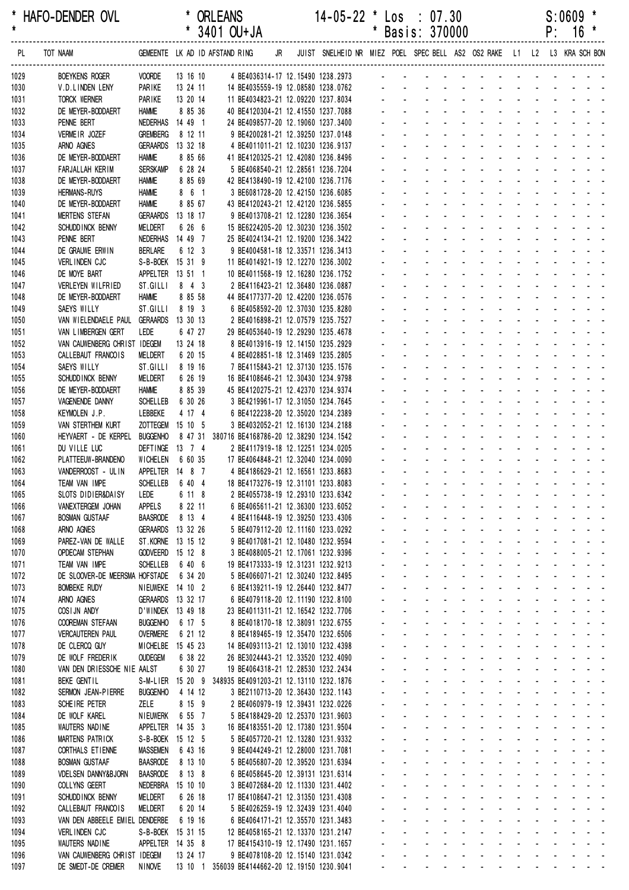* HAFO-DENDER OVL * ORLEANS 14-05-22 * Los : 07.30 S:0609 *
* * 3401 OU+JA * Basis: 370000 P: 16 *

| PL | TOT NAAM | GEMEENTE | LK | AD | ID | AFSTAND | RING | JR | JUIST | SNELHEID | NR | MIEZ | POEL | SPEC | BELL | AS2 | OS2 | RAKE | L1 | L2 | L3 | KRA | SCH | BON |
|---|---|---|---|---|---|---|---|---|---|---|---|---|---|---|---|---|---|---|---|---|---|---|---|---|
| 1029 | BOEYKENS ROGER | VOORDE | 13 | 16 | 10 | | 4 BE4036314-17 | | 12.15490 | 1238.2973 | | - | - | - | - | - | - | - | - | - | - | - | - | - |
| 1030 | V.D.LINDEN LENY | PARIKE | 13 | 24 | 11 | | 14 BE4035559-19 | | 12.08580 | 1238.0762 | | - | - | - | - | - | - | - | - | - | - | - | - | - |
| 1031 | TORCK WERNER | PARIKE | 13 | 20 | 14 | | 11 BE4034823-21 | | 12.09220 | 1237.8034 | | - | - | - | - | - | - | - | - | - | - | - | - | - |
| 1032 | DE MEYER-BODDAERT | HAMME | 8 | 85 | 36 | | 40 BE4120304-21 | | 12.41550 | 1237.7088 | | - | - | - | - | - | - | - | - | - | - | - | - | - |
| 1033 | PENNE BERT | NEDERHAS | 14 | 49 | 1 | | 24 BE4098577-20 | | 12.19060 | 1237.3400 | | - | - | - | - | - | - | - | - | - | - | - | - | - |
| 1034 | VERMEIR JOZEF | GREMBERG | 8 | 12 | 11 | | 9 BE4200281-21 | | 12.39250 | 1237.0148 | | - | - | - | - | - | - | - | - | - | - | - | - | - |
| 1035 | ARNO AGNES | GERAARDS | 13 | 32 | 18 | | 4 BE4011011-21 | | 12.10230 | 1236.9137 | | - | - | - | - | - | - | - | - | - | - | - | - | - |
| 1036 | DE MEYER-BODDAERT | HAMME | 8 | 85 | 66 | | 41 BE4120325-21 | | 12.42080 | 1236.8496 | | - | - | - | - | - | - | - | - | - | - | - | - | - |
| 1037 | FARJALLAH KERIM | SERSKAMP | 6 | 28 | 24 | | 5 BE4068540-21 | | 12.28561 | 1236.7204 | | - | - | - | - | - | - | - | - | - | - | - | - | - |
| 1038 | DE MEYER-BODDAERT | HAMME | 8 | 85 | 69 | | 42 BE4138490-19 | | 12.42100 | 1236.7176 | | - | - | - | - | - | - | - | - | - | - | - | - | - |
| 1039 | HERMANS-RUYS | HAMME | 8 | 6 | 1 | | 3 BE6081728-20 | | 12.42150 | 1236.6085 | | - | - | - | - | - | - | - | - | - | - | - | - | - |
| 1040 | DE MEYER-BODDAERT | HAMME | 8 | 85 | 67 | | 43 BE4120243-21 | | 12.42120 | 1236.5855 | | - | - | - | - | - | - | - | - | - | - | - | - | - |
| 1041 | MERTENS STEFAN | GERAARDS | 13 | 18 | 17 | | 9 BE4013708-21 | | 12.12280 | 1236.3654 | | - | - | - | - | - | - | - | - | - | - | - | - | - |
| 1042 | SCHUDDINCK BENNY | MELDERT | 6 | 26 | 6 | | 15 BE6224205-20 | | 12.30230 | 1236.3502 | | - | - | - | - | - | - | - | - | - | - | - | - | - |
| 1043 | PENNE BERT | NEDERHAS | 14 | 49 | 7 | | 25 BE4024134-21 | | 12.19200 | 1236.3422 | | - | - | - | - | - | - | - | - | - | - | - | - | - |
| 1044 | DE GRAUWE ERWIN | BERLARE | 6 | 12 | 3 | | 9 BE4004581-18 | | 12.33571 | 1236.3413 | | - | - | - | - | - | - | - | - | - | - | - | - | - |
| 1045 | VERLINDEN CJC | S-B-BOEK | 15 | 31 | 9 | | 11 BE4014921-19 | | 12.12270 | 1236.3002 | | - | - | - | - | - | - | - | - | - | - | - | - | - |
| 1046 | DE MOYE BART | APPELTER | 13 | 51 | 1 | | 10 BE4011568-19 | | 12.16280 | 1236.1752 | | - | - | - | - | - | - | - | - | - | - | - | - | - |
| 1047 | VERLEYEN WILFRIED | ST.GILLI | 8 | 4 | 3 | | 2 BE4116423-21 | | 12.36480 | 1236.0887 | | - | - | - | - | - | - | - | - | - | - | - | - | - |
| 1048 | DE MEYER-BODDAERT | HAMME | 8 | 85 | 58 | | 44 BE4177377-20 | | 12.42200 | 1236.0576 | | - | - | - | - | - | - | - | - | - | - | - | - | - |
| 1049 | SAEYS WILLY | ST.GILLI | 8 | 19 | 3 | | 6 BE4058592-20 | | 12.37030 | 1235.8280 | | - | - | - | - | - | - | - | - | - | - | - | - | - |
| 1050 | VAN WIELENDAELE PAUL | GERAARDS | 13 | 30 | 13 | | 2 BE4016898-21 | | 12.07579 | 1235.7527 | | - | - | - | - | - | - | - | - | - | - | - | - | - |
| 1051 | VAN LIMBERGEN GERT | LEDE | 6 | 47 | 27 | | 29 BE4053640-19 | | 12.29290 | 1235.4678 | | - | - | - | - | - | - | - | - | - | - | - | - | - |
| 1052 | VAN CAUWENBERG CHRIST | IDEGEM | 13 | 24 | 18 | | 8 BE4013916-19 | | 12.14150 | 1235.2929 | | - | - | - | - | - | - | - | - | - | - | - | - | - |
| 1053 | CALLEBAUT FRANCOIS | MELDERT | 6 | 20 | 15 | | 4 BE4028851-18 | | 12.31469 | 1235.2805 | | - | - | - | - | - | - | - | - | - | - | - | - | - |
| 1054 | SAEYS WILLY | ST.GILLI | 8 | 19 | 16 | | 7 BE4115843-21 | | 12.37130 | 1235.1576 | | - | - | - | - | - | - | - | - | - | - | - | - | - |
| 1055 | SCHUDDINCK BENNY | MELDERT | 6 | 26 | 19 | | 16 BE4108646-21 | | 12.30430 | 1234.9798 | | - | - | - | - | - | - | - | - | - | - | - | - | - |
| 1056 | DE MEYER-BODDAERT | HAMME | 8 | 85 | 39 | | 45 BE4120275-21 | | 12.42370 | 1234.9374 | | - | - | - | - | - | - | - | - | - | - | - | - | - |
| 1057 | VAGENENDE DANNY | SCHELLEB | 6 | 30 | 26 | | 3 BE4219961-17 | | 12.31050 | 1234.7645 | | - | - | - | - | - | - | - | - | - | - | - | - | - |
| 1058 | KEYMOLEN J.P. | LEBBEKE | 4 | 17 | 4 | | 6 BE4122238-20 | | 12.35020 | 1234.2389 | | - | - | - | - | - | - | - | - | - | - | - | - | - |
| 1059 | VAN STERTHEM KURT | ZOTTEGEM | 15 | 10 | 5 | | 3 BE4032052-21 | | 12.16130 | 1234.2188 | | - | - | - | - | - | - | - | - | - | - | - | - | - |
| 1060 | HEYVAERT - DE KERPEL | BUGGENHO | 8 | 47 | 31 | 380716 | BE4168786-20 | | 12.38290 | 1234.1542 | | - | - | - | - | - | - | - | - | - | - | - | - | - |
| 1061 | DU VILLE LUC | DEFTINGE | 13 | 7 | 4 | | 2 BE4117919-18 | | 12.12251 | 1234.0205 | | - | - | - | - | - | - | - | - | - | - | - | - | - |
| 1062 | PLATTEEUW-BRANDENO | WICHELEN | 6 | 60 | 35 | | 17 BE4064848-21 | | 12.32040 | 1234.0090 | | - | - | - | - | - | - | - | - | - | - | - | - | - |
| 1063 | VANDERROOST - ULIN | APPELTER | 14 | 8 | 7 | | 4 BE4186629-21 | | 12.16561 | 1233.8683 | | - | - | - | - | - | - | - | - | - | - | - | - | - |
| 1064 | TEAM VAN IMPE | SCHELLEB | 6 | 40 | 4 | | 18 BE4173276-19 | | 12.31101 | 1233.8083 | | - | - | - | - | - | - | - | - | - | - | - | - | - |
| 1065 | SLOTS DIDIER&DAISY | LEDE | 6 | 11 | 8 | | 2 BE4055738-19 | | 12.29310 | 1233.6342 | | - | - | - | - | - | - | - | - | - | - | - | - | - |
| 1066 | VANEXTERGEM JOHAN | APPELS | 8 | 22 | 11 | | 6 BE4065611-21 | | 12.36300 | 1233.6052 | | - | - | - | - | - | - | - | - | - | - | - | - | - |
| 1067 | BOSMAN GUSTAAF | BAASRODE | 8 | 13 | 4 | | 4 BE4116448-19 | | 12.39250 | 1233.4306 | | - | - | - | - | - | - | - | - | - | - | - | - | - |
| 1068 | ARNO AGNES | GERAARDS | 13 | 32 | 26 | | 5 BE4079112-20 | | 12.11160 | 1233.0292 | | - | - | - | - | - | - | - | - | - | - | - | - | - |
| 1069 | PAREZ-VAN DE WALLE | ST.KORNE | 13 | 15 | 12 | | 9 BE4017081-21 | | 12.10480 | 1232.9594 | | - | - | - | - | - | - | - | - | - | - | - | - | - |
| 1070 | OPDECAM STEPHAN | GODVEERD | 15 | 12 | 8 | | 3 BE4088005-21 | | 12.17061 | 1232.9396 | | - | - | - | - | - | - | - | - | - | - | - | - | - |
| 1071 | TEAM VAN IMPE | SCHELLEB | 6 | 40 | 6 | | 19 BE4173333-19 | | 12.31231 | 1232.9213 | | - | - | - | - | - | - | - | - | - | - | - | - | - |
| 1072 | DE SLOOVER-DE MEERSMA | HOFSTADE | 6 | 34 | 20 | | 5 BE4066071-21 | | 12.30240 | 1232.8495 | | - | - | - | - | - | - | - | - | - | - | - | - | - |
| 1073 | BOMBEKE RUDY | NIEUWEKE | 14 | 10 | 2 | | 6 BE4139211-19 | | 12.26440 | 1232.8477 | | - | - | - | - | - | - | - | - | - | - | - | - | - |
| 1074 | ARNO AGNES | GERAARDS | 13 | 32 | 17 | | 6 BE4079118-20 | | 12.11190 | 1232.8100 | | - | - | - | - | - | - | - | - | - | - | - | - | - |
| 1075 | COSIJN ANDY | D'WINDEK | 13 | 49 | 18 | | 23 BE4011311-21 | | 12.16542 | 1232.7706 | | - | - | - | - | - | - | - | - | - | - | - | - | - |
| 1076 | COOREMAN STEFAAN | BUGGENHO | 6 | 17 | 5 | | 8 BE4018170-18 | | 12.38091 | 1232.6755 | | - | - | - | - | - | - | - | - | - | - | - | - | - |
| 1077 | VERCAUTEREN PAUL | OVERMERE | 6 | 21 | 12 | | 8 BE4189465-19 | | 12.35470 | 1232.6506 | | - | - | - | - | - | - | - | - | - | - | - | - | - |
| 1078 | DE CLERCQ GUY | MICHELBE | 15 | 45 | 23 | | 14 BE4093113-21 | | 12.13010 | 1232.4398 | | - | - | - | - | - | - | - | - | - | - | - | - | - |
| 1079 | DE WOLF FREDERIK | OUDEGEM | 6 | 38 | 22 | | 26 BE3024443-21 | | 12.33520 | 1232.4090 | | - | - | - | - | - | - | - | - | - | - | - | - | - |
| 1080 | VAN DEN DRIESSCHE NIE | AALST | 6 | 30 | 27 | | 19 BE4064318-21 | | 12.28530 | 1232.2434 | | - | - | - | - | - | - | - | - | - | - | - | - | - |
| 1081 | BEKE GENTIL | S-M-LIER | 15 | 20 | 9 | 348935 | BE4091203-21 | | 12.13110 | 1232.1876 | | - | - | - | - | - | - | - | - | - | - | - | - | - |
| 1082 | SERMON JEAN-PIERRE | BUGGENHO | 4 | 14 | 12 | | 3 BE2110713-20 | | 12.36430 | 1232.1143 | | - | - | - | - | - | - | - | - | - | - | - | - | - |
| 1083 | SCHEIRE PETER | ZELE | 8 | 15 | 9 | | 2 BE4060979-19 | | 12.39431 | 1232.0226 | | - | - | - | - | - | - | - | - | - | - | - | - | - |
| 1084 | DE WOLF KAREL | NIEUWERK | 6 | 55 | 7 | | 5 BE4188429-20 | | 12.25370 | 1231.9603 | | - | - | - | - | - | - | - | - | - | - | - | - | - |
| 1085 | WAUTERS NADINE | APPELTER | 14 | 35 | 3 | | 16 BE4183551-20 | | 12.17380 | 1231.9504 | | - | - | - | - | - | - | - | - | - | - | - | - | - |
| 1086 | MARTENS PATRICK | S-B-BOEK | 15 | 12 | 5 | | 5 BE4057720-21 | | 12.13280 | 1231.9332 | | - | - | - | - | - | - | - | - | - | - | - | - | - |
| 1087 | CORTHALS ETIENNE | MASSEMEN | 6 | 43 | 16 | | 9 BE4044249-21 | | 12.28000 | 1231.7081 | | - | - | - | - | - | - | - | - | - | - | - | - | - |
| 1088 | BOSMAN GUSTAAF | BAASRODE | 8 | 13 | 10 | | 5 BE4056807-20 | | 12.39520 | 1231.6394 | | - | - | - | - | - | - | - | - | - | - | - | - | - |
| 1089 | VDELSEN DANNY&BJORN | BAASRODE | 8 | 13 | 8 | | 6 BE4058645-20 | | 12.39131 | 1231.6314 | | - | - | - | - | - | - | - | - | - | - | - | - | - |
| 1090 | COLLYNS GEERT | NEDERBRA | 15 | 10 | 10 | | 3 BE4072684-20 | | 12.11330 | 1231.4402 | | - | - | - | - | - | - | - | - | - | - | - | - | - |
| 1091 | SCHUDDINCK BENNY | MELDERT | 6 | 26 | 18 | | 17 BE4108647-21 | | 12.31350 | 1231.4308 | | - | - | - | - | - | - | - | - | - | - | - | - | - |
| 1092 | CALLEBAUT FRANCOIS | MELDERT | 6 | 20 | 14 | | 5 BE4026259-19 | | 12.32439 | 1231.4040 | | - | - | - | - | - | - | - | - | - | - | - | - | - |
| 1093 | VAN DEN ABBEELE EMIEL | DENDERBE | 6 | 19 | 16 | | 6 BE4064171-21 | | 12.35570 | 1231.3483 | | - | - | - | - | - | - | - | - | - | - | - | - | - |
| 1094 | VERLINDEN CJC | S-B-BOEK | 15 | 31 | 15 | | 12 BE4058165-21 | | 12.13370 | 1231.2147 | | - | - | - | - | - | - | - | - | - | - | - | - | - |
| 1095 | WAUTERS NADINE | APPELTER | 14 | 35 | 8 | | 17 BE4154310-19 | | 12.17490 | 1231.1657 | | - | - | - | - | - | - | - | - | - | - | - | - | - |
| 1096 | VAN CAUWENBERG CHRIST | IDEGEM | 13 | 24 | 17 | | 9 BE4078108-20 | | 12.15140 | 1231.0342 | | - | - | - | - | - | - | - | - | - | - | - | - | - |
| 1097 | DE SMEDT-DE CREMER | NINOVE | 13 | 10 | 1 | 356039 | BE4144662-20 | | 12.19150 | 1230.9041 | | - | - | - | - | - | - | - | - | - | - | - | - | - |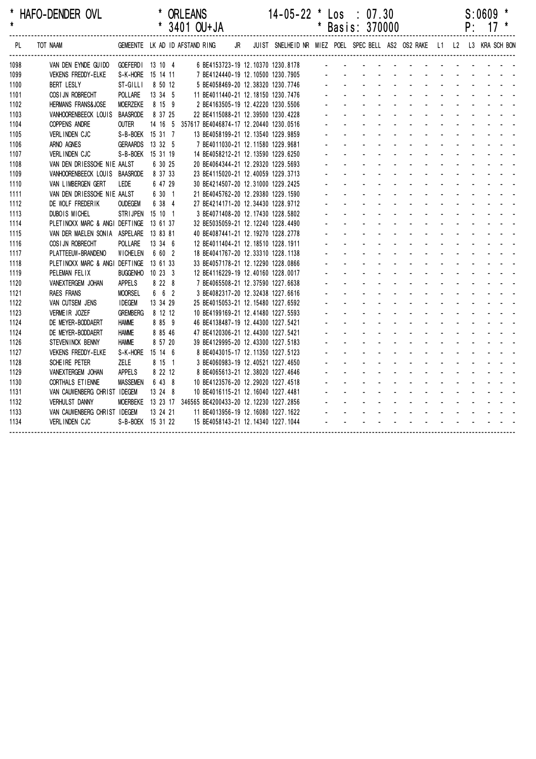\* HAFO-DENDER OVL \* ORLEANS 14-05-22 \* Los : 07.30 S:0609 \*
\* \* 3401 OU+JA \* Basis: 370000 P: 17 \*

| PL | TOT NAAM | GEMEENTE | LK | AD | ID | AFSTAND | RING | JR | JUIST | SNELHEID | NR | MIEZ | POEL | SPEC | BELL | AS2 | OS2 | RAKE | L1 | L2 | L3 | KRA | SCH | BON |
|---|---|---|---|---|---|---|---|---|---|---|---|---|---|---|---|---|---|---|---|---|---|---|---|---|
| 1098 | VAN DEN EYNDE GUIDO | GOEFERDI | 13 | 10 | 4 | 6 | BE4153723-19 | | 12.10370 | 1230.8178 | | - | - | - | - | - | - | - | - | - | - | - | - | - |
| 1099 | VEKENS FREDDY-ELKE | S-K-HORE | 15 | 14 | 11 | 7 | BE4124440-19 | | 12.10500 | 1230.7905 | | - | - | - | - | - | - | - | - | - | - | - | - | - |
| 1100 | BERT LESLY | ST-GILLI | 8 | 50 | 12 | 5 | BE4058469-20 | | 12.38320 | 1230.7746 | | - | - | - | - | - | - | - | - | - | - | - | - | - |
| 1101 | COSIJN ROBRECHT | POLLARE | 13 | 34 | 5 | 11 | BE4011440-21 | | 12.18150 | 1230.7476 | | - | - | - | - | - | - | - | - | - | - | - | - | - |
| 1102 | HERMANS FRANS&JOSE | MOERZEKE | 8 | 15 | 9 | 2 | BE4163505-19 | | 12.42220 | 1230.5506 | | - | - | - | - | - | - | - | - | - | - | - | - | - |
| 1103 | VANHOORENBEECK LOUIS | BAASRODE | 8 | 37 | 25 | 22 | BE4115088-21 | | 12.39500 | 1230.4228 | | - | - | - | - | - | - | - | - | - | - | - | - | - |
| 1104 | COPPENS ANDRE | OUTER | 14 | 16 | 5 | 357617 | BE4046874-17 | | 12.20440 | 1230.0516 | | - | - | - | - | - | - | - | - | - | - | - | - | - |
| 1105 | VERLINDEN CJC | S-B-BOEK | 15 | 31 | 7 | 13 | BE4058199-21 | | 12.13540 | 1229.9859 | | - | - | - | - | - | - | - | - | - | - | - | - | - |
| 1106 | ARNO AGNES | GERAARDS | 13 | 32 | 5 | 7 | BE4011030-21 | | 12.11580 | 1229.9681 | | - | - | - | - | - | - | - | - | - | - | - | - | - |
| 1107 | VERLINDEN CJC | S-B-BOEK | 15 | 31 | 19 | 14 | BE4058212-21 | | 12.13590 | 1229.6250 | | - | - | - | - | - | - | - | - | - | - | - | - | - |
| 1108 | VAN DEN DRIESSCHE NIE | AALST | 6 | 30 | 25 | 20 | BE4064344-21 | | 12.29320 | 1229.5693 | | - | - | - | - | - | - | - | - | - | - | - | - | - |
| 1109 | VANHOORENBEECK LOUIS | BAASRODE | 8 | 37 | 33 | 23 | BE4115020-21 | | 12.40059 | 1229.3713 | | - | - | - | - | - | - | - | - | - | - | - | - | - |
| 1110 | VAN LIMBERGEN GERT | LEDE | 6 | 47 | 29 | 30 | BE4214507-20 | | 12.31000 | 1229.2425 | | - | - | - | - | - | - | - | - | - | - | - | - | - |
| 1111 | VAN DEN DRIESSCHE NIE | AALST | 6 | 30 | 1 | 21 | BE4045762-20 | | 12.29380 | 1229.1590 | | - | - | - | - | - | - | - | - | - | - | - | - | - |
| 1112 | DE WOLF FREDERIK | OUDEGEM | 6 | 38 | 4 | 27 | BE4214171-20 | | 12.34430 | 1228.9712 | | - | - | - | - | - | - | - | - | - | - | - | - | - |
| 1113 | DUBOIS MICHEL | STRIJPEN | 15 | 10 | 1 | 3 | BE4071408-20 | | 12.17430 | 1228.5802 | | - | - | - | - | - | - | - | - | - | - | - | - | - |
| 1114 | PLETINCKX MARC & ANGI | DEFTINGE | 13 | 61 | 37 | 32 | BE5035059-21 | | 12.12240 | 1228.4490 | | - | - | - | - | - | - | - | - | - | - | - | - | - |
| 1115 | VAN DER MAELEN SONIA | ASPELARE | 13 | 83 | 81 | 40 | BE4087441-21 | | 12.19270 | 1228.2778 | | - | - | - | - | - | - | - | - | - | - | - | - | - |
| 1116 | COSIJN ROBRECHT | POLLARE | 13 | 34 | 6 | 12 | BE4011404-21 | | 12.18510 | 1228.1911 | | - | - | - | - | - | - | - | - | - | - | - | - | - |
| 1117 | PLATTEEUW-BRANDENO | WICHELEN | 6 | 60 | 2 | 18 | BE4041767-20 | | 12.33310 | 1228.1138 | | - | - | - | - | - | - | - | - | - | - | - | - | - |
| 1118 | PLETINCKX MARC & ANGI | DEFTINGE | 13 | 61 | 33 | 33 | BE4057178-21 | | 12.12290 | 1228.0866 | | - | - | - | - | - | - | - | - | - | - | - | - | - |
| 1119 | PELEMAN FELIX | BUGGENHO | 10 | 23 | 3 | 12 | BE4116229-19 | | 12.40160 | 1228.0017 | | - | - | - | - | - | - | - | - | - | - | - | - | - |
| 1120 | VANEXTERGEM JOHAN | APPELS | 8 | 22 | 8 | 7 | BE4065508-21 | | 12.37590 | 1227.6638 | | - | - | - | - | - | - | - | - | - | - | - | - | - |
| 1121 | RAES FRANS | MOORSEL | 6 | 6 | 2 | 3 | BE4082317-20 | | 12.32438 | 1227.6616 | | - | - | - | - | - | - | - | - | - | - | - | - | - |
| 1122 | VAN CUTSEM JENS | IDEGEM | 13 | 34 | 29 | 25 | BE4015053-21 | | 12.15480 | 1227.6592 | | - | - | - | - | - | - | - | - | - | - | - | - | - |
| 1123 | VERMEIR JOZEF | GREMBERG | 8 | 12 | 12 | 10 | BE4199169-21 | | 12.41480 | 1227.5593 | | - | - | - | - | - | - | - | - | - | - | - | - | - |
| 1124 | DE MEYER-BODDAERT | HAMME | 8 | 85 | 9 | 46 | BE4138487-19 | | 12.44300 | 1227.5421 | | - | - | - | - | - | - | - | - | - | - | - | - | - |
| 1124 | DE MEYER-BODDAERT | HAMME | 8 | 85 | 46 | 47 | BE4120306-21 | | 12.44300 | 1227.5421 | | - | - | - | - | - | - | - | - | - | - | - | - | - |
| 1126 | STEVENINCK BENNY | HAMME | 8 | 57 | 20 | 39 | BE4129995-20 | | 12.43300 | 1227.5183 | | - | - | - | - | - | - | - | - | - | - | - | - | - |
| 1127 | VEKENS FREDDY-ELKE | S-K-HORE | 15 | 14 | 6 | 8 | BE4043015-17 | | 12.11350 | 1227.5123 | | - | - | - | - | - | - | - | - | - | - | - | - | - |
| 1128 | SCHEIRE PETER | ZELE | 8 | 15 | 1 | 3 | BE4060983-19 | | 12.40521 | 1227.4650 | | - | - | - | - | - | - | - | - | - | - | - | - | - |
| 1129 | VANEXTERGEM JOHAN | APPELS | 8 | 22 | 12 | 8 | BE4065613-21 | | 12.38020 | 1227.4646 | | - | - | - | - | - | - | - | - | - | - | - | - | - |
| 1130 | CORTHALS ETIENNE | MASSEMEN | 6 | 43 | 8 | 10 | BE4123576-20 | | 12.29020 | 1227.4518 | | - | - | - | - | - | - | - | - | - | - | - | - | - |
| 1131 | VAN CAUWENBERG CHRIST | IDEGEM | 13 | 24 | 8 | 10 | BE4016115-21 | | 12.16040 | 1227.4481 | | - | - | - | - | - | - | - | - | - | - | - | - | - |
| 1132 | VERHULST DANNY | MOERBEKE | 13 | 23 | 17 | 346565 | BE4200433-20 | | 12.12230 | 1227.2856 | | - | - | - | - | - | - | - | - | - | - | - | - | - |
| 1133 | VAN CAUWENBERG CHRIST | IDEGEM | 13 | 24 | 21 | 11 | BE4013956-19 | | 12.16080 | 1227.1622 | | - | - | - | - | - | - | - | - | - | - | - | - | - |
| 1134 | VERLINDEN CJC | S-B-BOEK | 15 | 31 | 22 | 15 | BE4058143-21 | | 12.14340 | 1227.1044 | | - | - | - | - | - | - | - | - | - | - | - | - | - |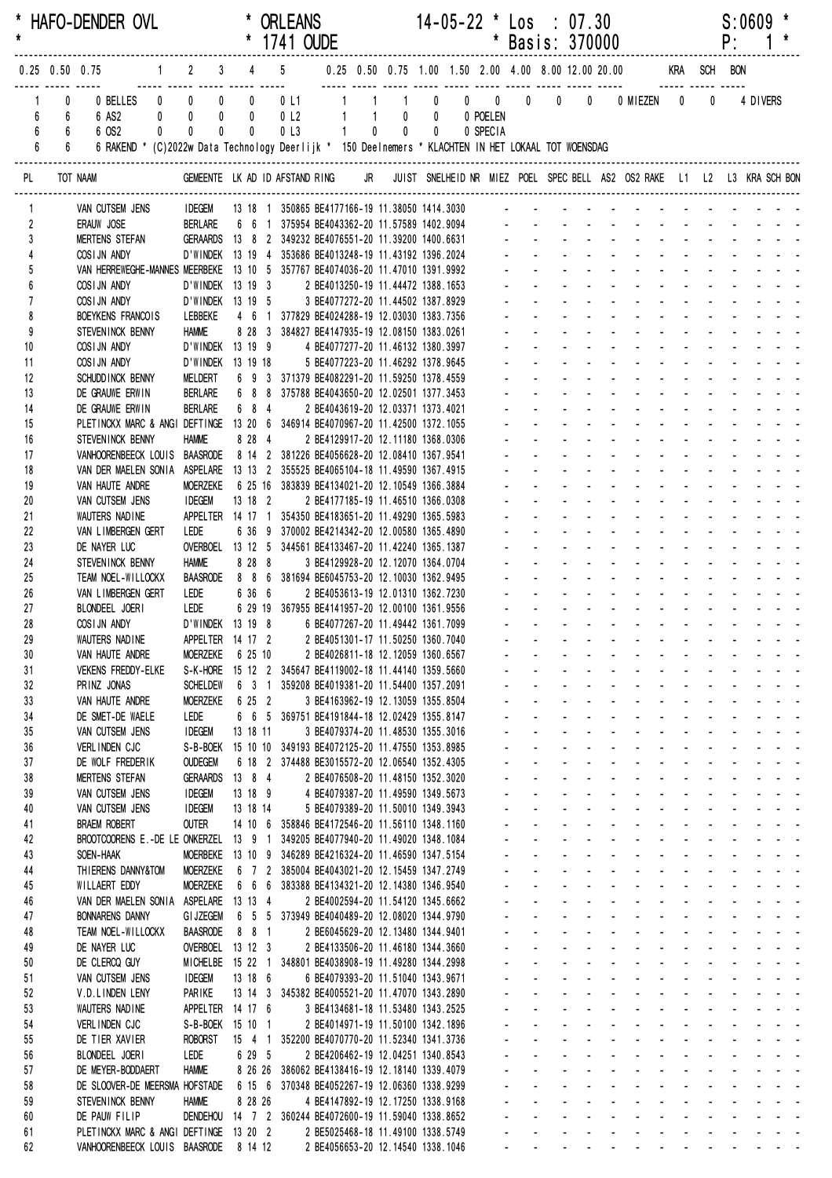```
* HAFO-DENDER OVL          * ORLEANS            14-05-22 * Los  : 07.30               S:0609 *
*                          * 1741 OUDE                   * Basis: 370000              P:   1 *
----------------------------------------------------------------------------------------------------
0.25 0.50 0.75    1   2   3   4   5     0.25 0.50 0.75 1.00 1.50 2.00 4.00 8.00 12.00 20.00   KRA SCH BON
----- ----- ----- ----- ----- ----- ----- -----   ----- ----- ----- ----- ----- ----- ----- ----- ----- -----   ----- ----- -----
   1    0    0 BELLES  0   0   0   0   0 L1     1   1   1   0   0   0   0   0   0 MIEZEN  0   0   4 DIVERS
   6    6    6 AS2     0   0   0   0   0 L2     1   1   0   0   0 POELEN
   6    6    6 OS2     0   0   0   0   0 L3     1   0   0   0   0 SPECIA
   6    6    6 RAKEND * (C)2022w Data Technology Deerlijk * 150 Deelnemers * KLACHTEN IN HET LOKAAL TOT WOENSDAG
```

| PL | TOT NAAM | GEMEENTE | LK | AD | ID | AFSTAND | RING | JR | JUIST | SNELHEID |
|---|---|---|---|---|---|---|---|---|---|---|
| 1 | VAN CUTSEM JENS | IDEGEM | 13 | 18 | 1 | 350865 | BE4177166 | -19 | 11.38050 | 1414.3030 |
| 2 | ERAUW JOSE | BERLARE | 6 | 6 | 1 | 375954 | BE4043362 | -20 | 11.57589 | 1402.9094 |
| 3 | MERTENS STEFAN | GERAARDS | 13 | 8 | 2 | 349232 | BE4076551 | -20 | 11.39200 | 1400.6631 |
| 4 | COSIJN ANDY | D'WINDEK | 13 | 19 | 4 | 353686 | BE4013248 | -19 | 11.43192 | 1396.2024 |
| 5 | VAN HERREWEGHE-MANNES | MEERBEKE | 13 | 10 | 5 | 357767 | BE4074036 | -20 | 11.47010 | 1391.9992 |
| 6 | COSIJN ANDY | D'WINDEK | 13 | 19 | 3 | 2 | BE4013250 | -19 | 11.44472 | 1388.1653 |
| 7 | COSIJN ANDY | D'WINDEK | 13 | 19 | 5 | 3 | BE4077272 | -20 | 11.44502 | 1387.8929 |
| 8 | BOEYKENS FRANCOIS | LEBBEKE | 4 | 6 | 1 | 377829 | BE4024288 | -19 | 12.03030 | 1383.7356 |
| 9 | STEVENINCK BENNY | HAMME | 8 | 28 | 3 | 384827 | BE4147935 | -19 | 12.08150 | 1383.0261 |
| 10 | COSIJN ANDY | D'WINDEK | 13 | 19 | 9 | 4 | BE4077277 | -20 | 11.46132 | 1380.3997 |
| 11 | COSIJN ANDY | D'WINDEK | 13 | 19 | 18 | 5 | BE4077223 | -20 | 11.46292 | 1378.9645 |
| 12 | SCHUDDINCK BENNY | MELDERT | 6 | 9 | 3 | 371379 | BE4082291 | -20 | 11.59250 | 1378.4559 |
| 13 | DE GRAUWE ERWIN | BERLARE | 6 | 8 | 8 | 375788 | BE4043650 | -20 | 12.02501 | 1377.3453 |
| 14 | DE GRAUWE ERWIN | BERLARE | 6 | 8 | 4 | 2 | BE4043619 | -20 | 12.03371 | 1373.4021 |
| 15 | PLETINCKX MARC & ANGI | DEFTINGE | 13 | 20 | 6 | 346914 | BE4070967 | -20 | 11.42500 | 1372.1055 |
| 16 | STEVENINCK BENNY | HAMME | 8 | 28 | 4 | 2 | BE4129917 | -20 | 12.11180 | 1368.0306 |
| 17 | VANHOORENBEECK LOUIS | BAASRODE | 8 | 14 | 2 | 381226 | BE4056628 | -20 | 12.08410 | 1367.9541 |
| 18 | VAN DER MAELEN SONIA | ASPELARE | 13 | 13 | 2 | 355525 | BE4065104 | -18 | 11.49590 | 1367.4915 |
| 19 | VAN HAUTE ANDRE | MOERZEKE | 6 | 25 | 16 | 383839 | BE4134021 | -20 | 12.10549 | 1366.3884 |
| 20 | VAN CUTSEM JENS | IDEGEM | 13 | 18 | 2 | 2 | BE4177185 | -19 | 11.46510 | 1366.0308 |
| 21 | WAUTERS NADINE | APPELTER | 14 | 17 | 1 | 354350 | BE4183651 | -20 | 11.49290 | 1365.5983 |
| 22 | VAN LIMBERGEN GERT | LEDE | 6 | 36 | 9 | 370002 | BE4214342 | -20 | 12.00580 | 1365.4890 |
| 23 | DE NAYER LUC | OVERBOEL | 13 | 12 | 5 | 344561 | BE4133467 | -20 | 11.42240 | 1365.1387 |
| 24 | STEVENINCK BENNY | HAMME | 8 | 28 | 8 | 3 | BE4129928 | -20 | 12.12070 | 1364.0704 |
| 25 | TEAM NOEL-WILLOCKX | BAASRODE | 8 | 8 | 6 | 381694 | BE6045753 | -20 | 12.10030 | 1362.9495 |
| 26 | VAN LIMBERGEN GERT | LEDE | 6 | 36 | 6 | 2 | BE4053613 | -19 | 12.01310 | 1362.7230 |
| 27 | BLONDEEL JOERI | LEDE | 6 | 29 | 19 | 367955 | BE4141957 | -20 | 12.00100 | 1361.9556 |
| 28 | COSIJN ANDY | D'WINDEK | 13 | 19 | 8 | 6 | BE4077267 | -20 | 11.49442 | 1361.7099 |
| 29 | WAUTERS NADINE | APPELTER | 14 | 17 | 2 | 2 | BE4051301 | -17 | 11.50250 | 1360.7040 |
| 30 | VAN HAUTE ANDRE | MOERZEKE | 6 | 25 | 10 | 2 | BE4026811 | -18 | 12.12059 | 1360.6567 |
| 31 | VEKENS FREDDY-ELKE | S-K-HORE | 15 | 12 | 2 | 345647 | BE4119002 | -18 | 11.44140 | 1359.5660 |
| 32 | PRINZ JONAS | SCHELDEW | 6 | 3 | 1 | 359208 | BE4019381 | -20 | 11.54400 | 1357.2091 |
| 33 | VAN HAUTE ANDRE | MOERZEKE | 6 | 25 | 2 | 3 | BE4163962 | -19 | 12.13059 | 1355.8504 |
| 34 | DE SMET-DE WAELE | LEDE | 6 | 6 | 5 | 369751 | BE4191844 | -18 | 12.02429 | 1355.8147 |
| 35 | VAN CUTSEM JENS | IDEGEM | 13 | 18 | 11 | 3 | BE4079374 | -20 | 11.48530 | 1355.3016 |
| 36 | VERLINDEN CJC | S-B-BOEK | 15 | 10 | 10 | 349193 | BE4072125 | -20 | 11.47550 | 1353.8985 |
| 37 | DE WOLF FREDERIK | OUDEGEM | 6 | 18 | 2 | 374488 | BE3015572 | -20 | 12.06540 | 1352.4305 |
| 38 | MERTENS STEFAN | GERAARDS | 13 | 8 | 4 | 2 | BE4076508 | -20 | 11.48150 | 1352.3020 |
| 39 | VAN CUTSEM JENS | IDEGEM | 13 | 18 | 9 | 4 | BE4079387 | -20 | 11.49590 | 1349.5673 |
| 40 | VAN CUTSEM JENS | IDEGEM | 13 | 18 | 14 | 5 | BE4079389 | -20 | 11.50010 | 1349.3943 |
| 41 | BRAEM ROBERT | OUTER | 14 | 10 | 6 | 358846 | BE4172546 | -20 | 11.56110 | 1348.1160 |
| 42 | BROOTCOORENS E.-DE LE | ONKERZEL | 13 | 9 | 1 | 349205 | BE4077940 | -20 | 11.49020 | 1348.1084 |
| 43 | SOEN-HAAK | MOERBEKE | 13 | 10 | 9 | 346289 | BE4216324 | -20 | 11.46590 | 1347.5154 |
| 44 | THIERENS DANNY&TOM | MOERZEKE | 6 | 7 | 2 | 385004 | BE4043021 | -20 | 12.15459 | 1347.2749 |
| 45 | WILLAERT EDDY | MOERZEKE | 6 | 6 | 6 | 383388 | BE4134321 | -20 | 12.14380 | 1346.9540 |
| 46 | VAN DER MAELEN SONIA | ASPELARE | 13 | 13 | 4 | 2 | BE4002594 | -20 | 11.54120 | 1345.6662 |
| 47 | BONNARENS DANNY | GIJZEGEM | 6 | 5 | 5 | 373949 | BE4040489 | -20 | 12.08020 | 1344.9790 |
| 48 | TEAM NOEL-WILLOCKX | BAASRODE | 8 | 8 | 1 | 2 | BE6045629 | -20 | 12.13480 | 1344.9401 |
| 49 | DE NAYER LUC | OVERBOEL | 13 | 12 | 3 | 2 | BE4133506 | -20 | 11.46180 | 1344.3660 |
| 50 | DE CLERCQ GUY | MICHELBE | 15 | 22 | 1 | 348801 | BE4038908 | -19 | 11.49280 | 1344.2998 |
| 51 | VAN CUTSEM JENS | IDEGEM | 13 | 18 | 6 | 6 | BE4079393 | -20 | 11.51040 | 1343.9671 |
| 52 | V.D.LINDEN LENY | PARIKE | 13 | 14 | 3 | 345382 | BE4005521 | -20 | 11.47070 | 1343.2890 |
| 53 | WAUTERS NADINE | APPELTER | 14 | 17 | 6 | 3 | BE4134681 | -18 | 11.53480 | 1343.2525 |
| 54 | VERLINDEN CJC | S-B-BOEK | 15 | 10 | 1 | 2 | BE4014971 | -19 | 11.50100 | 1342.1896 |
| 55 | DE TIER XAVIER | ROBORST | 15 | 4 | 1 | 352200 | BE4070770 | -20 | 11.52340 | 1341.3736 |
| 56 | BLONDEEL JOERI | LEDE | 6 | 29 | 5 | 2 | BE4206462 | -19 | 12.04251 | 1340.8543 |
| 57 | DE MEYER-BODDAERT | HAMME | 8 | 26 | 26 | 386062 | BE4138416 | -19 | 12.18140 | 1339.4079 |
| 58 | DE SLOOVER-DE MEERSMA | HOFSTADE | 6 | 15 | 6 | 370348 | BE4052267 | -19 | 12.06360 | 1338.9299 |
| 59 | STEVENINCK BENNY | HAMME | 8 | 28 | 26 | 4 | BE4147892 | -19 | 12.17250 | 1338.9168 |
| 60 | DE PAUW FILIP | DENDERHOU | 14 | 7 | 2 | 360244 | BE4072600 | -19 | 11.59040 | 1338.8652 |
| 61 | PLETINCKX MARC & ANGI | DEFTINGE | 13 | 20 | 2 | 2 | BE5025468 | -18 | 11.49100 | 1338.5749 |
| 62 | VANHOORENBEECK LOUIS | BAASRODE | 8 | 14 | 12 | 2 | BE4056653 | -20 | 12.14540 | 1338.1046 |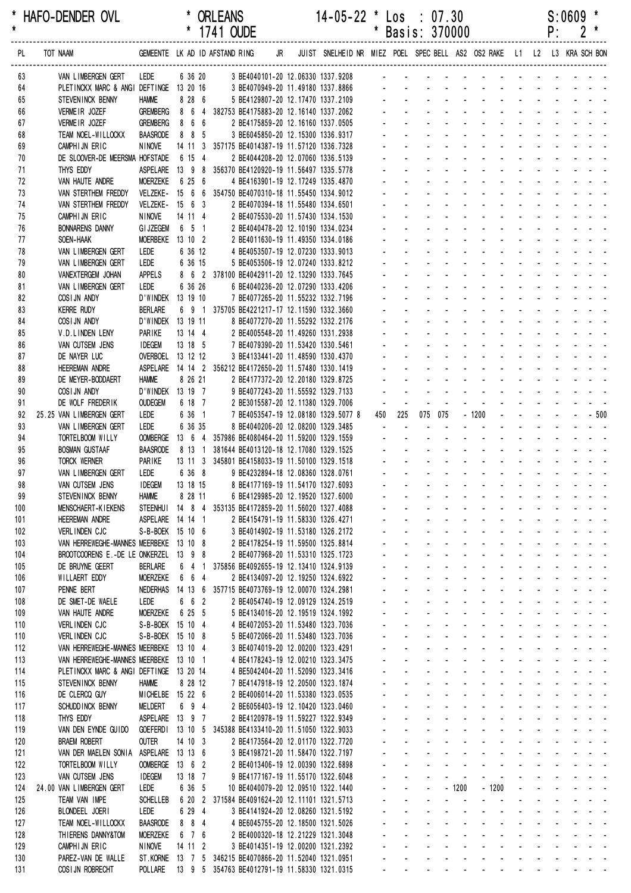* HAFO-DENDER OVL * ORLEANS 14-05-22 * Los : 07.30 S:0609 *
* * 1741 OUDE * Basis: 370000 P: 2 *

| PL | TOT | NAAM | GEMEENTE | LK | AD | ID | AFSTAND | RING | JR | JUIST | SNELHEID | NR | MIEZ | POEL | SPEC | BELL | AS2 | OS2 | RAKE | L1 | L2 | L3 | KRA | SCH | BON |
|---|---|---|---|---|---|---|---|---|---|---|---|---|---|---|---|---|---|---|---|---|---|---|---|---|---|
| 63 | | VAN LIMBERGEN GERT | LEDE | 6 | 36 | 20 | 3 | BE4040101 | 20 | 12.06330 | 1337.9208 | | - | - | - | - | - | - | - | - | - | - | - | - | - |
| 64 | | PLETINCKX MARC & ANGI | DEFTINGE | 13 | 20 | 16 | 3 | BE4070949 | 20 | 11.49180 | 1337.8866 | | - | - | - | - | - | - | - | - | - | - | - | - | - |
| 65 | | STEVENINCK BENNY | HAMME | 8 | 28 | 6 | 5 | BE4129807 | 20 | 12.17470 | 1337.2109 | | - | - | - | - | - | - | - | - | - | - | - | - | - |
| 66 | | VERMEIR JOZEF | GREMBERG | 8 | 6 | 4 | 382753 | BE4175883 | 20 | 12.16140 | 1337.2062 | | - | - | - | - | - | - | - | - | - | - | - | - | - |
| 67 | | VERMEIR JOZEF | GREMBERG | 8 | 6 | 6 | 2 | BE4175859 | 20 | 12.16160 | 1337.0505 | | - | - | - | - | - | - | - | - | - | - | - | - | - |
| 68 | | TEAM NOEL-WILLOCKX | BAASRODE | 8 | 8 | 5 | 3 | BE6045850 | 20 | 12.15300 | 1336.9317 | | - | - | - | - | - | - | - | - | - | - | - | - | - |
| 69 | | CAMPHIJN ERIC | NINOVE | 14 | 11 | 3 | 357175 | BE4014387 | 19 | 11.57120 | 1336.7328 | | - | - | - | - | - | - | - | - | - | - | - | - | - |
| 70 | | DE SLOOVER-DE MEERSMA | HOFSTADE | 6 | 15 | 4 | 2 | BE4044208 | 20 | 12.07060 | 1336.5139 | | - | - | - | - | - | - | - | - | - | - | - | - | - |
| 71 | | THYS EDDY | ASPELARE | 13 | 9 | 8 | 356370 | BE4120920 | 19 | 11.56497 | 1335.5778 | | - | - | - | - | - | - | - | - | - | - | - | - | - |
| 72 | | VAN HAUTE ANDRE | MOERZEKE | 6 | 25 | 6 | 4 | BE4163901 | 19 | 12.17249 | 1335.4870 | | - | - | - | - | - | - | - | - | - | - | - | - | - |
| 73 | | VAN STERTHEM FREDDY | VELZEKE- | 15 | 6 | 6 | 354750 | BE4070310 | 18 | 11.55450 | 1334.9012 | | - | - | - | - | - | - | - | - | - | - | - | - | - |
| 74 | | VAN STERTHEM FREDDY | VELZEKE- | 15 | 6 | 3 | 2 | BE4070394 | 18 | 11.55480 | 1334.6501 | | - | - | - | - | - | - | - | - | - | - | - | - | - |
| 75 | | CAMPHIJN ERIC | NINOVE | 14 | 11 | 4 | 2 | BE4075530 | 20 | 11.57430 | 1334.1530 | | - | - | - | - | - | - | - | - | - | - | - | - | - |
| 76 | | BONNARENS DANNY | GIJZEGEM | 6 | 5 | 1 | 2 | BE4040478 | 20 | 12.10190 | 1334.0234 | | - | - | - | - | - | - | - | - | - | - | - | - | - |
| 77 | | SOEN-HAAK | MOERBEKE | 13 | 10 | 2 | 2 | BE4011630 | 19 | 11.49350 | 1334.0186 | | - | - | - | - | - | - | - | - | - | - | - | - | - |
| 78 | | VAN LIMBERGEN GERT | LEDE | 6 | 36 | 12 | 4 | BE4053507 | 19 | 12.07230 | 1333.9013 | | - | - | - | - | - | - | - | - | - | - | - | - | - |
| 79 | | VAN LIMBERGEN GERT | LEDE | 6 | 36 | 15 | 5 | BE4053506 | 19 | 12.07240 | 1333.8212 | | - | - | - | - | - | - | - | - | - | - | - | - | - |
| 80 | | VANEXTERGEM JOHAN | APPELS | 8 | 6 | 2 | 378100 | BE4042911 | 20 | 12.13290 | 1333.7645 | | - | - | - | - | - | - | - | - | - | - | - | - | - |
| 81 | | VAN LIMBERGEN GERT | LEDE | 6 | 36 | 26 | 6 | BE4040236 | 20 | 12.07290 | 1333.4206 | | - | - | - | - | - | - | - | - | - | - | - | - | - |
| 82 | | COSIJN ANDY | D'WINDEK | 13 | 19 | 10 | 7 | BE4077265 | 20 | 11.55232 | 1332.7196 | | - | - | - | - | - | - | - | - | - | - | - | - | - |
| 83 | | KERRE RUDY | BERLARE | 6 | 9 | 1 | 375705 | BE4221217 | 17 | 12.11590 | 1332.3660 | | - | - | - | - | - | - | - | - | - | - | - | - | - |
| 84 | | COSIJN ANDY | D'WINDEK | 13 | 19 | 11 | 8 | BE4077270 | 20 | 11.55292 | 1332.2176 | | - | - | - | - | - | - | - | - | - | - | - | - | - |
| 85 | | V.D.LINDEN LENY | PARIKE | 13 | 14 | 4 | 2 | BE4005548 | 20 | 11.49260 | 1331.2938 | | - | - | - | - | - | - | - | - | - | - | - | - | - |
| 86 | | VAN CUTSEM JENS | IDEGEM | 13 | 18 | 5 | 7 | BE4079390 | 20 | 11.53420 | 1330.5461 | | - | - | - | - | - | - | - | - | - | - | - | - | - |
| 87 | | DE NAYER LUC | OVERBOEL | 13 | 12 | 12 | 3 | BE4133441 | 20 | 11.48590 | 1330.4370 | | - | - | - | - | - | - | - | - | - | - | - | - | - |
| 88 | | HEEREMAN ANDRE | ASPELARE | 14 | 14 | 2 | 356212 | BE4172650 | 20 | 11.57480 | 1330.1419 | | - | - | - | - | - | - | - | - | - | - | - | - | - |
| 89 | | DE MEYER-BODDAERT | HAMME | 8 | 26 | 21 | 2 | BE4177372 | 20 | 12.20180 | 1329.8725 | | - | - | - | - | - | - | - | - | - | - | - | - | - |
| 90 | | COSIJN ANDY | D'WINDEK | 13 | 19 | 7 | 9 | BE4077243 | 20 | 11.55592 | 1329.7133 | | - | - | - | - | - | - | - | - | - | - | - | - | - |
| 91 | | DE WOLF FREDERIK | OUDEGEM | 6 | 18 | 7 | 2 | BE3015587 | 20 | 12.11380 | 1329.7006 | | - | - | - | - | - | - | - | - | - | - | - | - | - |
| 92 | 25.25 | VAN LIMBERGEN GERT | LEDE | 6 | 36 | 1 | 7 | BE4053547 | 19 | 12.08180 | 1329.5077 | 8 | 450 | 225 | 075 | 075 | - 1200 | - | - | - | - | - | - | - | 500 |
| 93 | | VAN LIMBERGEN GERT | LEDE | 6 | 36 | 35 | 8 | BE4040206 | 20 | 12.08200 | 1329.3485 | | - | - | - | - | - | - | - | - | - | - | - | - | - |
| 94 | | TORTELBOOM WILLY | OOMBERGE | 13 | 6 | 4 | 357986 | BE4080464 | 20 | 11.59200 | 1329.1559 | | - | - | - | - | - | - | - | - | - | - | - | - | - |
| 95 | | BOSMAN GUSTAAF | BAASRODE | 8 | 13 | 1 | 381644 | BE4013120 | 18 | 12.17080 | 1329.1525 | | - | - | - | - | - | - | - | - | - | - | - | - | - |
| 96 | | TORCK WERNER | PARIKE | 13 | 11 | 3 | 345801 | BE4158033 | 19 | 11.50100 | 1329.1518 | | - | - | - | - | - | - | - | - | - | - | - | - | - |
| 97 | | VAN LIMBERGEN GERT | LEDE | 6 | 36 | 8 | 9 | BE4232894 | 18 | 12.08360 | 1328.0761 | | - | - | - | - | - | - | - | - | - | - | - | - | - |
| 98 | | VAN CUTSEM JENS | IDEGEM | 13 | 18 | 15 | 8 | BE4177169 | 19 | 11.54170 | 1327.6093 | | - | - | - | - | - | - | - | - | - | - | - | - | - |
| 99 | | STEVENINCK BENNY | HAMME | 8 | 28 | 11 | 6 | BE4129985 | 20 | 12.19520 | 1327.6000 | | - | - | - | - | - | - | - | - | - | - | - | - | - |
| 100 | | MENSCHAERT-KIEKENS | STEENHUI | 14 | 8 | 4 | 353135 | BE4172859 | 20 | 11.56020 | 1327.4088 | | - | - | - | - | - | - | - | - | - | - | - | - | - |
| 101 | | HEEREMAN ANDRE | ASPELARE | 14 | 14 | 1 | 2 | BE4154791 | 19 | 11.58330 | 1326.4271 | | - | - | - | - | - | - | - | - | - | - | - | - | - |
| 102 | | VERLINDEN CJC | S-B-BOEK | 15 | 10 | 6 | 3 | BE4014902 | 19 | 11.53180 | 1326.2172 | | - | - | - | - | - | - | - | - | - | - | - | - | - |
| 103 | | VAN HERREWEGHE-MANNES | MEERBEKE | 13 | 10 | 8 | 2 | BE4178254 | 19 | 11.59500 | 1325.8814 | | - | - | - | - | - | - | - | - | - | - | - | - | - |
| 104 | | BROOTCOORENS E.-DE LE | ONKERZEL | 13 | 9 | 8 | 2 | BE4077968 | 20 | 11.53310 | 1325.1723 | | - | - | - | - | - | - | - | - | - | - | - | - | - |
| 105 | | DE BRUYNE GEERT | BERLARE | 6 | 4 | 1 | 375856 | BE4092655 | 19 | 12.13410 | 1324.9139 | | - | - | - | - | - | - | - | - | - | - | - | - | - |
| 106 | | WILLAERT EDDY | MOERZEKE | 6 | 6 | 4 | 2 | BE4134097 | 20 | 12.19250 | 1324.6922 | | - | - | - | - | - | - | - | - | - | - | - | - | - |
| 107 | | PENNE BERT | NEDERHAS | 14 | 13 | 6 | 357715 | BE4073769 | 19 | 12.00070 | 1324.2981 | | - | - | - | - | - | - | - | - | - | - | - | - | - |
| 108 | | DE SMET-DE WAELE | LEDE | 6 | 6 | 2 | 2 | BE4054740 | 19 | 12.09129 | 1324.2519 | | - | - | - | - | - | - | - | - | - | - | - | - | - |
| 109 | | VAN HAUTE ANDRE | MOERZEKE | 6 | 25 | 5 | 5 | BE4134016 | 20 | 12.19519 | 1324.1992 | | - | - | - | - | - | - | - | - | - | - | - | - | - |
| 110 | | VERLINDEN CJC | S-B-BOEK | 15 | 10 | 4 | 4 | BE4072053 | 20 | 11.53480 | 1323.7036 | | - | - | - | - | - | - | - | - | - | - | - | - | - |
| 110 | | VERLINDEN CJC | S-B-BOEK | 15 | 10 | 8 | 5 | BE4072066 | 20 | 11.53480 | 1323.7036 | | - | - | - | - | - | - | - | - | - | - | - | - | - |
| 112 | | VAN HERREWEGHE-MANNES | MEERBEKE | 13 | 10 | 4 | 3 | BE4074019 | 20 | 12.00200 | 1323.4291 | | - | - | - | - | - | - | - | - | - | - | - | - | - |
| 113 | | VAN HERREWEGHE-MANNES | MEERBEKE | 13 | 10 | 1 | 4 | BE4178243 | 19 | 12.00210 | 1323.3475 | | - | - | - | - | - | - | - | - | - | - | - | - | - |
| 114 | | PLETINCKX MARC & ANGI | DEFTINGE | 13 | 20 | 14 | 4 | BE5042404 | 20 | 11.52090 | 1323.3416 | | - | - | - | - | - | - | - | - | - | - | - | - | - |
| 115 | | STEVENINCK BENNY | HAMME | 8 | 28 | 12 | 7 | BE4147918 | 19 | 12.20500 | 1323.1874 | | - | - | - | - | - | - | - | - | - | - | - | - | - |
| 116 | | DE CLERCQ GUY | MICHELBE | 15 | 22 | 6 | 2 | BE4006014 | 20 | 11.53380 | 1323.0535 | | - | - | - | - | - | - | - | - | - | - | - | - | - |
| 117 | | SCHUDDINCK BENNY | MELDERT | 6 | 9 | 4 | 2 | BE6056403 | 19 | 12.10420 | 1323.0460 | | - | - | - | - | - | - | - | - | - | - | - | - | - |
| 118 | | THYS EDDY | ASPELARE | 13 | 9 | 7 | 2 | BE4120978 | 19 | 11.59227 | 1322.9349 | | - | - | - | - | - | - | - | - | - | - | - | - | - |
| 119 | | VAN DEN EYNDE GUIDO | GOEFERDI | 13 | 10 | 5 | 345388 | BE4133410 | 20 | 11.51050 | 1322.9033 | | - | - | - | - | - | - | - | - | - | - | - | - | - |
| 120 | | BRAEM ROBERT | OUTER | 14 | 10 | 3 | 2 | BE4173564 | 20 | 12.01170 | 1322.7720 | | - | - | - | - | - | - | - | - | - | - | - | - | - |
| 121 | | VAN DER MAELEN SONIA | ASPELARE | 13 | 13 | 6 | 3 | BE4198721 | 20 | 11.58470 | 1322.7197 | | - | - | - | - | - | - | - | - | - | - | - | - | - |
| 122 | | TORTELBOOM WILLY | OOMBERGE | 13 | 6 | 2 | 2 | BE4013406 | 19 | 12.00390 | 1322.6898 | | - | - | - | - | - | - | - | - | - | - | - | - | - |
| 123 | | VAN CUTSEM JENS | IDEGEM | 13 | 18 | 7 | 9 | BE4177167 | 19 | 11.55170 | 1322.6048 | | - | - | - | - | - | - | - | - | - | - | - | - | - |
| 124 | 24.00 | VAN LIMBERGEN GERT | LEDE | 6 | 36 | 5 | 10 | BE4040079 | 20 | 12.09510 | 1322.1440 | | - | - | - | - | - 1200 | - | 1200 | - | - | - | - | - | - |
| 125 | | TEAM VAN IMPE | SCHELLEB | 6 | 20 | 2 | 371584 | BE4091624 | 20 | 12.11101 | 1321.5713 | | - | - | - | - | - | - | - | - | - | - | - | - | - |
| 126 | | BLONDEEL JOERI | LEDE | 6 | 29 | 4 | 3 | BE4141924 | 20 | 12.08260 | 1321.5192 | | - | - | - | - | - | - | - | - | - | - | - | - | - |
| 127 | | TEAM NOEL-WILLOCKX | BAASRODE | 8 | 8 | 4 | 4 | BE6045755 | 20 | 12.18500 | 1321.5026 | | - | - | - | - | - | - | - | - | - | - | - | - | - |
| 128 | | THIERENS DANNY&TOM | MOERZEKE | 6 | 7 | 6 | 2 | BE4000320 | 18 | 12.21229 | 1321.3048 | | - | - | - | - | - | - | - | - | - | - | - | - | - |
| 129 | | CAMPHIJN ERIC | NINOVE | 14 | 11 | 2 | 3 | BE4014351 | 19 | 12.00200 | 1321.2392 | | - | - | - | - | - | - | - | - | - | - | - | - | - |
| 130 | | PAREZ-VAN DE WALLE | ST.KORNE | 13 | 7 | 5 | 346215 | BE4070866 | 20 | 11.52040 | 1321.0951 | | - | - | - | - | - | - | - | - | - | - | - | - | - |
| 131 | | COSIJN ROBRECHT | POLLARE | 13 | 9 | 5 | 354763 | BE4012791 | 19 | 11.58330 | 1321.0315 | | - | - | - | - | - | - | - | - | - | - | - | - | - |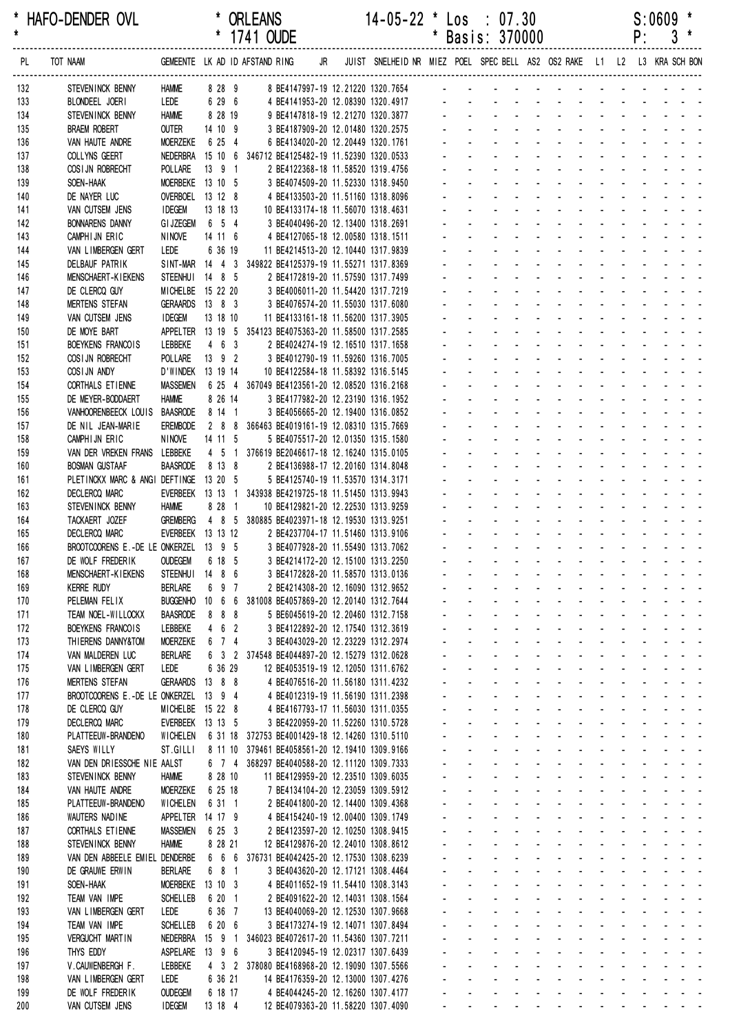**HAFO-DENDER OVL** — **ORLEANS** — **1741 OUDE** — 14-05-22 — Los : 07.30 — Basis: 370000 — S:0609

| PL | TOT | NAAM | GEMEENTE | LK | AD | ID | AFSTAND | RING | JR | JUIST | SNELHEID | NR | MIEZ | POEL | SPEC | BELL | AS2 | OS2 | RAKE | L1 | L2 | L3 | KRA | SCH | BON |
|---|---|---|---|---|---|---|---|---|---|---|---|---|---|---|---|---|---|---|---|---|---|---|---|---|---|
| 132 | | STEVENINCK BENNY | HAMME | 8 | 28 | 9 | 8 | BE4147997 | 19 | 12.21220 | 1320.7654 | | - | - | - | - | - | - | - | - | - | - | - | - | - |
| 133 | | BLONDEEL JOERI | LEDE | 6 | 29 | 6 | 4 | BE4141953 | 20 | 12.08390 | 1320.4917 | | - | - | - | - | - | - | - | - | - | - | - | - | - |
| 134 | | STEVENINCK BENNY | HAMME | 8 | 28 | 19 | 9 | BE4147818 | 19 | 12.21270 | 1320.3877 | | - | - | - | - | - | - | - | - | - | - | - | - | - |
| 135 | | BRAEM ROBERT | OUTER | 14 | 10 | 9 | 3 | BE4187909 | 20 | 12.01480 | 1320.2575 | | - | - | - | - | - | - | - | - | - | - | - | - | - |
| 136 | | VAN HAUTE ANDRE | MOERZEKE | 6 | 25 | 4 | 6 | BE4134020 | 20 | 12.20449 | 1320.1761 | | - | - | - | - | - | - | - | - | - | - | - | - | - |
| 137 | | COLLYNS GEERT | NEDERBRA | 15 | 10 | 6 | 346712 | BE4125482 | 19 | 11.52390 | 1320.0533 | | - | - | - | - | - | - | - | - | - | - | - | - | - |
| 138 | | COSIJN ROBRECHT | POLLARE | 13 | 9 | 1 | 2 | BE4122368 | 18 | 11.58520 | 1319.4756 | | - | - | - | - | - | - | - | - | - | - | - | - | - |
| 139 | | SOEN-HAAK | MOERBEKE | 13 | 10 | 5 | 3 | BE4074509 | 20 | 11.52330 | 1318.9450 | | - | - | - | - | - | - | - | - | - | - | - | - | - |
| 140 | | DE NAYER LUC | OVERBOEL | 13 | 12 | 8 | 4 | BE4133503 | 20 | 11.51160 | 1318.8096 | | - | - | - | - | - | - | - | - | - | - | - | - | - |
| 141 | | VAN CUTSEM JENS | IDEGEM | 13 | 18 | 13 | 10 | BE4133174 | 18 | 11.56070 | 1318.4631 | | - | - | - | - | - | - | - | - | - | - | - | - | - |
| 142 | | BONNARENS DANNY | GIJZEGEM | 6 | 5 | 4 | 3 | BE4040496 | 20 | 12.13400 | 1318.2691 | | - | - | - | - | - | - | - | - | - | - | - | - | - |
| 143 | | CAMPHIJN ERIC | NINOVE | 14 | 11 | 6 | 4 | BE4127065 | 18 | 12.00580 | 1318.1511 | | - | - | - | - | - | - | - | - | - | - | - | - | - |
| 144 | | VAN LIMBERGEN GERT | LEDE | 6 | 36 | 19 | 11 | BE4214513 | 20 | 12.10440 | 1317.9839 | | - | - | - | - | - | - | - | - | - | - | - | - | - |
| 145 | | DELBAUF PATRIK | SINT-MAR | 14 | 4 | 3 | 349822 | BE4125379 | 19 | 11.55271 | 1317.8369 | | - | - | - | - | - | - | - | - | - | - | - | - | - |
| 146 | | MENSCHAERT-KIEKENS | STEENHUI | 14 | 8 | 5 | 2 | BE4172819 | 20 | 11.57590 | 1317.7499 | | - | - | - | - | - | - | - | - | - | - | - | - | - |
| 147 | | DE CLERCQ GUY | MICHELBE | 15 | 22 | 20 | 3 | BE4006011 | 20 | 11.54420 | 1317.7219 | | - | - | - | - | - | - | - | - | - | - | - | - | - |
| 148 | | MERTENS STEFAN | GERAARDS | 13 | 8 | 3 | 3 | BE4076574 | 20 | 11.55030 | 1317.6080 | | - | - | - | - | - | - | - | - | - | - | - | - | - |
| 149 | | VAN CUTSEM JENS | IDEGEM | 13 | 18 | 10 | 11 | BE4133161 | 18 | 11.56200 | 1317.3905 | | - | - | - | - | - | - | - | - | - | - | - | - | - |
| 150 | | DE MOYE BART | APPELTER | 13 | 19 | 5 | 354123 | BE4075363 | 20 | 11.58500 | 1317.2585 | | - | - | - | - | - | - | - | - | - | - | - | - | - |
| 151 | | BOEYKENS FRANCOIS | LEBBEKE | 4 | 6 | 3 | 2 | BE4024274 | 19 | 12.16510 | 1317.1658 | | - | - | - | - | - | - | - | - | - | - | - | - | - |
| 152 | | COSIJN ROBRECHT | POLLARE | 13 | 9 | 2 | 3 | BE4012790 | 19 | 11.59260 | 1316.7005 | | - | - | - | - | - | - | - | - | - | - | - | - | - |
| 153 | | COSIJN ANDY | D'WINDEK | 13 | 19 | 14 | 10 | BE4122584 | 18 | 11.58392 | 1316.5145 | | - | - | - | - | - | - | - | - | - | - | - | - | - |
| 154 | | CORTHALS ETIENNE | MASSEMEN | 6 | 25 | 4 | 367049 | BE4123561 | 20 | 12.08520 | 1316.2168 | | - | - | - | - | - | - | - | - | - | - | - | - | - |
| 155 | | DE MEYER-BODDAERT | HAMME | 8 | 26 | 14 | 3 | BE4177982 | 20 | 12.23190 | 1316.1952 | | - | - | - | - | - | - | - | - | - | - | - | - | - |
| 156 | | VANHOORENBEECK LOUIS | BAASRODE | 8 | 14 | 1 | 3 | BE4056665 | 20 | 12.19400 | 1316.0852 | | - | - | - | - | - | - | - | - | - | - | - | - | - |
| 157 | | DE NIL JEAN-MARIE | EREMBODE | 2 | 8 | 8 | 366463 | BE4019161 | 19 | 12.08310 | 1315.7669 | | - | - | - | - | - | - | - | - | - | - | - | - | - |
| 158 | | CAMPHIJN ERIC | NINOVE | 14 | 11 | 5 | 5 | BE4075517 | 20 | 12.01350 | 1315.1580 | | - | - | - | - | - | - | - | - | - | - | - | - | - |
| 159 | | VAN DER VREKEN FRANS | LEBBEKE | 4 | 5 | 1 | 376619 | BE2046617 | 18 | 12.16240 | 1315.0105 | | - | - | - | - | - | - | - | - | - | - | - | - | - |
| 160 | | BOSMAN GUSTAAF | BAASRODE | 8 | 13 | 8 | 2 | BE4136988 | 17 | 12.20160 | 1314.8048 | | - | - | - | - | - | - | - | - | - | - | - | - | - |
| 161 | | PLETINCKX MARC & ANGI | DEFTINGE | 13 | 20 | 5 | 5 | BE4125740 | 19 | 11.53570 | 1314.3171 | | - | - | - | - | - | - | - | - | - | - | - | - | - |
| 162 | | DECLERCQ MARC | EVERBEEK | 13 | 13 | 1 | 343938 | BE4219725 | 18 | 11.51450 | 1313.9943 | | - | - | - | - | - | - | - | - | - | - | - | - | - |
| 163 | | STEVENINCK BENNY | HAMME | 8 | 28 | 1 | 10 | BE4129821 | 20 | 12.22530 | 1313.9259 | | - | - | - | - | - | - | - | - | - | - | - | - | - |
| 164 | | TACKAERT JOZEF | GREMBERG | 4 | 8 | 5 | 380885 | BE4023971 | 18 | 12.19530 | 1313.9251 | | - | - | - | - | - | - | - | - | - | - | - | - | - |
| 165 | | DECLERCQ MARC | EVERBEEK | 13 | 13 | 12 | 2 | BE4237704 | 17 | 11.51460 | 1313.9106 | | - | - | - | - | - | - | - | - | - | - | - | - | - |
| 166 | | BROOTCOORENS E.-DE LE | ONKERZEL | 13 | 9 | 5 | 3 | BE4077928 | 20 | 11.55490 | 1313.7062 | | - | - | - | - | - | - | - | - | - | - | - | - | - |
| 167 | | DE WOLF FREDERIK | OUDEGEM | 6 | 18 | 5 | 3 | BE4214172 | 20 | 12.15100 | 1313.2250 | | - | - | - | - | - | - | - | - | - | - | - | - | - |
| 168 | | MENSCHAERT-KIEKENS | STEENHUI | 14 | 8 | 6 | 3 | BE4172828 | 20 | 11.58570 | 1313.0136 | | - | - | - | - | - | - | - | - | - | - | - | - | - |
| 169 | | KERRE RUDY | BERLARE | 6 | 9 | 7 | 2 | BE4214308 | 20 | 12.16090 | 1312.9652 | | - | - | - | - | - | - | - | - | - | - | - | - | - |
| 170 | | PELEMAN FELIX | BUGGENHO | 10 | 6 | 6 | 381008 | BE4057869 | 20 | 12.20140 | 1312.7644 | | - | - | - | - | - | - | - | - | - | - | - | - | - |
| 171 | | TEAM NOEL-WILLOCKX | BAASRODE | 8 | 8 | 8 | 5 | BE6045619 | 20 | 12.20460 | 1312.7158 | | - | - | - | - | - | - | - | - | - | - | - | - | - |
| 172 | | BOEYKENS FRANCOIS | LEBBEKE | 4 | 6 | 2 | 3 | BE4122892 | 20 | 12.17540 | 1312.3619 | | - | - | - | - | - | - | - | - | - | - | - | - | - |
| 173 | | THIERENS DANNY&TOM | MOERZEKE | 6 | 7 | 4 | 3 | BE4043029 | 20 | 12.23229 | 1312.2974 | | - | - | - | - | - | - | - | - | - | - | - | - | - |
| 174 | | VAN MALDEREN LUC | BERLARE | 6 | 3 | 2 | 374548 | BE4044897 | 20 | 12.15279 | 1312.0628 | | - | - | - | - | - | - | - | - | - | - | - | - | - |
| 175 | | VAN LIMBERGEN GERT | LEDE | 6 | 36 | 29 | 12 | BE4053519 | 19 | 12.12050 | 1311.6762 | | - | - | - | - | - | - | - | - | - | - | - | - | - |
| 176 | | MERTENS STEFAN | GERAARDS | 13 | 8 | 8 | 4 | BE4076516 | 20 | 11.56180 | 1311.4232 | | - | - | - | - | - | - | - | - | - | - | - | - | - |
| 177 | | BROOTCOORENS E.-DE LE | ONKERZEL | 13 | 9 | 4 | 4 | BE4012319 | 19 | 11.56190 | 1311.2398 | | - | - | - | - | - | - | - | - | - | - | - | - | - |
| 178 | | DE CLERCQ GUY | MICHELBE | 15 | 22 | 8 | 4 | BE4167793 | 17 | 11.56030 | 1311.0355 | | - | - | - | - | - | - | - | - | - | - | - | - | - |
| 179 | | DECLERCQ MARC | EVERBEEK | 13 | 13 | 5 | 3 | BE4220959 | 20 | 11.52260 | 1310.5728 | | - | - | - | - | - | - | - | - | - | - | - | - | - |
| 180 | | PLATTEEUW-BRANDENO | WICHELEN | 6 | 31 | 18 | 372753 | BE4001429 | 18 | 12.14260 | 1310.5110 | | - | - | - | - | - | - | - | - | - | - | - | - | - |
| 181 | | SAEYS WILLY | ST.GILLI | 8 | 11 | 10 | 379461 | BE4058561 | 20 | 12.19410 | 1309.9166 | | - | - | - | - | - | - | - | - | - | - | - | - | - |
| 182 | | VAN DEN DRIESSCHE NIE | AALST | 6 | 7 | 4 | 368297 | BE4040588 | 20 | 12.11120 | 1309.7333 | | - | - | - | - | - | - | - | - | - | - | - | - | - |
| 183 | | STEVENINCK BENNY | HAMME | 8 | 28 | 10 | 11 | BE4129959 | 20 | 12.23510 | 1309.6035 | | - | - | - | - | - | - | - | - | - | - | - | - | - |
| 184 | | VAN HAUTE ANDRE | MOERZEKE | 6 | 25 | 18 | 7 | BE4134104 | 20 | 12.23059 | 1309.5912 | | - | - | - | - | - | - | - | - | - | - | - | - | - |
| 185 | | PLATTEEUW-BRANDENO | WICHELEN | 6 | 31 | 1 | 2 | BE4041800 | 20 | 12.14400 | 1309.4368 | | - | - | - | - | - | - | - | - | - | - | - | - | - |
| 186 | | WAUTERS NADINE | APPELTER | 14 | 17 | 9 | 4 | BE4154240 | 19 | 12.00400 | 1309.1749 | | - | - | - | - | - | - | - | - | - | - | - | - | - |
| 187 | | CORTHALS ETIENNE | MASSEMEN | 6 | 25 | 3 | 2 | BE4123597 | 20 | 12.10250 | 1308.9415 | | - | - | - | - | - | - | - | - | - | - | - | - | - |
| 188 | | STEVENINCK BENNY | HAMME | 8 | 28 | 21 | 12 | BE4129876 | 20 | 12.24010 | 1308.8612 | | - | - | - | - | - | - | - | - | - | - | - | - | - |
| 189 | | VAN DEN ABBEELE EMIEL | DENDERBE | 6 | 6 | 6 | 376731 | BE4042425 | 20 | 12.17530 | 1308.6239 | | - | - | - | - | - | - | - | - | - | - | - | - | - |
| 190 | | DE GRAUWE ERWIN | BERLARE | 6 | 8 | 1 | 3 | BE4043620 | 20 | 12.17121 | 1308.4464 | | - | - | - | - | - | - | - | - | - | - | - | - | - |
| 191 | | SOEN-HAAK | MOERBEKE | 13 | 10 | 3 | 4 | BE4011652 | 19 | 11.54410 | 1308.3143 | | - | - | - | - | - | - | - | - | - | - | - | - | - |
| 192 | | TEAM VAN IMPE | SCHELLEB | 6 | 20 | 1 | 2 | BE4091622 | 20 | 12.14031 | 1308.1564 | | - | - | - | - | - | - | - | - | - | - | - | - | - |
| 193 | | VAN LIMBERGEN GERT | LEDE | 6 | 36 | 7 | 13 | BE4040069 | 20 | 12.12530 | 1307.9668 | | - | - | - | - | - | - | - | - | - | - | - | - | - |
| 194 | | TEAM VAN IMPE | SCHELLEB | 6 | 20 | 6 | 3 | BE4173274 | 19 | 12.14071 | 1307.8494 | | - | - | - | - | - | - | - | - | - | - | - | - | - |
| 195 | | VERGUCHT MARTIN | NEDERBRA | 15 | 9 | 1 | 346023 | BE4072617 | 20 | 11.54360 | 1307.7211 | | - | - | - | - | - | - | - | - | - | - | - | - | - |
| 196 | | THYS EDDY | ASPELARE | 13 | 9 | 6 | 3 | BE4120945 | 19 | 12.02317 | 1307.6439 | | - | - | - | - | - | - | - | - | - | - | - | - | - |
| 197 | | V.CAUWENBERGH F. | LEBBEKE | 4 | 3 | 2 | 378080 | BE4168968 | 20 | 12.19090 | 1307.5566 | | - | - | - | - | - | - | - | - | - | - | - | - | - |
| 198 | | VAN LIMBERGEN GERT | LEDE | 6 | 36 | 21 | 14 | BE4176359 | 20 | 12.13000 | 1307.4276 | | - | - | - | - | - | - | - | - | - | - | - | - | - |
| 199 | | DE WOLF FREDERIK | OUDEGEM | 6 | 18 | 17 | 4 | BE4044245 | 20 | 12.16260 | 1307.4177 | | - | - | - | - | - | - | - | - | - | - | - | - | - |
| 200 | | VAN CUTSEM JENS | IDEGEM | 13 | 18 | 4 | 12 | BE4079363 | 20 | 11.58220 | 1307.4090 | | - | - | - | - | - | - | - | - | - | - | - | - | - |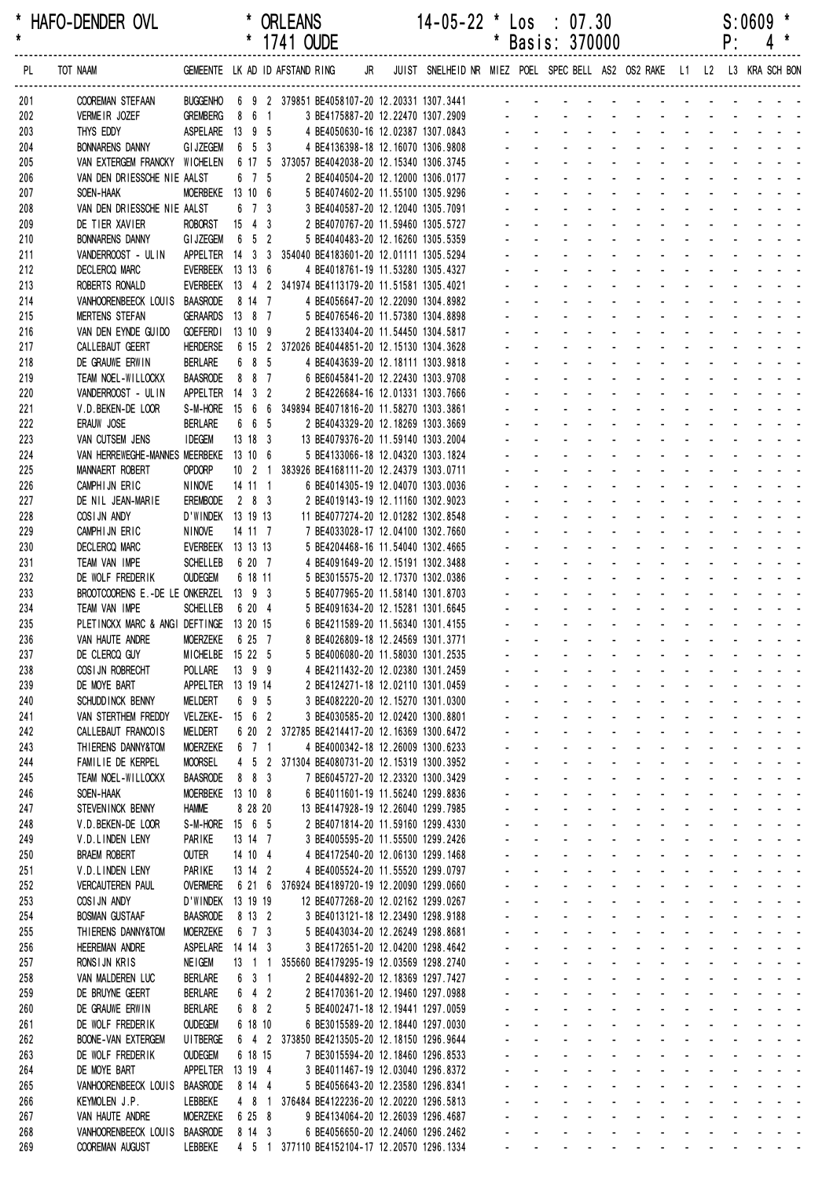* HAFO-DENDER OVL * ORLEANS 14-05-22 * Los : 07.30 S:0609 *
* * 1741 OUDE * Basis: 370000 P: 4 *

| PL | TOT NAAM | GEMEENTE | LK | AD | ID | AFSTAND | RING | JR | JUIST | SNELHEID | NR | MIEZ | POEL | SPEC | BELL | AS2 | OS2 | RAKE | L1 | L2 | L3 | KRA | SCH | BON |
|---|---|---|---|---|---|---|---|---|---|---|---|---|---|---|---|---|---|---|---|---|---|---|---|---|
| 201 | COOREMAN STEFAAN | BUGGENHO | 6 | 9 | 2 | 379851 | BE4058107-20 | | 12.20331 | 1307.3441 | | - | - | - | - | - | - | - | - | - | - | - | - | - |
| 202 | VERMEIR JOZEF | GREMBERG | 8 | 6 | 1 | 3 | BE4175887-20 | | 12.22470 | 1307.2909 | | - | - | - | - | - | - | - | - | - | - | - | - | - |
| 203 | THYS EDDY | ASPELARE | 13 | 9 | 5 | 4 | BE4050630-16 | | 12.02387 | 1307.0843 | | - | - | - | - | - | - | - | - | - | - | - | - | - |
| 204 | BONNARENS DANNY | GIJZEGEM | 6 | 5 | 3 | 4 | BE4136398-18 | | 12.16070 | 1306.9808 | | - | - | - | - | - | - | - | - | - | - | - | - | - |
| 205 | VAN EXTERGEM FRANCKY | WICHELEN | 6 | 17 | 5 | 373057 | BE4042038-20 | | 12.15340 | 1306.3745 | | - | - | - | - | - | - | - | - | - | - | - | - | - |
| 206 | VAN DEN DRIESSCHE NIE | AALST | 6 | 7 | 5 | 2 | BE4040504-20 | | 12.12000 | 1306.0177 | | - | - | - | - | - | - | - | - | - | - | - | - | - |
| 207 | SOEN-HAAK | MOERBEKE | 13 | 10 | 6 | 5 | BE4074602-20 | | 11.55100 | 1305.9296 | | - | - | - | - | - | - | - | - | - | - | - | - | - |
| 208 | VAN DEN DRIESSCHE NIE | AALST | 6 | 7 | 3 | 3 | BE4040587-20 | | 12.12040 | 1305.7091 | | - | - | - | - | - | - | - | - | - | - | - | - | - |
| 209 | DE TIER XAVIER | ROBORST | 15 | 4 | 3 | 2 | BE4070767-20 | | 11.59460 | 1305.5727 | | - | - | - | - | - | - | - | - | - | - | - | - | - |
| 210 | BONNARENS DANNY | GIJZEGEM | 6 | 5 | 2 | 5 | BE4040483-20 | | 12.16260 | 1305.5359 | | - | - | - | - | - | - | - | - | - | - | - | - | - |
| 211 | VANDERROOST - ULIN | APPELTER | 14 | 3 | 3 | 354040 | BE4183601-20 | | 12.01111 | 1305.5294 | | - | - | - | - | - | - | - | - | - | - | - | - | - |
| 212 | DECLERCQ MARC | EVERBEEK | 13 | 13 | 6 | 4 | BE4018761-19 | | 11.53280 | 1305.4327 | | - | - | - | - | - | - | - | - | - | - | - | - | - |
| 213 | ROBERTS RONALD | EVERBEEK | 13 | 4 | 2 | 341974 | BE4113179-20 | | 11.51581 | 1305.4021 | | - | - | - | - | - | - | - | - | - | - | - | - | - |
| 214 | VANHOORENBEECK LOUIS | BAASRODE | 8 | 14 | 7 | 4 | BE4056647-20 | | 12.22090 | 1304.8982 | | - | - | - | - | - | - | - | - | - | - | - | - | - |
| 215 | MERTENS STEFAN | GERAARDS | 13 | 8 | 7 | 5 | BE4076546-20 | | 11.57380 | 1304.8898 | | - | - | - | - | - | - | - | - | - | - | - | - | - |
| 216 | VAN DEN EYNDE GUIDO | GOEFERDI | 13 | 10 | 9 | 2 | BE4133404-20 | | 11.54450 | 1304.5817 | | - | - | - | - | - | - | - | - | - | - | - | - | - |
| 217 | CALLEBAUT GEERT | HERDERSE | 6 | 15 | 2 | 372026 | BE4044851-20 | | 12.15130 | 1304.3628 | | - | - | - | - | - | - | - | - | - | - | - | - | - |
| 218 | DE GRAUWE ERWIN | BERLARE | 6 | 8 | 5 | 4 | BE4043639-20 | | 12.18111 | 1303.9818 | | - | - | - | - | - | - | - | - | - | - | - | - | - |
| 219 | TEAM NOEL-WILLOCKX | BAASRODE | 8 | 8 | 7 | 6 | BE6045841-20 | | 12.22430 | 1303.9708 | | - | - | - | - | - | - | - | - | - | - | - | - | - |
| 220 | VANDERROOST - ULIN | APPELTER | 14 | 3 | 2 | 2 | BE4226684-16 | | 12.01331 | 1303.7666 | | - | - | - | - | - | - | - | - | - | - | - | - | - |
| 221 | V.D.BEKEN-DE LOOR | S-M-HORE | 15 | 6 | 6 | 349894 | BE4071816-20 | | 11.58270 | 1303.3861 | | - | - | - | - | - | - | - | - | - | - | - | - | - |
| 222 | ERAUW JOSE | BERLARE | 6 | 6 | 5 | 2 | BE4043329-20 | | 12.18269 | 1303.3669 | | - | - | - | - | - | - | - | - | - | - | - | - | - |
| 223 | VAN CUTSEM JENS | IDEGEM | 13 | 18 | 3 | 13 | BE4079376-20 | | 11.59140 | 1303.2004 | | - | - | - | - | - | - | - | - | - | - | - | - | - |
| 224 | VAN HERREWEGHE-MANNES | MEERBEKE | 13 | 10 | 6 | 5 | BE4133066-18 | | 12.04320 | 1303.1824 | | - | - | - | - | - | - | - | - | - | - | - | - | - |
| 225 | MANNAERT ROBERT | OPDORP | 10 | 2 | 1 | 383926 | BE4168111-20 | | 12.24379 | 1303.0711 | | - | - | - | - | - | - | - | - | - | - | - | - | - |
| 226 | CAMPHIJN ERIC | NINOVE | 14 | 11 | 1 | 6 | BE4014305-19 | | 12.04070 | 1303.0036 | | - | - | - | - | - | - | - | - | - | - | - | - | - |
| 227 | DE NIL JEAN-MARIE | EREMBODE | 2 | 8 | 3 | 2 | BE4019143-19 | | 12.11160 | 1302.9023 | | - | - | - | - | - | - | - | - | - | - | - | - | - |
| 228 | COSIJN ANDY | D'WINDEK | 13 | 19 | 13 | 11 | BE4077274-20 | | 12.01282 | 1302.8548 | | - | - | - | - | - | - | - | - | - | - | - | - | - |
| 229 | CAMPHIJN ERIC | NINOVE | 14 | 11 | 7 | 7 | BE4033028-17 | | 12.04100 | 1302.7660 | | - | - | - | - | - | - | - | - | - | - | - | - | - |
| 230 | DECLERCQ MARC | EVERBEEK | 13 | 13 | 13 | 5 | BE4204468-16 | | 11.54040 | 1302.4665 | | - | - | - | - | - | - | - | - | - | - | - | - | - |
| 231 | TEAM VAN IMPE | SCHELLEB | 6 | 20 | 7 | 4 | BE4091649-20 | | 12.15191 | 1302.3488 | | - | - | - | - | - | - | - | - | - | - | - | - | - |
| 232 | DE WOLF FREDERIK | OUDEGEM | 6 | 18 | 11 | 5 | BE3015575-20 | | 12.17370 | 1302.0386 | | - | - | - | - | - | - | - | - | - | - | - | - | - |
| 233 | BROOTCOORENS E.-DE LE | ONKERZEL | 13 | 9 | 3 | 5 | BE4077965-20 | | 11.58140 | 1301.8703 | | - | - | - | - | - | - | - | - | - | - | - | - | - |
| 234 | TEAM VAN IMPE | SCHELLEB | 6 | 20 | 4 | 5 | BE4091634-20 | | 12.15281 | 1301.6645 | | - | - | - | - | - | - | - | - | - | - | - | - | - |
| 235 | PLETINCKX MARC & ANGI | DEFTINGE | 13 | 20 | 15 | 6 | BE4211589-20 | | 11.56340 | 1301.4155 | | - | - | - | - | - | - | - | - | - | - | - | - | - |
| 236 | VAN HAUTE ANDRE | MOERZEKE | 6 | 25 | 7 | 8 | BE4026809-18 | | 12.24569 | 1301.3771 | | - | - | - | - | - | - | - | - | - | - | - | - | - |
| 237 | DE CLERCQ GUY | MICHELBE | 15 | 22 | 5 | 5 | BE4006080-20 | | 11.58030 | 1301.2535 | | - | - | - | - | - | - | - | - | - | - | - | - | - |
| 238 | COSIJN ROBRECHT | POLLARE | 13 | 9 | 9 | 4 | BE4211432-20 | | 12.02380 | 1301.2459 | | - | - | - | - | - | - | - | - | - | - | - | - | - |
| 239 | DE MOYE BART | APPELTER | 13 | 19 | 14 | 2 | BE4124271-18 | | 12.02110 | 1301.0459 | | - | - | - | - | - | - | - | - | - | - | - | - | - |
| 240 | SCHUDDINCK BENNY | MELDERT | 6 | 9 | 5 | 3 | BE4082220-20 | | 12.15270 | 1301.0300 | | - | - | - | - | - | - | - | - | - | - | - | - | - |
| 241 | VAN STERTHEM FREDDY | VELZEKE- | 15 | 6 | 2 | 3 | BE4030585-20 | | 12.02420 | 1300.8801 | | - | - | - | - | - | - | - | - | - | - | - | - | - |
| 242 | CALLEBAUT FRANCOIS | MELDERT | 6 | 20 | 2 | 372785 | BE4214417-20 | | 12.16369 | 1300.6472 | | - | - | - | - | - | - | - | - | - | - | - | - | - |
| 243 | THIERENS DANNY&TOM | MOERZEKE | 6 | 7 | 1 | 4 | BE4000342-18 | | 12.26009 | 1300.6233 | | - | - | - | - | - | - | - | - | - | - | - | - | - |
| 244 | FAMILIE DE KERPEL | MOORSEL | 4 | 5 | 2 | 371304 | BE4080731-20 | | 12.15319 | 1300.3952 | | - | - | - | - | - | - | - | - | - | - | - | - | - |
| 245 | TEAM NOEL-WILLOCKX | BAASRODE | 8 | 8 | 3 | 7 | BE6045727-20 | | 12.23320 | 1300.3429 | | - | - | - | - | - | - | - | - | - | - | - | - | - |
| 246 | SOEN-HAAK | MOERBEKE | 13 | 10 | 8 | 6 | BE4011601-19 | | 11.56240 | 1299.8836 | | - | - | - | - | - | - | - | - | - | - | - | - | - |
| 247 | STEVENINCK BENNY | HAMME | 8 | 28 | 20 | 13 | BE4147928-19 | | 12.26040 | 1299.7985 | | - | - | - | - | - | - | - | - | - | - | - | - | - |
| 248 | V.D.BEKEN-DE LOOR | S-M-HORE | 15 | 6 | 5 | 2 | BE4071814-20 | | 11.59160 | 1299.4330 | | - | - | - | - | - | - | - | - | - | - | - | - | - |
| 249 | V.D.LINDEN LENY | PARIKE | 13 | 14 | 7 | 3 | BE4005595-20 | | 11.55500 | 1299.2426 | | - | - | - | - | - | - | - | - | - | - | - | - | - |
| 250 | BRAEM ROBERT | OUTER | 14 | 10 | 4 | 4 | BE4172540-20 | | 12.06130 | 1299.1468 | | - | - | - | - | - | - | - | - | - | - | - | - | - |
| 251 | V.D.LINDEN LENY | PARIKE | 13 | 14 | 2 | 4 | BE4005524-20 | | 11.55520 | 1299.0797 | | - | - | - | - | - | - | - | - | - | - | - | - | - |
| 252 | VERCAUTEREN PAUL | OVERMERE | 6 | 21 | 6 | 376924 | BE4189720-19 | | 12.20090 | 1299.0660 | | - | - | - | - | - | - | - | - | - | - | - | - | - |
| 253 | COSIJN ANDY | D'WINDEK | 13 | 19 | 19 | 12 | BE4077268-20 | | 12.02162 | 1299.0267 | | - | - | - | - | - | - | - | - | - | - | - | - | - |
| 254 | BOSMAN GUSTAAF | BAASRODE | 8 | 13 | 2 | 3 | BE4013121-18 | | 12.23490 | 1298.9188 | | - | - | - | - | - | - | - | - | - | - | - | - | - |
| 255 | THIERENS DANNY&TOM | MOERZEKE | 6 | 7 | 3 | 5 | BE4043034-20 | | 12.26249 | 1298.8681 | | - | - | - | - | - | - | - | - | - | - | - | - | - |
| 256 | HEEREMAN ANDRE | ASPELARE | 14 | 14 | 3 | 3 | BE4172651-20 | | 12.04200 | 1298.4642 | | - | - | - | - | - | - | - | - | - | - | - | - | - |
| 257 | RONSIJN KRIS | NEIGEM | 13 | 1 | 1 | 355660 | BE4179295-19 | | 12.03569 | 1298.2740 | | - | - | - | - | - | - | - | - | - | - | - | - | - |
| 258 | VAN MALDEREN LUC | BERLARE | 6 | 3 | 1 | 2 | BE4044892-20 | | 12.18369 | 1297.7427 | | - | - | - | - | - | - | - | - | - | - | - | - | - |
| 259 | DE BRUYNE GEERT | BERLARE | 6 | 4 | 2 | 2 | BE4170361-20 | | 12.19460 | 1297.0988 | | - | - | - | - | - | - | - | - | - | - | - | - | - |
| 260 | DE GRAUWE ERWIN | BERLARE | 6 | 8 | 2 | 5 | BE4002471-18 | | 12.19441 | 1297.0059 | | - | - | - | - | - | - | - | - | - | - | - | - | - |
| 261 | DE WOLF FREDERIK | OUDEGEM | 6 | 18 | 10 | 6 | BE3015589-20 | | 12.18440 | 1297.0030 | | - | - | - | - | - | - | - | - | - | - | - | - | - |
| 262 | BOONE-VAN EXTERGEM | UITBERGE | 6 | 4 | 2 | 373850 | BE4213505-20 | | 12.18150 | 1296.9644 | | - | - | - | - | - | - | - | - | - | - | - | - | - |
| 263 | DE WOLF FREDERIK | OUDEGEM | 6 | 18 | 15 | 7 | BE3015594-20 | | 12.18460 | 1296.8533 | | - | - | - | - | - | - | - | - | - | - | - | - | - |
| 264 | DE MOYE BART | APPELTER | 13 | 19 | 4 | 3 | BE4011467-19 | | 12.03040 | 1296.8372 | | - | - | - | - | - | - | - | - | - | - | - | - | - |
| 265 | VANHOORENBEECK LOUIS | BAASRODE | 8 | 14 | 4 | 5 | BE4056643-20 | | 12.23580 | 1296.8341 | | - | - | - | - | - | - | - | - | - | - | - | - | - |
| 266 | KEYMOLEN J.P. | LEBBEKE | 4 | 8 | 1 | 376484 | BE4122236-20 | | 12.20220 | 1296.5813 | | - | - | - | - | - | - | - | - | - | - | - | - | - |
| 267 | VAN HAUTE ANDRE | MOERZEKE | 6 | 25 | 8 | 9 | BE4134064-20 | | 12.26039 | 1296.4687 | | - | - | - | - | - | - | - | - | - | - | - | - | - |
| 268 | VANHOORENBEECK LOUIS | BAASRODE | 8 | 14 | 3 | 6 | BE4056650-20 | | 12.24060 | 1296.2462 | | - | - | - | - | - | - | - | - | - | - | - | - | - |
| 269 | COOREMAN AUGUST | LEBBEKE | 4 | 5 | 1 | 377110 | BE4152104-17 | | 12.20570 | 1296.1334 | | - | - | - | - | - | - | - | - | - | - | - | - | - |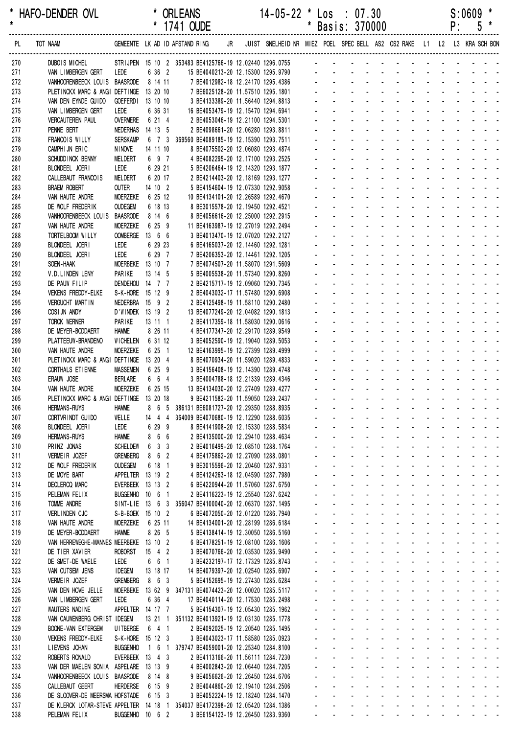HAFO-DENDER OVL * ORLEANS 14-05-22 * Los : 07.30 S:0609
* 1741 OUDE * Basis: 370000 P: 5

| PL | TOT | NAAM | GEMEENTE | LK | AD | ID | AFSTAND | RING | JR | JUIST | SNELHEID | NR | MIEZ | POEL | SPEC | BELL | AS2 | OS2 | RAKE | L1 | L2 | L3 | KRA | SCH | BON |
|---|---|---|---|---|---|---|---|---|---|---|---|---|---|---|---|---|---|---|---|---|---|---|---|---|---|
| 270 | | DUBOIS MICHEL | STRIJPEN | 15 | 10 | 2 | 353483 | BE4125766-19 | | 12.02440 | 1296.0755 | | - | - | - | - | - | - | - | - | - | - | - | - | - |
| 271 | | VAN LIMBERGEN GERT | LEDE | 6 | 36 | 2 | | 15 BE4040213-20 | | 12.15300 | 1295.9790 | | - | - | - | - | - | - | - | - | - | - | - | - | - |
| 272 | | VANHOORENBEECK LOUIS | BAASRODE | 8 | 14 | 11 | | 7 BE4012982-18 | | 12.24170 | 1295.4386 | | - | - | - | - | - | - | - | - | - | - | - | - | - |
| 273 | | PLETINCKX MARC & ANGI | DEFTINGE | 13 | 20 | 10 | | 7 BE6025128-20 | | 11.57510 | 1295.1801 | | - | - | - | - | - | - | - | - | - | - | - | - | - |
| 274 | | VAN DEN EYNDE GUIDO | GOEFERDI | 13 | 10 | 10 | | 3 BE4133389-20 | | 11.56440 | 1294.8813 | | - | - | - | - | - | - | - | - | - | - | - | - | - |
| 275 | | VAN LIMBERGEN GERT | LEDE | 6 | 36 | 31 | | 16 BE4053479-19 | | 12.15470 | 1294.6941 | | - | - | - | - | - | - | - | - | - | - | - | - | - |
| 276 | | VERCAUTEREN PAUL | OVERMERE | 6 | 21 | 4 | | 2 BE4053046-19 | | 12.21100 | 1294.5301 | | - | - | - | - | - | - | - | - | - | - | - | - | - |
| 277 | | PENNE BERT | NEDERHAS | 14 | 13 | 5 | | 2 BE4098661-20 | | 12.06280 | 1293.8811 | | - | - | - | - | - | - | - | - | - | - | - | - | - |
| 278 | | FRANCOIS WILLY | SERSKAMP | 6 | 7 | 3 | 369560 | BE4089185-19 | | 12.15390 | 1293.7511 | | - | - | - | - | - | - | - | - | - | - | - | - | - |
| 279 | | CAMPHIJN ERIC | NINOVE | 14 | 11 | 10 | | 8 BE4075502-20 | | 12.06080 | 1293.4874 | | - | - | - | - | - | - | - | - | - | - | - | - | - |
| 280 | | SCHUDDINCK BENNY | MELDERT | 6 | 9 | 7 | | 4 BE4082295-20 | | 12.17100 | 1293.2525 | | - | - | - | - | - | - | - | - | - | - | - | - | - |
| 281 | | BLONDEEL JOERI | LEDE | 6 | 29 | 21 | | 5 BE4206464-19 | | 12.14320 | 1293.1877 | | - | - | - | - | - | - | - | - | - | - | - | - | - |
| 282 | | CALLEBAUT FRANCOIS | MELDERT | 6 | 20 | 17 | | 2 BE4214403-20 | | 12.18169 | 1293.1277 | | - | - | - | - | - | - | - | - | - | - | - | - | - |
| 283 | | BRAEM ROBERT | OUTER | 14 | 10 | 2 | | 5 BE4154604-19 | | 12.07330 | 1292.9058 | | - | - | - | - | - | - | - | - | - | - | - | - | - |
| 284 | | VAN HAUTE ANDRE | MOERZEKE | 6 | 25 | 12 | | 10 BE4134101-20 | | 12.26589 | 1292.4670 | | - | - | - | - | - | - | - | - | - | - | - | - | - |
| 285 | | DE WOLF FREDERIK | OUDEGEM | 6 | 18 | 13 | | 8 BE3015578-20 | | 12.19450 | 1292.4521 | | - | - | - | - | - | - | - | - | - | - | - | - | - |
| 286 | | VANHOORENBEECK LOUIS | BAASRODE | 8 | 14 | 6 | | 8 BE4056616-20 | | 12.25000 | 1292.2915 | | - | - | - | - | - | - | - | - | - | - | - | - | - |
| 287 | | VAN HAUTE ANDRE | MOERZEKE | 6 | 25 | 9 | | 11 BE4163987-19 | | 12.27019 | 1292.2494 | | - | - | - | - | - | - | - | - | - | - | - | - | - |
| 288 | | TORTELBOOM WILLY | OOMBERGE | 13 | 6 | 6 | | 3 BE4013470-19 | | 12.07020 | 1292.2127 | | - | - | - | - | - | - | - | - | - | - | - | - | - |
| 289 | | BLONDEEL JOERI | LEDE | 6 | 29 | 23 | | 6 BE4165037-20 | | 12.14460 | 1292.1281 | | - | - | - | - | - | - | - | - | - | - | - | - | - |
| 290 | | BLONDEEL JOERI | LEDE | 6 | 29 | 7 | | 7 BE4206353-20 | | 12.14461 | 1292.1205 | | - | - | - | - | - | - | - | - | - | - | - | - | - |
| 291 | | SOEN-HAAK | MOERBEKE | 13 | 10 | 7 | | 7 BE4074507-20 | | 11.58070 | 1291.5609 | | - | - | - | - | - | - | - | - | - | - | - | - | - |
| 292 | | V.D.LINDEN LENY | PARIKE | 13 | 14 | 5 | | 5 BE4005538-20 | | 11.57340 | 1290.8260 | | - | - | - | - | - | - | - | - | - | - | - | - | - |
| 293 | | DE PAUW FILIP | DENDEHOU | 14 | 7 | 7 | | 2 BE4215717-19 | | 12.09060 | 1290.7345 | | - | - | - | - | - | - | - | - | - | - | - | - | - |
| 294 | | VEKENS FREDDY-ELKE | S-K-HORE | 15 | 12 | 9 | | 2 BE4043032-17 | | 11.57480 | 1290.6908 | | - | - | - | - | - | - | - | - | - | - | - | - | - |
| 295 | | VERGUCHT MARTIN | NEDERBRA | 15 | 9 | 2 | | 2 BE4125498-19 | | 11.58110 | 1290.2480 | | - | - | - | - | - | - | - | - | - | - | - | - | - |
| 296 | | COSIJN ANDY | D'WINDEK | 13 | 19 | 2 | | 13 BE4077249-20 | | 12.04082 | 1290.1813 | | - | - | - | - | - | - | - | - | - | - | - | - | - |
| 297 | | TORCK WERNER | PARIKE | 13 | 11 | 1 | | 2 BE4117359-18 | | 11.58030 | 1290.0616 | | - | - | - | - | - | - | - | - | - | - | - | - | - |
| 298 | | DE MEYER-BODDAERT | HAMME | 8 | 26 | 11 | | 4 BE4177347-20 | | 12.29170 | 1289.9549 | | - | - | - | - | - | - | - | - | - | - | - | - | - |
| 299 | | PLATTEEUW-BRANDENO | WICHELEN | 6 | 31 | 12 | | 3 BE4052590-19 | | 12.19040 | 1289.5053 | | - | - | - | - | - | - | - | - | - | - | - | - | - |
| 300 | | VAN HAUTE ANDRE | MOERZEKE | 6 | 25 | 1 | | 12 BE4163995-19 | | 12.27399 | 1289.4999 | | - | - | - | - | - | - | - | - | - | - | - | - | - |
| 301 | | PLETINCKX MARC & ANGI | DEFTINGE | 13 | 20 | 4 | | 8 BE4070934-20 | | 11.59020 | 1289.4833 | | - | - | - | - | - | - | - | - | - | - | - | - | - |
| 302 | | CORTHALS ETIENNE | MASSEMEN | 6 | 25 | 9 | | 3 BE4156408-19 | | 12.14390 | 1289.4748 | | - | - | - | - | - | - | - | - | - | - | - | - | - |
| 303 | | ERAUW JOSE | BERLARE | 6 | 6 | 4 | | 3 BE4004788-18 | | 12.21339 | 1289.4346 | | - | - | - | - | - | - | - | - | - | - | - | - | - |
| 304 | | VAN HAUTE ANDRE | MOERZEKE | 6 | 25 | 15 | | 13 BE4134030-20 | | 12.27409 | 1289.4277 | | - | - | - | - | - | - | - | - | - | - | - | - | - |
| 305 | | PLETINCKX MARC & ANGI | DEFTINGE | 13 | 20 | 18 | | 9 BE4211582-20 | | 11.59050 | 1289.2437 | | - | - | - | - | - | - | - | - | - | - | - | - | - |
| 306 | | HERMANS-RUYS | HAMME | 8 | 6 | 5 | 386131 | BE6081727-20 | | 12.29350 | 1288.8935 | | - | - | - | - | - | - | - | - | - | - | - | - | - |
| 307 | | CORTVRINDT GUIDO | WELLE | 14 | 4 | 4 | 364009 | BE4070680-19 | | 12.12290 | 1288.6035 | | - | - | - | - | - | - | - | - | - | - | - | - | - |
| 308 | | BLONDEEL JOERI | LEDE | 6 | 29 | 9 | | 8 BE4141908-20 | | 12.15330 | 1288.5834 | | - | - | - | - | - | - | - | - | - | - | - | - | - |
| 309 | | HERMANS-RUYS | HAMME | 8 | 6 | 6 | | 2 BE4135000-20 | | 12.29410 | 1288.4634 | | - | - | - | - | - | - | - | - | - | - | - | - | - |
| 310 | | PRINZ JONAS | SCHELDEW | 6 | 3 | 3 | | 2 BE4016499-20 | | 12.08510 | 1288.1764 | | - | - | - | - | - | - | - | - | - | - | - | - | - |
| 311 | | VERMEIR JOZEF | GREMBERG | 8 | 6 | 2 | | 4 BE4175862-20 | | 12.27090 | 1288.0801 | | - | - | - | - | - | - | - | - | - | - | - | - | - |
| 312 | | DE WOLF FREDERIK | OUDEGEM | 6 | 18 | 1 | | 9 BE3015596-20 | | 12.20460 | 1287.9331 | | - | - | - | - | - | - | - | - | - | - | - | - | - |
| 313 | | DE MOYE BART | APPELTER | 13 | 19 | 2 | | 4 BE4124263-18 | | 12.04590 | 1287.7980 | | - | - | - | - | - | - | - | - | - | - | - | - | - |
| 314 | | DECLERCQ MARC | EVERBEEK | 13 | 13 | 2 | | 6 BE4220944-20 | | 11.57060 | 1287.6750 | | - | - | - | - | - | - | - | - | - | - | - | - | - |
| 315 | | PELEMAN FELIX | BUGGENHO | 10 | 6 | 1 | | 2 BE4116223-19 | | 12.25540 | 1287.6242 | | - | - | - | - | - | - | - | - | - | - | - | - | - |
| 316 | | TOMME ANDRE | SINT-LIE | 13 | 6 | 3 | 356047 | BE4100040-20 | | 12.06370 | 1287.1495 | | - | - | - | - | - | - | - | - | - | - | - | - | - |
| 317 | | VERLINDEN CJC | S-B-BOEK | 15 | 10 | 2 | | 6 BE4072050-20 | | 12.01220 | 1286.7940 | | - | - | - | - | - | - | - | - | - | - | - | - | - |
| 318 | | VAN HAUTE ANDRE | MOERZEKE | 6 | 25 | 11 | | 14 BE4134001-20 | | 12.28199 | 1286.6184 | | - | - | - | - | - | - | - | - | - | - | - | - | - |
| 319 | | DE MEYER-BODDAERT | HAMME | 8 | 26 | 5 | | 5 BE4138414-19 | | 12.30050 | 1286.5160 | | - | - | - | - | - | - | - | - | - | - | - | - | - |
| 320 | | VAN HERREWEGHE-MANNES | MEERBEKE | 13 | 10 | 2 | | 6 BE4178251-19 | | 12.08100 | 1286.1606 | | - | - | - | - | - | - | - | - | - | - | - | - | - |
| 321 | | DE TIER XAVIER | ROBORST | 15 | 4 | 2 | | 3 BE4070766-20 | | 12.03530 | 1285.9490 | | - | - | - | - | - | - | - | - | - | - | - | - | - |
| 322 | | DE SMET-DE WAELE | LEDE | 6 | 6 | 1 | | 3 BE4232197-17 | | 12.17329 | 1285.8743 | | - | - | - | - | - | - | - | - | - | - | - | - | - |
| 323 | | VAN CUTSEM JENS | IDEGEM | 13 | 18 | 17 | | 14 BE4079397-20 | | 12.02540 | 1285.6907 | | - | - | - | - | - | - | - | - | - | - | - | - | - |
| 324 | | VERMEIR JOZEF | GREMBERG | 8 | 6 | 3 | | 5 BE4152695-19 | | 12.27430 | 1285.6284 | | - | - | - | - | - | - | - | - | - | - | - | - | - |
| 325 | | VAN DEN HOVE JELLE | MOERBEKE | 13 | 62 | 9 | 347131 | BE4074423-20 | | 12.00020 | 1285.5117 | | - | - | - | - | - | - | - | - | - | - | - | - | - |
| 326 | | VAN LIMBERGEN GERT | LEDE | 6 | 36 | 4 | | 17 BE4040114-20 | | 12.17530 | 1285.2498 | | - | - | - | - | - | - | - | - | - | - | - | - | - |
| 327 | | WAUTERS NADINE | APPELTER | 14 | 17 | 7 | | 5 BE4154307-19 | | 12.05430 | 1285.1962 | | - | - | - | - | - | - | - | - | - | - | - | - | - |
| 328 | | VAN CAUWENBERG CHRIST | IDEGEM | 13 | 21 | 1 | 351132 | BE4013921-19 | | 12.03130 | 1285.1778 | | - | - | - | - | - | - | - | - | - | - | - | - | - |
| 329 | | BOONE-VAN EXTERGEM | UITBERGE | 6 | 4 | 1 | | 2 BE4092025-19 | | 12.20540 | 1285.1495 | | - | - | - | - | - | - | - | - | - | - | - | - | - |
| 330 | | VEKENS FREDDY-ELKE | S-K-HORE | 15 | 12 | 3 | | 3 BE4043023-17 | | 11.58580 | 1285.0923 | | - | - | - | - | - | - | - | - | - | - | - | - | - |
| 331 | | LIEVENS JOHAN | BUGGENHO | 1 | 6 | 1 | 379747 | BE4059001-20 | | 12.25340 | 1284.8100 | | - | - | - | - | - | - | - | - | - | - | - | - | - |
| 332 | | ROBERTS RONALD | EVERBEEK | 13 | 4 | 3 | | 2 BE4113166-20 | | 11.56111 | 1284.7230 | | - | - | - | - | - | - | - | - | - | - | - | - | - |
| 333 | | VAN DER MAELEN SONIA | ASPELARE | 13 | 13 | 9 | | 4 BE4002843-20 | | 12.06440 | 1284.7205 | | - | - | - | - | - | - | - | - | - | - | - | - | - |
| 334 | | VANHOORENBEECK LOUIS | BAASRODE | 8 | 14 | 8 | | 9 BE4056626-20 | | 12.26450 | 1284.6706 | | - | - | - | - | - | - | - | - | - | - | - | - | - |
| 335 | | CALLEBAUT GEERT | HERDERSE | 6 | 15 | 9 | | 2 BE4044860-20 | | 12.19410 | 1284.2506 | | - | - | - | - | - | - | - | - | - | - | - | - | - |
| 336 | | DE SLOOVER-DE MEERSMA | HOFSTADE | 6 | 15 | 3 | | 3 BE4052224-19 | | 12.18240 | 1284.1470 | | - | - | - | - | - | - | - | - | - | - | - | - | - |
| 337 | | DE KLERCK LOTAR-STEVE | APPELTER | 14 | 18 | 1 | 354037 | BE4172398-20 | | 12.05420 | 1284.1386 | | - | - | - | - | - | - | - | - | - | - | - | - | - |
| 338 | | PELEMAN FELIX | BUGGENHO | 10 | 6 | 2 | | 3 BE6154123-19 | | 12.26450 | 1283.9360 | | - | - | - | - | - | - | - | - | - | - | - | - | - |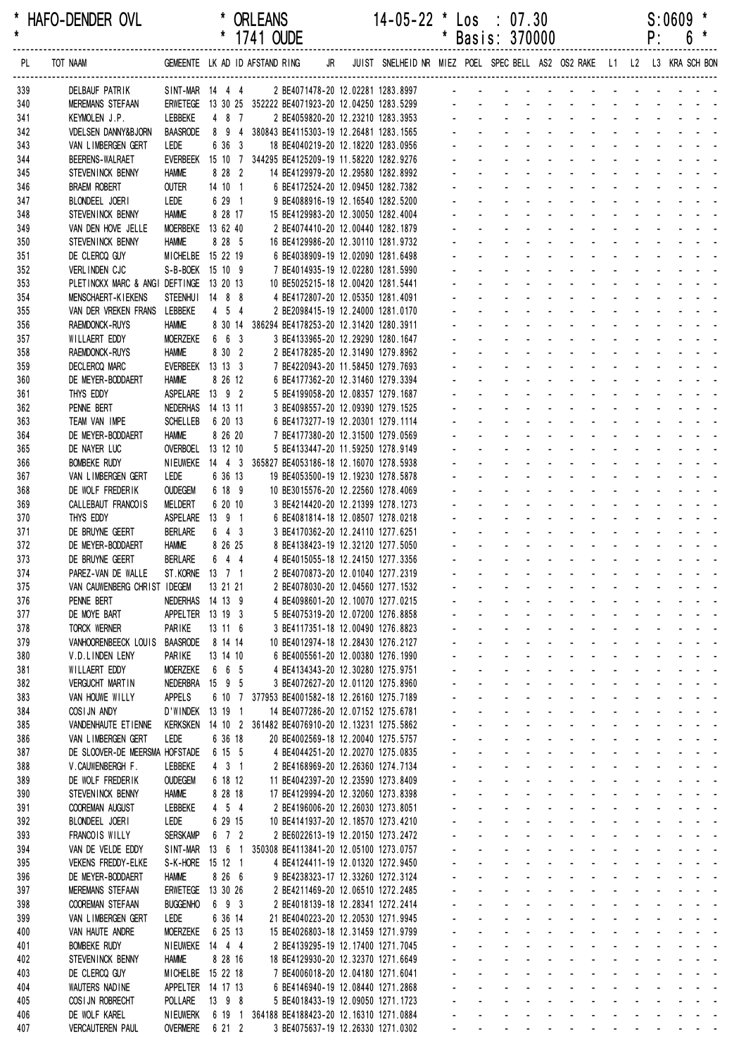\* HAFO-DENDER OVL \* ORLEANS 14-05-22 \* Los : 07.30 S:0609 \*
\* \* 1741 OUDE \* Basis: 370000 P: 6 \*

| PL | TOT NAAM | GEMEENTE | LK | AD | ID | AFSTAND | RING | JR | JUIST | SNELHEID | NR | MIEZ | POEL | SPEC | BELL | AS2 | OS2 | RAKE | L1 | L2 | L3 | KRA | SCH | BON |
|---|---|---|---|---|---|---|---|---|---|---|---|---|---|---|---|---|---|---|---|---|---|---|---|---|
| 339 | DELBAUF PATRIK | SINT-MAR | 14 | 4 | 4 | | 2 BE4071478-20 | | 12.02281 | 1283.8997 | | - | - | - | - | - | - | - | - | - | - | - | - | - |
| 340 | MEREMANS STEFAAN | ERWETEGE | 13 | 30 | 25 | 352222 | BE4071923-20 | | 12.04250 | 1283.5299 | | - | - | - | - | - | - | - | - | - | - | - | - | - |
| 341 | KEYMOLEN J.P. | LEBBEKE | 4 | 8 | 7 | | 2 BE4059820-20 | | 12.23210 | 1283.3953 | | - | - | - | - | - | - | - | - | - | - | - | - | - |
| 342 | VDELSEN DANNY&BJORN | BAASRODE | 8 | 9 | 4 | 380843 | BE4115303-19 | | 12.26481 | 1283.1565 | | - | - | - | - | - | - | - | - | - | - | - | - | - |
| 343 | VAN LIMBERGEN GERT | LEDE | 6 | 36 | 3 | | 18 BE4040219-20 | | 12.18220 | 1283.0956 | | - | - | - | - | - | - | - | - | - | - | - | - | - |
| 344 | BEERENS-WALRAET | EVERBEEK | 15 | 10 | 7 | 344295 | BE4125209-19 | | 11.58220 | 1282.9276 | | - | - | - | - | - | - | - | - | - | - | - | - | - |
| 345 | STEVENINCK BENNY | HAMME | 8 | 28 | 2 | | 14 BE4129979-20 | | 12.29580 | 1282.8992 | | - | - | - | - | - | - | - | - | - | - | - | - | - |
| 346 | BRAEM ROBERT | OUTER | 14 | 10 | 1 | | 6 BE4172524-20 | | 12.09450 | 1282.7382 | | - | - | - | - | - | - | - | - | - | - | - | - | - |
| 347 | BLONDEEL JOERI | LEDE | 6 | 29 | 1 | | 9 BE4088916-19 | | 12.16540 | 1282.5200 | | - | - | - | - | - | - | - | - | - | - | - | - | - |
| 348 | STEVENINCK BENNY | HAMME | 8 | 28 | 17 | | 15 BE4129983-20 | | 12.30050 | 1282.4004 | | - | - | - | - | - | - | - | - | - | - | - | - | - |
| 349 | VAN DEN HOVE JELLE | MOERBEKE | 13 | 62 | 40 | | 2 BE4074410-20 | | 12.00440 | 1282.1879 | | - | - | - | - | - | - | - | - | - | - | - | - | - |
| 350 | STEVENINCK BENNY | HAMME | 8 | 28 | 5 | | 16 BE4129986-20 | | 12.30110 | 1281.9732 | | - | - | - | - | - | - | - | - | - | - | - | - | - |
| 351 | DE CLERCQ GUY | MICHELBE | 15 | 22 | 19 | | 6 BE4038909-19 | | 12.02090 | 1281.6498 | | - | - | - | - | - | - | - | - | - | - | - | - | - |
| 352 | VERLINDEN CJC | S-B-BOEK | 15 | 10 | 9 | | 7 BE4014935-19 | | 12.02280 | 1281.5990 | | - | - | - | - | - | - | - | - | - | - | - | - | - |
| 353 | PLETINCKX MARC & ANGI | DEFTINGE | 13 | 20 | 13 | | 10 BE5025215-18 | | 12.00420 | 1281.5441 | | - | - | - | - | - | - | - | - | - | - | - | - | - |
| 354 | MENSCHAERT-KIEKENS | STEENHUI | 14 | 8 | 8 | | 4 BE4172807-20 | | 12.05350 | 1281.4091 | | - | - | - | - | - | - | - | - | - | - | - | - | - |
| 355 | VAN DER VREKEN FRANS | LEBBEKE | 4 | 5 | 4 | | 2 BE2098415-19 | | 12.24000 | 1281.0170 | | - | - | - | - | - | - | - | - | - | - | - | - | - |
| 356 | RAEMDONCK-RUYS | HAMME | 8 | 30 | 14 | 386294 | BE4178253-20 | | 12.31420 | 1280.3911 | | - | - | - | - | - | - | - | - | - | - | - | - | - |
| 357 | WILLAERT EDDY | MOERZEKE | 6 | 6 | 3 | | 3 BE4133965-20 | | 12.29290 | 1280.1647 | | - | - | - | - | - | - | - | - | - | - | - | - | - |
| 358 | RAEMDONCK-RUYS | HAMME | 8 | 30 | 2 | | 2 BE4178285-20 | | 12.31490 | 1279.8962 | | - | - | - | - | - | - | - | - | - | - | - | - | - |
| 359 | DECLERCQ MARC | EVERBEEK | 13 | 13 | 3 | | 7 BE4220943-20 | | 11.58450 | 1279.7693 | | - | - | - | - | - | - | - | - | - | - | - | - | - |
| 360 | DE MEYER-BODDAERT | HAMME | 8 | 26 | 12 | | 6 BE4177362-20 | | 12.31460 | 1279.3394 | | - | - | - | - | - | - | - | - | - | - | - | - | - |
| 361 | THYS EDDY | ASPELARE | 13 | 9 | 2 | | 5 BE4199058-20 | | 12.08357 | 1279.1687 | | - | - | - | - | - | - | - | - | - | - | - | - | - |
| 362 | PENNE BERT | NEDERHAS | 14 | 13 | 11 | | 3 BE4098557-20 | | 12.09390 | 1279.1525 | | - | - | - | - | - | - | - | - | - | - | - | - | - |
| 363 | TEAM VAN IMPE | SCHELLEB | 6 | 20 | 13 | | 6 BE4173277-19 | | 12.20301 | 1279.1114 | | - | - | - | - | - | - | - | - | - | - | - | - | - |
| 364 | DE MEYER-BODDAERT | HAMME | 8 | 26 | 20 | | 7 BE4177380-20 | | 12.31500 | 1279.0569 | | - | - | - | - | - | - | - | - | - | - | - | - | - |
| 365 | DE NAYER LUC | OVERBOEL | 13 | 12 | 10 | | 5 BE4133447-20 | | 11.59250 | 1278.9149 | | - | - | - | - | - | - | - | - | - | - | - | - | - |
| 366 | BOMBEKE RUDY | NIEUWEKE | 14 | 4 | 3 | 365827 | BE4053186-18 | | 12.16070 | 1278.5938 | | - | - | - | - | - | - | - | - | - | - | - | - | - |
| 367 | VAN LIMBERGEN GERT | LEDE | 6 | 36 | 13 | | 19 BE4053500-19 | | 12.19230 | 1278.5878 | | - | - | - | - | - | - | - | - | - | - | - | - | - |
| 368 | DE WOLF FREDERIK | OUDEGEM | 6 | 18 | 9 | | 10 BE3015576-20 | | 12.22560 | 1278.4069 | | - | - | - | - | - | - | - | - | - | - | - | - | - |
| 369 | CALLEBAUT FRANCOIS | MELDERT | 6 | 20 | 10 | | 3 BE4214420-20 | | 12.21399 | 1278.1273 | | - | - | - | - | - | - | - | - | - | - | - | - | - |
| 370 | THYS EDDY | ASPELARE | 13 | 9 | 1 | | 6 BE4081814-18 | | 12.08507 | 1278.0218 | | - | - | - | - | - | - | - | - | - | - | - | - | - |
| 371 | DE BRUYNE GEERT | BERLARE | 6 | 4 | 3 | | 3 BE4170362-20 | | 12.24110 | 1277.6251 | | - | - | - | - | - | - | - | - | - | - | - | - | - |
| 372 | DE MEYER-BODDAERT | HAMME | 8 | 26 | 25 | | 8 BE4138423-19 | | 12.32120 | 1277.5050 | | - | - | - | - | - | - | - | - | - | - | - | - | - |
| 373 | DE BRUYNE GEERT | BERLARE | 6 | 4 | 4 | | 4 BE4015055-18 | | 12.24150 | 1277.3356 | | - | - | - | - | - | - | - | - | - | - | - | - | - |
| 374 | PAREZ-VAN DE WALLE | ST.KORNE | 13 | 7 | 1 | | 2 BE4070873-20 | | 12.01040 | 1277.2319 | | - | - | - | - | - | - | - | - | - | - | - | - | - |
| 375 | VAN CAUWENBERG CHRIST | IDEGEM | 13 | 21 | 21 | | 2 BE4078030-20 | | 12.04560 | 1277.1532 | | - | - | - | - | - | - | - | - | - | - | - | - | - |
| 376 | PENNE BERT | NEDERHAS | 14 | 13 | 9 | | 4 BE4098601-20 | | 12.10070 | 1277.0215 | | - | - | - | - | - | - | - | - | - | - | - | - | - |
| 377 | DE MOYE BART | APPELTER | 13 | 19 | 3 | | 5 BE4075319-20 | | 12.07200 | 1276.8858 | | - | - | - | - | - | - | - | - | - | - | - | - | - |
| 378 | TORCK WERNER | PARIKE | 13 | 11 | 6 | | 3 BE4117351-18 | | 12.00490 | 1276.8823 | | - | - | - | - | - | - | - | - | - | - | - | - | - |
| 379 | VANHOORENBEECK LOUIS | BAASRODE | 8 | 14 | 14 | | 10 BE4012974-18 | | 12.28430 | 1276.2127 | | - | - | - | - | - | - | - | - | - | - | - | - | - |
| 380 | V.D.LINDEN LENY | PARIKE | 13 | 14 | 10 | | 6 BE4005561-20 | | 12.00380 | 1276.1990 | | - | - | - | - | - | - | - | - | - | - | - | - | - |
| 381 | WILLAERT EDDY | MOERZEKE | 6 | 6 | 5 | | 4 BE4134343-20 | | 12.30280 | 1275.9751 | | - | - | - | - | - | - | - | - | - | - | - | - | - |
| 382 | VERGUCHT MARTIN | NEDERBRA | 15 | 9 | 5 | | 3 BE4072627-20 | | 12.01120 | 1275.8960 | | - | - | - | - | - | - | - | - | - | - | - | - | - |
| 383 | VAN HOUWE WILLY | APPELS | 6 | 10 | 7 | 377953 | BE4001582-18 | | 12.26160 | 1275.7189 | | - | - | - | - | - | - | - | - | - | - | - | - | - |
| 384 | COSIJN ANDY | D'WINDEK | 13 | 19 | 1 | | 14 BE4077286-20 | | 12.07152 | 1275.6781 | | - | - | - | - | - | - | - | - | - | - | - | - | - |
| 385 | VANDENHAUTE ETIENNE | KERKSKEN | 14 | 10 | 2 | 361482 | BE4076910-20 | | 12.13231 | 1275.5862 | | - | - | - | - | - | - | - | - | - | - | - | - | - |
| 386 | VAN LIMBERGEN GERT | LEDE | 6 | 36 | 18 | | 20 BE4002569-18 | | 12.20040 | 1275.5757 | | - | - | - | - | - | - | - | - | - | - | - | - | - |
| 387 | DE SLOOVER-DE MEERSMA | HOFSTADE | 6 | 15 | 5 | | 4 BE4044251-20 | | 12.20270 | 1275.0835 | | - | - | - | - | - | - | - | - | - | - | - | - | - |
| 388 | V.CAUWENBERGH F. | LEBBEKE | 4 | 3 | 1 | | 2 BE4168969-20 | | 12.26360 | 1274.7134 | | - | - | - | - | - | - | - | - | - | - | - | - | - |
| 389 | DE WOLF FREDERIK | OUDEGEM | 6 | 18 | 12 | | 11 BE4042397-20 | | 12.23590 | 1273.8409 | | - | - | - | - | - | - | - | - | - | - | - | - | - |
| 390 | STEVENINCK BENNY | HAMME | 8 | 28 | 18 | | 17 BE4129994-20 | | 12.32060 | 1273.8398 | | - | - | - | - | - | - | - | - | - | - | - | - | - |
| 391 | COOREMAN AUGUST | LEBBEKE | 4 | 5 | 4 | | 2 BE4196006-20 | | 12.26030 | 1273.8051 | | - | - | - | - | - | - | - | - | - | - | - | - | - |
| 392 | BLONDEEL JOERI | LEDE | 6 | 29 | 15 | | 10 BE4141937-20 | | 12.18570 | 1273.4210 | | - | - | - | - | - | - | - | - | - | - | - | - | - |
| 393 | FRANCOIS WILLY | SERSKAMP | 6 | 7 | 2 | | 2 BE6022613-19 | | 12.20150 | 1273.2472 | | - | - | - | - | - | - | - | - | - | - | - | - | - |
| 394 | VAN DE VELDE EDDY | SINT-MAR | 13 | 6 | 1 | 350308 | BE4113841-20 | | 12.05100 | 1273.0757 | | - | - | - | - | - | - | - | - | - | - | - | - | - |
| 395 | VEKENS FREDDY-ELKE | S-K-HORE | 15 | 12 | 1 | | 4 BE4124411-19 | | 12.01320 | 1272.9450 | | - | - | - | - | - | - | - | - | - | - | - | - | - |
| 396 | DE MEYER-BODDAERT | HAMME | 8 | 26 | 6 | | 9 BE4238323-17 | | 12.33260 | 1272.3124 | | - | - | - | - | - | - | - | - | - | - | - | - | - |
| 397 | MEREMANS STEFAAN | ERWETEGE | 13 | 30 | 26 | | 2 BE4211469-20 | | 12.06510 | 1272.2485 | | - | - | - | - | - | - | - | - | - | - | - | - | - |
| 398 | COOREMAN STEFAAN | BUGGENHO | 6 | 9 | 3 | | 2 BE4018139-18 | | 12.28341 | 1272.2414 | | - | - | - | - | - | - | - | - | - | - | - | - | - |
| 399 | VAN LIMBERGEN GERT | LEDE | 6 | 36 | 14 | | 21 BE4040223-20 | | 12.20530 | 1271.9945 | | - | - | - | - | - | - | - | - | - | - | - | - | - |
| 400 | VAN HAUTE ANDRE | MOERZEKE | 6 | 25 | 13 | | 15 BE4026803-18 | | 12.31459 | 1271.9799 | | - | - | - | - | - | - | - | - | - | - | - | - | - |
| 401 | BOMBEKE RUDY | NIEUWEKE | 14 | 4 | 4 | | 2 BE4139295-19 | | 12.17400 | 1271.7045 | | - | - | - | - | - | - | - | - | - | - | - | - | - |
| 402 | STEVENINCK BENNY | HAMME | 8 | 28 | 16 | | 18 BE4129930-20 | | 12.32370 | 1271.6649 | | - | - | - | - | - | - | - | - | - | - | - | - | - |
| 403 | DE CLERCQ GUY | MICHELBE | 15 | 22 | 18 | | 7 BE4006018-20 | | 12.04180 | 1271.6041 | | - | - | - | - | - | - | - | - | - | - | - | - | - |
| 404 | WAUTERS NADINE | APPELTER | 14 | 17 | 13 | | 6 BE4146940-19 | | 12.08440 | 1271.2868 | | - | - | - | - | - | - | - | - | - | - | - | - | - |
| 405 | COSIJN ROBRECHT | POLLARE | 13 | 9 | 8 | | 5 BE4018433-19 | | 12.09050 | 1271.1723 | | - | - | - | - | - | - | - | - | - | - | - | - | - |
| 406 | DE WOLF KAREL | NIEUWERK | 6 | 19 | 1 | 364188 | BE4188423-20 | | 12.16310 | 1271.0884 | | - | - | - | - | - | - | - | - | - | - | - | - | - |
| 407 | VERCAUTEREN PAUL | OVERMERE | 6 | 21 | 2 | | 3 BE4075637-19 | | 12.26330 | 1271.0302 | | - | - | - | - | - | - | - | - | - | - | - | - | - |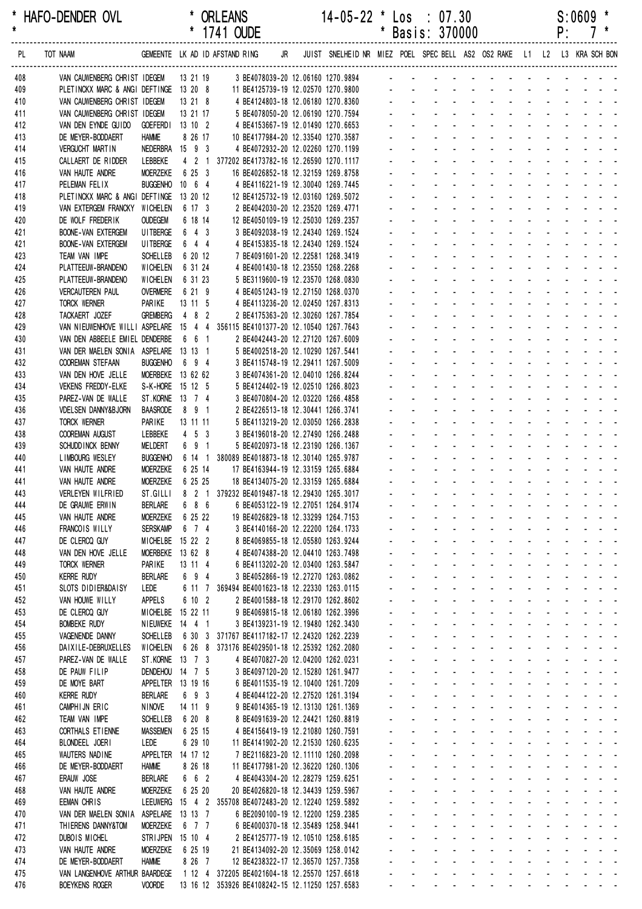\* HAFO-DENDER OVL \* ORLEANS 14-05-22 \* Los : 07.30 S:0609 \*
\* \* 1741 OUDE \* Basis: 370000 P: 7 \*

| PL | TOT NAAM | GEMEENTE | LK | AD | ID | AFSTAND | RING | JR | JUIST | SNELHEID | NR | MIEZ | POEL | SPEC | BELL | AS2 | OS2 | RAKE | L1 | L2 | L3 | KRA | SCH | BON |
|---|---|---|---|---|---|---|---|---|---|---|---|---|---|---|---|---|---|---|---|---|---|---|---|---|
| 408 | VAN CAUWENBERG CHRIST | IDEGEM | 13 | 21 | 19 | 3 | BE4078039-20 | | 12.06160 | 1270.9894 | | - | - | - | - | - | - | - | - | - | - | - | - | - |
| 409 | PLETINCKX MARC & ANGI | DEFTINGE | 13 | 20 | 8 | 11 | BE4125739-19 | | 12.02570 | 1270.9800 | | - | - | - | - | - | - | - | - | - | - | - | - | - |
| 410 | VAN CAUWENBERG CHRIST | IDEGEM | 13 | 21 | 8 | 4 | BE4124803-18 | | 12.06180 | 1270.8360 | | - | - | - | - | - | - | - | - | - | - | - | - | - |
| 411 | VAN CAUWENBERG CHRIST | IDEGEM | 13 | 21 | 17 | 5 | BE4078050-20 | | 12.06190 | 1270.7594 | | - | - | - | - | - | - | - | - | - | - | - | - | - |
| 412 | VAN DEN EYNDE GUIDO | GOEFERDI | 13 | 10 | 2 | 4 | BE4153667-19 | | 12.01490 | 1270.6653 | | - | - | - | - | - | - | - | - | - | - | - | - | - |
| 413 | DE MEYER-BODDAERT | HAMME | 8 | 26 | 17 | 10 | BE4177984-20 | | 12.33540 | 1270.3587 | | - | - | - | - | - | - | - | - | - | - | - | - | - |
| 414 | VERGUCHT MARTIN | NEDERBRA | 15 | 9 | 3 | 4 | BE4072932-20 | | 12.02260 | 1270.1199 | | - | - | - | - | - | - | - | - | - | - | - | - | - |
| 415 | CALLAERT DE RIDDER | LEBBEKE | 4 | 2 | 1 | 377202 | BE4173782-16 | | 12.26590 | 1270.1117 | | - | - | - | - | - | - | - | - | - | - | - | - | - |
| 416 | VAN HAUTE ANDRE | MOERZEKE | 6 | 25 | 3 | 16 | BE4026852-18 | | 12.32159 | 1269.8758 | | - | - | - | - | - | - | - | - | - | - | - | - | - |
| 417 | PELEMAN FELIX | BUGGENHO | 10 | 6 | 4 | 4 | BE4116221-19 | | 12.30040 | 1269.7445 | | - | - | - | - | - | - | - | - | - | - | - | - | - |
| 418 | PLETINCKX MARC & ANGI | DEFTINGE | 13 | 20 | 12 | 12 | BE4125732-19 | | 12.03160 | 1269.5072 | | - | - | - | - | - | - | - | - | - | - | - | - | - |
| 419 | VAN EXTERGEM FRANCKY | WICHELEN | 6 | 17 | 3 | 2 | BE4042030-20 | | 12.23520 | 1269.4771 | | - | - | - | - | - | - | - | - | - | - | - | - | - |
| 420 | DE WOLF FREDERIK | OUDEGEM | 6 | 18 | 14 | 12 | BE4050109-19 | | 12.25030 | 1269.2357 | | - | - | - | - | - | - | - | - | - | - | - | - | - |
| 421 | BOONE-VAN EXTERGEM | UITBERGE | 6 | 4 | 3 | 3 | BE4092038-19 | | 12.24340 | 1269.1524 | | - | - | - | - | - | - | - | - | - | - | - | - | - |
| 421 | BOONE-VAN EXTERGEM | UITBERGE | 6 | 4 | 4 | 4 | BE4153835-18 | | 12.24340 | 1269.1524 | | - | - | - | - | - | - | - | - | - | - | - | - | - |
| 423 | TEAM VAN IMPE | SCHELLEB | 6 | 20 | 12 | 7 | BE4091601-20 | | 12.22581 | 1268.3419 | | - | - | - | - | - | - | - | - | - | - | - | - | - |
| 424 | PLATTEEUW-BRANDENO | WICHELEN | 6 | 31 | 24 | 4 | BE4001430-18 | | 12.23550 | 1268.2268 | | - | - | - | - | - | - | - | - | - | - | - | - | - |
| 425 | PLATTEEUW-BRANDENO | WICHELEN | 6 | 31 | 23 | 5 | BE3119600-19 | | 12.23570 | 1268.0830 | | - | - | - | - | - | - | - | - | - | - | - | - | - |
| 426 | VERCAUTEREN PAUL | OVERMERE | 6 | 21 | 9 | 4 | BE4051243-19 | | 12.27150 | 1268.0370 | | - | - | - | - | - | - | - | - | - | - | - | - | - |
| 427 | TORCK WERNER | PARIKE | 13 | 11 | 5 | 4 | BE4113236-20 | | 12.02450 | 1267.8313 | | - | - | - | - | - | - | - | - | - | - | - | - | - |
| 428 | TACKAERT JOZEF | GREMBERG | 4 | 8 | 2 | 2 | BE4175363-20 | | 12.30260 | 1267.7854 | | - | - | - | - | - | - | - | - | - | - | - | - | - |
| 429 | VAN NIEUWENHOVE WILLI | ASPELARE | 15 | 4 | 4 | 356115 | BE4101377-20 | | 12.10540 | 1267.7643 | | - | - | - | - | - | - | - | - | - | - | - | - | - |
| 430 | VAN DEN ABBEELE EMIEL | DENDERBE | 6 | 6 | 1 | 2 | BE4042443-20 | | 12.27120 | 1267.6009 | | - | - | - | - | - | - | - | - | - | - | - | - | - |
| 431 | VAN DER MAELEN SONIA | ASPELARE | 13 | 13 | 1 | 5 | BE4002518-20 | | 12.10290 | 1267.5441 | | - | - | - | - | - | - | - | - | - | - | - | - | - |
| 432 | COOREMAN STEFAAN | BUGGENHO | 6 | 9 | 4 | 3 | BE4115748-19 | | 12.29411 | 1267.5009 | | - | - | - | - | - | - | - | - | - | - | - | - | - |
| 433 | VAN DEN HOVE JELLE | MOERBEKE | 13 | 62 | 62 | 3 | BE4074361-20 | | 12.04010 | 1266.8244 | | - | - | - | - | - | - | - | - | - | - | - | - | - |
| 434 | VEKENS FREDDY-ELKE | S-K-HORE | 15 | 12 | 5 | 5 | BE4124402-19 | | 12.02510 | 1266.8023 | | - | - | - | - | - | - | - | - | - | - | - | - | - |
| 435 | PAREZ-VAN DE WALLE | ST.KORNE | 13 | 7 | 4 | 3 | BE4070804-20 | | 12.03220 | 1266.4858 | | - | - | - | - | - | - | - | - | - | - | - | - | - |
| 436 | VDELSEN DANNY&BJORN | BAASRODE | 8 | 9 | 1 | 2 | BE4226513-18 | | 12.30441 | 1266.3741 | | - | - | - | - | - | - | - | - | - | - | - | - | - |
| 437 | TORCK WERNER | PARIKE | 13 | 11 | 11 | 5 | BE4113219-20 | | 12.03050 | 1266.2838 | | - | - | - | - | - | - | - | - | - | - | - | - | - |
| 438 | COOREMAN AUGUST | LEBBEKE | 4 | 5 | 3 | 3 | BE4196018-20 | | 12.27490 | 1266.2488 | | - | - | - | - | - | - | - | - | - | - | - | - | - |
| 439 | SCHUDDINCK BENNY | MELDERT | 6 | 9 | 1 | 5 | BE4020973-18 | | 12.23190 | 1266.1367 | | - | - | - | - | - | - | - | - | - | - | - | - | - |
| 440 | LIMBOURG WESLEY | BUGGENHO | 6 | 14 | 1 | 380089 | BE4018873-18 | | 12.30140 | 1265.9787 | | - | - | - | - | - | - | - | - | - | - | - | - | - |
| 441 | VAN HAUTE ANDRE | MOERZEKE | 6 | 25 | 14 | 17 | BE4163944-19 | | 12.33159 | 1265.6884 | | - | - | - | - | - | - | - | - | - | - | - | - | - |
| 441 | VAN HAUTE ANDRE | MOERZEKE | 6 | 25 | 25 | 18 | BE4134075-20 | | 12.33159 | 1265.6884 | | - | - | - | - | - | - | - | - | - | - | - | - | - |
| 443 | VERLEYEN WILFRIED | ST.GILLI | 8 | 2 | 1 | 379232 | BE4019487-18 | | 12.29430 | 1265.3017 | | - | - | - | - | - | - | - | - | - | - | - | - | - |
| 444 | DE GRAUWE ERWIN | BERLARE | 6 | 8 | 6 | 6 | BE4053122-19 | | 12.27051 | 1264.9174 | | - | - | - | - | - | - | - | - | - | - | - | - | - |
| 445 | VAN HAUTE ANDRE | MOERZEKE | 6 | 25 | 22 | 19 | BE4026829-18 | | 12.33299 | 1264.7153 | | - | - | - | - | - | - | - | - | - | - | - | - | - |
| 446 | FRANCOIS WILLY | SERSKAMP | 6 | 7 | 4 | 3 | BE4140166-20 | | 12.22200 | 1264.1733 | | - | - | - | - | - | - | - | - | - | - | - | - | - |
| 447 | DE CLERCQ GUY | MICHELBE | 15 | 22 | 2 | 8 | BE4069855-18 | | 12.05580 | 1263.9244 | | - | - | - | - | - | - | - | - | - | - | - | - | - |
| 448 | VAN DEN HOVE JELLE | MOERBEKE | 13 | 62 | 8 | 4 | BE4074388-20 | | 12.04410 | 1263.7498 | | - | - | - | - | - | - | - | - | - | - | - | - | - |
| 449 | TORCK WERNER | PARIKE | 13 | 11 | 4 | 6 | BE4113202-20 | | 12.03400 | 1263.5847 | | - | - | - | - | - | - | - | - | - | - | - | - | - |
| 450 | KERRE RUDY | BERLARE | 6 | 9 | 4 | 3 | BE4052866-19 | | 12.27270 | 1263.0862 | | - | - | - | - | - | - | - | - | - | - | - | - | - |
| 451 | SLOTS DIDIER&DAISY | LEDE | 6 | 11 | 7 | 369494 | BE4001623-18 | | 12.22330 | 1263.0115 | | - | - | - | - | - | - | - | - | - | - | - | - | - |
| 452 | VAN HOUWE WILLY | APPELS | 6 | 10 | 2 | 2 | BE4001588-18 | | 12.29170 | 1262.8602 | | - | - | - | - | - | - | - | - | - | - | - | - | - |
| 453 | DE CLERCQ GUY | MICHELBE | 15 | 22 | 11 | 9 | BE4069815-18 | | 12.06180 | 1262.3996 | | - | - | - | - | - | - | - | - | - | - | - | - | - |
| 454 | BOMBEKE RUDY | NIEUWEKE | 14 | 4 | 1 | 3 | BE4139231-19 | | 12.19480 | 1262.3430 | | - | - | - | - | - | - | - | - | - | - | - | - | - |
| 455 | VAGENENDE DANNY | SCHELLEB | 6 | 30 | 3 | 371767 | BE4117182-17 | | 12.24320 | 1262.2239 | | - | - | - | - | - | - | - | - | - | - | - | - | - |
| 456 | DAIXILE-DEBRUXELLES | WICHELEN | 6 | 26 | 8 | 373176 | BE4029501-18 | | 12.25392 | 1262.2080 | | - | - | - | - | - | - | - | - | - | - | - | - | - |
| 457 | PAREZ-VAN DE WALLE | ST.KORNE | 13 | 7 | 3 | 4 | BE4070827-20 | | 12.04200 | 1262.0231 | | - | - | - | - | - | - | - | - | - | - | - | - | - |
| 458 | DE PAUW FILIP | DENDEHOU | 14 | 7 | 5 | 3 | BE4097120-20 | | 12.15280 | 1261.9477 | | - | - | - | - | - | - | - | - | - | - | - | - | - |
| 459 | DE MOYE BART | APPELTER | 13 | 19 | 16 | 6 | BE4011535-19 | | 12.10400 | 1261.7209 | | - | - | - | - | - | - | - | - | - | - | - | - | - |
| 460 | KERRE RUDY | BERLARE | 6 | 9 | 3 | 4 | BE4044122-20 | | 12.27520 | 1261.3194 | | - | - | - | - | - | - | - | - | - | - | - | - | - |
| 461 | CAMPHIJN ERIC | NINOVE | 14 | 11 | 9 | 9 | BE4014365-19 | | 12.13130 | 1261.1369 | | - | - | - | - | - | - | - | - | - | - | - | - | - |
| 462 | TEAM VAN IMPE | SCHELLEB | 6 | 20 | 8 | 8 | BE4091639-20 | | 12.24421 | 1260.8819 | | - | - | - | - | - | - | - | - | - | - | - | - | - |
| 463 | CORTHALS ETIENNE | MASSEMEN | 6 | 25 | 15 | 4 | BE4156419-19 | | 12.21080 | 1260.7591 | | - | - | - | - | - | - | - | - | - | - | - | - | - |
| 464 | BLONDEEL JOERI | LEDE | 6 | 29 | 10 | 11 | BE4141902-20 | | 12.21530 | 1260.6235 | | - | - | - | - | - | - | - | - | - | - | - | - | - |
| 465 | WAUTERS NADINE | APPELTER | 14 | 17 | 12 | 7 | BE2116823-20 | | 12.11110 | 1260.2098 | | - | - | - | - | - | - | - | - | - | - | - | - | - |
| 466 | DE MEYER-BODDAERT | HAMME | 8 | 26 | 18 | 11 | BE4177981-20 | | 12.36220 | 1260.1306 | | - | - | - | - | - | - | - | - | - | - | - | - | - |
| 467 | ERAUW JOSE | BERLARE | 6 | 6 | 2 | 4 | BE4043304-20 | | 12.28279 | 1259.6251 | | - | - | - | - | - | - | - | - | - | - | - | - | - |
| 468 | VAN HAUTE ANDRE | MOERZEKE | 6 | 25 | 20 | 20 | BE4026820-18 | | 12.34439 | 1259.5967 | | - | - | - | - | - | - | - | - | - | - | - | - | - |
| 469 | EEMAN CHRIS | LEEUWERG | 15 | 4 | 2 | 355708 | BE4072483-20 | | 12.12240 | 1259.5892 | | - | - | - | - | - | - | - | - | - | - | - | - | - |
| 470 | VAN DER MAELEN SONIA | ASPELARE | 13 | 13 | 7 | 6 | BE2090100-19 | | 12.12200 | 1259.2385 | | - | - | - | - | - | - | - | - | - | - | - | - | - |
| 471 | THIERENS DANNY&TOM | MOERZEKE | 6 | 7 | 7 | 6 | BE4000370-18 | | 12.35489 | 1258.9441 | | - | - | - | - | - | - | - | - | - | - | - | - | - |
| 472 | DUBOIS MICHEL | STRIJPEN | 15 | 10 | 4 | 2 | BE4125777-19 | | 12.10510 | 1258.6185 | | - | - | - | - | - | - | - | - | - | - | - | - | - |
| 473 | VAN HAUTE ANDRE | MOERZEKE | 6 | 25 | 19 | 21 | BE4134092-20 | | 12.35069 | 1258.0142 | | - | - | - | - | - | - | - | - | - | - | - | - | - |
| 474 | DE MEYER-BODDAERT | HAMME | 8 | 26 | 7 | 12 | BE4238322-17 | | 12.36570 | 1257.7358 | | - | - | - | - | - | - | - | - | - | - | - | - | - |
| 475 | VAN LANGENHOVE ARTHUR | BAARDEGE | 1 | 12 | 4 | 372205 | BE4021604-18 | | 12.25570 | 1257.6618 | | - | - | - | - | - | - | - | - | - | - | - | - | - |
| 476 | BOEYKENS ROGER | VOORDE | 13 | 16 | 12 | 353926 | BE4108242-15 | | 12.11250 | 1257.6583 | | - | - | - | - | - | - | - | - | - | - | - | - | - |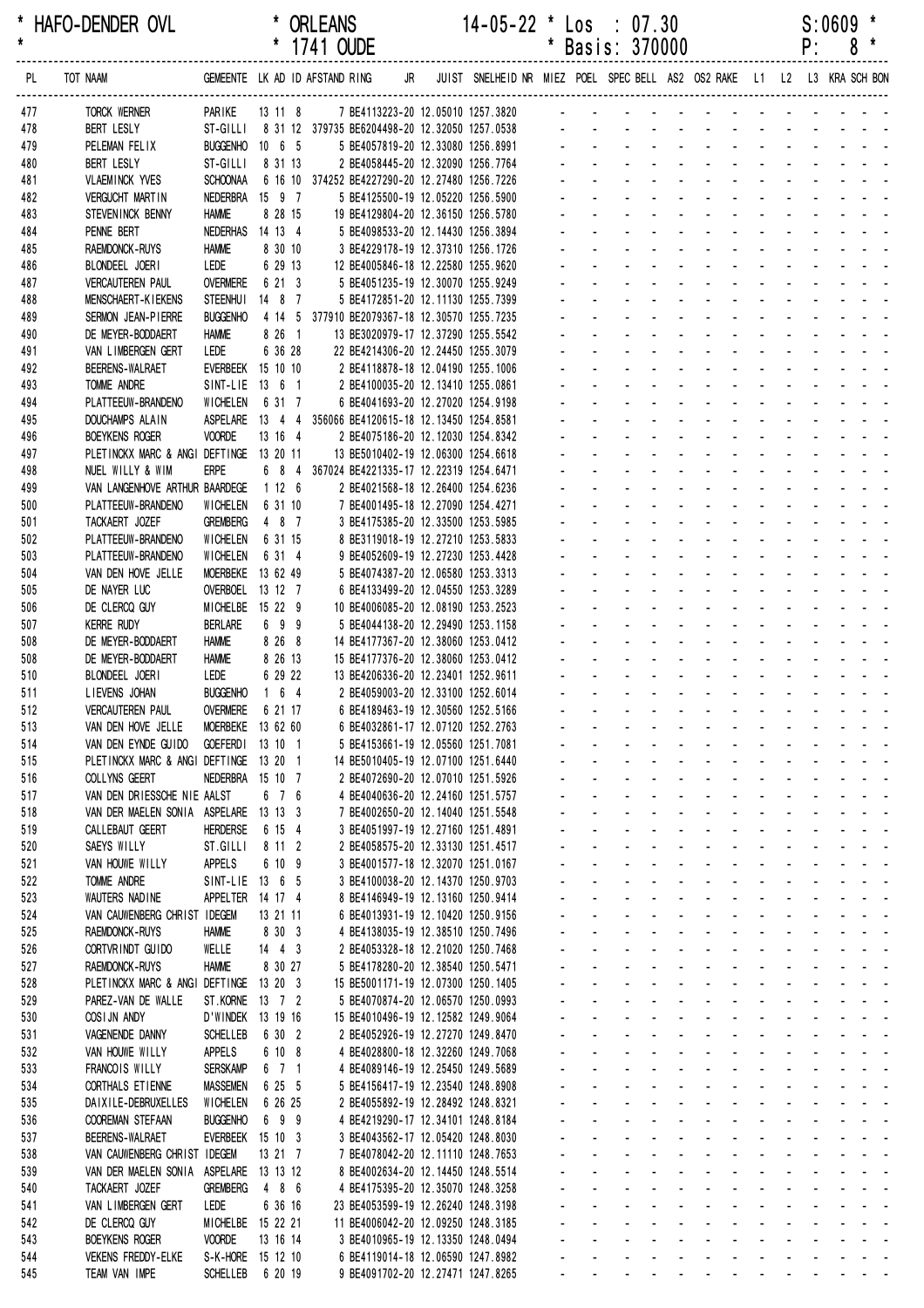| * HAFO-DENDER OVL | * ORLEANS | 14-05-22 * Los : 07.30 | S:0609 * |
|---|---|---|---|
| * | * 1741 OUDE | * Basis: 370000 | P: 8 * |

| PL | TOT NAAM | GEMEENTE | LK | AD | ID | AFSTAND | RING | JR | JUIST | SNELHEID | NR | MIEZ | POEL | SPEC | BELL | AS2 | OS2 | RAKE | L1 | L2 | L3 | KRA | SCH | BON |
|---|---|---|---|---|---|---|---|---|---|---|---|---|---|---|---|---|---|---|---|---|---|---|---|---|
| 477 | TORCK WERNER | PARIKE | 13 | 11 | 8 | | 7 BE4113223-20 | | 12.05010 | 1257.3820 | | - | - | - | - | - | - | - | - | - | - | - | - | - |
| 478 | BERT LESLY | ST-GILLI | 8 | 31 | 12 | 379735 | BE6204498-20 | | 12.32050 | 1257.0538 | | - | - | - | - | - | - | - | - | - | - | - | - | - |
| 479 | PELEMAN FELIX | BUGGENHO | 10 | 6 | 5 | | 5 BE4057819-20 | | 12.33080 | 1256.8991 | | - | - | - | - | - | - | - | - | - | - | - | - | - |
| 480 | BERT LESLY | ST-GILLI | 8 | 31 | 13 | | 2 BE4058445-20 | | 12.32090 | 1256.7764 | | - | - | - | - | - | - | - | - | - | - | - | - | - |
| 481 | VLAEMINCK YVES | SCHOONAA | 6 | 16 | 10 | 374252 | BE4227290-20 | | 12.27480 | 1256.7226 | | - | - | - | - | - | - | - | - | - | - | - | - | - |
| 482 | VERGUCHT MARTIN | NEDERBRA | 15 | 9 | 7 | | 5 BE4125500-19 | | 12.05220 | 1256.5900 | | - | - | - | - | - | - | - | - | - | - | - | - | - |
| 483 | STEVENINCK BENNY | HAMME | 8 | 28 | 15 | | 19 BE4129804-20 | | 12.36150 | 1256.5780 | | - | - | - | - | - | - | - | - | - | - | - | - | - |
| 484 | PENNE BERT | NEDERHAS | 14 | 13 | 4 | | 5 BE4098533-20 | | 12.14430 | 1256.3894 | | - | - | - | - | - | - | - | - | - | - | - | - | - |
| 485 | RAEMDONCK-RUYS | HAMME | 8 | 30 | 10 | | 3 BE4229178-19 | | 12.37310 | 1256.1726 | | - | - | - | - | - | - | - | - | - | - | - | - | - |
| 486 | BLONDEEL JOERI | LEDE | 6 | 29 | 13 | | 12 BE4005846-18 | | 12.22580 | 1255.9620 | | - | - | - | - | - | - | - | - | - | - | - | - | - |
| 487 | VERCAUTEREN PAUL | OVERMERE | 6 | 21 | 3 | | 5 BE4051235-19 | | 12.30070 | 1255.9249 | | - | - | - | - | - | - | - | - | - | - | - | - | - |
| 488 | MENSCHAERT-KIEKENS | STEENHUI | 14 | 8 | 7 | | 5 BE4172851-20 | | 12.11130 | 1255.7399 | | - | - | - | - | - | - | - | - | - | - | - | - | - |
| 489 | SERMON JEAN-PIERRE | BUGGENHO | 4 | 14 | 5 | 377910 | BE2079367-18 | | 12.30570 | 1255.7235 | | - | - | - | - | - | - | - | - | - | - | - | - | - |
| 490 | DE MEYER-BODDAERT | HAMME | 8 | 26 | 1 | | 13 BE3020979-17 | | 12.37290 | 1255.5542 | | - | - | - | - | - | - | - | - | - | - | - | - | - |
| 491 | VAN LIMBERGEN GERT | LEDE | 6 | 36 | 28 | | 22 BE4214306-20 | | 12.24450 | 1255.3079 | | - | - | - | - | - | - | - | - | - | - | - | - | - |
| 492 | BEERENS-WALRAET | EVERBEEK | 15 | 10 | 10 | | 2 BE4118878-18 | | 12.04190 | 1255.1006 | | - | - | - | - | - | - | - | - | - | - | - | - | - |
| 493 | TOMME ANDRE | SINT-LIE | 13 | 6 | 1 | | 2 BE4100035-20 | | 12.13410 | 1255.0861 | | - | - | - | - | - | - | - | - | - | - | - | - | - |
| 494 | PLATTEEUW-BRANDENO | WICHELEN | 6 | 31 | 7 | | 6 BE4041693-20 | | 12.27020 | 1254.9198 | | - | - | - | - | - | - | - | - | - | - | - | - | - |
| 495 | DOUCHAMPS ALAIN | ASPELARE | 13 | 4 | 4 | 356066 | BE4120615-18 | | 12.13450 | 1254.8581 | | - | - | - | - | - | - | - | - | - | - | - | - | - |
| 496 | BOEYKENS ROGER | VOORDE | 13 | 16 | 4 | | 2 BE4075186-20 | | 12.12030 | 1254.8342 | | - | - | - | - | - | - | - | - | - | - | - | - | - |
| 497 | PLETINCKX MARC & ANGI | DEFTINGE | 13 | 20 | 11 | | 13 BE5010402-19 | | 12.06300 | 1254.6618 | | - | - | - | - | - | - | - | - | - | - | - | - | - |
| 498 | NUEL WILLY & WIM | ERPE | 6 | 8 | 4 | 367024 | BE4221335-17 | | 12.22319 | 1254.6471 | | - | - | - | - | - | - | - | - | - | - | - | - | - |
| 499 | VAN LANGENHOVE ARTHUR | BAARDEGE | 1 | 12 | 6 | | 2 BE4021568-18 | | 12.26400 | 1254.6236 | | - | - | - | - | - | - | - | - | - | - | - | - | - |
| 500 | PLATTEEUW-BRANDENO | WICHELEN | 6 | 31 | 10 | | 7 BE4001495-18 | | 12.27090 | 1254.4271 | | - | - | - | - | - | - | - | - | - | - | - | - | - |
| 501 | TACKAERT JOZEF | GREMBERG | 4 | 8 | 7 | | 3 BE4175385-20 | | 12.33500 | 1253.5985 | | - | - | - | - | - | - | - | - | - | - | - | - | - |
| 502 | PLATTEEUW-BRANDENO | WICHELEN | 6 | 31 | 15 | | 8 BE3119018-19 | | 12.27210 | 1253.5833 | | - | - | - | - | - | - | - | - | - | - | - | - | - |
| 503 | PLATTEEUW-BRANDENO | WICHELEN | 6 | 31 | 4 | | 9 BE4052609-19 | | 12.27230 | 1253.4428 | | - | - | - | - | - | - | - | - | - | - | - | - | - |
| 504 | VAN DEN HOVE JELLE | MOERBEKE | 13 | 62 | 49 | | 5 BE4074387-20 | | 12.06580 | 1253.3313 | | - | - | - | - | - | - | - | - | - | - | - | - | - |
| 505 | DE NAYER LUC | OVERBOEL | 13 | 12 | 7 | | 6 BE4133499-20 | | 12.04550 | 1253.3289 | | - | - | - | - | - | - | - | - | - | - | - | - | - |
| 506 | DE CLERCQ GUY | MICHELBE | 15 | 22 | 9 | | 10 BE4006085-20 | | 12.08190 | 1253.2523 | | - | - | - | - | - | - | - | - | - | - | - | - | - |
| 507 | KERRE RUDY | BERLARE | 6 | 9 | 9 | | 5 BE4044138-20 | | 12.29490 | 1253.1158 | | - | - | - | - | - | - | - | - | - | - | - | - | - |
| 508 | DE MEYER-BODDAERT | HAMME | 8 | 26 | 8 | | 14 BE4177367-20 | | 12.38060 | 1253.0412 | | - | - | - | - | - | - | - | - | - | - | - | - | - |
| 508 | DE MEYER-BODDAERT | HAMME | 8 | 26 | 13 | | 15 BE4177376-20 | | 12.38060 | 1253.0412 | | - | - | - | - | - | - | - | - | - | - | - | - | - |
| 510 | BLONDEEL JOERI | LEDE | 6 | 29 | 22 | | 13 BE4206336-20 | | 12.23401 | 1252.9611 | | - | - | - | - | - | - | - | - | - | - | - | - | - |
| 511 | LIEVENS JOHAN | BUGGENHO | 1 | 6 | 4 | | 2 BE4059003-20 | | 12.33100 | 1252.6014 | | - | - | - | - | - | - | - | - | - | - | - | - | - |
| 512 | VERCAUTEREN PAUL | OVERMERE | 6 | 21 | 17 | | 6 BE4189463-19 | | 12.30560 | 1252.5166 | | - | - | - | - | - | - | - | - | - | - | - | - | - |
| 513 | VAN DEN HOVE JELLE | MOERBEKE | 13 | 62 | 60 | | 6 BE4032861-17 | | 12.07120 | 1252.2763 | | - | - | - | - | - | - | - | - | - | - | - | - | - |
| 514 | VAN DEN EYNDE GUIDO | GOEFERDI | 13 | 10 | 1 | | 5 BE4153661-19 | | 12.05560 | 1251.7081 | | - | - | - | - | - | - | - | - | - | - | - | - | - |
| 515 | PLETINCKX MARC & ANGI | DEFTINGE | 13 | 20 | 1 | | 14 BE5010405-19 | | 12.07100 | 1251.6440 | | - | - | - | - | - | - | - | - | - | - | - | - | - |
| 516 | COLLYNS GEERT | NEDERBRA | 15 | 10 | 7 | | 2 BE4072690-20 | | 12.07010 | 1251.5926 | | - | - | - | - | - | - | - | - | - | - | - | - | - |
| 517 | VAN DEN DRIESSCHE NIE | AALST | 6 | 7 | 6 | | 4 BE4040636-20 | | 12.24160 | 1251.5757 | | - | - | - | - | - | - | - | - | - | - | - | - | - |
| 518 | VAN DER MAELEN SONIA | ASPELARE | 13 | 13 | 3 | | 7 BE4002650-20 | | 12.14040 | 1251.5548 | | - | - | - | - | - | - | - | - | - | - | - | - | - |
| 519 | CALLEBAUT GEERT | HERDERSE | 6 | 15 | 4 | | 3 BE4051997-19 | | 12.27160 | 1251.4891 | | - | - | - | - | - | - | - | - | - | - | - | - | - |
| 520 | SAEYS WILLY | ST.GILLI | 8 | 11 | 2 | | 2 BE4058575-20 | | 12.33130 | 1251.4517 | | - | - | - | - | - | - | - | - | - | - | - | - | - |
| 521 | VAN HOUWE WILLY | APPELS | 6 | 10 | 9 | | 3 BE4001577-18 | | 12.32070 | 1251.0167 | | - | - | - | - | - | - | - | - | - | - | - | - | - |
| 522 | TOMME ANDRE | SINT-LIE | 13 | 6 | 5 | | 3 BE4100038-20 | | 12.14370 | 1250.9703 | | - | - | - | - | - | - | - | - | - | - | - | - | - |
| 523 | WAUTERS NADINE | APPELTER | 14 | 17 | 4 | | 8 BE4146949-19 | | 12.13160 | 1250.9414 | | - | - | - | - | - | - | - | - | - | - | - | - | - |
| 524 | VAN CAUWENBERG CHRIST | IDEGEM | 13 | 21 | 11 | | 6 BE4013931-19 | | 12.10420 | 1250.9156 | | - | - | - | - | - | - | - | - | - | - | - | - | - |
| 525 | RAEMDONCK-RUYS | HAMME | 8 | 30 | 3 | | 4 BE4138035-19 | | 12.38510 | 1250.7496 | | - | - | - | - | - | - | - | - | - | - | - | - | - |
| 526 | CORTVRINDT GUIDO | WELLE | 14 | 4 | 3 | | 2 BE4053328-18 | | 12.21020 | 1250.7468 | | - | - | - | - | - | - | - | - | - | - | - | - | - |
| 527 | RAEMDONCK-RUYS | HAMME | 8 | 30 | 27 | | 5 BE4178280-20 | | 12.38540 | 1250.5471 | | - | - | - | - | - | - | - | - | - | - | - | - | - |
| 528 | PLETINCKX MARC & ANGI | DEFTINGE | 13 | 20 | 3 | | 15 BE5001171-19 | | 12.07300 | 1250.1405 | | - | - | - | - | - | - | - | - | - | - | - | - | - |
| 529 | PAREZ-VAN DE WALLE | ST.KORNE | 13 | 7 | 2 | | 5 BE4070874-20 | | 12.06570 | 1250.0993 | | - | - | - | - | - | - | - | - | - | - | - | - | - |
| 530 | COSIJN ANDY | D'WINDEK | 13 | 19 | 16 | | 15 BE4010496-19 | | 12.12582 | 1249.9064 | | - | - | - | - | - | - | - | - | - | - | - | - | - |
| 531 | VAGENENDE DANNY | SCHELLEB | 6 | 30 | 2 | | 2 BE4052926-19 | | 12.27270 | 1249.8470 | | - | - | - | - | - | - | - | - | - | - | - | - | - |
| 532 | VAN HOUWE WILLY | APPELS | 6 | 10 | 8 | | 4 BE4028800-18 | | 12.32260 | 1249.7068 | | - | - | - | - | - | - | - | - | - | - | - | - | - |
| 533 | FRANCOIS WILLY | SERSKAMP | 6 | 7 | 1 | | 4 BE4089146-19 | | 12.25450 | 1249.5689 | | - | - | - | - | - | - | - | - | - | - | - | - | - |
| 534 | CORTHALS ETIENNE | MASSEMEN | 6 | 25 | 5 | | 5 BE4156417-19 | | 12.23540 | 1248.8908 | | - | - | - | - | - | - | - | - | - | - | - | - | - |
| 535 | DAIXILE-DEBRUXELLES | WICHELEN | 6 | 26 | 25 | | 2 BE4055892-19 | | 12.28492 | 1248.8321 | | - | - | - | - | - | - | - | - | - | - | - | - | - |
| 536 | COOREMAN STEFAAN | BUGGENHO | 6 | 9 | 9 | | 4 BE4219290-17 | | 12.34101 | 1248.8184 | | - | - | - | - | - | - | - | - | - | - | - | - | - |
| 537 | BEERENS-WALRAET | EVERBEEK | 15 | 10 | 3 | | 3 BE4043562-17 | | 12.05420 | 1248.8030 | | - | - | - | - | - | - | - | - | - | - | - | - | - |
| 538 | VAN CAUWENBERG CHRIST | IDEGEM | 13 | 21 | 7 | | 7 BE4078042-20 | | 12.11110 | 1248.7653 | | - | - | - | - | - | - | - | - | - | - | - | - | - |
| 539 | VAN DER MAELEN SONIA | ASPELARE | 13 | 13 | 12 | | 8 BE4002634-20 | | 12.14450 | 1248.5514 | | - | - | - | - | - | - | - | - | - | - | - | - | - |
| 540 | TACKAERT JOZEF | GREMBERG | 4 | 8 | 6 | | 4 BE4175395-20 | | 12.35070 | 1248.3258 | | - | - | - | - | - | - | - | - | - | - | - | - | - |
| 541 | VAN LIMBERGEN GERT | LEDE | 6 | 36 | 16 | | 23 BE4053599-19 | | 12.26240 | 1248.3198 | | - | - | - | - | - | - | - | - | - | - | - | - | - |
| 542 | DE CLERCQ GUY | MICHELBE | 15 | 22 | 21 | | 11 BE4006042-20 | | 12.09250 | 1248.3185 | | - | - | - | - | - | - | - | - | - | - | - | - | - |
| 543 | BOEYKENS ROGER | VOORDE | 13 | 16 | 14 | | 3 BE4010965-19 | | 12.13350 | 1248.0494 | | - | - | - | - | - | - | - | - | - | - | - | - | - |
| 544 | VEKENS FREDDY-ELKE | S-K-HORE | 15 | 12 | 10 | | 6 BE4119014-18 | | 12.06590 | 1247.8982 | | - | - | - | - | - | - | - | - | - | - | - | - | - |
| 545 | TEAM VAN IMPE | SCHELLEB | 6 | 20 | 19 | | 9 BE4091702-20 | | 12.27471 | 1247.8265 | | - | - | - | - | - | - | - | - | - | - | - | - | - |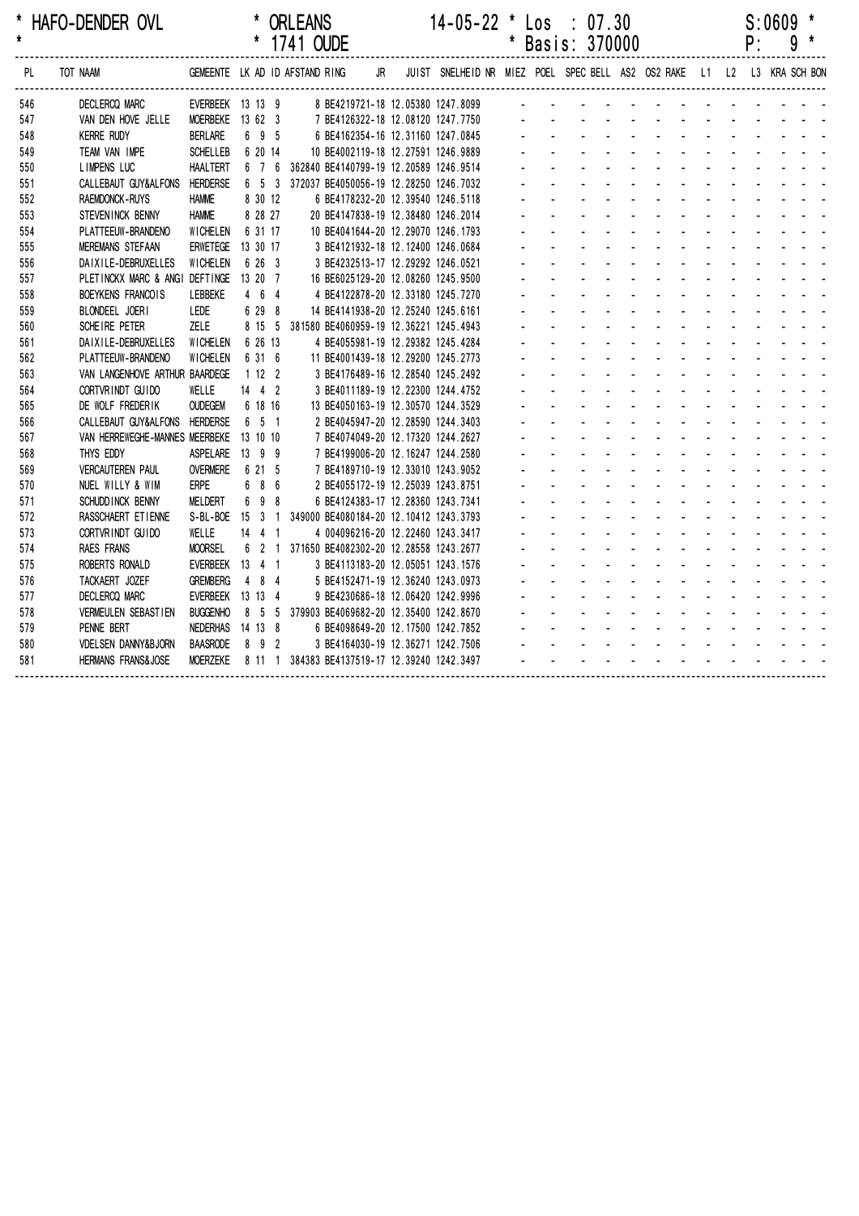\* HAFO-DENDER OVL \* ORLEANS 14-05-22 \* Los : 07.30 S:0609 \*
\* \* 1741 OUDE \* Basis: 370000 P: 9 \*

| PL | TOT NAAM | GEMEENTE | LK | AD | ID | AFSTAND | RING | JR | JUIST | SNELHEID | NR | MIEZ | POEL | SPEC | BELL | AS2 | OS2 | RAKE | L1 | L2 | L3 | KRA | SCH | BON |
|---|---|---|---|---|---|---|---|---|---|---|---|---|---|---|---|---|---|---|---|---|---|---|---|---|
| 546 | DECLERCQ MARC | EVERBEEK | 13 | 13 | 9 | 8 | BE4219721-18 | | 12.05380 | 1247.8099 | | - | - | - | - | - | - | - | - | - | - | - | - | - |
| 547 | VAN DEN HOVE JELLE | MOERBEKE | 13 | 62 | 3 | 7 | BE4126322-18 | | 12.08120 | 1247.7750 | | - | - | - | - | - | - | - | - | - | - | - | - | - |
| 548 | KERRE RUDY | BERLARE | 6 | 9 | 5 | 6 | BE4162354-16 | | 12.31160 | 1247.0845 | | - | - | - | - | - | - | - | - | - | - | - | - | - |
| 549 | TEAM VAN IMPE | SCHELLEB | 6 | 20 | 14 | 10 | BE4002119-18 | | 12.27591 | 1246.9889 | | - | - | - | - | - | - | - | - | - | - | - | - | - |
| 550 | LIMPENS LUC | HAALTERT | 6 | 7 | 6 | 362840 | BE4140799-19 | | 12.20589 | 1246.9514 | | - | - | - | - | - | - | - | - | - | - | - | - | - |
| 551 | CALLEBAUT GUY&ALFONS | HERDERSE | 6 | 5 | 3 | 372037 | BE4050056-19 | | 12.28250 | 1246.7032 | | - | - | - | - | - | - | - | - | - | - | - | - | - |
| 552 | RAEMDONCK-RUYS | HAMME | 8 | 30 | 12 | 6 | BE4178232-20 | | 12.39540 | 1246.5118 | | - | - | - | - | - | - | - | - | - | - | - | - | - |
| 553 | STEVENINCK BENNY | HAMME | 8 | 28 | 27 | 20 | BE4147838-19 | | 12.38480 | 1246.2014 | | - | - | - | - | - | - | - | - | - | - | - | - | - |
| 554 | PLATTEEUW-BRANDENO | WICHELEN | 6 | 31 | 17 | 10 | BE4041644-20 | | 12.29070 | 1246.1793 | | - | - | - | - | - | - | - | - | - | - | - | - | - |
| 555 | MEREMANS STEFAAN | ERWETEGE | 13 | 30 | 17 | 3 | BE4121932-18 | | 12.12400 | 1246.0684 | | - | - | - | - | - | - | - | - | - | - | - | - | - |
| 556 | DAIXILE-DEBRUXELLES | WICHELEN | 6 | 26 | 3 | 3 | BE4232513-17 | | 12.29292 | 1246.0521 | | - | - | - | - | - | - | - | - | - | - | - | - | - |
| 557 | PLETINCKX MARC & ANGI | DEFTINGE | 13 | 20 | 7 | 16 | BE6025129-20 | | 12.08260 | 1245.9500 | | - | - | - | - | - | - | - | - | - | - | - | - | - |
| 558 | BOEYKENS FRANCOIS | LEBBEKE | 4 | 6 | 4 | 4 | BE4122878-20 | | 12.33180 | 1245.7270 | | - | - | - | - | - | - | - | - | - | - | - | - | - |
| 559 | BLONDEEL JOERI | LEDE | 6 | 29 | 8 | 14 | BE4141938-20 | | 12.25240 | 1245.6161 | | - | - | - | - | - | - | - | - | - | - | - | - | - |
| 560 | SCHEIRE PETER | ZELE | 8 | 15 | 5 | 381580 | BE4060959-19 | | 12.36221 | 1245.4943 | | - | - | - | - | - | - | - | - | - | - | - | - | - |
| 561 | DAIXILE-DEBRUXELLES | WICHELEN | 6 | 26 | 13 | 4 | BE4055981-19 | | 12.29382 | 1245.4284 | | - | - | - | - | - | - | - | - | - | - | - | - | - |
| 562 | PLATTEEUW-BRANDENO | WICHELEN | 6 | 31 | 6 | 11 | BE4001439-18 | | 12.29200 | 1245.2773 | | - | - | - | - | - | - | - | - | - | - | - | - | - |
| 563 | VAN LANGENHOVE ARTHUR | BAARDEGE | 1 | 12 | 2 | 3 | BE4176489-16 | | 12.28540 | 1245.2492 | | - | - | - | - | - | - | - | - | - | - | - | - | - |
| 564 | CORTVRINDT GUIDO | WELLE | 14 | 4 | 2 | 3 | BE4011189-19 | | 12.22300 | 1244.4752 | | - | - | - | - | - | - | - | - | - | - | - | - | - |
| 565 | DE WOLF FREDERIK | OUDEGEM | 6 | 18 | 16 | 13 | BE4050163-19 | | 12.30570 | 1244.3529 | | - | - | - | - | - | - | - | - | - | - | - | - | - |
| 566 | CALLEBAUT GUY&ALFONS | HERDERSE | 6 | 5 | 1 | 2 | BE4045947-20 | | 12.28590 | 1244.3403 | | - | - | - | - | - | - | - | - | - | - | - | - | - |
| 567 | VAN HERREWEGHE-MANNES | MEERBEKE | 13 | 10 | 10 | 7 | BE4074049-20 | | 12.17320 | 1244.2627 | | - | - | - | - | - | - | - | - | - | - | - | - | - |
| 568 | THYS EDDY | ASPELARE | 13 | 9 | 9 | 7 | BE4199006-20 | | 12.16247 | 1244.2580 | | - | - | - | - | - | - | - | - | - | - | - | - | - |
| 569 | VERCAUTEREN PAUL | OVERMERE | 6 | 21 | 5 | 7 | BE4189710-19 | | 12.33010 | 1243.9052 | | - | - | - | - | - | - | - | - | - | - | - | - | - |
| 570 | NUEL WILLY & WIM | ERPE | 6 | 8 | 6 | 2 | BE4055172-19 | | 12.25039 | 1243.8751 | | - | - | - | - | - | - | - | - | - | - | - | - | - |
| 571 | SCHUDDINCK BENNY | MELDERT | 6 | 9 | 8 | 6 | BE4124383-17 | | 12.28360 | 1243.7341 | | - | - | - | - | - | - | - | - | - | - | - | - | - |
| 572 | RASSCHAERT ETIENNE | S-BL-BOE | 15 | 3 | 1 | 349000 | BE4080184-20 | | 12.10412 | 1243.3793 | | - | - | - | - | - | - | - | - | - | - | - | - | - |
| 573 | CORTVRINDT GUIDO | WELLE | 14 | 4 | 1 | 4 | 004096216-20 | | 12.22460 | 1243.3417 | | - | - | - | - | - | - | - | - | - | - | - | - | - |
| 574 | RAES FRANS | MOORSEL | 6 | 2 | 1 | 371650 | BE4082302-20 | | 12.28558 | 1243.2677 | | - | - | - | - | - | - | - | - | - | - | - | - | - |
| 575 | ROBERTS RONALD | EVERBEEK | 13 | 4 | 1 | 3 | BE4113183-20 | | 12.05051 | 1243.1576 | | - | - | - | - | - | - | - | - | - | - | - | - | - |
| 576 | TACKAERT JOZEF | GREMBERG | 4 | 8 | 4 | 5 | BE4152471-19 | | 12.36240 | 1243.0973 | | - | - | - | - | - | - | - | - | - | - | - | - | - |
| 577 | DECLERCQ MARC | EVERBEEK | 13 | 13 | 4 | 9 | BE4230686-18 | | 12.06420 | 1242.9996 | | - | - | - | - | - | - | - | - | - | - | - | - | - |
| 578 | VERMEULEN SEBASTIEN | BUGGENHO | 8 | 5 | 5 | 379903 | BE4069682-20 | | 12.35400 | 1242.8670 | | - | - | - | - | - | - | - | - | - | - | - | - | - |
| 579 | PENNE BERT | NEDERHAS | 14 | 13 | 8 | 6 | BE4098649-20 | | 12.17500 | 1242.7852 | | - | - | - | - | - | - | - | - | - | - | - | - | - |
| 580 | VDELSEN DANNY&BJORN | BAASRODE | 8 | 9 | 2 | 3 | BE4164030-19 | | 12.36271 | 1242.7506 | | - | - | - | - | - | - | - | - | - | - | - | - | - |
| 581 | HERMANS FRANS&JOSE | MOERZEKE | 8 | 11 | 1 | 384383 | BE4137519-17 | | 12.39240 | 1242.3497 | | - | - | - | - | - | - | - | - | - | - | - | - | - |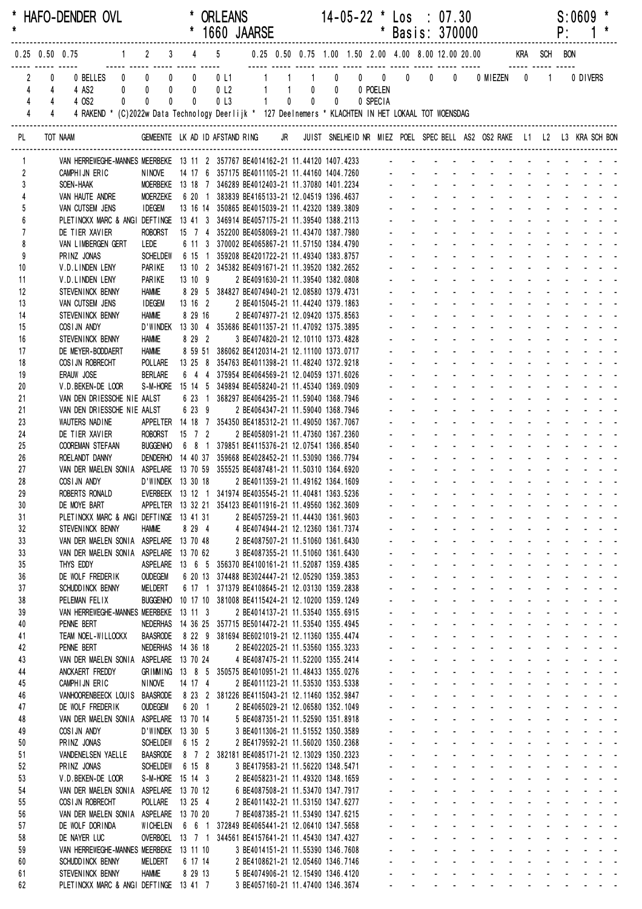HAFO-DENDER OVL * ORLEANS 14-05-22 * Los : 07.30 S:0609
* 1660 JAARSE * Basis: 370000 P: 1

| 0.25 | 0.50 | 0.75 | | 1 | 2 | 3 | 4 | 5 | | 0.25 | 0.50 | 0.75 | 1.00 | 1.50 | 2.00 | 4.00 | 8.00 | 12.00 | 20.00 | | KRA | SCH | BON |
|---|---|---|---|---|---|---|---|---|---|---|---|---|---|---|---|---|---|---|---|---|---|---|---|
| 2 | 0 | 0 | BELLES | 0 | 0 | 0 | 0 | 0 | L1 | 1 | 1 | 1 | 0 | 0 | 0 | 0 | 0 | 0 | 0 | MIEZEN | 0 | 1 | 0 DIVERS |
| 4 | 4 | 4 | AS2 | 0 | 0 | 0 | 0 | 0 | L2 | 1 | 1 | 0 | 0 | 0 | POELEN | | | | | | | | |
| 4 | 4 | 4 | OS2 | 0 | 0 | 0 | 0 | 0 | L3 | 1 | 0 | 0 | 0 | 0 | SPECIA | | | | | | | | |
| 4 | 4 | 4 | RAKEND | | | | | | | | | | | | | | | | | | | | |

* (C)2022w Data Technology Deerlijk * 127 Deelnemers * KLACHTEN IN HET LOKAAL TOT WOENSDAG

| PL | TOT NAAM | GEMEENTE | LK | AD | ID | AFSTAND | RING | JR | JUIST | SNELHEID | NR | MIEZ | POEL | SPEC | BELL | AS2 | OS2 | RAKE | L1 | L2 | L3 | KRA | SCH | BON |
|---|---|---|---|---|---|---|---|---|---|---|---|---|---|---|---|---|---|---|---|---|---|---|---|---|
| 1 | VAN HERREWEGHE-MANNES | MEERBEKE | 13 | 11 | 2 | 357767 | BE4014162 | -21 | 11.44120 | 1407.4233 | | - | - | - | - | - | - | - | - | - | - | - | - | - |
| 2 | CAMPHIJN ERIC | NINOVE | 14 | 17 | 6 | 357175 | BE4011105 | -21 | 11.44160 | 1404.7260 | | - | - | - | - | - | - | - | - | - | - | - | - | - |
| 3 | SOEN-HAAK | MOERBEKE | 13 | 18 | 7 | 346289 | BE4012403 | -21 | 11.37080 | 1401.2234 | | - | - | - | - | - | - | - | - | - | - | - | - | - |
| 4 | VAN HAUTE ANDRE | MOERZEKE | 6 | 20 | 1 | 383839 | BE4165133 | -21 | 12.04519 | 1396.4637 | | - | - | - | - | - | - | - | - | - | - | - | - | - |
| 5 | VAN CUTSEM JENS | IDEGEM | 13 | 16 | 14 | 350865 | BE4015039 | -21 | 11.42320 | 1389.3809 | | - | - | - | - | - | - | - | - | - | - | - | - | - |
| 6 | PLETINCKX MARC & ANGI | DEFTINGE | 13 | 41 | 3 | 346914 | BE4057175 | -21 | 11.39540 | 1388.2113 | | - | - | - | - | - | - | - | - | - | - | - | - | - |
| 7 | DE TIER XAVIER | ROBORST | 15 | 7 | 4 | 352200 | BE4058069 | -21 | 11.43470 | 1387.7980 | | - | - | - | - | - | - | - | - | - | - | - | - | - |
| 8 | VAN LIMBERGEN GERT | LEDE | 6 | 11 | 3 | 370002 | BE4065867 | -21 | 11.57150 | 1384.4790 | | - | - | - | - | - | - | - | - | - | - | - | - | - |
| 9 | PRINZ JONAS | SCHELDEW | 6 | 15 | 1 | 359208 | BE4201722 | -21 | 11.49340 | 1383.8757 | | - | - | - | - | - | - | - | - | - | - | - | - | - |
| 10 | V.D.LINDEN LENY | PARIKE | 13 | 10 | 2 | 345382 | BE4091671 | -21 | 11.39520 | 1382.2652 | | - | - | - | - | - | - | - | - | - | - | - | - | - |
| 11 | V.D.LINDEN LENY | PARIKE | 13 | 10 | 9 | 2 | BE4091630 | -21 | 11.39540 | 1382.0808 | | - | - | - | - | - | - | - | - | - | - | - | - | - |
| 12 | STEVENINCK BENNY | HAMME | 8 | 29 | 5 | 384827 | BE4074940 | -21 | 12.08580 | 1379.4731 | | - | - | - | - | - | - | - | - | - | - | - | - | - |
| 13 | VAN CUTSEM JENS | IDEGEM | 13 | 16 | 2 | 2 | BE4015045 | -21 | 11.44240 | 1379.1863 | | - | - | - | - | - | - | - | - | - | - | - | - | - |
| 14 | STEVENINCK BENNY | HAMME | 8 | 29 | 16 | 2 | BE4074977 | -21 | 12.09420 | 1375.8563 | | - | - | - | - | - | - | - | - | - | - | - | - | - |
| 15 | COSIJN ANDY | D'WINDEK | 13 | 30 | 4 | 353686 | BE4011357 | -21 | 11.47092 | 1375.3895 | | - | - | - | - | - | - | - | - | - | - | - | - | - |
| 16 | STEVENINCK BENNY | HAMME | 8 | 29 | 2 | 3 | BE4074820 | -21 | 12.10110 | 1373.4828 | | - | - | - | - | - | - | - | - | - | - | - | - | - |
| 17 | DE MEYER-BODDAERT | HAMME | 8 | 59 | 51 | 386062 | BE4120314 | -21 | 12.11100 | 1373.0717 | | - | - | - | - | - | - | - | - | - | - | - | - | - |
| 18 | COSIJN ROBRECHT | POLLARE | 13 | 25 | 8 | 354763 | BE4011398 | -21 | 11.48240 | 1372.9218 | | - | - | - | - | - | - | - | - | - | - | - | - | - |
| 19 | ERAUW JOSE | BERLARE | 6 | 4 | 4 | 375954 | BE4064569 | -21 | 12.04059 | 1371.6026 | | - | - | - | - | - | - | - | - | - | - | - | - | - |
| 20 | V.D.BEKEN-DE LOOR | S-M-HORE | 15 | 14 | 5 | 349894 | BE4058240 | -21 | 11.45340 | 1369.0909 | | - | - | - | - | - | - | - | - | - | - | - | - | - |
| 21 | VAN DEN DRIESSCHE NIE | AALST | 6 | 23 | 1 | 368297 | BE4064295 | -21 | 11.59040 | 1368.7946 | | - | - | - | - | - | - | - | - | - | - | - | - | - |
| 21 | VAN DEN DRIESSCHE NIE | AALST | 6 | 23 | 9 | 2 | BE4064347 | -21 | 11.59040 | 1368.7946 | | - | - | - | - | - | - | - | - | - | - | - | - | - |
| 23 | WAUTERS NADINE | APPELTER | 14 | 18 | 7 | 354350 | BE4185312 | -21 | 11.49050 | 1367.7067 | | - | - | - | - | - | - | - | - | - | - | - | - | - |
| 24 | DE TIER XAVIER | ROBORST | 15 | 7 | 2 | 2 | BE4058091 | -21 | 11.47360 | 1367.2360 | | - | - | - | - | - | - | - | - | - | - | - | - | - |
| 25 | COOREMAN STEFAAN | BUGGENHO | 6 | 8 | 1 | 379851 | BE4115376 | -21 | 12.07541 | 1366.8540 | | - | - | - | - | - | - | - | - | - | - | - | - | - |
| 26 | ROELANDT DANNY | DENDERHO | 14 | 40 | 37 | 359668 | BE4028452 | -21 | 11.53090 | 1366.7794 | | - | - | - | - | - | - | - | - | - | - | - | - | - |
| 27 | VAN DER MAELEN SONIA | ASPELARE | 13 | 70 | 59 | 355525 | BE4087481 | -21 | 11.50310 | 1364.6920 | | - | - | - | - | - | - | - | - | - | - | - | - | - |
| 28 | COSIJN ANDY | D'WINDEK | 13 | 30 | 18 | 2 | BE4011359 | -21 | 11.49162 | 1364.1609 | | - | - | - | - | - | - | - | - | - | - | - | - | - |
| 29 | ROBERTS RONALD | EVERBEEK | 13 | 12 | 1 | 341974 | BE4035545 | -21 | 11.40481 | 1363.5236 | | - | - | - | - | - | - | - | - | - | - | - | - | - |
| 30 | DE MOYE BART | APPELTER | 13 | 32 | 21 | 354123 | BE4011916 | -21 | 11.49560 | 1362.3609 | | - | - | - | - | - | - | - | - | - | - | - | - | - |
| 31 | PLETINCKX MARC & ANGI | DEFTINGE | 13 | 41 | 31 | 2 | BE4057259 | -21 | 11.44430 | 1361.9603 | | - | - | - | - | - | - | - | - | - | - | - | - | - |
| 32 | STEVENINCK BENNY | HAMME | 8 | 29 | 4 | 4 | BE4074944 | -21 | 12.12360 | 1361.7374 | | - | - | - | - | - | - | - | - | - | - | - | - | - |
| 33 | VAN DER MAELEN SONIA | ASPELARE | 13 | 70 | 48 | 2 | BE4087507 | -21 | 11.51060 | 1361.6430 | | - | - | - | - | - | - | - | - | - | - | - | - | - |
| 33 | VAN DER MAELEN SONIA | ASPELARE | 13 | 70 | 62 | 3 | BE4087355 | -21 | 11.51060 | 1361.6430 | | - | - | - | - | - | - | - | - | - | - | - | - | - |
| 35 | THYS EDDY | ASPELARE | 13 | 6 | 5 | 356370 | BE4100161 | -21 | 11.52087 | 1359.4385 | | - | - | - | - | - | - | - | - | - | - | - | - | - |
| 36 | DE WOLF FREDERIK | OUDEGEM | 6 | 20 | 13 | 374488 | BE3024447 | -21 | 12.05290 | 1359.3853 | | - | - | - | - | - | - | - | - | - | - | - | - | - |
| 37 | SCHUDDINCK BENNY | MELDERT | 6 | 17 | 1 | 371379 | BE4108645 | -21 | 12.03130 | 1359.2838 | | - | - | - | - | - | - | - | - | - | - | - | - | - |
| 38 | PELEMAN FELIX | BUGGENHO | 10 | 17 | 10 | 381008 | BE4115424 | -21 | 12.10200 | 1359.1249 | | - | - | - | - | - | - | - | - | - | - | - | - | - |
| 39 | VAN HERREWEGHE-MANNES | MEERBEKE | 13 | 11 | 3 | 2 | BE4014137 | -21 | 11.53540 | 1355.6915 | | - | - | - | - | - | - | - | - | - | - | - | - | - |
| 40 | PENNE BERT | NEDERHAS | 14 | 36 | 25 | 357715 | BE5014472 | -21 | 11.53540 | 1355.4945 | | - | - | - | - | - | - | - | - | - | - | - | - | - |
| 41 | TEAM NOEL-WILLOCKX | BAASRODE | 8 | 22 | 9 | 381694 | BE6021019 | -21 | 12.11360 | 1355.4474 | | - | - | - | - | - | - | - | - | - | - | - | - | - |
| 42 | PENNE BERT | NEDERHAS | 14 | 36 | 18 | 2 | BE4022025 | -21 | 11.53560 | 1355.3233 | | - | - | - | - | - | - | - | - | - | - | - | - | - |
| 43 | VAN DER MAELEN SONIA | ASPELARE | 13 | 70 | 24 | 4 | BE4087475 | -21 | 11.52200 | 1355.2414 | | - | - | - | - | - | - | - | - | - | - | - | - | - |
| 44 | ANCKAERT FREDDY | GRIMMING | 13 | 8 | 5 | 350575 | BE4010951 | -21 | 11.48433 | 1355.0276 | | - | - | - | - | - | - | - | - | - | - | - | - | - |
| 45 | CAMPHIJN ERIC | NINOVE | 14 | 17 | 4 | 2 | BE4011123 | -21 | 11.53530 | 1353.5338 | | - | - | - | - | - | - | - | - | - | - | - | - | - |
| 46 | VANHOORENBEECK LOUIS | BAASRODE | 8 | 23 | 2 | 381226 | BE4115043 | -21 | 12.11460 | 1352.9847 | | - | - | - | - | - | - | - | - | - | - | - | - | - |
| 47 | DE WOLF FREDERIK | OUDEGEM | 6 | 20 | 1 | 2 | BE4065029 | -21 | 12.06580 | 1352.1049 | | - | - | - | - | - | - | - | - | - | - | - | - | - |
| 48 | VAN DER MAELEN SONIA | ASPELARE | 13 | 70 | 14 | 5 | BE4087351 | -21 | 11.52590 | 1351.8918 | | - | - | - | - | - | - | - | - | - | - | - | - | - |
| 49 | COSIJN ANDY | D'WINDEK | 13 | 30 | 5 | 3 | BE4011306 | -21 | 11.51552 | 1350.3589 | | - | - | - | - | - | - | - | - | - | - | - | - | - |
| 50 | PRINZ JONAS | SCHELDEW | 6 | 15 | 2 | 2 | BE4179592 | -21 | 11.56020 | 1350.2368 | | - | - | - | - | - | - | - | - | - | - | - | - | - |
| 51 | VANDENELSEN YAELLE | BAASRODE | 8 | 7 | 2 | 382181 | BE4085171 | -21 | 12.13029 | 1350.2323 | | - | - | - | - | - | - | - | - | - | - | - | - | - |
| 52 | PRINZ JONAS | SCHELDEW | 6 | 15 | 8 | 3 | BE4179583 | -21 | 11.56220 | 1348.5471 | | - | - | - | - | - | - | - | - | - | - | - | - | - |
| 53 | V.D.BEKEN-DE LOOR | S-M-HORE | 15 | 14 | 3 | 2 | BE4058231 | -21 | 11.49320 | 1348.1659 | | - | - | - | - | - | - | - | - | - | - | - | - | - |
| 54 | VAN DER MAELEN SONIA | ASPELARE | 13 | 70 | 12 | 6 | BE4087508 | -21 | 11.53470 | 1347.7917 | | - | - | - | - | - | - | - | - | - | - | - | - | - |
| 55 | COSIJN ROBRECHT | POLLARE | 13 | 25 | 4 | 2 | BE4011432 | -21 | 11.53150 | 1347.6277 | | - | - | - | - | - | - | - | - | - | - | - | - | - |
| 56 | VAN DER MAELEN SONIA | ASPELARE | 13 | 70 | 20 | 7 | BE4087385 | -21 | 11.53490 | 1347.6215 | | - | - | - | - | - | - | - | - | - | - | - | - | - |
| 57 | DE WOLF DORINDA | WICHELEN | 6 | 6 | 1 | 372849 | BE4065441 | -21 | 12.06410 | 1347.5658 | | - | - | - | - | - | - | - | - | - | - | - | - | - |
| 58 | DE NAYER LUC | OVERBOEL | 13 | 7 | 1 | 344561 | BE4157641 | -21 | 11.45430 | 1347.4327 | | - | - | - | - | - | - | - | - | - | - | - | - | - |
| 59 | VAN HERREWEGHE-MANNES | MEERBEKE | 13 | 11 | 10 | 3 | BE4014151 | -21 | 11.55390 | 1346.7608 | | - | - | - | - | - | - | - | - | - | - | - | - | - |
| 60 | SCHUDDINCK BENNY | MELDERT | 6 | 17 | 14 | 2 | BE4108621 | -21 | 12.05460 | 1346.7146 | | - | - | - | - | - | - | - | - | - | - | - | - | - |
| 61 | STEVENINCK BENNY | HAMME | 8 | 29 | 13 | 5 | BE4074906 | -21 | 12.15490 | 1346.4120 | | - | - | - | - | - | - | - | - | - | - | - | - | - |
| 62 | PLETINCKX MARC & ANGI | DEFTINGE | 13 | 41 | 7 | 3 | BE4057160 | -21 | 11.47400 | 1346.3674 | | - | - | - | - | - | - | - | - | - | - | - | - | - |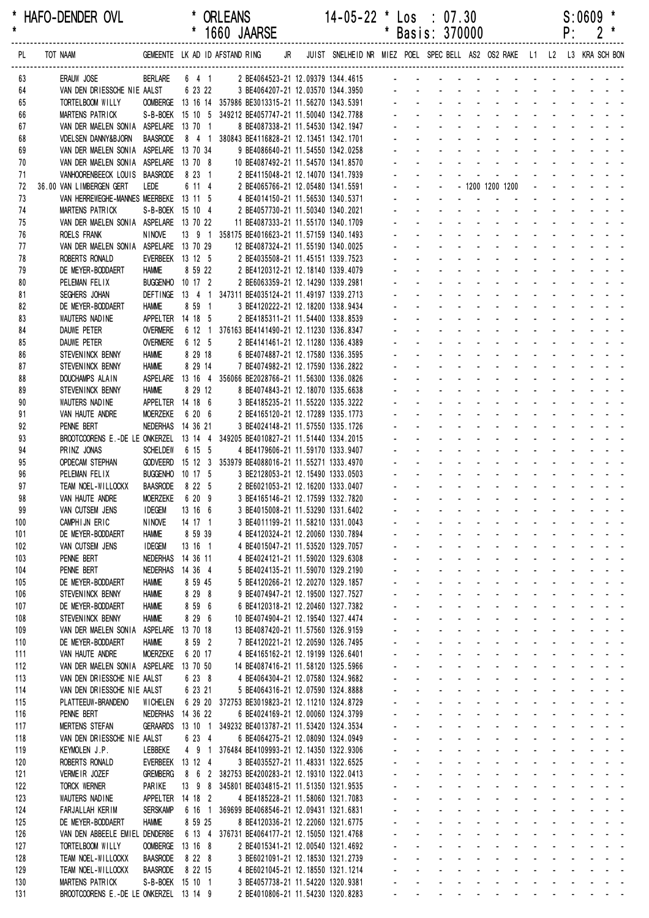\* HAFO-DENDER OVL \* ORLEANS 14-05-22 \* Los : 07.30 S:0609 \*
\* \* 1660 JAARSE \* Basis: 370000 P: 2 \*

| PL | TOT NAAM | GEMEENTE | LK | AD | ID | AFSTAND RING | JR | JUIST | SNELHEID | NR | MIEZ | POEL | SPEC | BELL | AS2 | OS2 | RAKE | L1 | L2 | L3 | KRA | SCH | BON |
|---|---|---|---|---|---|---|---|---|---|---|---|---|---|---|---|---|---|---|---|---|---|---|---|
| 63 | ERAUW JOSE | BERLARE | 6 | 4 | 1 | 2 BE4064523-21 | | 12.09379 | 1344.4615 | | - | - | - | - | - | - | - | - | - | - | - | - | - |
| 64 | VAN DEN DRIESSCHE NIE | AALST | 6 | 23 | 22 | 3 BE4064207-21 | | 12.03570 | 1344.3950 | | - | - | - | - | - | - | - | - | - | - | - | - | - |
| 65 | TORTELBOOM WILLY | OOMBERGE | 13 | 16 | 14 | 357986 BE3013315-21 | | 11.56270 | 1343.5391 | | - | - | - | - | - | - | - | - | - | - | - | - | - |
| 66 | MARTENS PATRICK | S-B-BOEK | 15 | 10 | 5 | 349212 BE4057747-21 | | 11.50040 | 1342.7788 | | - | - | - | - | - | - | - | - | - | - | - | - | - |
| 67 | VAN DER MAELEN SONIA | ASPELARE | 13 | 70 | 1 | 8 BE4087338-21 | | 11.54530 | 1342.1947 | | - | - | - | - | - | - | - | - | - | - | - | - | - |
| 68 | VDELSEN DANNY&BJORN | BAASRODE | 8 | 4 | 1 | 380843 BE4116828-21 | | 12.13451 | 1342.1701 | | - | - | - | - | - | - | - | - | - | - | - | - | - |
| 69 | VAN DER MAELEN SONIA | ASPELARE | 13 | 70 | 34 | 9 BE4086640-21 | | 11.54550 | 1342.0258 | | - | - | - | - | - | - | - | - | - | - | - | - | - |
| 70 | VAN DER MAELEN SONIA | ASPELARE | 13 | 70 | 8 | 10 BE4087492-21 | | 11.54570 | 1341.8570 | | - | - | - | - | - | - | - | - | - | - | - | - | - |
| 71 | VANHOORENBEECK LOUIS | BAASRODE | 8 | 23 | 1 | 2 BE4115048-21 | | 12.14070 | 1341.7939 | | - | - | - | - | - | - | - | - | - | - | - | - | - |
| 72 | 36.00 VAN LIMBERGEN GERT | LEDE | 6 | 11 | 4 | 2 BE4065766-21 | | 12.05480 | 1341.5591 | | - | - | - | - | 1200 | 1200 | 1200 | - | - | - | - | - | - |
| 73 | VAN HERREWEGHE-MANNES | MEERBEKE | 13 | 11 | 5 | 4 BE4014150-21 | | 11.56630 | 1340.5371 | | - | - | - | - | - | - | - | - | - | - | - | - | - |
| 74 | MARTENS PATRICK | S-B-BOEK | 15 | 10 | 4 | 2 BE4057730-21 | | 11.50340 | 1340.2021 | | - | - | - | - | - | - | - | - | - | - | - | - | - |
| 75 | VAN DER MAELEN SONIA | ASPELARE | 13 | 70 | 22 | 11 BE4087333-21 | | 11.55170 | 1340.1709 | | - | - | - | - | - | - | - | - | - | - | - | - | - |
| 76 | ROELS FRANK | NINOVE | 13 | 9 | 1 | 358175 BE4016623-21 | | 11.57159 | 1340.1493 | | - | - | - | - | - | - | - | - | - | - | - | - | - |
| 77 | VAN DER MAELEN SONIA | ASPELARE | 13 | 70 | 29 | 12 BE4087324-21 | | 11.55190 | 1340.0025 | | - | - | - | - | - | - | - | - | - | - | - | - | - |
| 78 | ROBERTS RONALD | EVERBEEK | 13 | 12 | 5 | 2 BE4035508-21 | | 11.45151 | 1339.7523 | | - | - | - | - | - | - | - | - | - | - | - | - | - |
| 79 | DE MEYER-BODDAERT | HAMME | 8 | 59 | 22 | 2 BE4120312-21 | | 12.18140 | 1339.4079 | | - | - | - | - | - | - | - | - | - | - | - | - | - |
| 80 | PELEMAN FELIX | BUGGENHO | 10 | 17 | 2 | 2 BE6063359-21 | | 12.14290 | 1339.2981 | | - | - | - | - | - | - | - | - | - | - | - | - | - |
| 81 | SEGHERS JOHAN | DEFTINGE | 13 | 4 | 1 | 347311 BE4035124-21 | | 11.49197 | 1339.2713 | | - | - | - | - | - | - | - | - | - | - | - | - | - |
| 82 | DE MEYER-BODDAERT | HAMME | 8 | 59 | 1 | 3 BE4120222-21 | | 12.18200 | 1338.9434 | | - | - | - | - | - | - | - | - | - | - | - | - | - |
| 83 | WAUTERS NADINE | APPELTER | 14 | 18 | 5 | 2 BE4185311-21 | | 11.54400 | 1338.8539 | | - | - | - | - | - | - | - | - | - | - | - | - | - |
| 84 | DAUWE PETER | OVERMERE | 6 | 12 | 1 | 376163 BE4141490-21 | | 12.11230 | 1336.8347 | | - | - | - | - | - | - | - | - | - | - | - | - | - |
| 85 | DAUWE PETER | OVERMERE | 6 | 12 | 5 | 2 BE4141461-21 | | 12.11280 | 1336.4389 | | - | - | - | - | - | - | - | - | - | - | - | - | - |
| 86 | STEVENINCK BENNY | HAMME | 8 | 29 | 18 | 6 BE4074887-21 | | 12.17580 | 1336.3595 | | - | - | - | - | - | - | - | - | - | - | - | - | - |
| 87 | STEVENINCK BENNY | HAMME | 8 | 29 | 14 | 7 BE4074982-21 | | 12.17590 | 1336.2822 | | - | - | - | - | - | - | - | - | - | - | - | - | - |
| 88 | DOUCHAMPS ALAIN | ASPELARE | 13 | 16 | 4 | 356066 BE2028766-21 | | 11.56300 | 1336.0826 | | - | - | - | - | - | - | - | - | - | - | - | - | - |
| 89 | STEVENINCK BENNY | HAMME | 8 | 29 | 12 | 8 BE4074843-21 | | 12.18070 | 1335.6638 | | - | - | - | - | - | - | - | - | - | - | - | - | - |
| 90 | WAUTERS NADINE | APPELTER | 14 | 18 | 6 | 3 BE4185235-21 | | 11.55220 | 1335.3222 | | - | - | - | - | - | - | - | - | - | - | - | - | - |
| 91 | VAN HAUTE ANDRE | MOERZEKE | 6 | 20 | 6 | 2 BE4165120-21 | | 12.17289 | 1335.1773 | | - | - | - | - | - | - | - | - | - | - | - | - | - |
| 92 | PENNE BERT | NEDERHAS | 14 | 36 | 21 | 3 BE4024148-21 | | 11.57550 | 1335.1726 | | - | - | - | - | - | - | - | - | - | - | - | - | - |
| 93 | BROOTCOORENS E.-DE LE | ONKERZEL | 13 | 14 | 4 | 349205 BE4010827-21 | | 11.51440 | 1334.2015 | | - | - | - | - | - | - | - | - | - | - | - | - | - |
| 94 | PRINZ JONAS | SCHELDEW | 6 | 15 | 5 | 4 BE4179606-21 | | 11.59170 | 1333.9407 | | - | - | - | - | - | - | - | - | - | - | - | - | - |
| 95 | OPDECAM STEPHAN | GODVEERD | 15 | 12 | 3 | 353979 BE4088016-21 | | 11.55271 | 1333.4970 | | - | - | - | - | - | - | - | - | - | - | - | - | - |
| 96 | PELEMAN FELIX | BUGGENHO | 10 | 17 | 5 | 3 BE2128053-21 | | 12.15490 | 1333.0503 | | - | - | - | - | - | - | - | - | - | - | - | - | - |
| 97 | TEAM NOEL-WILLOCKX | BAASRODE | 8 | 22 | 5 | 2 BE6021053-21 | | 12.16200 | 1333.0407 | | - | - | - | - | - | - | - | - | - | - | - | - | - |
| 98 | VAN HAUTE ANDRE | MOERZEKE | 6 | 20 | 9 | 3 BE4165146-21 | | 12.17599 | 1332.7820 | | - | - | - | - | - | - | - | - | - | - | - | - | - |
| 99 | VAN CUTSEM JENS | IDEGEM | 13 | 16 | 6 | 3 BE4015008-21 | | 11.53290 | 1331.6402 | | - | - | - | - | - | - | - | - | - | - | - | - | - |
| 100 | CAMPHIJN ERIC | NINOVE | 14 | 17 | 1 | 3 BE4011199-21 | | 11.58210 | 1331.0043 | | - | - | - | - | - | - | - | - | - | - | - | - | - |
| 101 | DE MEYER-BODDAERT | HAMME | 8 | 59 | 39 | 4 BE4120324-21 | | 12.20060 | 1330.7894 | | - | - | - | - | - | - | - | - | - | - | - | - | - |
| 102 | VAN CUTSEM JENS | IDEGEM | 13 | 16 | 1 | 4 BE4015047-21 | | 11.53520 | 1329.7057 | | - | - | - | - | - | - | - | - | - | - | - | - | - |
| 103 | PENNE BERT | NEDERHAS | 14 | 36 | 11 | 4 BE4024121-21 | | 11.59020 | 1329.6308 | | - | - | - | - | - | - | - | - | - | - | - | - | - |
| 104 | PENNE BERT | NEDERHAS | 14 | 36 | 4 | 5 BE4024135-21 | | 11.59070 | 1329.2190 | | - | - | - | - | - | - | - | - | - | - | - | - | - |
| 105 | DE MEYER-BODDAERT | HAMME | 8 | 59 | 45 | 5 BE4120266-21 | | 12.20270 | 1329.1857 | | - | - | - | - | - | - | - | - | - | - | - | - | - |
| 106 | STEVENINCK BENNY | HAMME | 8 | 29 | 8 | 9 BE4074947-21 | | 12.19500 | 1327.7527 | | - | - | - | - | - | - | - | - | - | - | - | - | - |
| 107 | DE MEYER-BODDAERT | HAMME | 8 | 59 | 6 | 6 BE4120318-21 | | 12.20460 | 1327.7382 | | - | - | - | - | - | - | - | - | - | - | - | - | - |
| 108 | STEVENINCK BENNY | HAMME | 8 | 29 | 6 | 10 BE4074904-21 | | 12.19540 | 1327.4474 | | - | - | - | - | - | - | - | - | - | - | - | - | - |
| 109 | VAN DER MAELEN SONIA | ASPELARE | 13 | 70 | 18 | 13 BE4087420-21 | | 11.57560 | 1326.9159 | | - | - | - | - | - | - | - | - | - | - | - | - | - |
| 110 | DE MEYER-BODDAERT | HAMME | 8 | 59 | 2 | 7 BE4120221-21 | | 12.20590 | 1326.7495 | | - | - | - | - | - | - | - | - | - | - | - | - | - |
| 111 | VAN HAUTE ANDRE | MOERZEKE | 6 | 20 | 17 | 4 BE4165162-21 | | 12.19199 | 1326.6401 | | - | - | - | - | - | - | - | - | - | - | - | - | - |
| 112 | VAN DER MAELEN SONIA | ASPELARE | 13 | 70 | 50 | 14 BE4087416-21 | | 11.58120 | 1325.5966 | | - | - | - | - | - | - | - | - | - | - | - | - | - |
| 113 | VAN DEN DRIESSCHE NIE | AALST | 6 | 23 | 8 | 4 BE4064304-21 | | 12.07580 | 1324.9682 | | - | - | - | - | - | - | - | - | - | - | - | - | - |
| 114 | VAN DEN DRIESSCHE NIE | AALST | 6 | 23 | 21 | 5 BE4064316-21 | | 12.07590 | 1324.8888 | | - | - | - | - | - | - | - | - | - | - | - | - | - |
| 115 | PLATTEEUW-BRANDENO | WICHELEN | 6 | 29 | 20 | 372753 BE3019823-21 | | 12.11210 | 1324.8729 | | - | - | - | - | - | - | - | - | - | - | - | - | - |
| 116 | PENNE BERT | NEDERHAS | 14 | 36 | 22 | 6 BE4024169-21 | | 12.00060 | 1324.3799 | | - | - | - | - | - | - | - | - | - | - | - | - | - |
| 117 | MERTENS STEFAN | GERAARDS | 13 | 10 | 1 | 349232 BE4013787-21 | | 11.53420 | 1324.3534 | | - | - | - | - | - | - | - | - | - | - | - | - | - |
| 118 | VAN DEN DRIESSCHE NIE | AALST | 6 | 23 | 4 | 6 BE4064275-21 | | 12.08090 | 1324.0949 | | - | - | - | - | - | - | - | - | - | - | - | - | - |
| 119 | KEYMOLEN J.P. | LEBBEKE | 4 | 9 | 1 | 376484 BE4109993-21 | | 12.14350 | 1322.9306 | | - | - | - | - | - | - | - | - | - | - | - | - | - |
| 120 | ROBERTS RONALD | EVERBEEK | 13 | 12 | 4 | 3 BE4035527-21 | | 11.48331 | 1322.6525 | | - | - | - | - | - | - | - | - | - | - | - | - | - |
| 121 | VERMEIR JOZEF | GREMBERG | 8 | 6 | 2 | 382753 BE4200283-21 | | 12.19310 | 1322.0413 | | - | - | - | - | - | - | - | - | - | - | - | - | - |
| 122 | TORCK WERNER | PARIKE | 13 | 9 | 8 | 345801 BE4034815-21 | | 11.51350 | 1321.9535 | | - | - | - | - | - | - | - | - | - | - | - | - | - |
| 123 | WAUTERS NADINE | APPELTER | 14 | 18 | 2 | 4 BE4185228-21 | | 11.58060 | 1321.7083 | | - | - | - | - | - | - | - | - | - | - | - | - | - |
| 124 | FARJALLAH KERIM | SERSKAMP | 6 | 16 | 1 | 369699 BE4068546-21 | | 12.09431 | 1321.6831 | | - | - | - | - | - | - | - | - | - | - | - | - | - |
| 125 | DE MEYER-BODDAERT | HAMME | 8 | 59 | 25 | 8 BE4120336-21 | | 12.22060 | 1321.6775 | | - | - | - | - | - | - | - | - | - | - | - | - | - |
| 126 | VAN DEN ABBEELE EMIEL | DENDERBE | 6 | 13 | 4 | 376731 BE4064177-21 | | 12.15050 | 1321.4768 | | - | - | - | - | - | - | - | - | - | - | - | - | - |
| 127 | TORTELBOOM WILLY | OOMBERGE | 13 | 16 | 8 | 2 BE4015341-21 | | 12.00540 | 1321.4692 | | - | - | - | - | - | - | - | - | - | - | - | - | - |
| 128 | TEAM NOEL-WILLOCKX | BAASRODE | 8 | 22 | 8 | 3 BE6021091-21 | | 12.18530 | 1321.2739 | | - | - | - | - | - | - | - | - | - | - | - | - | - |
| 129 | TEAM NOEL-WILLOCKX | BAASRODE | 8 | 22 | 15 | 4 BE6021045-21 | | 12.18550 | 1321.1214 | | - | - | - | - | - | - | - | - | - | - | - | - | - |
| 130 | MARTENS PATRICK | S-B-BOEK | 15 | 10 | 1 | 3 BE4057738-21 | | 11.54220 | 1320.9381 | | - | - | - | - | - | - | - | - | - | - | - | - | - |
| 131 | BROOTCOORENS E.-DE LE | ONKERZEL | 13 | 14 | 9 | 2 BE4010806-21 | | 11.54230 | 1320.8283 | | - | - | - | - | - | - | - | - | - | - | - | - | - |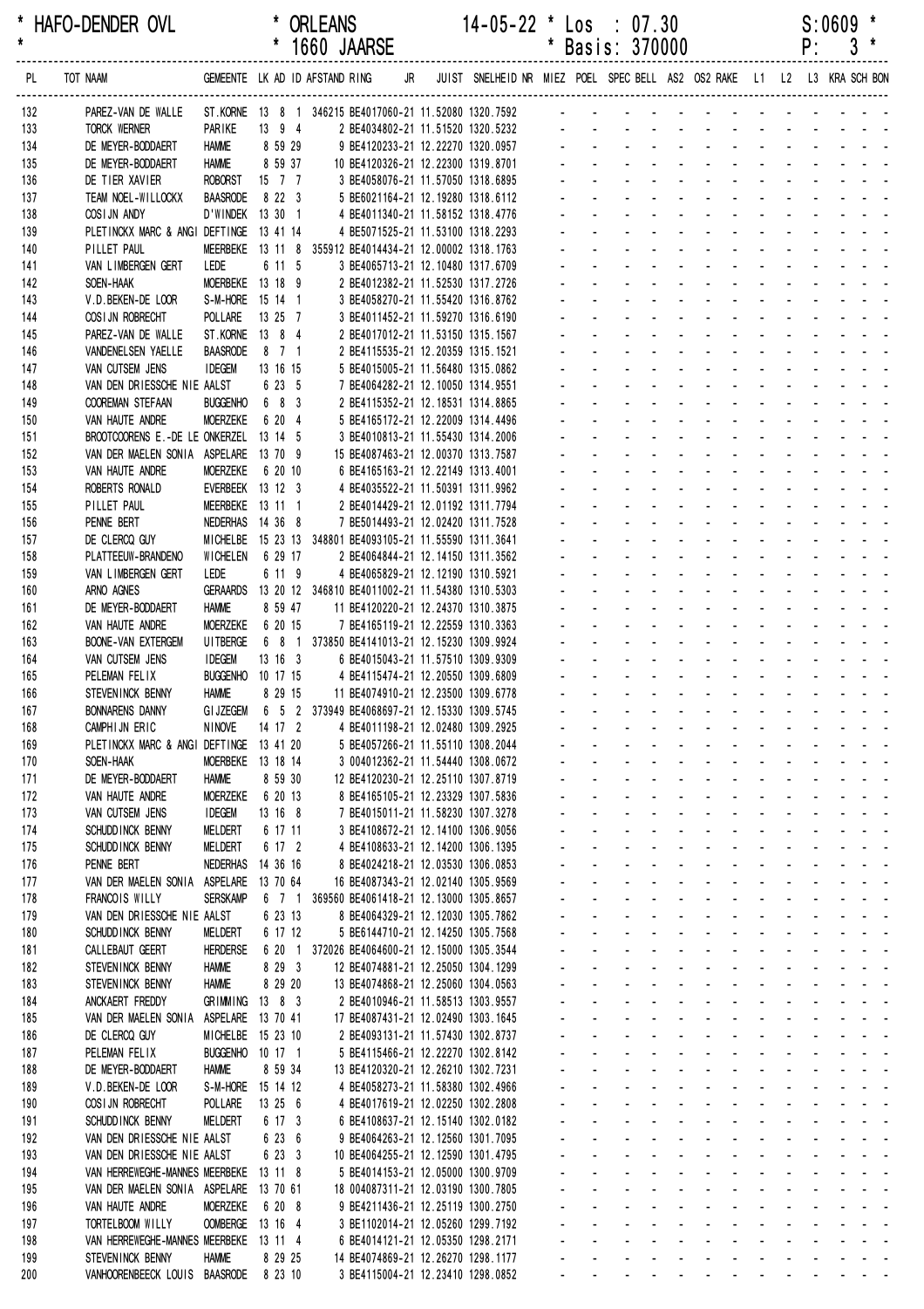HAFO-DENDER OVL * ORLEANS 14-05-22 * Los : 07.30 S:0609 *
* * 1660 JAARSE * Basis: 370000 P: 3 *

| PL | TOT NAAM | GEMEENTE | LK | AD | ID | AFSTAND | RING | JR | JUIST | SNELHEID | NR | MIEZ | POEL | SPEC | BELL | AS2 | OS2 | RAKE | L1 | L2 | L3 | KRA | SCH | BON |
|---|---|---|---|---|---|---|---|---|---|---|---|---|---|---|---|---|---|---|---|---|---|---|---|---|
| 132 | PAREZ-VAN DE WALLE | ST.KORNE | 13 | 8 | 1 | 346215 | BE4017060-21 | | 11.52080 | 1320.7592 | | - | - | - | - | - | - | - | - | - | - | - | - | - |
| 133 | TORCK WERNER | PARIKE | 13 | 9 | 4 | | 2 BE4034802-21 | | 11.51520 | 1320.5232 | | - | - | - | - | - | - | - | - | - | - | - | - | - |
| 134 | DE MEYER-BODDAERT | HAMME | 8 | 59 | 29 | | 9 BE4120233-21 | | 12.22270 | 1320.0957 | | - | - | - | - | - | - | - | - | - | - | - | - | - |
| 135 | DE MEYER-BODDAERT | HAMME | 8 | 59 | 37 | | 10 BE4120326-21 | | 12.22300 | 1319.8701 | | - | - | - | - | - | - | - | - | - | - | - | - | - |
| 136 | DE TIER XAVIER | ROBORST | 15 | 7 | 7 | | 3 BE4058076-21 | | 11.57050 | 1318.6895 | | - | - | - | - | - | - | - | - | - | - | - | - | - |
| 137 | TEAM NOEL-WILLOCKX | BAASRODE | 8 | 22 | 3 | | 5 BE6021164-21 | | 12.19280 | 1318.6112 | | - | - | - | - | - | - | - | - | - | - | - | - | - |
| 138 | COSIJN ANDY | D'WINDEK | 13 | 30 | 1 | | 4 BE4011340-21 | | 11.58152 | 1318.4776 | | - | - | - | - | - | - | - | - | - | - | - | - | - |
| 139 | PLETINCKX MARC & ANGI | DEFTINGE | 13 | 41 | 14 | | 4 BE5071525-21 | | 11.53100 | 1318.2293 | | - | - | - | - | - | - | - | - | - | - | - | - | - |
| 140 | PILLET PAUL | MEERBEKE | 13 | 11 | 8 | 355912 | BE4014434-21 | | 12.00002 | 1318.1763 | | - | - | - | - | - | - | - | - | - | - | - | - | - |
| 141 | VAN LIMBERGEN GERT | LEDE | 6 | 11 | 5 | | 3 BE4065713-21 | | 12.10480 | 1317.6709 | | - | - | - | - | - | - | - | - | - | - | - | - | - |
| 142 | SOEN-HAAK | MOERBEKE | 13 | 18 | 9 | | 2 BE4012382-21 | | 11.52530 | 1317.2726 | | - | - | - | - | - | - | - | - | - | - | - | - | - |
| 143 | V.D.BEKEN-DE LOOR | S-M-HORE | 15 | 14 | 1 | | 3 BE4058270-21 | | 11.55420 | 1316.8762 | | - | - | - | - | - | - | - | - | - | - | - | - | - |
| 144 | COSIJN ROBRECHT | POLLARE | 13 | 25 | 7 | | 3 BE4011452-21 | | 11.59270 | 1316.6190 | | - | - | - | - | - | - | - | - | - | - | - | - | - |
| 145 | PAREZ-VAN DE WALLE | ST.KORNE | 13 | 8 | 4 | | 2 BE4017012-21 | | 11.53150 | 1315.1567 | | - | - | - | - | - | - | - | - | - | - | - | - | - |
| 146 | VANDENELSEN YAELLE | BAASRODE | 8 | 7 | 1 | | 2 BE4115535-21 | | 12.20359 | 1315.1521 | | - | - | - | - | - | - | - | - | - | - | - | - | - |
| 147 | VAN CUTSEM JENS | IDEGEM | 13 | 16 | 15 | | 5 BE4015005-21 | | 11.56480 | 1315.0862 | | - | - | - | - | - | - | - | - | - | - | - | - | - |
| 148 | VAN DEN DRIESSCHE NIE | AALST | 6 | 23 | 5 | | 7 BE4064282-21 | | 12.10050 | 1314.9551 | | - | - | - | - | - | - | - | - | - | - | - | - | - |
| 149 | COOREMAN STEFAAN | BUGGENHO | 6 | 8 | 3 | | 2 BE4115352-21 | | 12.18531 | 1314.8865 | | - | - | - | - | - | - | - | - | - | - | - | - | - |
| 150 | VAN HAUTE ANDRE | MOERZEKE | 6 | 20 | 4 | | 5 BE4165172-21 | | 12.22009 | 1314.4496 | | - | - | - | - | - | - | - | - | - | - | - | - | - |
| 151 | BROOTCOORENS E.-DE LE | ONKERZEL | 13 | 14 | 5 | | 3 BE4010813-21 | | 11.55430 | 1314.2006 | | - | - | - | - | - | - | - | - | - | - | - | - | - |
| 152 | VAN DER MAELEN SONIA | ASPELARE | 13 | 70 | 9 | | 15 BE4087463-21 | | 12.00370 | 1313.7587 | | - | - | - | - | - | - | - | - | - | - | - | - | - |
| 153 | VAN HAUTE ANDRE | MOERZEKE | 6 | 20 | 10 | | 6 BE4165163-21 | | 12.22149 | 1313.4001 | | - | - | - | - | - | - | - | - | - | - | - | - | - |
| 154 | ROBERTS RONALD | EVERBEEK | 13 | 12 | 3 | | 4 BE4035522-21 | | 11.50391 | 1311.9962 | | - | - | - | - | - | - | - | - | - | - | - | - | - |
| 155 | PILLET PAUL | MEERBEKE | 13 | 11 | 1 | | 2 BE4014429-21 | | 12.01192 | 1311.7794 | | - | - | - | - | - | - | - | - | - | - | - | - | - |
| 156 | PENNE BERT | NEDERHAS | 14 | 36 | 8 | | 7 BE5014493-21 | | 12.02420 | 1311.7528 | | - | - | - | - | - | - | - | - | - | - | - | - | - |
| 157 | DE CLERCQ GUY | MICHELBE | 15 | 23 | 13 | 348801 | BE4093105-21 | | 11.55590 | 1311.3641 | | - | - | - | - | - | - | - | - | - | - | - | - | - |
| 158 | PLATTEEUW-BRANDENO | WICHELEN | 6 | 29 | 17 | | 2 BE4064844-21 | | 12.14150 | 1311.3562 | | - | - | - | - | - | - | - | - | - | - | - | - | - |
| 159 | VAN LIMBERGEN GERT | LEDE | 6 | 11 | 9 | | 4 BE4065829-21 | | 12.12190 | 1310.5921 | | - | - | - | - | - | - | - | - | - | - | - | - | - |
| 160 | ARNO AGNES | GERAARDS | 13 | 20 | 12 | 346810 | BE4011002-21 | | 11.54380 | 1310.5303 | | - | - | - | - | - | - | - | - | - | - | - | - | - |
| 161 | DE MEYER-BODDAERT | HAMME | 8 | 59 | 47 | | 11 BE4120220-21 | | 12.24370 | 1310.3875 | | - | - | - | - | - | - | - | - | - | - | - | - | - |
| 162 | VAN HAUTE ANDRE | MOERZEKE | 6 | 20 | 15 | | 7 BE4165119-21 | | 12.22559 | 1310.3363 | | - | - | - | - | - | - | - | - | - | - | - | - | - |
| 163 | BOONE-VAN EXTERGEM | UITBERGE | 6 | 8 | 1 | 373850 | BE4141013-21 | | 12.15230 | 1309.9924 | | - | - | - | - | - | - | - | - | - | - | - | - | - |
| 164 | VAN CUTSEM JENS | IDEGEM | 13 | 16 | 3 | | 6 BE4015043-21 | | 11.57510 | 1309.9309 | | - | - | - | - | - | - | - | - | - | - | - | - | - |
| 165 | PELEMAN FELIX | BUGGENHO | 10 | 17 | 15 | | 4 BE4115474-21 | | 12.20550 | 1309.6809 | | - | - | - | - | - | - | - | - | - | - | - | - | - |
| 166 | STEVENINCK BENNY | HAMME | 8 | 29 | 15 | | 11 BE4074910-21 | | 12.23500 | 1309.6778 | | - | - | - | - | - | - | - | - | - | - | - | - | - |
| 167 | BONNARENS DANNY | GIJZEGEM | 6 | 5 | 2 | 373949 | BE4068697-21 | | 12.15330 | 1309.5745 | | - | - | - | - | - | - | - | - | - | - | - | - | - |
| 168 | CAMPHIJN ERIC | NINOVE | 14 | 17 | 2 | | 4 BE4011198-21 | | 12.02480 | 1309.2925 | | - | - | - | - | - | - | - | - | - | - | - | - | - |
| 169 | PLETINCKX MARC & ANGI | DEFTINGE | 13 | 41 | 20 | | 5 BE4057266-21 | | 11.55110 | 1308.2044 | | - | - | - | - | - | - | - | - | - | - | - | - | - |
| 170 | SOEN-HAAK | MOERBEKE | 13 | 18 | 14 | | 3 004012362-21 | | 11.54440 | 1308.0672 | | - | - | - | - | - | - | - | - | - | - | - | - | - |
| 171 | DE MEYER-BODDAERT | HAMME | 8 | 59 | 30 | | 12 BE4120230-21 | | 12.25110 | 1307.8719 | | - | - | - | - | - | - | - | - | - | - | - | - | - |
| 172 | VAN HAUTE ANDRE | MOERZEKE | 6 | 20 | 13 | | 8 BE4165105-21 | | 12.23329 | 1307.5836 | | - | - | - | - | - | - | - | - | - | - | - | - | - |
| 173 | VAN CUTSEM JENS | IDEGEM | 13 | 16 | 8 | | 7 BE4015011-21 | | 11.58230 | 1307.3278 | | - | - | - | - | - | - | - | - | - | - | - | - | - |
| 174 | SCHUDDINCK BENNY | MELDERT | 6 | 17 | 11 | | 3 BE4108672-21 | | 12.14100 | 1306.9056 | | - | - | - | - | - | - | - | - | - | - | - | - | - |
| 175 | SCHUDDINCK BENNY | MELDERT | 6 | 17 | 2 | | 4 BE4108633-21 | | 12.14200 | 1306.1395 | | - | - | - | - | - | - | - | - | - | - | - | - | - |
| 176 | PENNE BERT | NEDERHAS | 14 | 36 | 16 | | 8 BE4024218-21 | | 12.03530 | 1306.0853 | | - | - | - | - | - | - | - | - | - | - | - | - | - |
| 177 | VAN DER MAELEN SONIA | ASPELARE | 13 | 70 | 64 | | 16 BE4087343-21 | | 12.02140 | 1305.9569 | | - | - | - | - | - | - | - | - | - | - | - | - | - |
| 178 | FRANCOIS WILLY | SERSKAMP | 6 | 7 | 1 | 369560 | BE4061418-21 | | 12.13000 | 1305.8657 | | - | - | - | - | - | - | - | - | - | - | - | - | - |
| 179 | VAN DEN DRIESSCHE NIE | AALST | 6 | 23 | 13 | | 8 BE4064329-21 | | 12.12030 | 1305.7862 | | - | - | - | - | - | - | - | - | - | - | - | - | - |
| 180 | SCHUDDINCK BENNY | MELDERT | 6 | 17 | 12 | | 5 BE6144710-21 | | 12.14250 | 1305.7568 | | - | - | - | - | - | - | - | - | - | - | - | - | - |
| 181 | CALLEBAUT GEERT | HERDERSE | 6 | 20 | 1 | 372026 | BE4064600-21 | | 12.15000 | 1305.3544 | | - | - | - | - | - | - | - | - | - | - | - | - | - |
| 182 | STEVENINCK BENNY | HAMME | 8 | 29 | 3 | | 12 BE4074881-21 | | 12.25050 | 1304.1299 | | - | - | - | - | - | - | - | - | - | - | - | - | - |
| 183 | STEVENINCK BENNY | HAMME | 8 | 29 | 20 | | 13 BE4074868-21 | | 12.25060 | 1304.0563 | | - | - | - | - | - | - | - | - | - | - | - | - | - |
| 184 | ANCKAERT FREDDY | GRIMMING | 13 | 8 | 3 | | 2 BE4010946-21 | | 11.58513 | 1303.9557 | | - | - | - | - | - | - | - | - | - | - | - | - | - |
| 185 | VAN DER MAELEN SONIA | ASPELARE | 13 | 70 | 41 | | 17 BE4087431-21 | | 12.02490 | 1303.1645 | | - | - | - | - | - | - | - | - | - | - | - | - | - |
| 186 | DE CLERCQ GUY | MICHELBE | 15 | 23 | 10 | | 2 BE4093131-21 | | 11.57430 | 1302.8737 | | - | - | - | - | - | - | - | - | - | - | - | - | - |
| 187 | PELEMAN FELIX | BUGGENHO | 10 | 17 | 1 | | 5 BE4115466-21 | | 12.22270 | 1302.8142 | | - | - | - | - | - | - | - | - | - | - | - | - | - |
| 188 | DE MEYER-BODDAERT | HAMME | 8 | 59 | 34 | | 13 BE4120320-21 | | 12.26210 | 1302.7231 | | - | - | - | - | - | - | - | - | - | - | - | - | - |
| 189 | V.D.BEKEN-DE LOOR | S-M-HORE | 15 | 14 | 12 | | 4 BE4058273-21 | | 11.58380 | 1302.4966 | | - | - | - | - | - | - | - | - | - | - | - | - | - |
| 190 | COSIJN ROBRECHT | POLLARE | 13 | 25 | 6 | | 4 BE4017619-21 | | 12.02250 | 1302.2808 | | - | - | - | - | - | - | - | - | - | - | - | - | - |
| 191 | SCHUDDINCK BENNY | MELDERT | 6 | 17 | 3 | | 6 BE4108637-21 | | 12.15140 | 1302.0182 | | - | - | - | - | - | - | - | - | - | - | - | - | - |
| 192 | VAN DEN DRIESSCHE NIE | AALST | 6 | 23 | 6 | | 9 BE4064263-21 | | 12.12560 | 1301.7095 | | - | - | - | - | - | - | - | - | - | - | - | - | - |
| 193 | VAN DEN DRIESSCHE NIE | AALST | 6 | 23 | 3 | | 10 BE4064255-21 | | 12.12590 | 1301.4795 | | - | - | - | - | - | - | - | - | - | - | - | - | - |
| 194 | VAN HERREWEGHE-MANNES | MEERBEKE | 13 | 11 | 8 | | 5 BE4014153-21 | | 12.05000 | 1300.9709 | | - | - | - | - | - | - | - | - | - | - | - | - | - |
| 195 | VAN DER MAELEN SONIA | ASPELARE | 13 | 70 | 61 | | 18 004087311-21 | | 12.03190 | 1300.7805 | | - | - | - | - | - | - | - | - | - | - | - | - | - |
| 196 | VAN HAUTE ANDRE | MOERZEKE | 6 | 20 | 8 | | 9 BE4211436-21 | | 12.25119 | 1300.2750 | | - | - | - | - | - | - | - | - | - | - | - | - | - |
| 197 | TORTELBOOM WILLY | OOMBERGE | 13 | 16 | 4 | | 3 BE1102014-21 | | 12.05260 | 1299.7192 | | - | - | - | - | - | - | - | - | - | - | - | - | - |
| 198 | VAN HERREWEGHE-MANNES | MEERBEKE | 13 | 11 | 4 | | 6 BE4014121-21 | | 12.05350 | 1298.2171 | | - | - | - | - | - | - | - | - | - | - | - | - | - |
| 199 | STEVENINCK BENNY | HAMME | 8 | 29 | 25 | | 14 BE4074869-21 | | 12.26270 | 1298.1177 | | - | - | - | - | - | - | - | - | - | - | - | - | - |
| 200 | VANHOORENBEECK LOUIS | BAASRODE | 8 | 23 | 10 | | 3 BE4115004-21 | | 12.23410 | 1298.0852 | | - | - | - | - | - | - | - | - | - | - | - | - | - |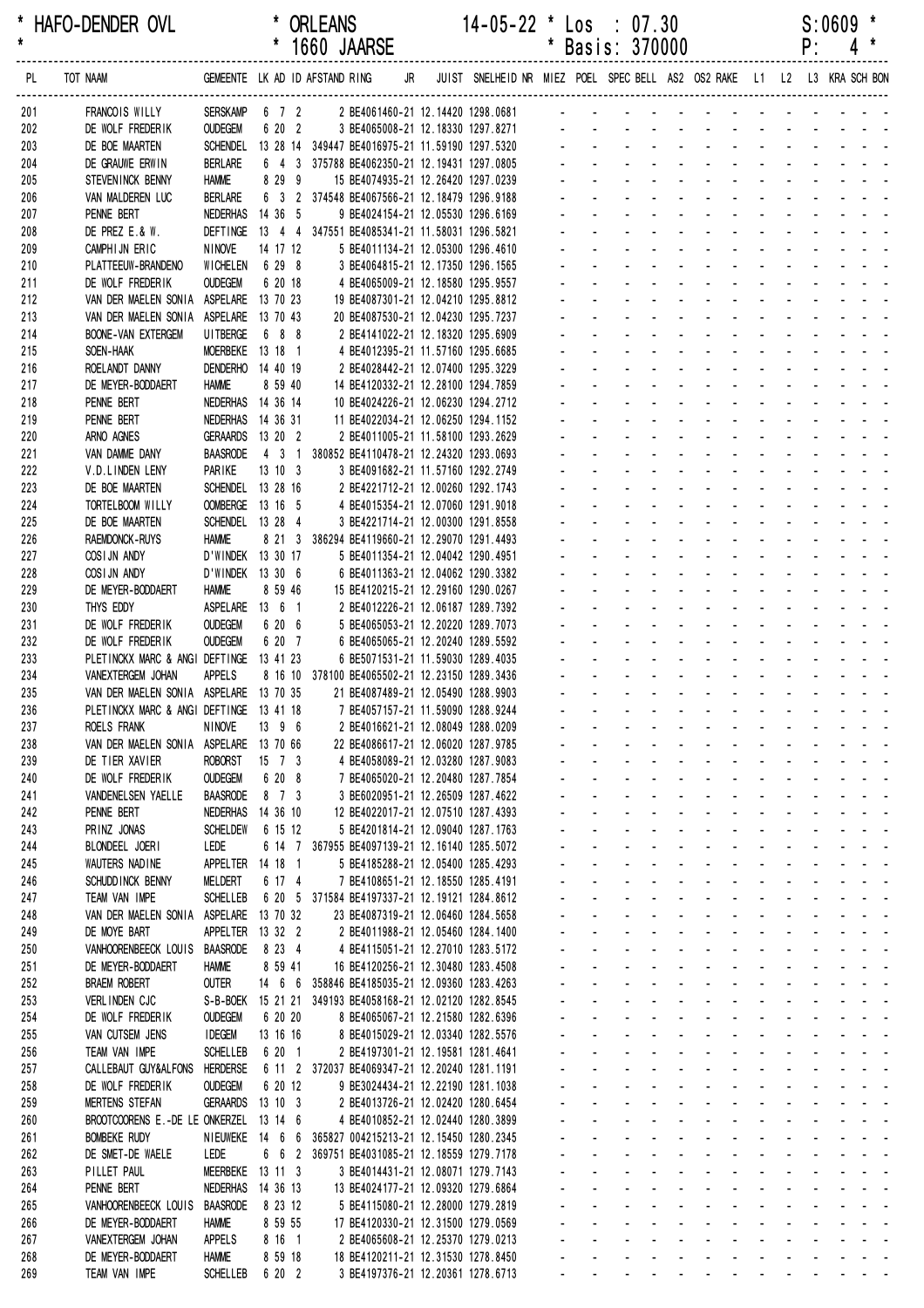HAFO-DENDER OVL * ORLEANS 14-05-22 * Los : 07.30 S:0609 *
* 1660 JAARSE * Basis: 370000 P: 4 *

| PL | TOT NAAM | GEMEENTE | LK | AD | ID | AFSTAND | RING | JR | JUIST | SNELHEID | NR | MIEZ | POEL | SPEC | BELL | AS2 | OS2 | RAKE | L1 | L2 | L3 | KRA | SCH | BON |
|---|---|---|---|---|---|---|---|---|---|---|---|---|---|---|---|---|---|---|---|---|---|---|---|---|
| 201 | FRANCOIS WILLY | SERSKAMP | 6 | 7 | 2 | | 2 BE4061460-21 | | 12.14420 | 1298.0681 | | - | - | - | - | - | - | - | - | - | - | - | - | - |
| 202 | DE WOLF FREDERIK | OUDEGEM | 6 | 20 | 2 | | 3 BE4065008-21 | | 12.18330 | 1297.8271 | | - | - | - | - | - | - | - | - | - | - | - | - | - |
| 203 | DE BOE MAARTEN | SCHENDEL | 13 | 28 | 14 | 349447 | BE4016975-21 | | 11.59190 | 1297.5320 | | - | - | - | - | - | - | - | - | - | - | - | - | - |
| 204 | DE GRAUWE ERWIN | BERLARE | 6 | 4 | 3 | 375788 | BE4062350-21 | | 12.19431 | 1297.0805 | | - | - | - | - | - | - | - | - | - | - | - | - | - |
| 205 | STEVENINCK BENNY | HAMME | 8 | 29 | 9 | | 15 BE4074935-21 | | 12.26420 | 1297.0239 | | - | - | - | - | - | - | - | - | - | - | - | - | - |
| 206 | VAN MALDEREN LUC | BERLARE | 6 | 3 | 2 | 374548 | BE4067566-21 | | 12.18479 | 1296.9188 | | - | - | - | - | - | - | - | - | - | - | - | - | - |
| 207 | PENNE BERT | NEDERHAS | 14 | 36 | 5 | | 9 BE4024154-21 | | 12.05530 | 1296.6169 | | - | - | - | - | - | - | - | - | - | - | - | - | - |
| 208 | DE PREZ E.& W. | DEFTINGE | 13 | 4 | 4 | 347551 | BE4085341-21 | | 11.58031 | 1296.5821 | | - | - | - | - | - | - | - | - | - | - | - | - | - |
| 209 | CAMPHIJN ERIC | NINOVE | 14 | 17 | 12 | | 5 BE4011134-21 | | 12.05300 | 1296.4610 | | - | - | - | - | - | - | - | - | - | - | - | - | - |
| 210 | PLATTEEUW-BRANDENO | WICHELEN | 6 | 29 | 8 | | 3 BE4064815-21 | | 12.17350 | 1296.1565 | | - | - | - | - | - | - | - | - | - | - | - | - | - |
| 211 | DE WOLF FREDERIK | OUDEGEM | 6 | 20 | 18 | | 4 BE4065009-21 | | 12.18580 | 1295.9557 | | - | - | - | - | - | - | - | - | - | - | - | - | - |
| 212 | VAN DER MAELEN SONIA | ASPELARE | 13 | 70 | 23 | | 19 BE4087301-21 | | 12.04210 | 1295.8812 | | - | - | - | - | - | - | - | - | - | - | - | - | - |
| 213 | VAN DER MAELEN SONIA | ASPELARE | 13 | 70 | 43 | | 20 BE4087530-21 | | 12.04230 | 1295.7237 | | - | - | - | - | - | - | - | - | - | - | - | - | - |
| 214 | BOONE-VAN EXTERGEM | UITBERGE | 6 | 8 | 8 | | 2 BE4141022-21 | | 12.18320 | 1295.6909 | | - | - | - | - | - | - | - | - | - | - | - | - | - |
| 215 | SOEN-HAAK | MOERBEKE | 13 | 18 | 1 | | 4 BE4012395-21 | | 11.57160 | 1295.6685 | | - | - | - | - | - | - | - | - | - | - | - | - | - |
| 216 | ROELANDT DANNY | DENDERHO | 14 | 40 | 19 | | 2 BE4028442-21 | | 12.07400 | 1295.3229 | | - | - | - | - | - | - | - | - | - | - | - | - | - |
| 217 | DE MEYER-BODDAERT | HAMME | 8 | 59 | 40 | | 14 BE4120332-21 | | 12.28100 | 1294.7859 | | - | - | - | - | - | - | - | - | - | - | - | - | - |
| 218 | PENNE BERT | NEDERHAS | 14 | 36 | 14 | | 10 BE4024226-21 | | 12.06230 | 1294.2712 | | - | - | - | - | - | - | - | - | - | - | - | - | - |
| 219 | PENNE BERT | NEDERHAS | 14 | 36 | 31 | | 11 BE4022034-21 | | 12.06250 | 1294.1152 | | - | - | - | - | - | - | - | - | - | - | - | - | - |
| 220 | ARNO AGNES | GERAARDS | 13 | 20 | 2 | | 2 BE4011005-21 | | 11.58100 | 1293.2629 | | - | - | - | - | - | - | - | - | - | - | - | - | - |
| 221 | VAN DAMME DANY | BAASRODE | 4 | 3 | 1 | 380852 | BE4110478-21 | | 12.24320 | 1293.0693 | | - | - | - | - | - | - | - | - | - | - | - | - | - |
| 222 | V.D.LINDEN LENY | PARIKE | 13 | 10 | 3 | | 3 BE4091682-21 | | 11.57160 | 1292.2749 | | - | - | - | - | - | - | - | - | - | - | - | - | - |
| 223 | DE BOE MAARTEN | SCHENDEL | 13 | 28 | 16 | | 2 BE4221712-21 | | 12.00260 | 1292.1743 | | - | - | - | - | - | - | - | - | - | - | - | - | - |
| 224 | TORTELBOOM WILLY | OOMBERGE | 13 | 16 | 5 | | 4 BE4015354-21 | | 12.07060 | 1291.9018 | | - | - | - | - | - | - | - | - | - | - | - | - | - |
| 225 | DE BOE MAARTEN | SCHENDEL | 13 | 28 | 4 | | 3 BE4221714-21 | | 12.00300 | 1291.8558 | | - | - | - | - | - | - | - | - | - | - | - | - | - |
| 226 | RAEMDONCK-RUYS | HAMME | 8 | 21 | 3 | 386294 | BE4119660-21 | | 12.29070 | 1291.4493 | | - | - | - | - | - | - | - | - | - | - | - | - | - |
| 227 | COSIJN ANDY | D'WINDEK | 13 | 30 | 17 | | 5 BE4011354-21 | | 12.04042 | 1290.4951 | | - | - | - | - | - | - | - | - | - | - | - | - | - |
| 228 | COSIJN ANDY | D'WINDEK | 13 | 30 | 6 | | 6 BE4011363-21 | | 12.04062 | 1290.3382 | | - | - | - | - | - | - | - | - | - | - | - | - | - |
| 229 | DE MEYER-BODDAERT | HAMME | 8 | 59 | 46 | | 15 BE4120215-21 | | 12.29160 | 1290.0267 | | - | - | - | - | - | - | - | - | - | - | - | - | - |
| 230 | THYS EDDY | ASPELARE | 13 | 6 | 1 | | 2 BE4012226-21 | | 12.06187 | 1289.7392 | | - | - | - | - | - | - | - | - | - | - | - | - | - |
| 231 | DE WOLF FREDERIK | OUDEGEM | 6 | 20 | 6 | | 5 BE4065053-21 | | 12.20220 | 1289.7073 | | - | - | - | - | - | - | - | - | - | - | - | - | - |
| 232 | DE WOLF FREDERIK | OUDEGEM | 6 | 20 | 7 | | 6 BE4065065-21 | | 12.20240 | 1289.5592 | | - | - | - | - | - | - | - | - | - | - | - | - | - |
| 233 | PLETINCKX MARC & ANGI | DEFTINGE | 13 | 41 | 23 | | 6 BE5071531-21 | | 11.59030 | 1289.4035 | | - | - | - | - | - | - | - | - | - | - | - | - | - |
| 234 | VANEXTERGEM JOHAN | APPELS | 8 | 16 | 10 | 378100 | BE4065502-21 | | 12.23150 | 1289.3436 | | - | - | - | - | - | - | - | - | - | - | - | - | - |
| 235 | VAN DER MAELEN SONIA | ASPELARE | 13 | 70 | 35 | | 21 BE4087489-21 | | 12.05490 | 1288.9903 | | - | - | - | - | - | - | - | - | - | - | - | - | - |
| 236 | PLETINCKX MARC & ANGI | DEFTINGE | 13 | 41 | 18 | | 7 BE4057157-21 | | 11.59090 | 1288.9244 | | - | - | - | - | - | - | - | - | - | - | - | - | - |
| 237 | ROELS FRANK | NINOVE | 13 | 9 | 6 | | 2 BE4016621-21 | | 12.08049 | 1288.0209 | | - | - | - | - | - | - | - | - | - | - | - | - | - |
| 238 | VAN DER MAELEN SONIA | ASPELARE | 13 | 70 | 66 | | 22 BE4086617-21 | | 12.06020 | 1287.9785 | | - | - | - | - | - | - | - | - | - | - | - | - | - |
| 239 | DE TIER XAVIER | ROBORST | 15 | 7 | 3 | | 4 BE4058089-21 | | 12.03280 | 1287.9083 | | - | - | - | - | - | - | - | - | - | - | - | - | - |
| 240 | DE WOLF FREDERIK | OUDEGEM | 6 | 20 | 8 | | 7 BE4065020-21 | | 12.20480 | 1287.7854 | | - | - | - | - | - | - | - | - | - | - | - | - | - |
| 241 | VANDENELSEN YAELLE | BAASRODE | 8 | 7 | 3 | | 3 BE6020951-21 | | 12.26509 | 1287.4622 | | - | - | - | - | - | - | - | - | - | - | - | - | - |
| 242 | PENNE BERT | NEDERHAS | 14 | 36 | 10 | | 12 BE4022017-21 | | 12.07510 | 1287.4393 | | - | - | - | - | - | - | - | - | - | - | - | - | - |
| 243 | PRINZ JONAS | SCHELDEW | 6 | 15 | 12 | | 5 BE4201814-21 | | 12.09040 | 1287.1763 | | - | - | - | - | - | - | - | - | - | - | - | - | - |
| 244 | BLONDEEL JOERI | LEDE | 6 | 14 | 7 | 367955 | BE4097139-21 | | 12.16140 | 1285.5072 | | - | - | - | - | - | - | - | - | - | - | - | - | - |
| 245 | WAUTERS NADINE | APPELTER | 14 | 18 | 1 | | 5 BE4185288-21 | | 12.05400 | 1285.4293 | | - | - | - | - | - | - | - | - | - | - | - | - | - |
| 246 | SCHUDDINCK BENNY | MELDERT | 6 | 17 | 4 | | 7 BE4108651-21 | | 12.18550 | 1285.4191 | | - | - | - | - | - | - | - | - | - | - | - | - | - |
| 247 | TEAM VAN IMPE | SCHELLEB | 6 | 20 | 5 | 371584 | BE4197337-21 | | 12.19121 | 1284.8612 | | - | - | - | - | - | - | - | - | - | - | - | - | - |
| 248 | VAN DER MAELEN SONIA | ASPELARE | 13 | 70 | 32 | | 23 BE4087319-21 | | 12.06460 | 1284.5658 | | - | - | - | - | - | - | - | - | - | - | - | - | - |
| 249 | DE MOYE BART | APPELTER | 13 | 32 | 2 | | 2 BE4011988-21 | | 12.05460 | 1284.1400 | | - | - | - | - | - | - | - | - | - | - | - | - | - |
| 250 | VANHOORENBEECK LOUIS | BAASRODE | 8 | 23 | 4 | | 4 BE4115051-21 | | 12.27010 | 1283.5172 | | - | - | - | - | - | - | - | - | - | - | - | - | - |
| 251 | DE MEYER-BODDAERT | HAMME | 8 | 59 | 41 | | 16 BE4120256-21 | | 12.30480 | 1283.4508 | | - | - | - | - | - | - | - | - | - | - | - | - | - |
| 252 | BRAEM ROBERT | OUTER | 14 | 6 | 6 | 358846 | BE4185035-21 | | 12.09360 | 1283.4263 | | - | - | - | - | - | - | - | - | - | - | - | - | - |
| 253 | VERLINDEN CJC | S-B-BOEK | 15 | 21 | 21 | 349193 | BE4058168-21 | | 12.02120 | 1282.8545 | | - | - | - | - | - | - | - | - | - | - | - | - | - |
| 254 | DE WOLF FREDERIK | OUDEGEM | 6 | 20 | 20 | | 8 BE4065067-21 | | 12.21580 | 1282.6396 | | - | - | - | - | - | - | - | - | - | - | - | - | - |
| 255 | VAN CUTSEM JENS | IDEGEM | 13 | 16 | 16 | | 8 BE4015029-21 | | 12.03340 | 1282.5576 | | - | - | - | - | - | - | - | - | - | - | - | - | - |
| 256 | TEAM VAN IMPE | SCHELLEB | 6 | 20 | 1 | | 2 BE4197301-21 | | 12.19581 | 1281.4641 | | - | - | - | - | - | - | - | - | - | - | - | - | - |
| 257 | CALLEBAUT GUY&ALFONS | HERDERSE | 6 | 11 | 2 | 372037 | BE4069347-21 | | 12.20240 | 1281.1191 | | - | - | - | - | - | - | - | - | - | - | - | - | - |
| 258 | DE WOLF FREDERIK | OUDEGEM | 6 | 20 | 12 | | 9 BE3024434-21 | | 12.22190 | 1281.1038 | | - | - | - | - | - | - | - | - | - | - | - | - | - |
| 259 | MERTENS STEFAN | GERAARDS | 13 | 10 | 3 | | 2 BE4013726-21 | | 12.02420 | 1280.6454 | | - | - | - | - | - | - | - | - | - | - | - | - | - |
| 260 | BROOTCOORENS E.-DE LE | ONKERZEL | 13 | 14 | 6 | | 4 BE4010852-21 | | 12.02440 | 1280.3899 | | - | - | - | - | - | - | - | - | - | - | - | - | - |
| 261 | BOMBEKE RUDY | NIEUWEKE | 14 | 6 | 6 | 365827 | 004215213-21 | | 12.15450 | 1280.2345 | | - | - | - | - | - | - | - | - | - | - | - | - | - |
| 262 | DE SMET-DE WAELE | LEDE | 6 | 6 | 2 | 369751 | BE4031085-21 | | 12.18559 | 1279.7178 | | - | - | - | - | - | - | - | - | - | - | - | - | - |
| 263 | PILLET PAUL | MEERBEKE | 13 | 11 | 3 | | 3 BE4014431-21 | | 12.08071 | 1279.7143 | | - | - | - | - | - | - | - | - | - | - | - | - | - |
| 264 | PENNE BERT | NEDERHAS | 14 | 36 | 13 | | 13 BE4024177-21 | | 12.09320 | 1279.6864 | | - | - | - | - | - | - | - | - | - | - | - | - | - |
| 265 | VANHOORENBEECK LOUIS | BAASRODE | 8 | 23 | 12 | | 5 BE4115080-21 | | 12.28000 | 1279.2819 | | - | - | - | - | - | - | - | - | - | - | - | - | - |
| 266 | DE MEYER-BODDAERT | HAMME | 8 | 59 | 55 | | 17 BE4120330-21 | | 12.31500 | 1279.0569 | | - | - | - | - | - | - | - | - | - | - | - | - | - |
| 267 | VANEXTERGEM JOHAN | APPELS | 8 | 16 | 1 | | 2 BE4065608-21 | | 12.25370 | 1279.0213 | | - | - | - | - | - | - | - | - | - | - | - | - | - |
| 268 | DE MEYER-BODDAERT | HAMME | 8 | 59 | 18 | | 18 BE4120211-21 | | 12.31530 | 1278.8450 | | - | - | - | - | - | - | - | - | - | - | - | - | - |
| 269 | TEAM VAN IMPE | SCHELLEB | 6 | 20 | 2 | | 3 BE4197376-21 | | 12.20361 | 1278.6713 | | - | - | - | - | - | - | - | - | - | - | - | - | - |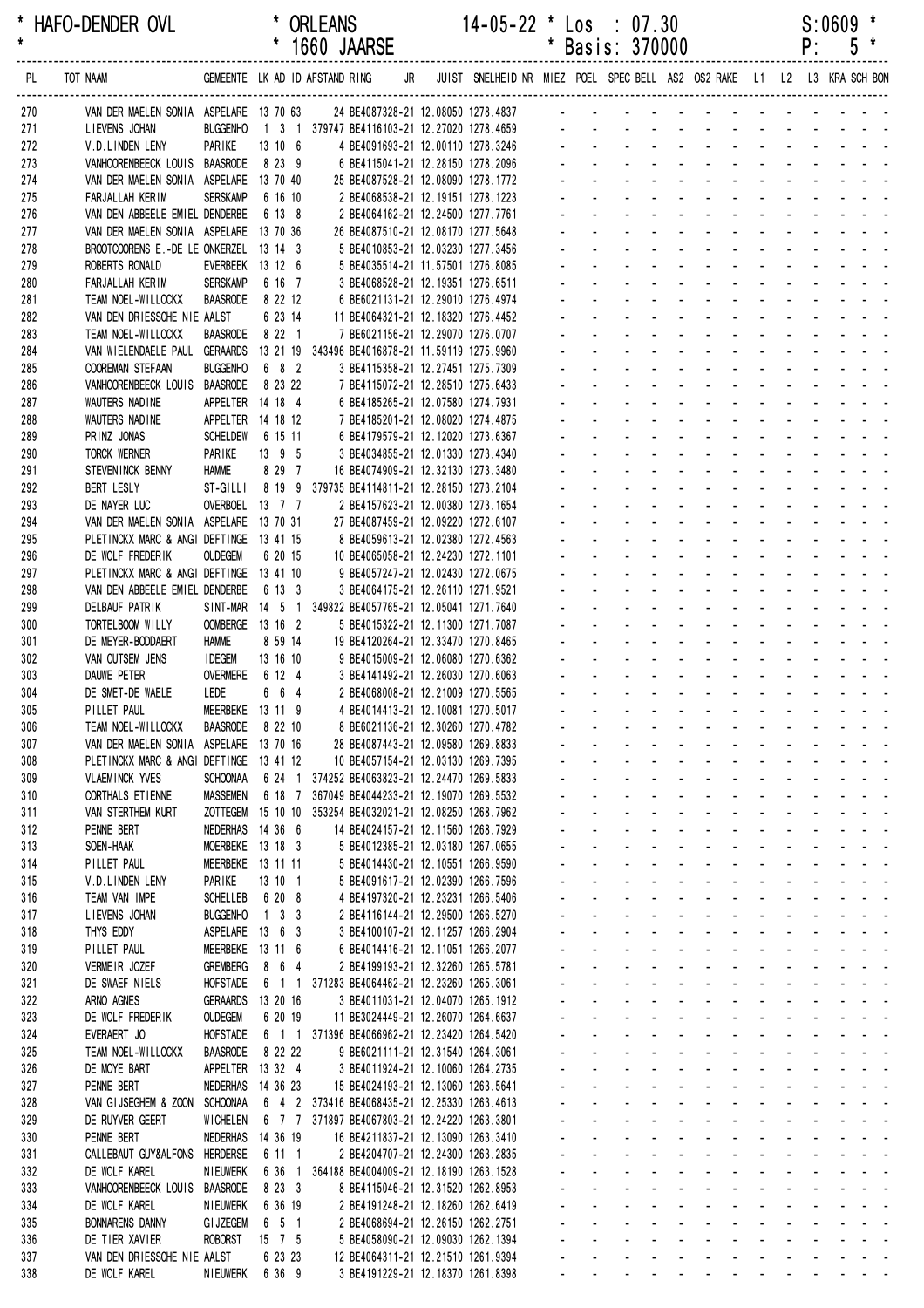| * HAFO-DENDER OVL | * ORLEANS | 14-05-22 * Los : 07.30 | S:0609 * |
|---|---|---|---|
| * | * 1660 JAARSE | * Basis: 370000 | P: 5 * |

| PL | TOT NAAM | GEMEENTE | LK | AD | ID | AFSTAND | RING | JR | JUIST | SNELHEID | NR | MIEZ | POEL | SPEC | BELL | AS2 | OS2 | RAKE | L1 | L2 | L3 | KRA | SCH | BON |
|---|---|---|---|---|---|---|---|---|---|---|---|---|---|---|---|---|---|---|---|---|---|---|---|---|
| 270 | VAN DER MAELEN SONIA | ASPELARE | 13 | 70 | 63 | 24 | BE4087328-21 | | 12.08050 | 1278.4837 | | - | - | - | - | - | - | - | - | - | - | - | - | - |
| 271 | LIEVENS JOHAN | BUGGENHO | 1 | 3 | 1 | 379747 | BE4116103-21 | | 12.27020 | 1278.4659 | | - | - | - | - | - | - | - | - | - | - | - | - | - |
| 272 | V.D.LINDEN LENY | PARIKE | 13 | 10 | 6 | 4 | BE4091693-21 | | 12.00110 | 1278.3246 | | - | - | - | - | - | - | - | - | - | - | - | - | - |
| 273 | VANHOORENBEECK LOUIS | BAASRODE | 8 | 23 | 9 | 6 | BE4115041-21 | | 12.28150 | 1278.2096 | | - | - | - | - | - | - | - | - | - | - | - | - | - |
| 274 | VAN DER MAELEN SONIA | ASPELARE | 13 | 70 | 40 | 25 | BE4087528-21 | | 12.08090 | 1278.1772 | | - | - | - | - | - | - | - | - | - | - | - | - | - |
| 275 | FARJALLAH KERIM | SERSKAMP | 6 | 16 | 10 | 2 | BE4068538-21 | | 12.19151 | 1278.1223 | | - | - | - | - | - | - | - | - | - | - | - | - | - |
| 276 | VAN DEN ABBEELE EMIEL | DENDERBE | 6 | 13 | 8 | 2 | BE4064162-21 | | 12.24500 | 1277.7761 | | - | - | - | - | - | - | - | - | - | - | - | - | - |
| 277 | VAN DER MAELEN SONIA | ASPELARE | 13 | 70 | 36 | 26 | BE4087510-21 | | 12.08170 | 1277.5648 | | - | - | - | - | - | - | - | - | - | - | - | - | - |
| 278 | BROOTCOORENS E.-DE LE | ONKERZEL | 13 | 14 | 3 | 5 | BE4010853-21 | | 12.03230 | 1277.3456 | | - | - | - | - | - | - | - | - | - | - | - | - | - |
| 279 | ROBERTS RONALD | EVERBEEK | 13 | 12 | 6 | 5 | BE4035514-21 | | 11.57501 | 1276.8085 | | - | - | - | - | - | - | - | - | - | - | - | - | - |
| 280 | FARJALLAH KERIM | SERSKAMP | 6 | 16 | 7 | 3 | BE4068528-21 | | 12.19351 | 1276.6511 | | - | - | - | - | - | - | - | - | - | - | - | - | - |
| 281 | TEAM NOEL-WILLOCKX | BAASRODE | 8 | 22 | 12 | 6 | BE6021131-21 | | 12.29010 | 1276.4974 | | - | - | - | - | - | - | - | - | - | - | - | - | - |
| 282 | VAN DEN DRIESSCHE NIE | AALST | 6 | 23 | 14 | 11 | BE4064321-21 | | 12.18320 | 1276.4452 | | - | - | - | - | - | - | - | - | - | - | - | - | - |
| 283 | TEAM NOEL-WILLOCKX | BAASRODE | 8 | 22 | 1 | 7 | BE6021156-21 | | 12.29070 | 1276.0707 | | - | - | - | - | - | - | - | - | - | - | - | - | - |
| 284 | VAN WIELENDAELE PAUL | GERAARDS | 13 | 21 | 19 | 343496 | BE4016878-21 | | 11.59119 | 1275.9960 | | - | - | - | - | - | - | - | - | - | - | - | - | - |
| 285 | COOREMAN STEFAAN | BUGGENHO | 6 | 8 | 2 | 3 | BE4115358-21 | | 12.27451 | 1275.7309 | | - | - | - | - | - | - | - | - | - | - | - | - | - |
| 286 | VANHOORENBEECK LOUIS | BAASRODE | 8 | 23 | 22 | 7 | BE4115072-21 | | 12.28510 | 1275.6433 | | - | - | - | - | - | - | - | - | - | - | - | - | - |
| 287 | WAUTERS NADINE | APPELTER | 14 | 18 | 4 | 6 | BE4185265-21 | | 12.07580 | 1274.7931 | | - | - | - | - | - | - | - | - | - | - | - | - | - |
| 288 | WAUTERS NADINE | APPELTER | 14 | 18 | 12 | 7 | BE4185201-21 | | 12.08020 | 1274.4875 | | - | - | - | - | - | - | - | - | - | - | - | - | - |
| 289 | PRINZ JONAS | SCHELDEW | 6 | 15 | 11 | 6 | BE4179579-21 | | 12.12020 | 1273.6367 | | - | - | - | - | - | - | - | - | - | - | - | - | - |
| 290 | TORCK WERNER | PARIKE | 13 | 9 | 5 | 3 | BE4034855-21 | | 12.01330 | 1273.4340 | | - | - | - | - | - | - | - | - | - | - | - | - | - |
| 291 | STEVENINCK BENNY | HAMME | 8 | 29 | 7 | 16 | BE4074909-21 | | 12.32130 | 1273.3480 | | - | - | - | - | - | - | - | - | - | - | - | - | - |
| 292 | BERT LESLY | ST-GILLI | 8 | 19 | 9 | 379735 | BE4114811-21 | | 12.28150 | 1273.2104 | | - | - | - | - | - | - | - | - | - | - | - | - | - |
| 293 | DE NAYER LUC | OVERBOEL | 13 | 7 | 7 | 2 | BE4157623-21 | | 12.00380 | 1273.1654 | | - | - | - | - | - | - | - | - | - | - | - | - | - |
| 294 | VAN DER MAELEN SONIA | ASPELARE | 13 | 70 | 31 | 27 | BE4087459-21 | | 12.09220 | 1272.6107 | | - | - | - | - | - | - | - | - | - | - | - | - | - |
| 295 | PLETINCKX MARC & ANGI | DEFTINGE | 13 | 41 | 15 | 8 | BE4059613-21 | | 12.02380 | 1272.4563 | | - | - | - | - | - | - | - | - | - | - | - | - | - |
| 296 | DE WOLF FREDERIK | OUDEGEM | 6 | 20 | 15 | 10 | BE4065058-21 | | 12.24230 | 1272.1101 | | - | - | - | - | - | - | - | - | - | - | - | - | - |
| 297 | PLETINCKX MARC & ANGI | DEFTINGE | 13 | 41 | 10 | 9 | BE4057247-21 | | 12.02430 | 1272.0675 | | - | - | - | - | - | - | - | - | - | - | - | - | - |
| 298 | VAN DEN ABBEELE EMIEL | DENDERBE | 6 | 13 | 3 | 3 | BE4064175-21 | | 12.26110 | 1271.9521 | | - | - | - | - | - | - | - | - | - | - | - | - | - |
| 299 | DELBAUF PATRIK | SINT-MAR | 14 | 5 | 1 | 349822 | BE4057765-21 | | 12.05041 | 1271.7640 | | - | - | - | - | - | - | - | - | - | - | - | - | - |
| 300 | TORTELBOOM WILLY | OOMBERGE | 13 | 16 | 2 | 5 | BE4015322-21 | | 12.11300 | 1271.7087 | | - | - | - | - | - | - | - | - | - | - | - | - | - |
| 301 | DE MEYER-BODDAERT | HAMME | 8 | 59 | 14 | 19 | BE4120264-21 | | 12.33470 | 1270.8465 | | - | - | - | - | - | - | - | - | - | - | - | - | - |
| 302 | VAN CUTSEM JENS | IDEGEM | 13 | 16 | 10 | 9 | BE4015009-21 | | 12.06080 | 1270.6362 | | - | - | - | - | - | - | - | - | - | - | - | - | - |
| 303 | DAUWE PETER | OVERMERE | 6 | 12 | 4 | 3 | BE4141492-21 | | 12.26030 | 1270.6063 | | - | - | - | - | - | - | - | - | - | - | - | - | - |
| 304 | DE SMET-DE WAELE | LEDE | 6 | 6 | 4 | 2 | BE4068008-21 | | 12.21009 | 1270.5565 | | - | - | - | - | - | - | - | - | - | - | - | - | - |
| 305 | PILLET PAUL | MEERBEKE | 13 | 11 | 9 | 4 | BE4014413-21 | | 12.10081 | 1270.5017 | | - | - | - | - | - | - | - | - | - | - | - | - | - |
| 306 | TEAM NOEL-WILLOCKX | BAASRODE | 8 | 22 | 10 | 8 | BE6021136-21 | | 12.30260 | 1270.4782 | | - | - | - | - | - | - | - | - | - | - | - | - | - |
| 307 | VAN DER MAELEN SONIA | ASPELARE | 13 | 70 | 16 | 28 | BE4087443-21 | | 12.09580 | 1269.8833 | | - | - | - | - | - | - | - | - | - | - | - | - | - |
| 308 | PLETINCKX MARC & ANGI | DEFTINGE | 13 | 41 | 12 | 10 | BE4057154-21 | | 12.03130 | 1269.7395 | | - | - | - | - | - | - | - | - | - | - | - | - | - |
| 309 | VLAEMINCK YVES | SCHOONAA | 6 | 24 | 1 | 374252 | BE4063823-21 | | 12.24470 | 1269.5833 | | - | - | - | - | - | - | - | - | - | - | - | - | - |
| 310 | CORTHALS ETIENNE | MASSEMEN | 6 | 18 | 7 | 367049 | BE4044233-21 | | 12.19070 | 1269.5532 | | - | - | - | - | - | - | - | - | - | - | - | - | - |
| 311 | VAN STERTHEM KURT | ZOTTEGEM | 15 | 10 | 10 | 353254 | BE4032021-21 | | 12.08250 | 1268.7962 | | - | - | - | - | - | - | - | - | - | - | - | - | - |
| 312 | PENNE BERT | NEDERHAS | 14 | 36 | 6 | 14 | BE4024157-21 | | 12.11560 | 1268.7929 | | - | - | - | - | - | - | - | - | - | - | - | - | - |
| 313 | SOEN-HAAK | MOERBEKE | 13 | 18 | 3 | 5 | BE4012385-21 | | 12.03180 | 1267.0655 | | - | - | - | - | - | - | - | - | - | - | - | - | - |
| 314 | PILLET PAUL | MEERBEKE | 13 | 11 | 11 | 5 | BE4014430-21 | | 12.10551 | 1266.9590 | | - | - | - | - | - | - | - | - | - | - | - | - | - |
| 315 | V.D.LINDEN LENY | PARIKE | 13 | 10 | 1 | 5 | BE4091617-21 | | 12.02390 | 1266.7596 | | - | - | - | - | - | - | - | - | - | - | - | - | - |
| 316 | TEAM VAN IMPE | SCHELLEB | 6 | 20 | 8 | 4 | BE4197320-21 | | 12.23231 | 1266.5406 | | - | - | - | - | - | - | - | - | - | - | - | - | - |
| 317 | LIEVENS JOHAN | BUGGENHO | 1 | 3 | 3 | 2 | BE4116144-21 | | 12.29500 | 1266.5270 | | - | - | - | - | - | - | - | - | - | - | - | - | - |
| 318 | THYS EDDY | ASPELARE | 13 | 6 | 3 | 3 | BE4100107-21 | | 12.11257 | 1266.2904 | | - | - | - | - | - | - | - | - | - | - | - | - | - |
| 319 | PILLET PAUL | MEERBEKE | 13 | 11 | 6 | 6 | BE4014416-21 | | 12.11051 | 1266.2077 | | - | - | - | - | - | - | - | - | - | - | - | - | - |
| 320 | VERMEIR JOZEF | GREMBERG | 8 | 6 | 4 | 2 | BE4199193-21 | | 12.32260 | 1265.5781 | | - | - | - | - | - | - | - | - | - | - | - | - | - |
| 321 | DE SWAEF NIELS | HOFSTADE | 6 | 1 | 1 | 371283 | BE4064462-21 | | 12.23260 | 1265.3061 | | - | - | - | - | - | - | - | - | - | - | - | - | - |
| 322 | ARNO AGNES | GERAARDS | 13 | 20 | 16 | 3 | BE4011031-21 | | 12.04070 | 1265.1912 | | - | - | - | - | - | - | - | - | - | - | - | - | - |
| 323 | DE WOLF FREDERIK | OUDEGEM | 6 | 20 | 19 | 11 | BE3024449-21 | | 12.26070 | 1264.6637 | | - | - | - | - | - | - | - | - | - | - | - | - | - |
| 324 | EVERAERT JO | HOFSTADE | 6 | 1 | 1 | 371396 | BE4066962-21 | | 12.23420 | 1264.5420 | | - | - | - | - | - | - | - | - | - | - | - | - | - |
| 325 | TEAM NOEL-WILLOCKX | BAASRODE | 8 | 22 | 22 | 9 | BE6021111-21 | | 12.31540 | 1264.3061 | | - | - | - | - | - | - | - | - | - | - | - | - | - |
| 326 | DE MOYE BART | APPELTER | 13 | 32 | 4 | 3 | BE4011924-21 | | 12.10060 | 1264.2735 | | - | - | - | - | - | - | - | - | - | - | - | - | - |
| 327 | PENNE BERT | NEDERHAS | 14 | 36 | 23 | 15 | BE4024193-21 | | 12.13060 | 1263.5641 | | - | - | - | - | - | - | - | - | - | - | - | - | - |
| 328 | VAN GIJSEGHEM & ZOON | SCHOONAA | 6 | 4 | 2 | 373416 | BE4068435-21 | | 12.25330 | 1263.4613 | | - | - | - | - | - | - | - | - | - | - | - | - | - |
| 329 | DE RUYVER GEERT | WICHELEN | 6 | 7 | 7 | 371897 | BE4067803-21 | | 12.24220 | 1263.3801 | | - | - | - | - | - | - | - | - | - | - | - | - | - |
| 330 | PENNE BERT | NEDERHAS | 14 | 36 | 19 | 16 | BE4211837-21 | | 12.13090 | 1263.3410 | | - | - | - | - | - | - | - | - | - | - | - | - | - |
| 331 | CALLEBAUT GUY&ALFONS | HERDERSE | 6 | 11 | 1 | 2 | BE4204707-21 | | 12.24300 | 1263.2835 | | - | - | - | - | - | - | - | - | - | - | - | - | - |
| 332 | DE WOLF KAREL | NIEUWERK | 6 | 36 | 1 | 364188 | BE4004009-21 | | 12.18190 | 1263.1528 | | - | - | - | - | - | - | - | - | - | - | - | - | - |
| 333 | VANHOORENBEECK LOUIS | BAASRODE | 8 | 23 | 3 | 8 | BE4115046-21 | | 12.31520 | 1262.8953 | | - | - | - | - | - | - | - | - | - | - | - | - | - |
| 334 | DE WOLF KAREL | NIEUWERK | 6 | 36 | 19 | 2 | BE4191248-21 | | 12.18260 | 1262.6419 | | - | - | - | - | - | - | - | - | - | - | - | - | - |
| 335 | BONNARENS DANNY | GIJZEGEM | 6 | 5 | 1 | 2 | BE4068694-21 | | 12.26150 | 1262.2751 | | - | - | - | - | - | - | - | - | - | - | - | - | - |
| 336 | DE TIER XAVIER | ROBORST | 15 | 7 | 5 | 5 | BE4058090-21 | | 12.09030 | 1262.1394 | | - | - | - | - | - | - | - | - | - | - | - | - | - |
| 337 | VAN DEN DRIESSCHE NIE | AALST | 6 | 23 | 23 | 12 | BE4064311-21 | | 12.21510 | 1261.9394 | | - | - | - | - | - | - | - | - | - | - | - | - | - |
| 338 | DE WOLF KAREL | NIEUWERK | 6 | 36 | 9 | 3 | BE4191229-21 | | 12.18370 | 1261.8398 | | - | - | - | - | - | - | - | - | - | - | - | - | - |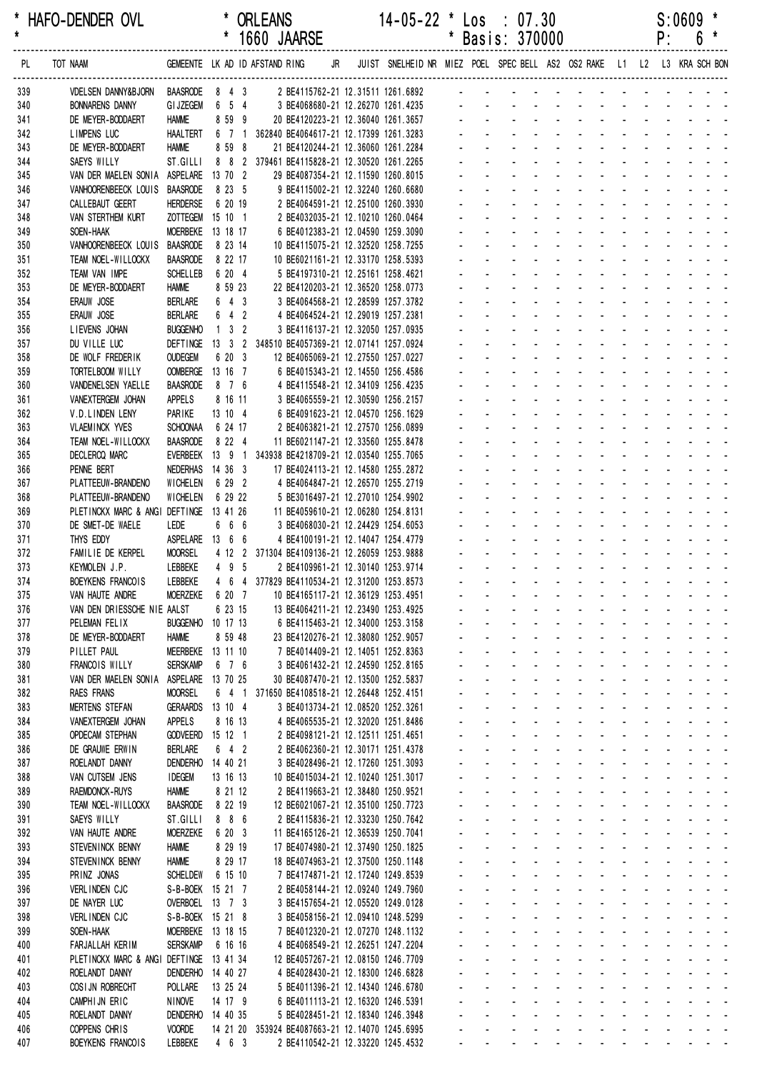\* HAFO-DENDER OVL \* ORLEANS 14-05-22 \* Los : 07.30 S:0609 \*
\* \* 1660 JAARSE \* Basis: 370000 P: 6 \*

| PL | TOT NAAM | GEMEENTE | LK | AD | ID | AFSTAND | RING | JR | JUIST | SNELHEID | NR | MIEZ | POEL | SPEC | BELL | AS2 | OS2 | RAKE | L1 | L2 | L3 | KRA | SCH | BON |
|---|---|---|---|---|---|---|---|---|---|---|---|---|---|---|---|---|---|---|---|---|---|---|---|---|
| 339 | VDELSEN DANNY&BJORN | BAASRODE | 8 | 4 | 3 | 2 | BE4115762-21 | | 12.31511 | 1261.6892 | | - | - | - | - | - | - | - | - | - | - | - | - | - |
| 340 | BONNARENS DANNY | GIJZEGEM | 6 | 5 | 4 | 3 | BE4068680-21 | | 12.26270 | 1261.4235 | | - | - | - | - | - | - | - | - | - | - | - | - | - |
| 341 | DE MEYER-BODDAERT | HAMME | 8 | 59 | 9 | 20 | BE4120223-21 | | 12.36040 | 1261.3657 | | - | - | - | - | - | - | - | - | - | - | - | - | - |
| 342 | LIMPENS LUC | HAALTERT | 6 | 7 | 1 | 362840 | BE4064617-21 | | 12.17399 | 1261.3283 | | - | - | - | - | - | - | - | - | - | - | - | - | - |
| 343 | DE MEYER-BODDAERT | HAMME | 8 | 59 | 8 | 21 | BE4120244-21 | | 12.36060 | 1261.2284 | | - | - | - | - | - | - | - | - | - | - | - | - | - |
| 344 | SAEYS WILLY | ST.GILLI | 8 | 8 | 2 | 379461 | BE4115828-21 | | 12.30520 | 1261.2265 | | - | - | - | - | - | - | - | - | - | - | - | - | - |
| 345 | VAN DER MAELEN SONIA | ASPELARE | 13 | 70 | 2 | 29 | BE4087354-21 | | 12.11590 | 1260.8015 | | - | - | - | - | - | - | - | - | - | - | - | - | - |
| 346 | VANHOORENBEECK LOUIS | BAASRODE | 8 | 23 | 5 | 9 | BE4115002-21 | | 12.32240 | 1260.6680 | | - | - | - | - | - | - | - | - | - | - | - | - | - |
| 347 | CALLEBAUT GEERT | HERDERSE | 6 | 20 | 19 | 2 | BE4064591-21 | | 12.25100 | 1260.3930 | | - | - | - | - | - | - | - | - | - | - | - | - | - |
| 348 | VAN STERTHEM KURT | ZOTTEGEM | 15 | 10 | 1 | 2 | BE4032035-21 | | 12.10210 | 1260.0464 | | - | - | - | - | - | - | - | - | - | - | - | - | - |
| 349 | SOEN-HAAK | MOERBEKE | 13 | 18 | 17 | 6 | BE4012383-21 | | 12.04590 | 1259.3090 | | - | - | - | - | - | - | - | - | - | - | - | - | - |
| 350 | VANHOORENBEECK LOUIS | BAASRODE | 8 | 23 | 14 | 10 | BE4115075-21 | | 12.32520 | 1258.7255 | | - | - | - | - | - | - | - | - | - | - | - | - | - |
| 351 | TEAM NOEL-WILLOCKX | BAASRODE | 8 | 22 | 17 | 10 | BE6021161-21 | | 12.33170 | 1258.5393 | | - | - | - | - | - | - | - | - | - | - | - | - | - |
| 352 | TEAM VAN IMPE | SCHELLEB | 6 | 20 | 4 | 5 | BE4197310-21 | | 12.25161 | 1258.4621 | | - | - | - | - | - | - | - | - | - | - | - | - | - |
| 353 | DE MEYER-BODDAERT | HAMME | 8 | 59 | 23 | 22 | BE4120203-21 | | 12.36520 | 1258.0773 | | - | - | - | - | - | - | - | - | - | - | - | - | - |
| 354 | ERAUW JOSE | BERLARE | 6 | 4 | 3 | 3 | BE4064568-21 | | 12.28599 | 1257.3782 | | - | - | - | - | - | - | - | - | - | - | - | - | - |
| 355 | ERAUW JOSE | BERLARE | 6 | 4 | 2 | 4 | BE4064524-21 | | 12.29019 | 1257.2381 | | - | - | - | - | - | - | - | - | - | - | - | - | - |
| 356 | LIEVENS JOHAN | BUGGENHO | 1 | 3 | 2 | 3 | BE4116137-21 | | 12.32050 | 1257.0935 | | - | - | - | - | - | - | - | - | - | - | - | - | - |
| 357 | DU VILLE LUC | DEFTINGE | 13 | 3 | 2 | 348510 | BE4057369-21 | | 12.07141 | 1257.0924 | | - | - | - | - | - | - | - | - | - | - | - | - | - |
| 358 | DE WOLF FREDERIK | OUDEGEM | 6 | 20 | 3 | 12 | BE4065069-21 | | 12.27550 | 1257.0227 | | - | - | - | - | - | - | - | - | - | - | - | - | - |
| 359 | TORTELBOOM WILLY | OOMBERGE | 13 | 16 | 7 | 6 | BE4015343-21 | | 12.14550 | 1256.4586 | | - | - | - | - | - | - | - | - | - | - | - | - | - |
| 360 | VANDENELSEN YAELLE | BAASRODE | 8 | 7 | 6 | 4 | BE4115548-21 | | 12.34109 | 1256.4235 | | - | - | - | - | - | - | - | - | - | - | - | - | - |
| 361 | VANEXTERGEM JOHAN | APPELS | 8 | 16 | 11 | 3 | BE4065559-21 | | 12.30590 | 1256.2157 | | - | - | - | - | - | - | - | - | - | - | - | - | - |
| 362 | V.D.LINDEN LENY | PARIKE | 13 | 10 | 4 | 6 | BE4091623-21 | | 12.04570 | 1256.1629 | | - | - | - | - | - | - | - | - | - | - | - | - | - |
| 363 | VLAEMINCK YVES | SCHOONAA | 6 | 24 | 17 | 2 | BE4063821-21 | | 12.27570 | 1256.0899 | | - | - | - | - | - | - | - | - | - | - | - | - | - |
| 364 | TEAM NOEL-WILLOCKX | BAASRODE | 8 | 22 | 4 | 11 | BE6021147-21 | | 12.33560 | 1255.8478 | | - | - | - | - | - | - | - | - | - | - | - | - | - |
| 365 | DECLERCQ MARC | EVERBEEK | 13 | 9 | 1 | 343938 | BE4218709-21 | | 12.03540 | 1255.7065 | | - | - | - | - | - | - | - | - | - | - | - | - | - |
| 366 | PENNE BERT | NEDERHAS | 14 | 36 | 3 | 17 | BE4024113-21 | | 12.14580 | 1255.2872 | | - | - | - | - | - | - | - | - | - | - | - | - | - |
| 367 | PLATTEEUW-BRANDENO | WICHELEN | 6 | 29 | 2 | 4 | BE4064847-21 | | 12.26570 | 1255.2719 | | - | - | - | - | - | - | - | - | - | - | - | - | - |
| 368 | PLATTEEUW-BRANDENO | WICHELEN | 6 | 29 | 22 | 5 | BE3016497-21 | | 12.27010 | 1254.9902 | | - | - | - | - | - | - | - | - | - | - | - | - | - |
| 369 | PLETINCKX MARC & ANGI | DEFTINGE | 13 | 41 | 26 | 11 | BE4059610-21 | | 12.06280 | 1254.8131 | | - | - | - | - | - | - | - | - | - | - | - | - | - |
| 370 | DE SMET-DE WAELE | LEDE | 6 | 6 | 6 | 3 | BE4068030-21 | | 12.24429 | 1254.6053 | | - | - | - | - | - | - | - | - | - | - | - | - | - |
| 371 | THYS EDDY | ASPELARE | 13 | 6 | 6 | 4 | BE4100191-21 | | 12.14047 | 1254.4779 | | - | - | - | - | - | - | - | - | - | - | - | - | - |
| 372 | FAMILIE DE KERPEL | MOORSEL | 4 | 12 | 2 | 371304 | BE4109136-21 | | 12.26059 | 1253.9888 | | - | - | - | - | - | - | - | - | - | - | - | - | - |
| 373 | KEYMOLEN J.P. | LEBBEKE | 4 | 9 | 5 | 2 | BE4109961-21 | | 12.30140 | 1253.9714 | | - | - | - | - | - | - | - | - | - | - | - | - | - |
| 374 | BOEYKENS FRANCOIS | LEBBEKE | 4 | 6 | 4 | 377829 | BE4110534-21 | | 12.31200 | 1253.8573 | | - | - | - | - | - | - | - | - | - | - | - | - | - |
| 375 | VAN HAUTE ANDRE | MOERZEKE | 6 | 20 | 7 | 10 | BE4165117-21 | | 12.36129 | 1253.4951 | | - | - | - | - | - | - | - | - | - | - | - | - | - |
| 376 | VAN DEN DRIESSCHE NIE | AALST | 6 | 23 | 15 | 13 | BE4064211-21 | | 12.23490 | 1253.4925 | | - | - | - | - | - | - | - | - | - | - | - | - | - |
| 377 | PELEMAN FELIX | BUGGENHO | 10 | 17 | 13 | 6 | BE4115463-21 | | 12.34000 | 1253.3158 | | - | - | - | - | - | - | - | - | - | - | - | - | - |
| 378 | DE MEYER-BODDAERT | HAMME | 8 | 59 | 48 | 23 | BE4120276-21 | | 12.38080 | 1252.9057 | | - | - | - | - | - | - | - | - | - | - | - | - | - |
| 379 | PILLET PAUL | MEERBEKE | 13 | 11 | 10 | 7 | BE4014409-21 | | 12.14051 | 1252.8363 | | - | - | - | - | - | - | - | - | - | - | - | - | - |
| 380 | FRANCOIS WILLY | SERSKAMP | 6 | 7 | 6 | 3 | BE4061432-21 | | 12.24590 | 1252.8165 | | - | - | - | - | - | - | - | - | - | - | - | - | - |
| 381 | VAN DER MAELEN SONIA | ASPELARE | 13 | 70 | 25 | 30 | BE4087470-21 | | 12.13500 | 1252.5837 | | - | - | - | - | - | - | - | - | - | - | - | - | - |
| 382 | RAES FRANS | MOORSEL | 6 | 4 | 1 | 371650 | BE4108518-21 | | 12.26448 | 1252.4151 | | - | - | - | - | - | - | - | - | - | - | - | - | - |
| 383 | MERTENS STEFAN | GERAARDS | 13 | 10 | 4 | 3 | BE4013734-21 | | 12.08520 | 1252.3261 | | - | - | - | - | - | - | - | - | - | - | - | - | - |
| 384 | VANEXTERGEM JOHAN | APPELS | 8 | 16 | 13 | 4 | BE4065535-21 | | 12.32020 | 1251.8486 | | - | - | - | - | - | - | - | - | - | - | - | - | - |
| 385 | OPDECAM STEPHAN | GODVEERD | 15 | 12 | 1 | 2 | BE4098121-21 | | 12.12511 | 1251.4651 | | - | - | - | - | - | - | - | - | - | - | - | - | - |
| 386 | DE GRAUWE ERWIN | BERLARE | 6 | 4 | 2 | 2 | BE4062360-21 | | 12.30171 | 1251.4378 | | - | - | - | - | - | - | - | - | - | - | - | - | - |
| 387 | ROELANDT DANNY | DENDERHO | 14 | 40 | 21 | 3 | BE4028496-21 | | 12.17260 | 1251.3093 | | - | - | - | - | - | - | - | - | - | - | - | - | - |
| 388 | VAN CUTSEM JENS | IDEGEM | 13 | 16 | 13 | 10 | BE4015034-21 | | 12.10240 | 1251.3017 | | - | - | - | - | - | - | - | - | - | - | - | - | - |
| 389 | RAEMDONCK-RUYS | HAMME | 8 | 21 | 12 | 2 | BE4119663-21 | | 12.38480 | 1250.9521 | | - | - | - | - | - | - | - | - | - | - | - | - | - |
| 390 | TEAM NOEL-WILLOCKX | BAASRODE | 8 | 22 | 19 | 12 | BE6021067-21 | | 12.35100 | 1250.7723 | | - | - | - | - | - | - | - | - | - | - | - | - | - |
| 391 | SAEYS WILLY | ST.GILLI | 8 | 8 | 6 | 2 | BE4115836-21 | | 12.33230 | 1250.7642 | | - | - | - | - | - | - | - | - | - | - | - | - | - |
| 392 | VAN HAUTE ANDRE | MOERZEKE | 6 | 20 | 3 | 11 | BE4165126-21 | | 12.36539 | 1250.7041 | | - | - | - | - | - | - | - | - | - | - | - | - | - |
| 393 | STEVENINCK BENNY | HAMME | 8 | 29 | 19 | 17 | BE4074980-21 | | 12.37490 | 1250.1825 | | - | - | - | - | - | - | - | - | - | - | - | - | - |
| 394 | STEVENINCK BENNY | HAMME | 8 | 29 | 17 | 18 | BE4074963-21 | | 12.37500 | 1250.1148 | | - | - | - | - | - | - | - | - | - | - | - | - | - |
| 395 | PRINZ JONAS | SCHELDEW | 6 | 15 | 10 | 7 | BE4174871-21 | | 12.17240 | 1249.8539 | | - | - | - | - | - | - | - | - | - | - | - | - | - |
| 396 | VERLINDEN CJC | S-B-BOEK | 15 | 21 | 7 | 2 | BE4058144-21 | | 12.09240 | 1249.7960 | | - | - | - | - | - | - | - | - | - | - | - | - | - |
| 397 | DE NAYER LUC | OVERBOEL | 13 | 7 | 3 | 3 | BE4157654-21 | | 12.05520 | 1249.0128 | | - | - | - | - | - | - | - | - | - | - | - | - | - |
| 398 | VERLINDEN CJC | S-B-BOEK | 15 | 21 | 8 | 3 | BE4058156-21 | | 12.09410 | 1248.5299 | | - | - | - | - | - | - | - | - | - | - | - | - | - |
| 399 | SOEN-HAAK | MOERBEKE | 13 | 18 | 15 | 7 | BE4012320-21 | | 12.07270 | 1248.1132 | | - | - | - | - | - | - | - | - | - | - | - | - | - |
| 400 | FARJALLAH KERIM | SERSKAMP | 6 | 16 | 16 | 4 | BE4068549-21 | | 12.26251 | 1247.2204 | | - | - | - | - | - | - | - | - | - | - | - | - | - |
| 401 | PLETINCKX MARC & ANGI | DEFTINGE | 13 | 41 | 34 | 12 | BE4057267-21 | | 12.08150 | 1246.7709 | | - | - | - | - | - | - | - | - | - | - | - | - | - |
| 402 | ROELANDT DANNY | DENDERHO | 14 | 40 | 27 | 4 | BE4028430-21 | | 12.18300 | 1246.6828 | | - | - | - | - | - | - | - | - | - | - | - | - | - |
| 403 | COSIJN ROBRECHT | POLLARE | 13 | 25 | 24 | 5 | BE4011396-21 | | 12.14340 | 1246.6780 | | - | - | - | - | - | - | - | - | - | - | - | - | - |
| 404 | CAMPHIJN ERIC | NINOVE | 14 | 17 | 9 | 6 | BE4011113-21 | | 12.16320 | 1246.5391 | | - | - | - | - | - | - | - | - | - | - | - | - | - |
| 405 | ROELANDT DANNY | DENDERHO | 14 | 40 | 35 | 5 | BE4028451-21 | | 12.18340 | 1246.3948 | | - | - | - | - | - | - | - | - | - | - | - | - | - |
| 406 | COPPENS CHRIS | VOORDE | 14 | 21 | 20 | 353924 | BE4087663-21 | | 12.14070 | 1245.6995 | | - | - | - | - | - | - | - | - | - | - | - | - | - |
| 407 | BOEYKENS FRANCOIS | LEBBEKE | 4 | 6 | 3 | 2 | BE4110542-21 | | 12.33220 | 1245.4532 | | - | - | - | - | - | - | - | - | - | - | - | - | - |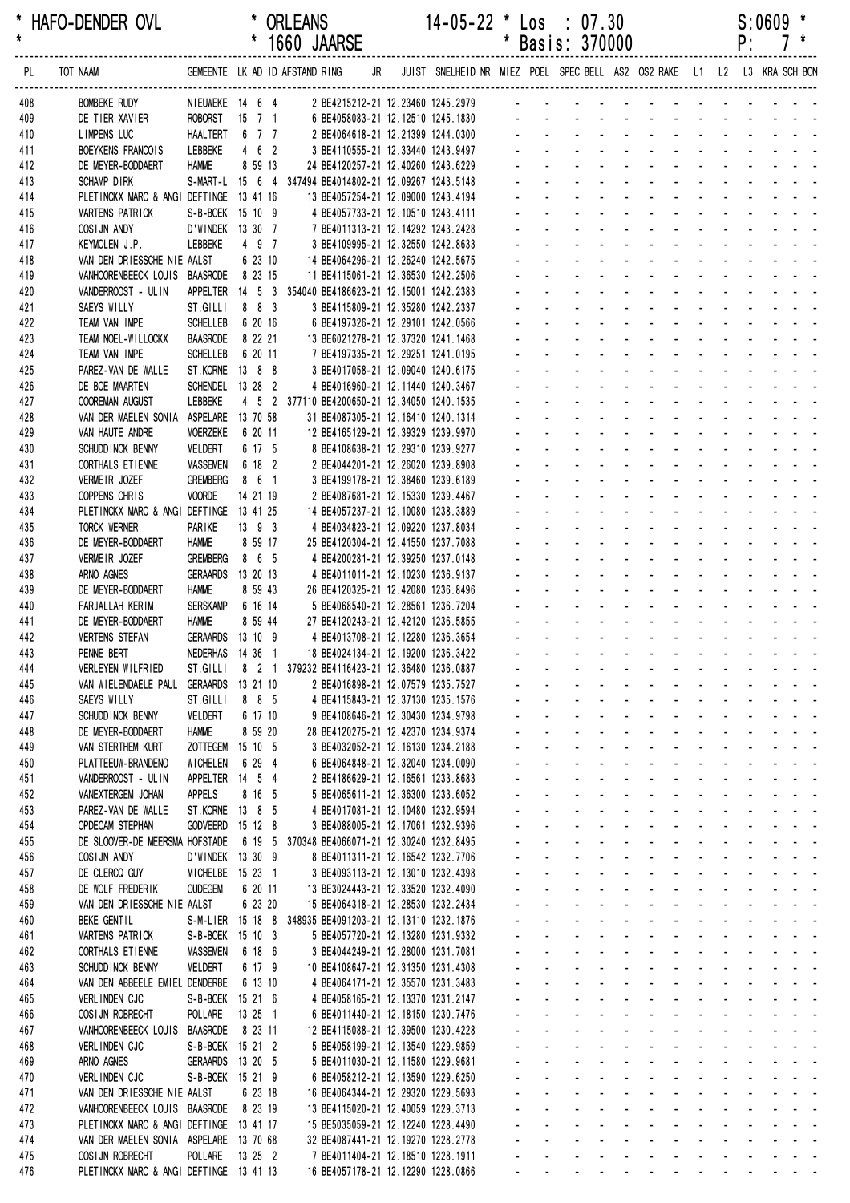| * HAFO-DENDER OVL | * ORLEANS * 1660 JAARSE | 14-05-22 * Los : 07.30 * Basis: 370000 | S:0609 * P: 7 * |
|---|---|---|---|

| PL | TOT NAAM | GEMEENTE | LK | AD | ID | AFSTAND | RING | JR | JUIST | SNELHEID | NR | MIEZ | POEL | SPEC | BELL | AS2 | OS2 | RAKE | L1 | L2 | L3 | KRA | SCH | BON |
|---|---|---|---|---|---|---|---|---|---|---|---|---|---|---|---|---|---|---|---|---|---|---|---|---|
| 408 | BOMBEKE RUDY | NIEUWEKE | 14 | 6 | 4 | | 2 BE4215212-21 | | 12.23460 | 1245.2979 | | - | - | - | - | - | - | - | - | - | - | - | - | - |
| 409 | DE TIER XAVIER | ROBORST | 15 | 7 | 1 | | 6 BE4058083-21 | | 12.12510 | 1245.1830 | | - | - | - | - | - | - | - | - | - | - | - | - | - |
| 410 | LIMPENS LUC | HAALTERT | 6 | 7 | 7 | | 2 BE4064618-21 | | 12.21399 | 1244.0300 | | - | - | - | - | - | - | - | - | - | - | - | - | - |
| 411 | BOEYKENS FRANCOIS | LEBBEKE | 4 | 6 | 2 | | 3 BE4110555-21 | | 12.33440 | 1243.9497 | | - | - | - | - | - | - | - | - | - | - | - | - | - |
| 412 | DE MEYER-BODDAERT | HAMME | 8 | 59 | 13 | | 24 BE4120257-21 | | 12.40260 | 1243.6229 | | - | - | - | - | - | - | - | - | - | - | - | - | - |
| 413 | SCHAMP DIRK | S-MART-L | 15 | 6 | 4 | 347494 | BE4014802-21 | | 12.09267 | 1243.5148 | | - | - | - | - | - | - | - | - | - | - | - | - | - |
| 414 | PLETINCKX MARC & ANGI | DEFTINGE | 13 | 41 | 16 | | 13 BE4057254-21 | | 12.09000 | 1243.4194 | | - | - | - | - | - | - | - | - | - | - | - | - | - |
| 415 | MARTENS PATRICK | S-B-BOEK | 15 | 10 | 9 | | 4 BE4057733-21 | | 12.10510 | 1243.4111 | | - | - | - | - | - | - | - | - | - | - | - | - | - |
| 416 | COSIJN ANDY | D'WINDEK | 13 | 30 | 7 | | 7 BE4011313-21 | | 12.14292 | 1243.2428 | | - | - | - | - | - | - | - | - | - | - | - | - | - |
| 417 | KEYMOLEN J.P. | LEBBEKE | 4 | 9 | 7 | | 3 BE4109995-21 | | 12.32550 | 1242.8633 | | - | - | - | - | - | - | - | - | - | - | - | - | - |
| 418 | VAN DEN DRIESSCHE NIE | AALST | 6 | 23 | 10 | | 14 BE4064296-21 | | 12.26240 | 1242.5675 | | - | - | - | - | - | - | - | - | - | - | - | - | - |
| 419 | VANHOORENBEECK LOUIS | BAASRODE | 8 | 23 | 15 | | 11 BE4115061-21 | | 12.36530 | 1242.2506 | | - | - | - | - | - | - | - | - | - | - | - | - | - |
| 420 | VANDERROOST - ULIN | APPELTER | 14 | 5 | 3 | 354040 | BE4186623-21 | | 12.15001 | 1242.2383 | | - | - | - | - | - | - | - | - | - | - | - | - | - |
| 421 | SAEYS WILLY | ST.GILLI | 8 | 8 | 3 | | 3 BE4115809-21 | | 12.35280 | 1242.2337 | | - | - | - | - | - | - | - | - | - | - | - | - | - |
| 422 | TEAM VAN IMPE | SCHELLEB | 6 | 20 | 16 | | 6 BE4197326-21 | | 12.29101 | 1242.0566 | | - | - | - | - | - | - | - | - | - | - | - | - | - |
| 423 | TEAM NOEL-WILLOCKX | BAASRODE | 8 | 22 | 21 | | 13 BE6021278-21 | | 12.37320 | 1241.1468 | | - | - | - | - | - | - | - | - | - | - | - | - | - |
| 424 | TEAM VAN IMPE | SCHELLEB | 6 | 20 | 11 | | 7 BE4197335-21 | | 12.29251 | 1241.0195 | | - | - | - | - | - | - | - | - | - | - | - | - | - |
| 425 | PAREZ-VAN DE WALLE | ST.KORNE | 13 | 8 | 8 | | 3 BE4017058-21 | | 12.09040 | 1240.6175 | | - | - | - | - | - | - | - | - | - | - | - | - | - |
| 426 | DE BOE MAARTEN | SCHENDEL | 13 | 28 | 2 | | 4 BE4016960-21 | | 12.11440 | 1240.3467 | | - | - | - | - | - | - | - | - | - | - | - | - | - |
| 427 | COOREMAN AUGUST | LEBBEKE | 4 | 5 | 2 | 377110 | BE4200650-21 | | 12.34050 | 1240.1535 | | - | - | - | - | - | - | - | - | - | - | - | - | - |
| 428 | VAN DER MAELEN SONIA | ASPELARE | 13 | 70 | 58 | | 31 BE4087305-21 | | 12.16410 | 1240.1314 | | - | - | - | - | - | - | - | - | - | - | - | - | - |
| 429 | VAN HAUTE ANDRE | MOERZEKE | 6 | 20 | 11 | | 12 BE4165129-21 | | 12.39329 | 1239.9970 | | - | - | - | - | - | - | - | - | - | - | - | - | - |
| 430 | SCHUDDINCK BENNY | MELDERT | 6 | 17 | 5 | | 8 BE4108638-21 | | 12.29310 | 1239.9277 | | - | - | - | - | - | - | - | - | - | - | - | - | - |
| 431 | CORTHALS ETIENNE | MASSEMEN | 6 | 18 | 2 | | 2 BE4044201-21 | | 12.26020 | 1239.8908 | | - | - | - | - | - | - | - | - | - | - | - | - | - |
| 432 | VERMEIR JOZEF | GREMBERG | 8 | 6 | 1 | | 3 BE4199178-21 | | 12.38460 | 1239.6189 | | - | - | - | - | - | - | - | - | - | - | - | - | - |
| 433 | COPPENS CHRIS | VOORDE | 14 | 21 | 19 | | 2 BE4087681-21 | | 12.15330 | 1239.4467 | | - | - | - | - | - | - | - | - | - | - | - | - | - |
| 434 | PLETINCKX MARC & ANGI | DEFTINGE | 13 | 41 | 25 | | 14 BE4057237-21 | | 12.10080 | 1238.3889 | | - | - | - | - | - | - | - | - | - | - | - | - | - |
| 435 | TORCK WERNER | PARIKE | 13 | 9 | 3 | | 4 BE4034823-21 | | 12.09220 | 1237.8034 | | - | - | - | - | - | - | - | - | - | - | - | - | - |
| 436 | DE MEYER-BODDAERT | HAMME | 8 | 59 | 17 | | 25 BE4120304-21 | | 12.41550 | 1237.7088 | | - | - | - | - | - | - | - | - | - | - | - | - | - |
| 437 | VERMEIR JOZEF | GREMBERG | 8 | 6 | 5 | | 4 BE4200281-21 | | 12.39250 | 1237.0148 | | - | - | - | - | - | - | - | - | - | - | - | - | - |
| 438 | ARNO AGNES | GERAARDS | 13 | 20 | 13 | | 4 BE4011011-21 | | 12.10230 | 1236.9137 | | - | - | - | - | - | - | - | - | - | - | - | - | - |
| 439 | DE MEYER-BODDAERT | HAMME | 8 | 59 | 43 | | 26 BE4120325-21 | | 12.42080 | 1236.8496 | | - | - | - | - | - | - | - | - | - | - | - | - | - |
| 440 | FARJALLAH KERIM | SERSKAMP | 6 | 16 | 14 | | 5 BE4068540-21 | | 12.28561 | 1236.7204 | | - | - | - | - | - | - | - | - | - | - | - | - | - |
| 441 | DE MEYER-BODDAERT | HAMME | 8 | 59 | 44 | | 27 BE4120243-21 | | 12.42120 | 1236.5855 | | - | - | - | - | - | - | - | - | - | - | - | - | - |
| 442 | MERTENS STEFAN | GERAARDS | 13 | 10 | 9 | | 4 BE4013708-21 | | 12.12280 | 1236.3654 | | - | - | - | - | - | - | - | - | - | - | - | - | - |
| 443 | PENNE BERT | NEDERHAS | 14 | 36 | 1 | | 18 BE4024134-21 | | 12.19200 | 1236.3422 | | - | - | - | - | - | - | - | - | - | - | - | - | - |
| 444 | VERLEYEN WILFRIED | ST.GILLI | 8 | 2 | 1 | 379232 | BE4116423-21 | | 12.36480 | 1236.0887 | | - | - | - | - | - | - | - | - | - | - | - | - | - |
| 445 | VAN WIELENDAELE PAUL | GERAARDS | 13 | 21 | 10 | | 2 BE4016898-21 | | 12.07579 | 1235.7527 | | - | - | - | - | - | - | - | - | - | - | - | - | - |
| 446 | SAEYS WILLY | ST.GILLI | 8 | 8 | 5 | | 4 BE4115843-21 | | 12.37130 | 1235.1576 | | - | - | - | - | - | - | - | - | - | - | - | - | - |
| 447 | SCHUDDINCK BENNY | MELDERT | 6 | 17 | 10 | | 9 BE4108646-21 | | 12.30430 | 1234.9798 | | - | - | - | - | - | - | - | - | - | - | - | - | - |
| 448 | DE MEYER-BODDAERT | HAMME | 8 | 59 | 20 | | 28 BE4120275-21 | | 12.42370 | 1234.9374 | | - | - | - | - | - | - | - | - | - | - | - | - | - |
| 449 | VAN STERTHEM KURT | ZOTTEGEM | 15 | 10 | 5 | | 3 BE4032052-21 | | 12.16130 | 1234.2188 | | - | - | - | - | - | - | - | - | - | - | - | - | - |
| 450 | PLATTEEUW-BRANDENO | WICHELEN | 6 | 29 | 4 | | 6 BE4064848-21 | | 12.32040 | 1234.0090 | | - | - | - | - | - | - | - | - | - | - | - | - | - |
| 451 | VANDERROOST - ULIN | APPELTER | 14 | 5 | 4 | | 2 BE4186629-21 | | 12.16561 | 1233.8683 | | - | - | - | - | - | - | - | - | - | - | - | - | - |
| 452 | VANEXTERGEM JOHAN | APPELS | 8 | 16 | 5 | | 5 BE4065611-21 | | 12.36300 | 1233.6052 | | - | - | - | - | - | - | - | - | - | - | - | - | - |
| 453 | PAREZ-VAN DE WALLE | ST.KORNE | 13 | 8 | 5 | | 4 BE4017081-21 | | 12.10480 | 1232.9594 | | - | - | - | - | - | - | - | - | - | - | - | - | - |
| 454 | OPDECAM STEPHAN | GODVEERD | 15 | 12 | 8 | | 3 BE4088005-21 | | 12.17061 | 1232.9396 | | - | - | - | - | - | - | - | - | - | - | - | - | - |
| 455 | DE SLOOVER-DE MEERSMA | HOFSTADE | 6 | 19 | 5 | 370348 | BE4066071-21 | | 12.30240 | 1232.8495 | | - | - | - | - | - | - | - | - | - | - | - | - | - |
| 456 | COSIJN ANDY | D'WINDEK | 13 | 30 | 9 | | 8 BE4011311-21 | | 12.16542 | 1232.7706 | | - | - | - | - | - | - | - | - | - | - | - | - | - |
| 457 | DE CLERCQ GUY | MICHELBE | 15 | 23 | 1 | | 3 BE4093113-21 | | 12.13010 | 1232.4398 | | - | - | - | - | - | - | - | - | - | - | - | - | - |
| 458 | DE WOLF FREDERIK | OUDEGEM | 6 | 20 | 11 | | 13 BE3024443-21 | | 12.33520 | 1232.4090 | | - | - | - | - | - | - | - | - | - | - | - | - | - |
| 459 | VAN DEN DRIESSCHE NIE | AALST | 6 | 23 | 20 | | 15 BE4064318-21 | | 12.28530 | 1232.2434 | | - | - | - | - | - | - | - | - | - | - | - | - | - |
| 460 | BEKE GENTIL | S-M-LIER | 15 | 18 | 8 | 348935 | BE4091203-21 | | 12.13110 | 1232.1876 | | - | - | - | - | - | - | - | - | - | - | - | - | - |
| 461 | MARTENS PATRICK | S-B-BOEK | 15 | 10 | 3 | | 5 BE4057720-21 | | 12.13280 | 1231.9332 | | - | - | - | - | - | - | - | - | - | - | - | - | - |
| 462 | CORTHALS ETIENNE | MASSEMEN | 6 | 18 | 6 | | 3 BE4044249-21 | | 12.28000 | 1231.7081 | | - | - | - | - | - | - | - | - | - | - | - | - | - |
| 463 | SCHUDDINCK BENNY | MELDERT | 6 | 17 | 9 | | 10 BE4108647-21 | | 12.31350 | 1231.4308 | | - | - | - | - | - | - | - | - | - | - | - | - | - |
| 464 | VAN DEN ABBEELE EMIEL | DENDERBE | 6 | 13 | 10 | | 4 BE4064171-21 | | 12.35570 | 1231.3483 | | - | - | - | - | - | - | - | - | - | - | - | - | - |
| 465 | VERLINDEN CJC | S-B-BOEK | 15 | 21 | 6 | | 4 BE4058165-21 | | 12.13370 | 1231.2147 | | - | - | - | - | - | - | - | - | - | - | - | - | - |
| 466 | COSIJN ROBRECHT | POLLARE | 13 | 25 | 1 | | 6 BE4011440-21 | | 12.18150 | 1230.7476 | | - | - | - | - | - | - | - | - | - | - | - | - | - |
| 467 | VANHOORENBEECK LOUIS | BAASRODE | 8 | 23 | 11 | | 12 BE4115088-21 | | 12.39500 | 1230.4228 | | - | - | - | - | - | - | - | - | - | - | - | - | - |
| 468 | VERLINDEN CJC | S-B-BOEK | 15 | 21 | 2 | | 5 BE4058199-21 | | 12.13540 | 1229.9859 | | - | - | - | - | - | - | - | - | - | - | - | - | - |
| 469 | ARNO AGNES | GERAARDS | 13 | 20 | 5 | | 5 BE4011030-21 | | 12.11580 | 1229.9681 | | - | - | - | - | - | - | - | - | - | - | - | - | - |
| 470 | VERLINDEN CJC | S-B-BOEK | 15 | 21 | 9 | | 6 BE4058212-21 | | 12.13590 | 1229.6250 | | - | - | - | - | - | - | - | - | - | - | - | - | - |
| 471 | VAN DEN DRIESSCHE NIE | AALST | 6 | 23 | 18 | | 16 BE4064344-21 | | 12.29320 | 1229.5693 | | - | - | - | - | - | - | - | - | - | - | - | - | - |
| 472 | VANHOORENBEECK LOUIS | BAASRODE | 8 | 23 | 19 | | 13 BE4115020-21 | | 12.40059 | 1229.3713 | | - | - | - | - | - | - | - | - | - | - | - | - | - |
| 473 | PLETINCKX MARC & ANGI | DEFTINGE | 13 | 41 | 17 | | 15 BE5035059-21 | | 12.12240 | 1228.4490 | | - | - | - | - | - | - | - | - | - | - | - | - | - |
| 474 | VAN DER MAELEN SONIA | ASPELARE | 13 | 70 | 68 | | 32 BE4087441-21 | | 12.19270 | 1228.2778 | | - | - | - | - | - | - | - | - | - | - | - | - | - |
| 475 | COSIJN ROBRECHT | POLLARE | 13 | 25 | 2 | | 7 BE4011404-21 | | 12.18510 | 1228.1911 | | - | - | - | - | - | - | - | - | - | - | - | - | - |
| 476 | PLETINCKX MARC & ANGI | DEFTINGE | 13 | 41 | 13 | | 16 BE4057178-21 | | 12.12290 | 1228.0866 | | - | - | - | - | - | - | - | - | - | - | - | - | - |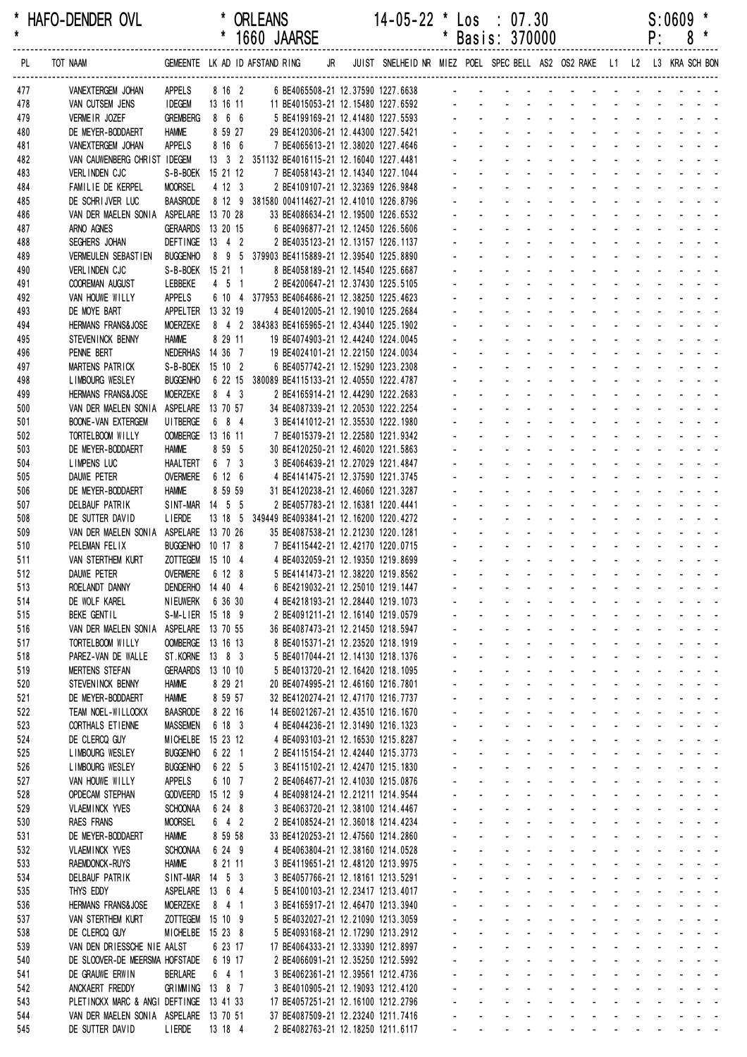```
* HAFO-DENDER OVL            * ORLEANS               14-05-22 * Los  : 07.30                    S:0609 *
*                            * 1660 JAARSE                    * Basis: 370000                   P:   8 *
```

| PL | TOT NAAM | GEMEENTE | LK AD ID AFSTAND RING | JR | JUIST | SNELHEID NR | MIEZ | POEL | SPEC | BELL | AS2 | OS2 | RAKE | L1 | L2 | L3 | KRA | SCH | BON |
|---|---|---|---|---|---|---|---|---|---|---|---|---|---|---|---|---|---|---|---|
| 477 | VANEXTERGEM JOHAN | APPELS | 8 16 2 6 BE4065508-21 | | 12.37590 | 1227.6638 | - | - | - | - | - | - | - | - | - | - | - | - | - |
| 478 | VAN CUTSEM JENS | IDEGEM | 13 16 11 11 BE4015053-21 | | 12.15480 | 1227.6592 | - | - | - | - | - | - | - | - | - | - | - | - | - |
| 479 | VERMEIR JOZEF | GREMBERG | 8 6 6 5 BE4199169-21 | | 12.41480 | 1227.5593 | - | - | - | - | - | - | - | - | - | - | - | - | - |
| 480 | DE MEYER-BODDAERT | HAMME | 8 59 27 29 BE4120306-21 | | 12.44300 | 1227.5421 | - | - | - | - | - | - | - | - | - | - | - | - | - |
| 481 | VANEXTERGEM JOHAN | APPELS | 8 16 6 7 BE4065613-21 | | 12.38020 | 1227.4646 | - | - | - | - | - | - | - | - | - | - | - | - | - |
| 482 | VAN CAUWENBERG CHRIST | IDEGEM | 13 3 2 351132 BE4016115-21 | | 12.16040 | 1227.4481 | - | - | - | - | - | - | - | - | - | - | - | - | - |
| 483 | VERLINDEN CJC | S-B-BOEK | 15 21 12 7 BE4058143-21 | | 12.14340 | 1227.1044 | - | - | - | - | - | - | - | - | - | - | - | - | - |
| 484 | FAMILIE DE KERPEL | MOORSEL | 4 12 3 2 BE4109107-21 | | 12.32369 | 1226.9848 | - | - | - | - | - | - | - | - | - | - | - | - | - |
| 485 | DE SCHRIJVER LUC | BAASRODE | 8 12 9 381580 004114627-21 | | 12.41010 | 1226.8796 | - | - | - | - | - | - | - | - | - | - | - | - | - |
| 486 | VAN DER MAELEN SONIA | ASPELARE | 13 70 28 33 BE4086634-21 | | 12.19500 | 1226.6532 | - | - | - | - | - | - | - | - | - | - | - | - | - |
| 487 | ARNO AGNES | GERAARDS | 13 20 15 6 BE4096877-21 | | 12.12450 | 1226.5606 | - | - | - | - | - | - | - | - | - | - | - | - | - |
| 488 | SEGHERS JOHAN | DEFTINGE | 13 4 2 2 BE4035123-21 | | 12.13157 | 1226.1137 | - | - | - | - | - | - | - | - | - | - | - | - | - |
| 489 | VERMEULEN SEBASTIEN | BUGGENHO | 8 9 5 379903 BE4115889-21 | | 12.39540 | 1225.8890 | - | - | - | - | - | - | - | - | - | - | - | - | - |
| 490 | VERLINDEN CJC | S-B-BOEK | 15 21 1 8 BE4058189-21 | | 12.14540 | 1225.6687 | - | - | - | - | - | - | - | - | - | - | - | - | - |
| 491 | COOREMAN AUGUST | LEBBEKE | 4 5 1 2 BE4200647-21 | | 12.37430 | 1225.5105 | - | - | - | - | - | - | - | - | - | - | - | - | - |
| 492 | VAN HOUWE WILLY | APPELS | 6 10 4 377953 BE4064686-21 | | 12.38250 | 1225.4623 | - | - | - | - | - | - | - | - | - | - | - | - | - |
| 493 | DE MOYE BART | APPELTER | 13 32 19 4 BE4012005-21 | | 12.19010 | 1225.2684 | - | - | - | - | - | - | - | - | - | - | - | - | - |
| 494 | HERMANS FRANS&JOSE | MOERZEKE | 8 4 2 384383 BE4165965-21 | | 12.43440 | 1225.1902 | - | - | - | - | - | - | - | - | - | - | - | - | - |
| 495 | STEVENINCK BENNY | HAMME | 8 29 11 19 BE4074903-21 | | 12.44240 | 1224.0045 | - | - | - | - | - | - | - | - | - | - | - | - | - |
| 496 | PENNE BERT | NEDERHAS | 14 36 7 19 BE4024101-21 | | 12.22150 | 1224.0034 | - | - | - | - | - | - | - | - | - | - | - | - | - |
| 497 | MARTENS PATRICK | S-B-BOEK | 15 10 2 6 BE4057742-21 | | 12.15290 | 1223.2308 | - | - | - | - | - | - | - | - | - | - | - | - | - |
| 498 | LIMBOURG WESLEY | BUGGENHO | 6 22 15 380089 BE4115133-21 | | 12.40550 | 1222.4787 | - | - | - | - | - | - | - | - | - | - | - | - | - |
| 499 | HERMANS FRANS&JOSE | MOERZEKE | 8 4 3 2 BE4165914-21 | | 12.44290 | 1222.2683 | - | - | - | - | - | - | - | - | - | - | - | - | - |
| 500 | VAN DER MAELEN SONIA | ASPELARE | 13 70 57 34 BE4087339-21 | | 12.20530 | 1222.2254 | - | - | - | - | - | - | - | - | - | - | - | - | - |
| 501 | BOONE-VAN EXTERGEM | UITBERGE | 6 8 4 3 BE4141012-21 | | 12.35530 | 1222.1980 | - | - | - | - | - | - | - | - | - | - | - | - | - |
| 502 | TORTELBOOM WILLY | OOMBERGE | 13 16 11 7 BE4015379-21 | | 12.22580 | 1221.9342 | - | - | - | - | - | - | - | - | - | - | - | - | - |
| 503 | DE MEYER-BODDAERT | HAMME | 8 59 5 30 BE4120250-21 | | 12.46020 | 1221.5863 | - | - | - | - | - | - | - | - | - | - | - | - | - |
| 504 | LIMPENS LUC | HAALTERT | 6 7 3 3 BE4064639-21 | | 12.27029 | 1221.4847 | - | - | - | - | - | - | - | - | - | - | - | - | - |
| 505 | DAUWE PETER | OVERMERE | 6 12 6 4 BE4141475-21 | | 12.37590 | 1221.3745 | - | - | - | - | - | - | - | - | - | - | - | - | - |
| 506 | DE MEYER-BODDAERT | HAMME | 8 59 59 31 BE4120238-21 | | 12.46060 | 1221.3287 | - | - | - | - | - | - | - | - | - | - | - | - | - |
| 507 | DELBAUF PATRIK | SINT-MAR | 14 5 5 2 BE4057783-21 | | 12.16381 | 1220.4441 | - | - | - | - | - | - | - | - | - | - | - | - | - |
| 508 | DE SUTTER DAVID | LIERDE | 13 18 5 349449 BE4093841-21 | | 12.16200 | 1220.4272 | - | - | - | - | - | - | - | - | - | - | - | - | - |
| 509 | VAN DER MAELEN SONIA | ASPELARE | 13 70 26 35 BE4087538-21 | | 12.21230 | 1220.1281 | - | - | - | - | - | - | - | - | - | - | - | - | - |
| 510 | PELEMAN FELIX | BUGGENHO | 10 17 8 7 BE4115442-21 | | 12.42170 | 1220.0715 | - | - | - | - | - | - | - | - | - | - | - | - | - |
| 511 | VAN STERTHEM KURT | ZOTTEGEM | 15 10 4 4 BE4032059-21 | | 12.19350 | 1219.8699 | - | - | - | - | - | - | - | - | - | - | - | - | - |
| 512 | DAUWE PETER | OVERMERE | 6 12 8 5 BE4141473-21 | | 12.38220 | 1219.8562 | - | - | - | - | - | - | - | - | - | - | - | - | - |
| 513 | ROELANDT DANNY | DENDERHO | 14 40 4 6 BE4219032-21 | | 12.25010 | 1219.1447 | - | - | - | - | - | - | - | - | - | - | - | - | - |
| 514 | DE WOLF KAREL | NIEUWERK | 6 36 30 4 BE4218193-21 | | 12.28440 | 1219.1073 | - | - | - | - | - | - | - | - | - | - | - | - | - |
| 515 | BEKE GENTIL | S-M-LIER | 15 18 9 2 BE4091211-21 | | 12.16140 | 1219.0579 | - | - | - | - | - | - | - | - | - | - | - | - | - |
| 516 | VAN DER MAELEN SONIA | ASPELARE | 13 70 55 36 BE4087473-21 | | 12.21450 | 1218.5947 | - | - | - | - | - | - | - | - | - | - | - | - | - |
| 517 | TORTELBOOM WILLY | OOMBERGE | 13 16 13 8 BE4015371-21 | | 12.23520 | 1218.1919 | - | - | - | - | - | - | - | - | - | - | - | - | - |
| 518 | PAREZ-VAN DE WALLE | ST.KORNE | 13 8 3 5 BE4017044-21 | | 12.14130 | 1218.1376 | - | - | - | - | - | - | - | - | - | - | - | - | - |
| 519 | MERTENS STEFAN | GERAARDS | 13 10 10 5 BE4013720-21 | | 12.16420 | 1218.1095 | - | - | - | - | - | - | - | - | - | - | - | - | - |
| 520 | STEVENINCK BENNY | HAMME | 8 29 21 20 BE4074995-21 | | 12.46160 | 1216.7801 | - | - | - | - | - | - | - | - | - | - | - | - | - |
| 521 | DE MEYER-BODDAERT | HAMME | 8 59 57 32 BE4120274-21 | | 12.47170 | 1216.7737 | - | - | - | - | - | - | - | - | - | - | - | - | - |
| 522 | TEAM NOEL-WILLOCKX | BAASRODE | 8 22 16 14 BE6021267-21 | | 12.43510 | 1216.1670 | - | - | - | - | - | - | - | - | - | - | - | - | - |
| 523 | CORTHALS ETIENNE | MASSEMEN | 6 18 3 4 BE4044236-21 | | 12.31490 | 1216.1323 | - | - | - | - | - | - | - | - | - | - | - | - | - |
| 524 | DE CLERCQ GUY | MICHELBE | 15 23 12 4 BE4093103-21 | | 12.16530 | 1215.8287 | - | - | - | - | - | - | - | - | - | - | - | - | - |
| 525 | LIMBOURG WESLEY | BUGGENHO | 6 22 1 2 BE4115154-21 | | 12.42440 | 1215.3773 | - | - | - | - | - | - | - | - | - | - | - | - | - |
| 526 | LIMBOURG WESLEY | BUGGENHO | 6 22 5 3 BE4115102-21 | | 12.42470 | 1215.1830 | - | - | - | - | - | - | - | - | - | - | - | - | - |
| 527 | VAN HOUWE WILLY | APPELS | 6 10 7 2 BE4064677-21 | | 12.41030 | 1215.0876 | - | - | - | - | - | - | - | - | - | - | - | - | - |
| 528 | OPDECAM STEPHAN | GODVEERD | 15 12 9 4 BE4098124-21 | | 12.21211 | 1214.9544 | - | - | - | - | - | - | - | - | - | - | - | - | - |
| 529 | VLAEMINCK YVES | SCHOONAA | 6 24 8 3 BE4063720-21 | | 12.38100 | 1214.4467 | - | - | - | - | - | - | - | - | - | - | - | - | - |
| 530 | RAES FRANS | MOORSEL | 6 4 2 2 BE4108524-21 | | 12.36018 | 1214.4234 | - | - | - | - | - | - | - | - | - | - | - | - | - |
| 531 | DE MEYER-BODDAERT | HAMME | 8 59 58 33 BE4120253-21 | | 12.47560 | 1214.2860 | - | - | - | - | - | - | - | - | - | - | - | - | - |
| 532 | VLAEMINCK YVES | SCHOONAA | 6 24 9 4 BE4063804-21 | | 12.38160 | 1214.0528 | - | - | - | - | - | - | - | - | - | - | - | - | - |
| 533 | RAEMDONCK-RUYS | HAMME | 8 21 11 3 BE4119651-21 | | 12.48120 | 1213.9975 | - | - | - | - | - | - | - | - | - | - | - | - | - |
| 534 | DELBAUF PATRIK | SINT-MAR | 14 5 3 3 BE4057766-21 | | 12.18161 | 1213.5291 | - | - | - | - | - | - | - | - | - | - | - | - | - |
| 535 | THYS EDDY | ASPELARE | 13 6 4 5 BE4100103-21 | | 12.23417 | 1213.4017 | - | - | - | - | - | - | - | - | - | - | - | - | - |
| 536 | HERMANS FRANS&JOSE | MOERZEKE | 8 4 1 3 BE4165917-21 | | 12.46470 | 1213.3940 | - | - | - | - | - | - | - | - | - | - | - | - | - |
| 537 | VAN STERTHEM KURT | ZOTTEGEM | 15 10 9 5 BE4032027-21 | | 12.21090 | 1213.3059 | - | - | - | - | - | - | - | - | - | - | - | - | - |
| 538 | DE CLERCQ GUY | MICHELBE | 15 23 8 5 BE4093168-21 | | 12.17290 | 1213.2912 | - | - | - | - | - | - | - | - | - | - | - | - | - |
| 539 | VAN DEN DRIESSCHE NIE | AALST | 6 23 17 17 BE4064333-21 | | 12.33390 | 1212.8997 | - | - | - | - | - | - | - | - | - | - | - | - | - |
| 540 | DE SLOOVER-DE MEERSMA | HOFSTADE | 6 19 17 2 BE4066091-21 | | 12.35250 | 1212.5992 | - | - | - | - | - | - | - | - | - | - | - | - | - |
| 541 | DE GRAUWE ERWIN | BERLARE | 6 4 1 3 BE4062361-21 | | 12.39561 | 1212.4736 | - | - | - | - | - | - | - | - | - | - | - | - | - |
| 542 | ANCKAERT FREDDY | GRIMMING | 13 8 7 3 BE4010905-21 | | 12.19093 | 1212.4120 | - | - | - | - | - | - | - | - | - | - | - | - | - |
| 543 | PLETINCKX MARC & ANGI | DEFTINGE | 13 41 33 17 BE4057251-21 | | 12.16100 | 1212.2796 | - | - | - | - | - | - | - | - | - | - | - | - | - |
| 544 | VAN DER MAELEN SONIA | ASPELARE | 13 70 51 37 BE4087509-21 | | 12.23240 | 1211.7416 | - | - | - | - | - | - | - | - | - | - | - | - | - |
| 545 | DE SUTTER DAVID | LIERDE | 13 18 4 2 BE4082763-21 | | 12.18250 | 1211.6117 | - | - | - | - | - | - | - | - | - | - | - | - | - |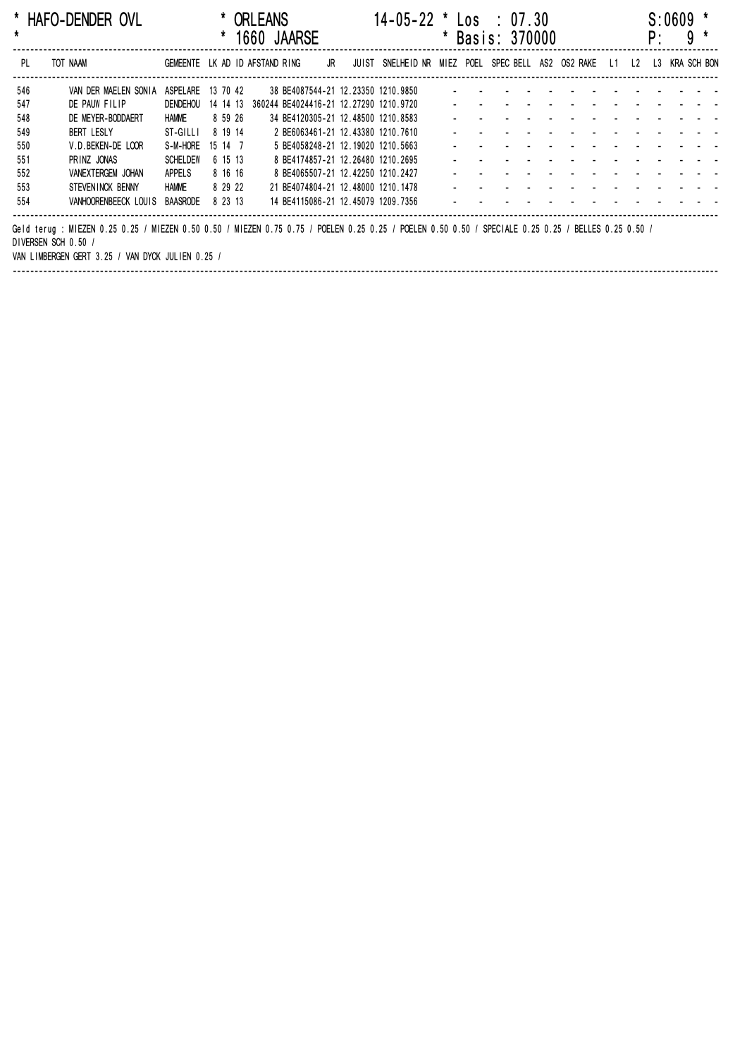\* HAFO-DENDER OVL \* ORLEANS 14-05-22 \* Los : 07.30 S:0609 \*
\* \* 1660 JAARSE \* Basis: 370000 P: 9 \*

| PL | TOT | NAAM | GEMEENTE | LK | AD | ID | AFSTAND | RING | JR | JUIST | SNELHEID | NR | MIEZ | POEL | SPEC | BELL | AS2 | OS2 | RAKE | L1 | L2 | L3 | KRA | SCH | BON |
|---|---|---|---|---|---|---|---|---|---|---|---|---|---|---|---|---|---|---|---|---|---|---|---|---|---|
| 546 | | VAN DER MAELEN SONIA | ASPELARE | 13 | 70 | 42 | | 38 BE4087544 | 21 | 12.23350 | 1210.9850 | | - | - | - | - | - | - | - | - | - | - | - | - | - |
| 547 | | DE PAUW FILIP | DENDEHOU | 14 | 14 | 13 | 360244 | BE4024416 | 21 | 12.27290 | 1210.9720 | | - | - | - | - | - | - | - | - | - | - | - | - | - |
| 548 | | DE MEYER-BODDAERT | HAMME | 8 | 59 | 26 | | 34 BE4120305 | 21 | 12.48500 | 1210.8583 | | - | - | - | - | - | - | - | - | - | - | - | - | - |
| 549 | | BERT LESLY | ST-GILLI | 8 | 19 | 14 | | 2 BE6063461 | 21 | 12.43380 | 1210.7610 | | - | - | - | - | - | - | - | - | - | - | - | - | - |
| 550 | | V.D.BEKEN-DE LOOR | S-M-HORE | 15 | 14 | 7 | | 5 BE4058248 | 21 | 12.19020 | 1210.5663 | | - | - | - | - | - | - | - | - | - | - | - | - | - |
| 551 | | PRINZ JONAS | SCHELDEW | 6 | 15 | 13 | | 8 BE4174857 | 21 | 12.26480 | 1210.2695 | | - | - | - | - | - | - | - | - | - | - | - | - | - |
| 552 | | VANEXTERGEM JOHAN | APPELS | 8 | 16 | 16 | | 8 BE4065507 | 21 | 12.42250 | 1210.2427 | | - | - | - | - | - | - | - | - | - | - | - | - | - |
| 553 | | STEVENINCK BENNY | HAMME | 8 | 29 | 22 | | 21 BE4074804 | 21 | 12.48000 | 1210.1478 | | - | - | - | - | - | - | - | - | - | - | - | - | - |
| 554 | | VANHOORENBEECK LOUIS | BAASRODE | 8 | 23 | 13 | | 14 BE4115086 | 21 | 12.45079 | 1209.7356 | | - | - | - | - | - | - | - | - | - | - | - | - | - |

Geld terug : MIEZEN 0.25 0.25 / MIEZEN 0.50 0.50 / MIEZEN 0.75 0.75 / POELEN 0.25 0.25 / POELEN 0.50 0.50 / SPECIALE 0.25 0.25 / BELLES 0.25 0.50 /
DIVERSEN SCH 0.50 /
VAN LIMBERGEN GERT 3.25 / VAN DYCK JULIEN 0.25 /